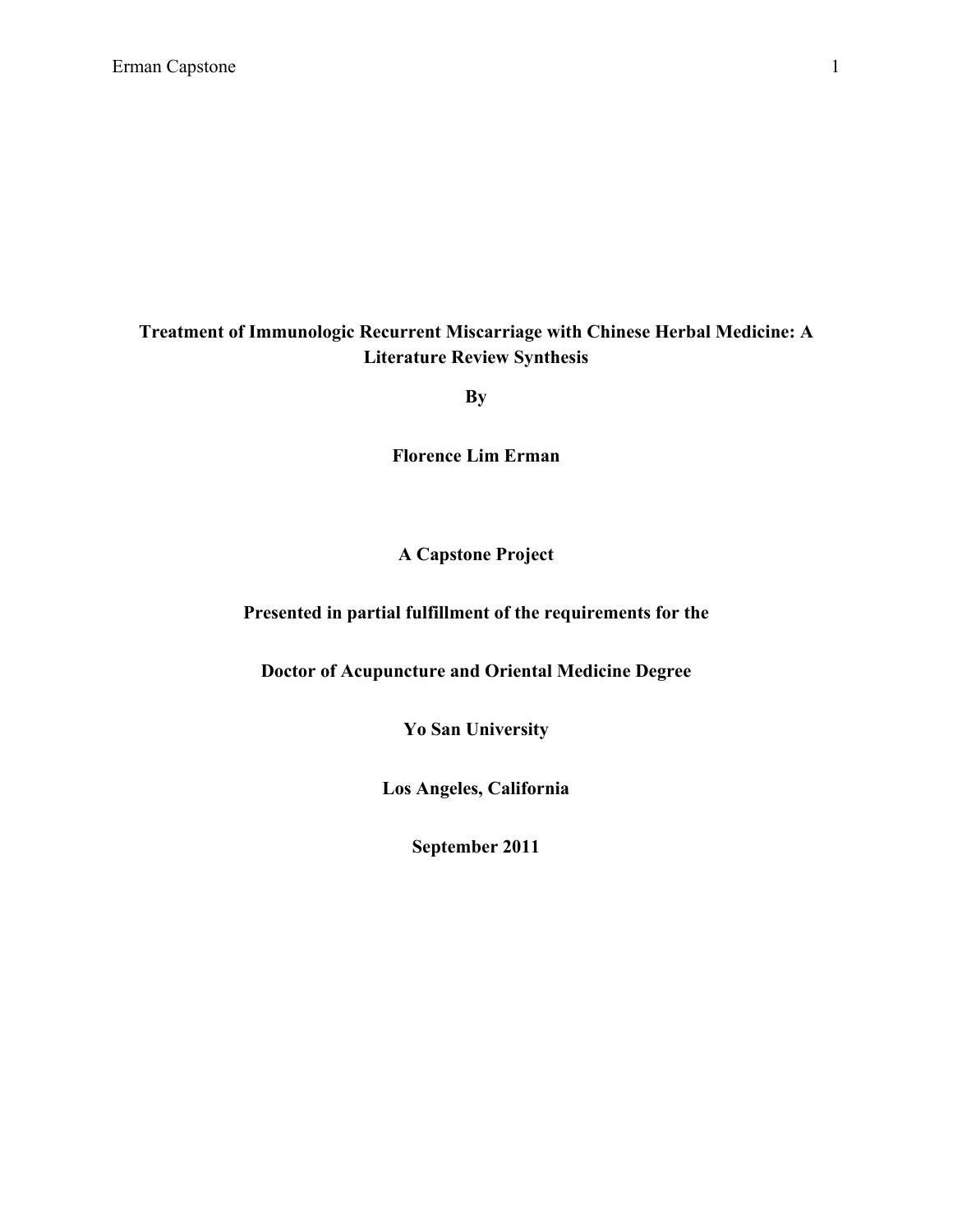# Treatment of Immunologic Recurrent Miscarriage with Chinese Herbal Medicine: A Literature Review Synthesis

**By**

**Florence Lim Erman**

**A Capstone Project**

**Presented in partial fulfillment of the requirements for the**

**Doctor of Acupuncture and Oriental Medicine Degree**

**Yo San University**

**Los Angeles, California**

**September 2011**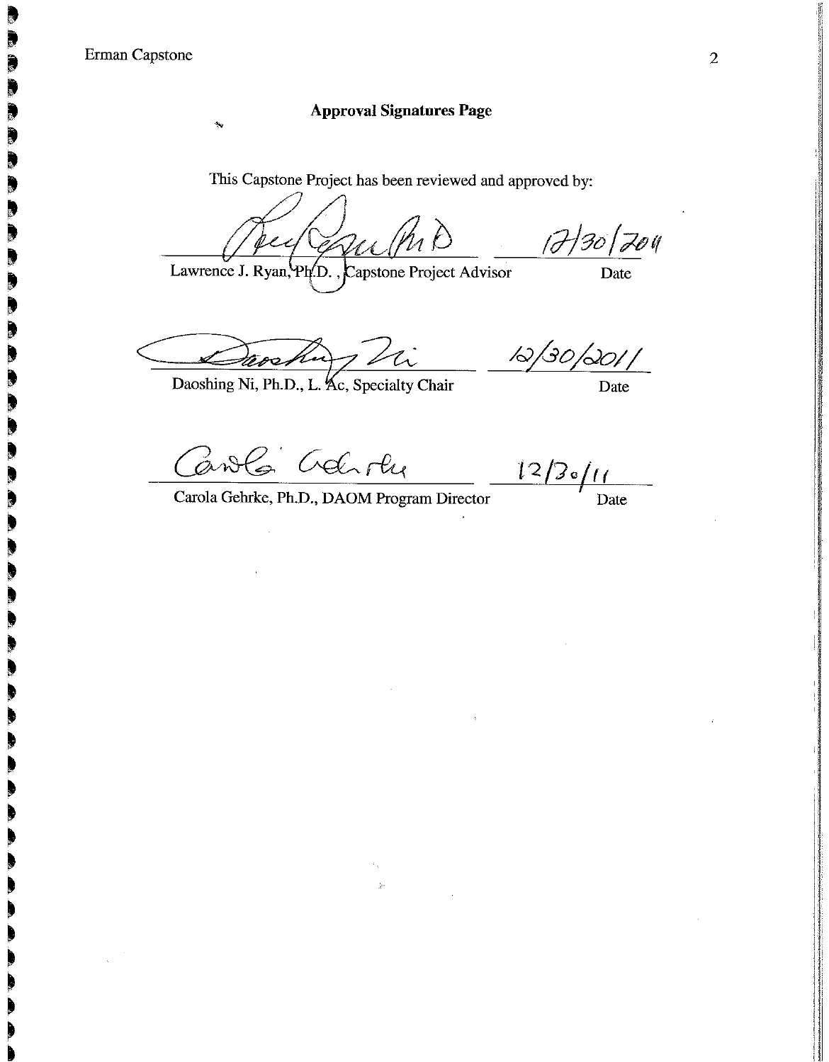## Approval Signatures Page

This Capstone Project has been reviewed and approved by:

Lawrence J. Ryan, Ph.D., Capstone Project Advisor — 12/30/2011 (Date)

Daoshing Ni, Ph.D., L. Ac, Specialty Chair — 12/30/2011 (Date)

Carola Gehrke, Ph.D., DAOM Program Director — 12/30/11 (Date)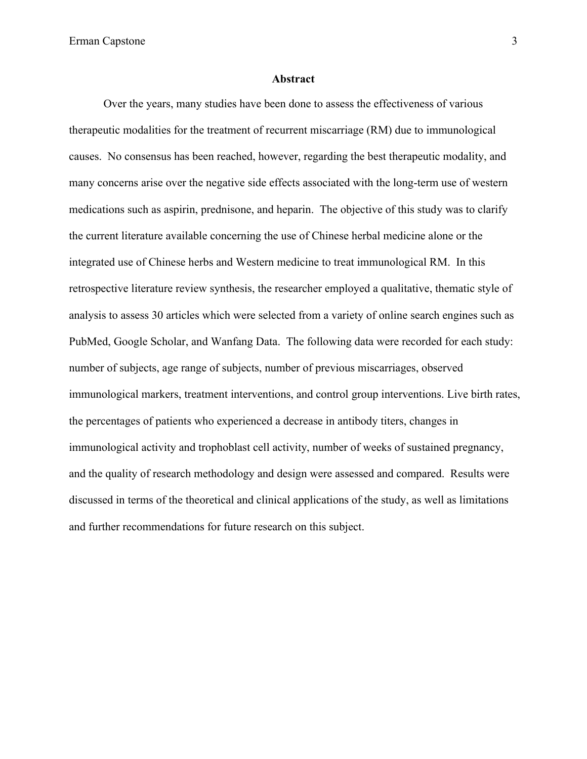## Abstract

Over the years, many studies have been done to assess the effectiveness of various therapeutic modalities for the treatment of recurrent miscarriage (RM) due to immunological causes. No consensus has been reached, however, regarding the best therapeutic modality, and many concerns arise over the negative side effects associated with the long-term use of western medications such as aspirin, prednisone, and heparin. The objective of this study was to clarify the current literature available concerning the use of Chinese herbal medicine alone or the integrated use of Chinese herbs and Western medicine to treat immunological RM. In this retrospective literature review synthesis, the researcher employed a qualitative, thematic style of analysis to assess 30 articles which were selected from a variety of online search engines such as PubMed, Google Scholar, and Wanfang Data. The following data were recorded for each study: number of subjects, age range of subjects, number of previous miscarriages, observed immunological markers, treatment interventions, and control group interventions. Live birth rates, the percentages of patients who experienced a decrease in antibody titers, changes in immunological activity and trophoblast cell activity, number of weeks of sustained pregnancy, and the quality of research methodology and design were assessed and compared. Results were discussed in terms of the theoretical and clinical applications of the study, as well as limitations and further recommendations for future research on this subject.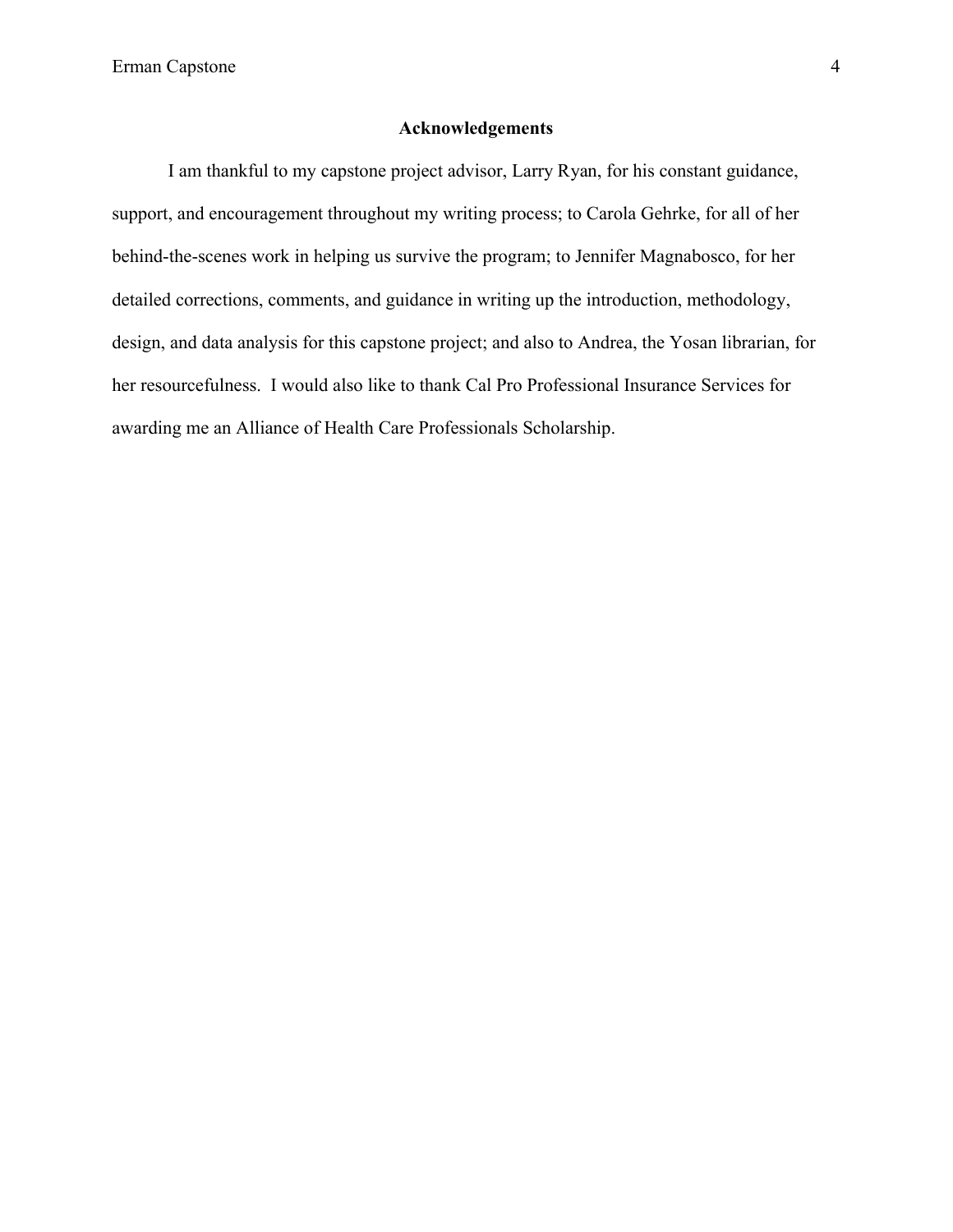## Acknowledgements

I am thankful to my capstone project advisor, Larry Ryan, for his constant guidance, support, and encouragement throughout my writing process; to Carola Gehrke, for all of her behind-the-scenes work in helping us survive the program; to Jennifer Magnabosco, for her detailed corrections, comments, and guidance in writing up the introduction, methodology, design, and data analysis for this capstone project; and also to Andrea, the Yosan librarian, for her resourcefulness. I would also like to thank Cal Pro Professional Insurance Services for awarding me an Alliance of Health Care Professionals Scholarship.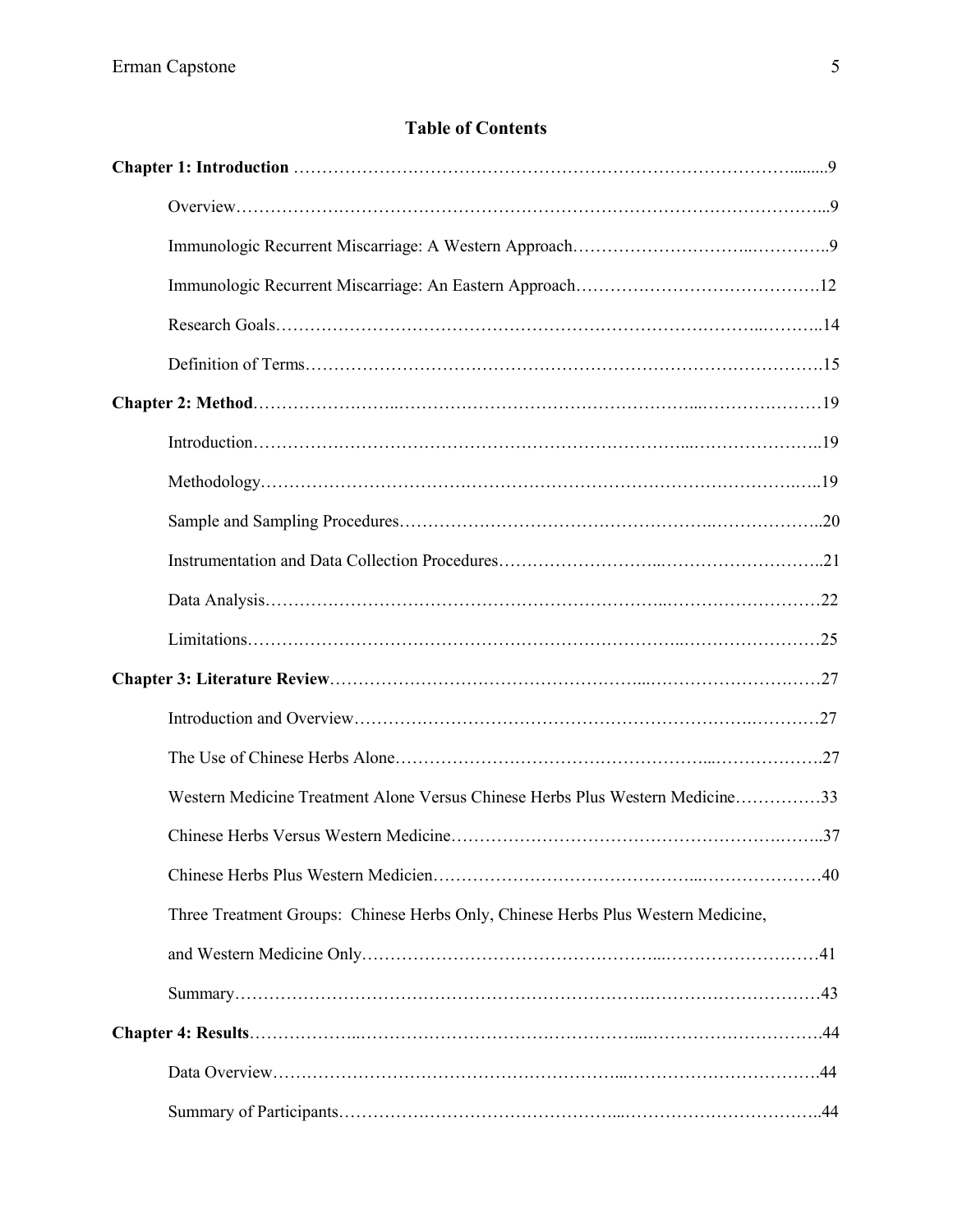## Table of Contents

**Chapter 1: Introduction** ........ 9

- Overview ........ 9
- Immunologic Recurrent Miscarriage: A Western Approach ........ 9
- Immunologic Recurrent Miscarriage: An Eastern Approach ........ 12
- Research Goals ........ 14
- Definition of Terms ........ 15

**Chapter 2: Method** ........ 19

- Introduction ........ 19
- Methodology ........ 19
- Sample and Sampling Procedures ........ 20
- Instrumentation and Data Collection Procedures ........ 21
- Data Analysis ........ 22
- Limitations ........ 25

**Chapter 3: Literature Review** ........ 27

- Introduction and Overview ........ 27
- The Use of Chinese Herbs Alone ........ 27
- Western Medicine Treatment Alone Versus Chinese Herbs Plus Western Medicine ........ 33
- Chinese Herbs Versus Western Medicine ........ 37
- Chinese Herbs Plus Western Medicien ........ 40
- Three Treatment Groups: Chinese Herbs Only, Chinese Herbs Plus Western Medicine, and Western Medicine Only ........ 41
- Summary ........ 43

**Chapter 4: Results** ........ 44

- Data Overview ........ 44
- Summary of Participants ........ 44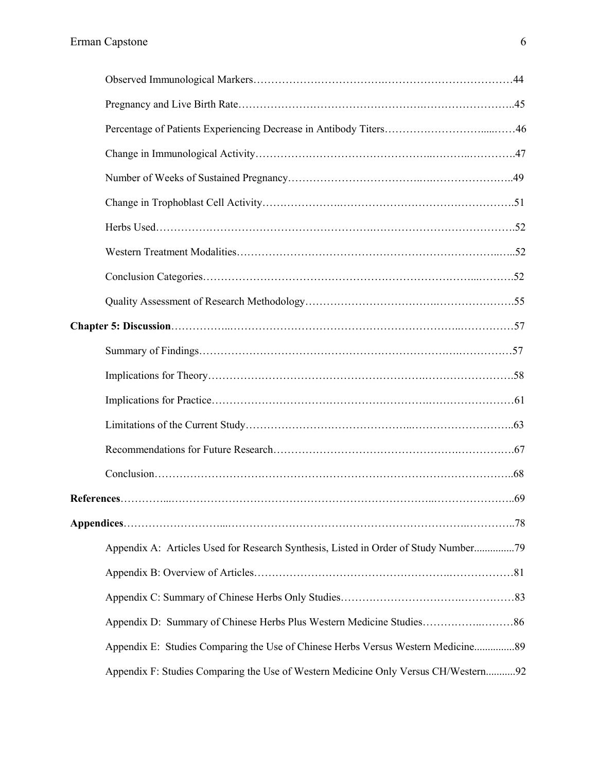Observed Immunological Markers……………………………….……………………………44

Pregnancy and Live Birth Rate………………………………………….……………………..45

Percentage of Patients Experiencing Decrease in Antibody Titers……………………......……46

Change in Immunological Activity……………………………………..………..………….47

Number of Weeks of Sustained Pregnancy……………………………..….…………………..49

Change in Trophoblast Cell Activity……………….……………………………………….51

Herbs Used…………………………………………………….………………………………..52

Western Treatment Modalities…………………………………………………………..…..52

Conclusion Categories……………………………………………………………...……….52

Quality Assessment of Research Methodology……………………………….………………….55

**Chapter 5: Discussion**……………..………………………………………………..……………57

Summary of Findings…………………………………………………………….……………57

Implications for Theory……………………………………………….……………………58

Implications for Practice………………………………………………….……………………61

Limitations of the Current Study……………………………………..………………………..63

Recommendations for Future Research………………………………………….…………….67

Conclusion………………………………………………………………………………………..68

**References**…………...……………………………………………………………..…………………..69

**Appendices**……………………....…………………………………………………….…………..78

Appendix A: Articles Used for Research Synthesis, Listed in Order of Study Number...............79

Appendix B: Overview of Articles………………………………………….………………81

Appendix C: Summary of Chinese Herbs Only Studies…………………………….……………83

Appendix D: Summary of Chinese Herbs Plus Western Medicine Studies……………..………86

Appendix E: Studies Comparing the Use of Chinese Herbs Versus Western Medicine...............89

Appendix F: Studies Comparing the Use of Western Medicine Only Versus CH/Western...........92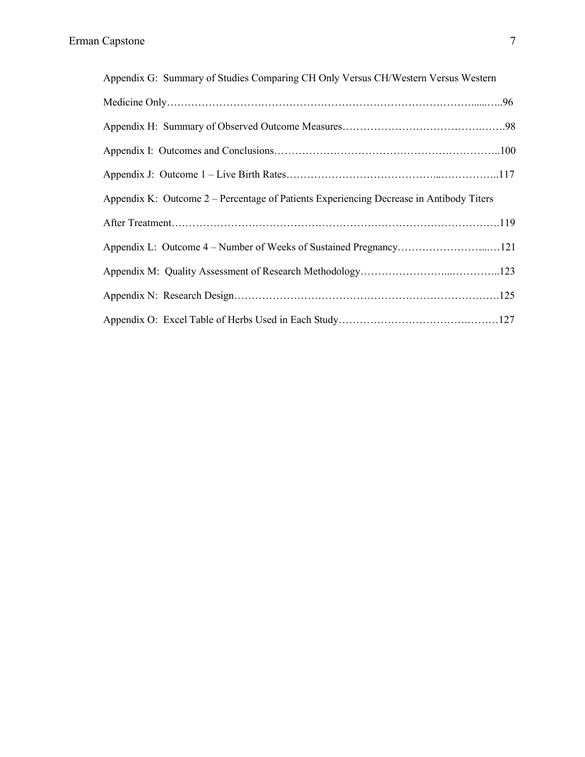Appendix G: Summary of Studies Comparing CH Only Versus CH/Western Versus Western Medicine Only……………………………………………………………………………......…..96

Appendix H: Summary of Observed Outcome Measures……………………………………….…….98

Appendix I: Outcomes and Conclusions……………………………….……………………………..100

Appendix J: Outcome 1 – Live Birth Rates…………………………………...……………..117

Appendix K: Outcome 2 – Percentage of Patients Experiencing Decrease in Antibody Titers After Treatment……………………………………………………………………………………….119

Appendix L: Outcome 4 – Number of Weeks of Sustained Pregnancy……………………...…121

Appendix M: Quality Assessment of Research Methodology……………………...…………..123

Appendix N: Research Design………………………………………………………………….125

Appendix O: Excel Table of Herbs Used in Each Study……………………….……….………127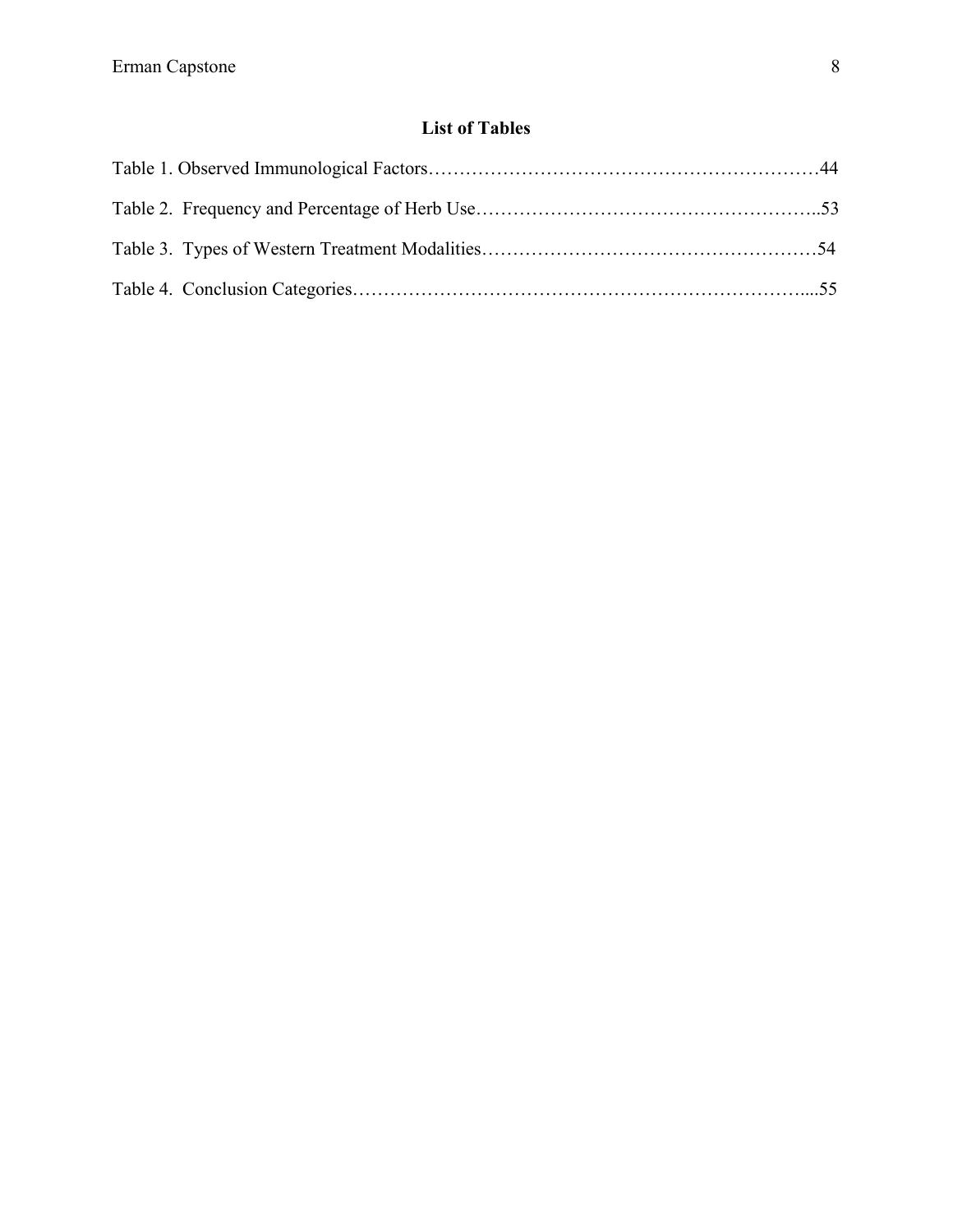## List of Tables

Table 1. Observed Immunological Factors……………………………………………………….44

Table 2. Frequency and Percentage of Herb Use………………………………………………..53

Table 3. Types of Western Treatment Modalities………………………………………………54

Table 4. Conclusion Categories…………………………………………………………………...55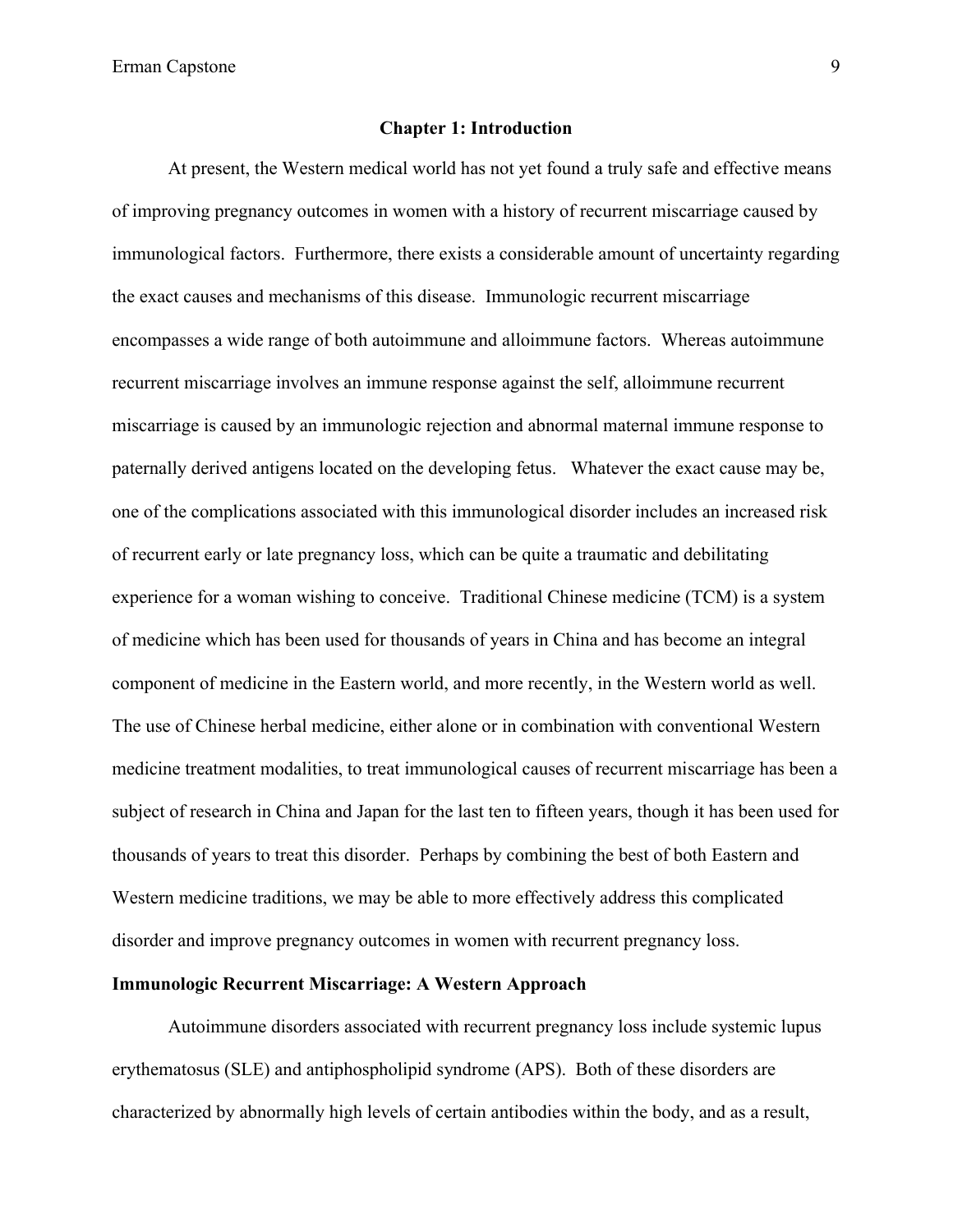# Chapter 1: Introduction

At present, the Western medical world has not yet found a truly safe and effective means of improving pregnancy outcomes in women with a history of recurrent miscarriage caused by immunological factors. Furthermore, there exists a considerable amount of uncertainty regarding the exact causes and mechanisms of this disease. Immunologic recurrent miscarriage encompasses a wide range of both autoimmune and alloimmune factors. Whereas autoimmune recurrent miscarriage involves an immune response against the self, alloimmune recurrent miscarriage is caused by an immunologic rejection and abnormal maternal immune response to paternally derived antigens located on the developing fetus. Whatever the exact cause may be, one of the complications associated with this immunological disorder includes an increased risk of recurrent early or late pregnancy loss, which can be quite a traumatic and debilitating experience for a woman wishing to conceive. Traditional Chinese medicine (TCM) is a system of medicine which has been used for thousands of years in China and has become an integral component of medicine in the Eastern world, and more recently, in the Western world as well. The use of Chinese herbal medicine, either alone or in combination with conventional Western medicine treatment modalities, to treat immunological causes of recurrent miscarriage has been a subject of research in China and Japan for the last ten to fifteen years, though it has been used for thousands of years to treat this disorder. Perhaps by combining the best of both Eastern and Western medicine traditions, we may be able to more effectively address this complicated disorder and improve pregnancy outcomes in women with recurrent pregnancy loss.

## Immunologic Recurrent Miscarriage: A Western Approach

Autoimmune disorders associated with recurrent pregnancy loss include systemic lupus erythematosus (SLE) and antiphospholipid syndrome (APS). Both of these disorders are characterized by abnormally high levels of certain antibodies within the body, and as a result,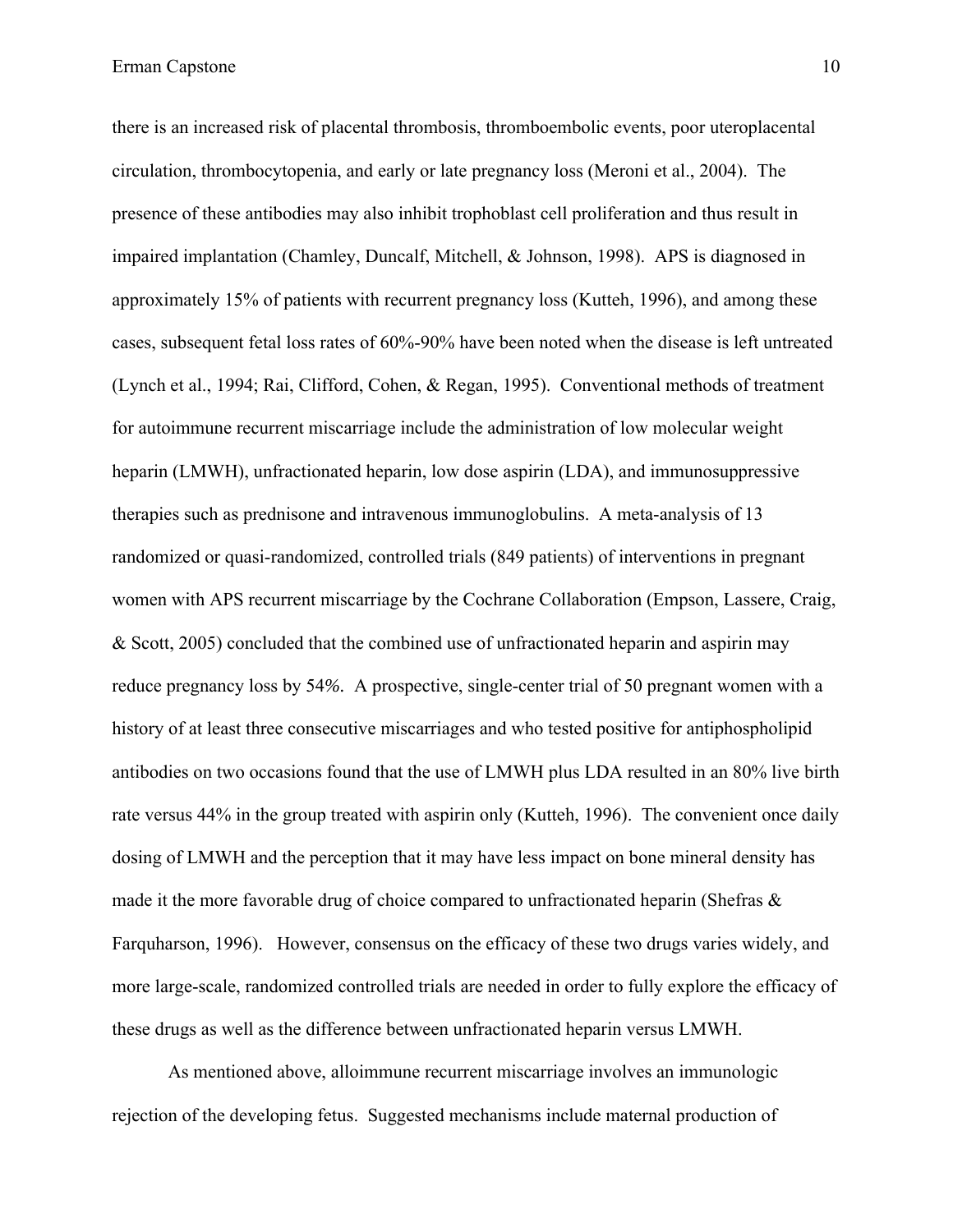there is an increased risk of placental thrombosis, thromboembolic events, poor uteroplacental circulation, thrombocytopenia, and early or late pregnancy loss (Meroni et al., 2004). The presence of these antibodies may also inhibit trophoblast cell proliferation and thus result in impaired implantation (Chamley, Duncalf, Mitchell, & Johnson, 1998). APS is diagnosed in approximately 15% of patients with recurrent pregnancy loss (Kutteh, 1996), and among these cases, subsequent fetal loss rates of 60%-90% have been noted when the disease is left untreated (Lynch et al., 1994; Rai, Clifford, Cohen, & Regan, 1995). Conventional methods of treatment for autoimmune recurrent miscarriage include the administration of low molecular weight heparin (LMWH), unfractionated heparin, low dose aspirin (LDA), and immunosuppressive therapies such as prednisone and intravenous immunoglobulins. A meta-analysis of 13 randomized or quasi-randomized, controlled trials (849 patients) of interventions in pregnant women with APS recurrent miscarriage by the Cochrane Collaboration (Empson, Lassere, Craig, & Scott, 2005) concluded that the combined use of unfractionated heparin and aspirin may reduce pregnancy loss by 54%. A prospective, single-center trial of 50 pregnant women with a history of at least three consecutive miscarriages and who tested positive for antiphospholipid antibodies on two occasions found that the use of LMWH plus LDA resulted in an 80% live birth rate versus 44% in the group treated with aspirin only (Kutteh, 1996). The convenient once daily dosing of LMWH and the perception that it may have less impact on bone mineral density has made it the more favorable drug of choice compared to unfractionated heparin (Shefras & Farquharson, 1996). However, consensus on the efficacy of these two drugs varies widely, and more large-scale, randomized controlled trials are needed in order to fully explore the efficacy of these drugs as well as the difference between unfractionated heparin versus LMWH.

As mentioned above, alloimmune recurrent miscarriage involves an immunologic rejection of the developing fetus. Suggested mechanisms include maternal production of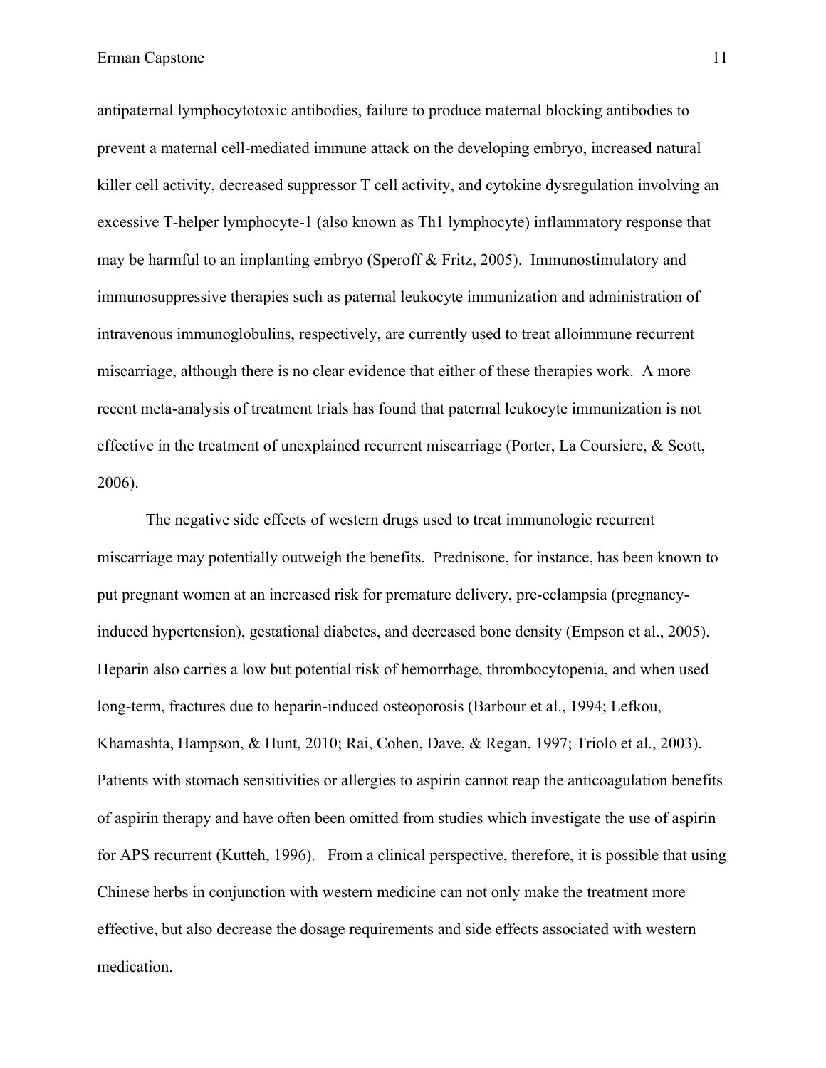antipaternal lymphocytotoxic antibodies, failure to produce maternal blocking antibodies to prevent a maternal cell-mediated immune attack on the developing embryo, increased natural killer cell activity, decreased suppressor T cell activity, and cytokine dysregulation involving an excessive T-helper lymphocyte-1 (also known as Th1 lymphocyte) inflammatory response that may be harmful to an implanting embryo (Speroff & Fritz, 2005). Immunostimulatory and immunosuppressive therapies such as paternal leukocyte immunization and administration of intravenous immunoglobulins, respectively, are currently used to treat alloimmune recurrent miscarriage, although there is no clear evidence that either of these therapies work. A more recent meta-analysis of treatment trials has found that paternal leukocyte immunization is not effective in the treatment of unexplained recurrent miscarriage (Porter, La Coursiere, & Scott, 2006).

The negative side effects of western drugs used to treat immunologic recurrent miscarriage may potentially outweigh the benefits. Prednisone, for instance, has been known to put pregnant women at an increased risk for premature delivery, pre-eclampsia (pregnancy-induced hypertension), gestational diabetes, and decreased bone density (Empson et al., 2005). Heparin also carries a low but potential risk of hemorrhage, thrombocytopenia, and when used long-term, fractures due to heparin-induced osteoporosis (Barbour et al., 1994; Lefkou, Khamashta, Hampson, & Hunt, 2010; Rai, Cohen, Dave, & Regan, 1997; Triolo et al., 2003). Patients with stomach sensitivities or allergies to aspirin cannot reap the anticoagulation benefits of aspirin therapy and have often been omitted from studies which investigate the use of aspirin for APS recurrent (Kutteh, 1996). From a clinical perspective, therefore, it is possible that using Chinese herbs in conjunction with western medicine can not only make the treatment more effective, but also decrease the dosage requirements and side effects associated with western medication.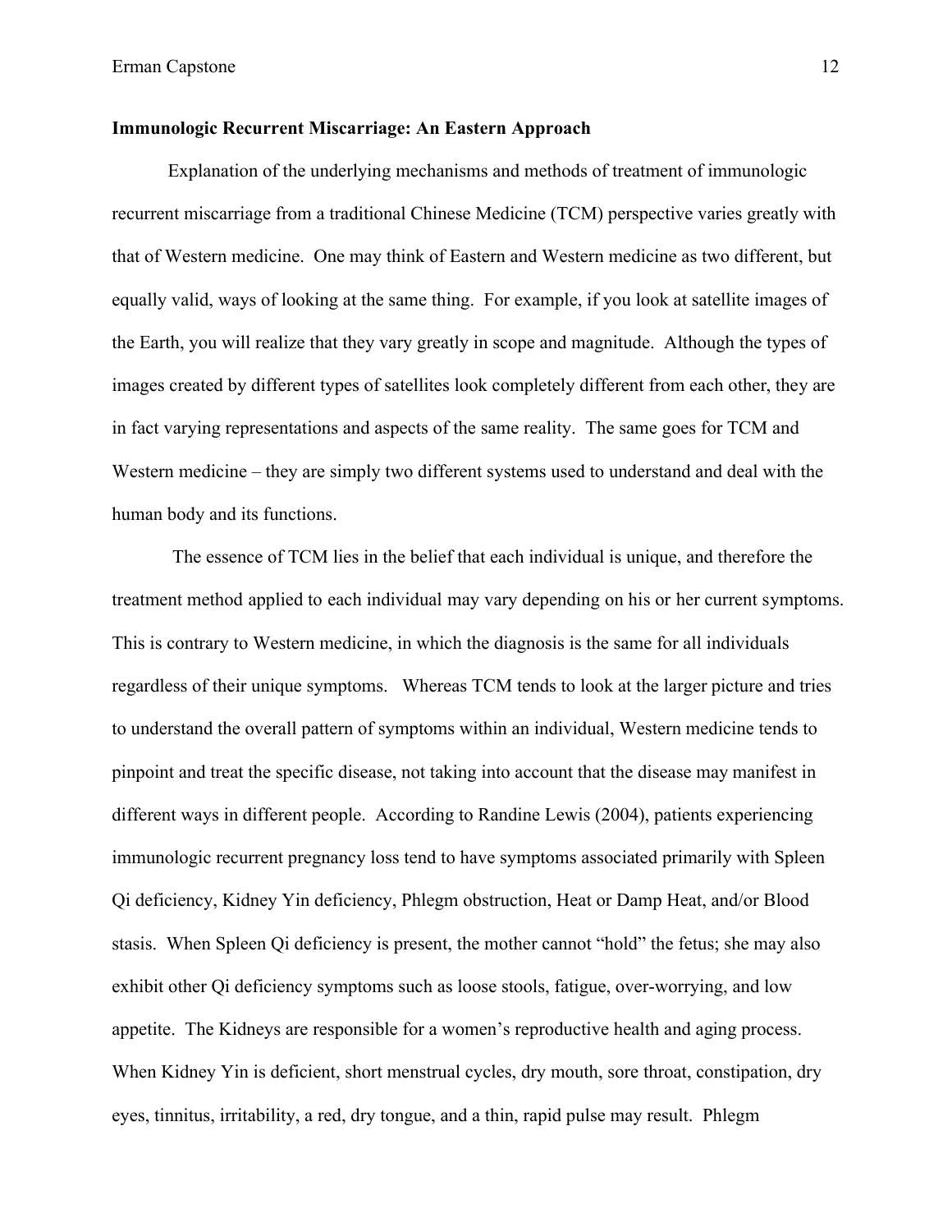**Immunologic Recurrent Miscarriage: An Eastern Approach**

Explanation of the underlying mechanisms and methods of treatment of immunologic recurrent miscarriage from a traditional Chinese Medicine (TCM) perspective varies greatly with that of Western medicine. One may think of Eastern and Western medicine as two different, but equally valid, ways of looking at the same thing. For example, if you look at satellite images of the Earth, you will realize that they vary greatly in scope and magnitude. Although the types of images created by different types of satellites look completely different from each other, they are in fact varying representations and aspects of the same reality. The same goes for TCM and Western medicine – they are simply two different systems used to understand and deal with the human body and its functions.

The essence of TCM lies in the belief that each individual is unique, and therefore the treatment method applied to each individual may vary depending on his or her current symptoms. This is contrary to Western medicine, in which the diagnosis is the same for all individuals regardless of their unique symptoms. Whereas TCM tends to look at the larger picture and tries to understand the overall pattern of symptoms within an individual, Western medicine tends to pinpoint and treat the specific disease, not taking into account that the disease may manifest in different ways in different people. According to Randine Lewis (2004), patients experiencing immunologic recurrent pregnancy loss tend to have symptoms associated primarily with Spleen Qi deficiency, Kidney Yin deficiency, Phlegm obstruction, Heat or Damp Heat, and/or Blood stasis. When Spleen Qi deficiency is present, the mother cannot "hold" the fetus; she may also exhibit other Qi deficiency symptoms such as loose stools, fatigue, over-worrying, and low appetite. The Kidneys are responsible for a women's reproductive health and aging process. When Kidney Yin is deficient, short menstrual cycles, dry mouth, sore throat, constipation, dry eyes, tinnitus, irritability, a red, dry tongue, and a thin, rapid pulse may result. Phlegm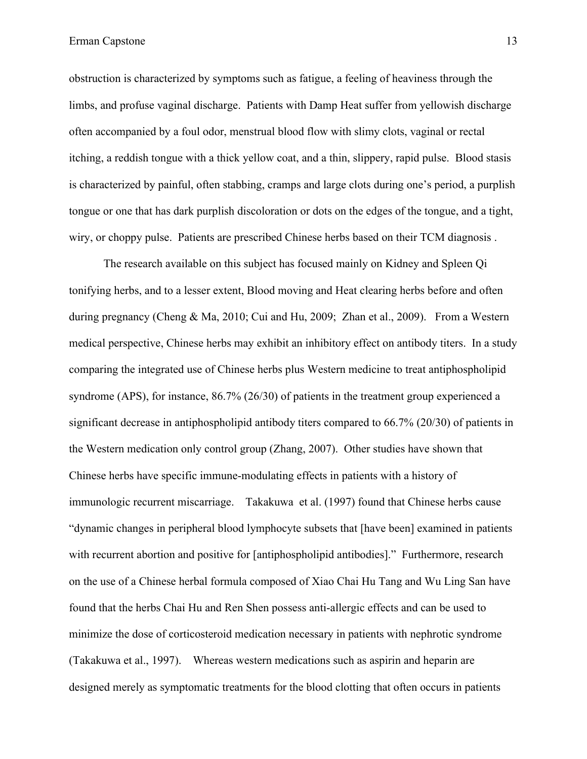obstruction is characterized by symptoms such as fatigue, a feeling of heaviness through the limbs, and profuse vaginal discharge. Patients with Damp Heat suffer from yellowish discharge often accompanied by a foul odor, menstrual blood flow with slimy clots, vaginal or rectal itching, a reddish tongue with a thick yellow coat, and a thin, slippery, rapid pulse. Blood stasis is characterized by painful, often stabbing, cramps and large clots during one's period, a purplish tongue or one that has dark purplish discoloration or dots on the edges of the tongue, and a tight, wiry, or choppy pulse. Patients are prescribed Chinese herbs based on their TCM diagnosis .

The research available on this subject has focused mainly on Kidney and Spleen Qi tonifying herbs, and to a lesser extent, Blood moving and Heat clearing herbs before and often during pregnancy (Cheng & Ma, 2010; Cui and Hu, 2009; Zhan et al., 2009). From a Western medical perspective, Chinese herbs may exhibit an inhibitory effect on antibody titers. In a study comparing the integrated use of Chinese herbs plus Western medicine to treat antiphospholipid syndrome (APS), for instance, 86.7% (26/30) of patients in the treatment group experienced a significant decrease in antiphospholipid antibody titers compared to 66.7% (20/30) of patients in the Western medication only control group (Zhang, 2007). Other studies have shown that Chinese herbs have specific immune-modulating effects in patients with a history of immunologic recurrent miscarriage. Takakuwa et al. (1997) found that Chinese herbs cause "dynamic changes in peripheral blood lymphocyte subsets that [have been] examined in patients with recurrent abortion and positive for [antiphospholipid antibodies]." Furthermore, research on the use of a Chinese herbal formula composed of Xiao Chai Hu Tang and Wu Ling San have found that the herbs Chai Hu and Ren Shen possess anti-allergic effects and can be used to minimize the dose of corticosteroid medication necessary in patients with nephrotic syndrome (Takakuwa et al., 1997). Whereas western medications such as aspirin and heparin are designed merely as symptomatic treatments for the blood clotting that often occurs in patients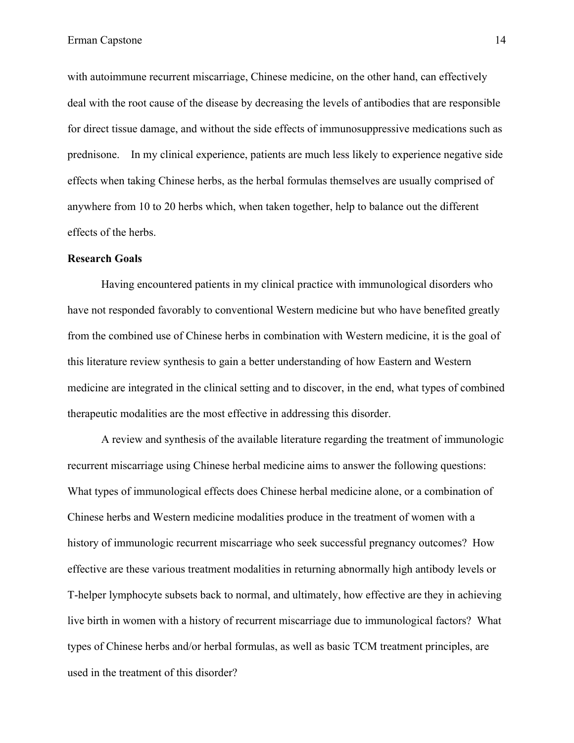with autoimmune recurrent miscarriage, Chinese medicine, on the other hand, can effectively deal with the root cause of the disease by decreasing the levels of antibodies that are responsible for direct tissue damage, and without the side effects of immunosuppressive medications such as prednisone. In my clinical experience, patients are much less likely to experience negative side effects when taking Chinese herbs, as the herbal formulas themselves are usually comprised of anywhere from 10 to 20 herbs which, when taken together, help to balance out the different effects of the herbs.

**Research Goals**

Having encountered patients in my clinical practice with immunological disorders who have not responded favorably to conventional Western medicine but who have benefited greatly from the combined use of Chinese herbs in combination with Western medicine, it is the goal of this literature review synthesis to gain a better understanding of how Eastern and Western medicine are integrated in the clinical setting and to discover, in the end, what types of combined therapeutic modalities are the most effective in addressing this disorder.

A review and synthesis of the available literature regarding the treatment of immunologic recurrent miscarriage using Chinese herbal medicine aims to answer the following questions: What types of immunological effects does Chinese herbal medicine alone, or a combination of Chinese herbs and Western medicine modalities produce in the treatment of women with a history of immunologic recurrent miscarriage who seek successful pregnancy outcomes? How effective are these various treatment modalities in returning abnormally high antibody levels or T-helper lymphocyte subsets back to normal, and ultimately, how effective are they in achieving live birth in women with a history of recurrent miscarriage due to immunological factors? What types of Chinese herbs and/or herbal formulas, as well as basic TCM treatment principles, are used in the treatment of this disorder?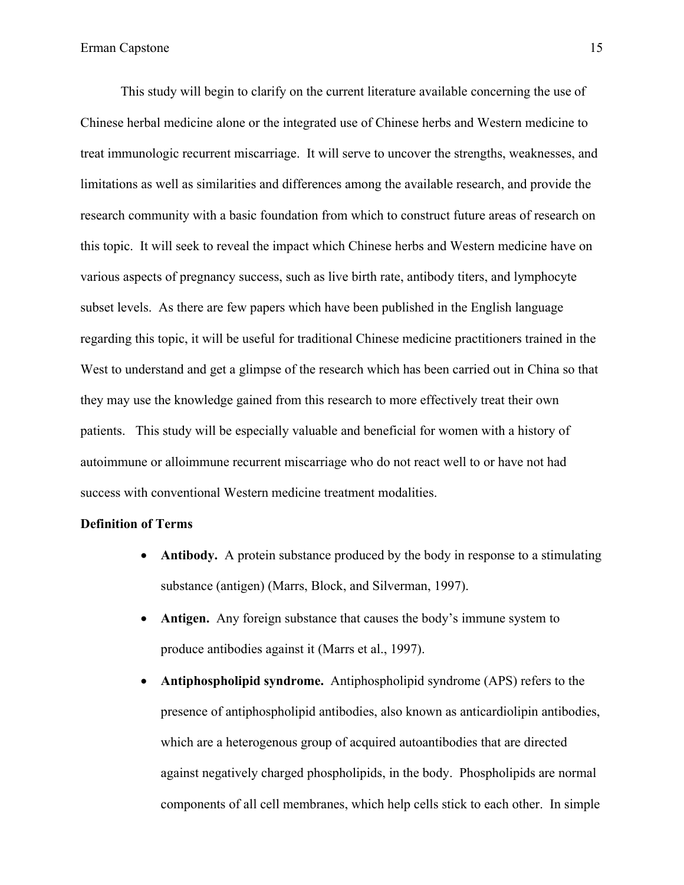This study will begin to clarify on the current literature available concerning the use of Chinese herbal medicine alone or the integrated use of Chinese herbs and Western medicine to treat immunologic recurrent miscarriage. It will serve to uncover the strengths, weaknesses, and limitations as well as similarities and differences among the available research, and provide the research community with a basic foundation from which to construct future areas of research on this topic. It will seek to reveal the impact which Chinese herbs and Western medicine have on various aspects of pregnancy success, such as live birth rate, antibody titers, and lymphocyte subset levels. As there are few papers which have been published in the English language regarding this topic, it will be useful for traditional Chinese medicine practitioners trained in the West to understand and get a glimpse of the research which has been carried out in China so that they may use the knowledge gained from this research to more effectively treat their own patients. This study will be especially valuable and beneficial for women with a history of autoimmune or alloimmune recurrent miscarriage who do not react well to or have not had success with conventional Western medicine treatment modalities.

**Definition of Terms**

- **Antibody.** A protein substance produced by the body in response to a stimulating substance (antigen) (Marrs, Block, and Silverman, 1997).
- **Antigen.** Any foreign substance that causes the body's immune system to produce antibodies against it (Marrs et al., 1997).
- **Antiphospholipid syndrome.** Antiphospholipid syndrome (APS) refers to the presence of antiphospholipid antibodies, also known as anticardiolipin antibodies, which are a heterogenous group of acquired autoantibodies that are directed against negatively charged phospholipids, in the body. Phospholipids are normal components of all cell membranes, which help cells stick to each other. In simple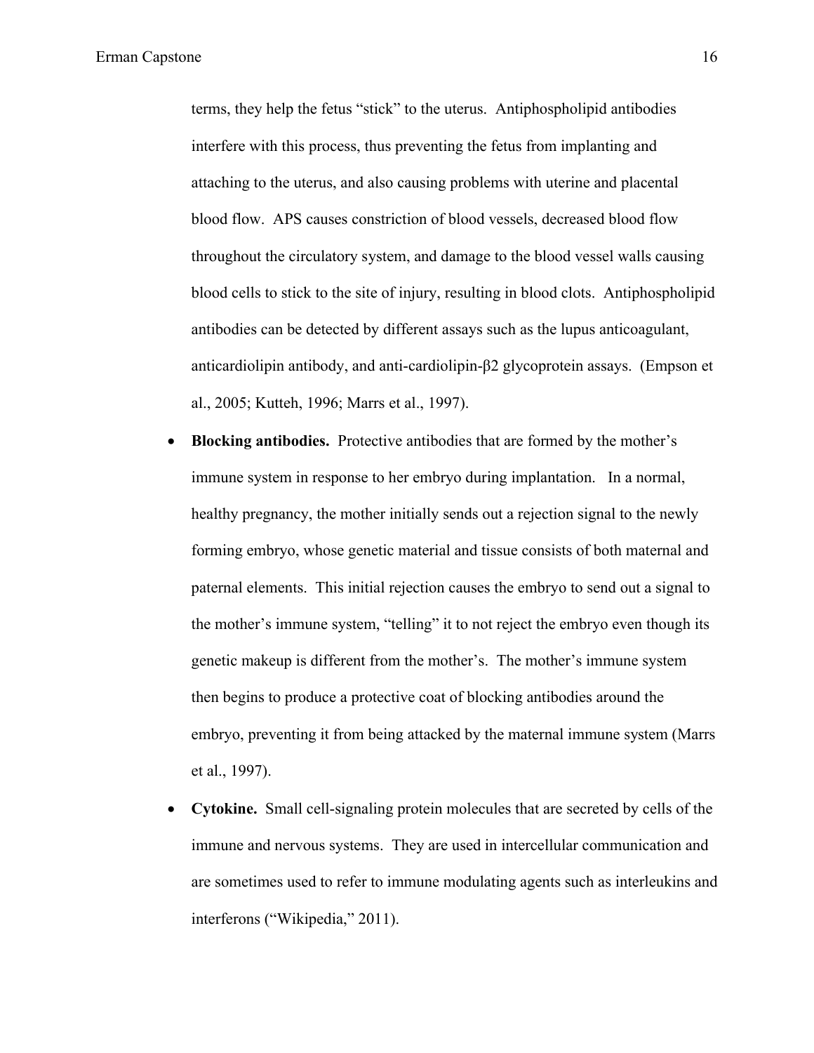terms, they help the fetus “stick” to the uterus. Antiphospholipid antibodies interfere with this process, thus preventing the fetus from implanting and attaching to the uterus, and also causing problems with uterine and placental blood flow. APS causes constriction of blood vessels, decreased blood flow throughout the circulatory system, and damage to the blood vessel walls causing blood cells to stick to the site of injury, resulting in blood clots. Antiphospholipid antibodies can be detected by different assays such as the lupus anticoagulant, anticardiolipin antibody, and anti-cardiolipin-β2 glycoprotein assays. (Empson et al., 2005; Kutteh, 1996; Marrs et al., 1997).

- **Blocking antibodies.** Protective antibodies that are formed by the mother’s immune system in response to her embryo during implantation. In a normal, healthy pregnancy, the mother initially sends out a rejection signal to the newly forming embryo, whose genetic material and tissue consists of both maternal and paternal elements. This initial rejection causes the embryo to send out a signal to the mother’s immune system, “telling” it to not reject the embryo even though its genetic makeup is different from the mother’s. The mother’s immune system then begins to produce a protective coat of blocking antibodies around the embryo, preventing it from being attacked by the maternal immune system (Marrs et al., 1997).
- **Cytokine.** Small cell-signaling protein molecules that are secreted by cells of the immune and nervous systems. They are used in intercellular communication and are sometimes used to refer to immune modulating agents such as interleukins and interferons (“Wikipedia,” 2011).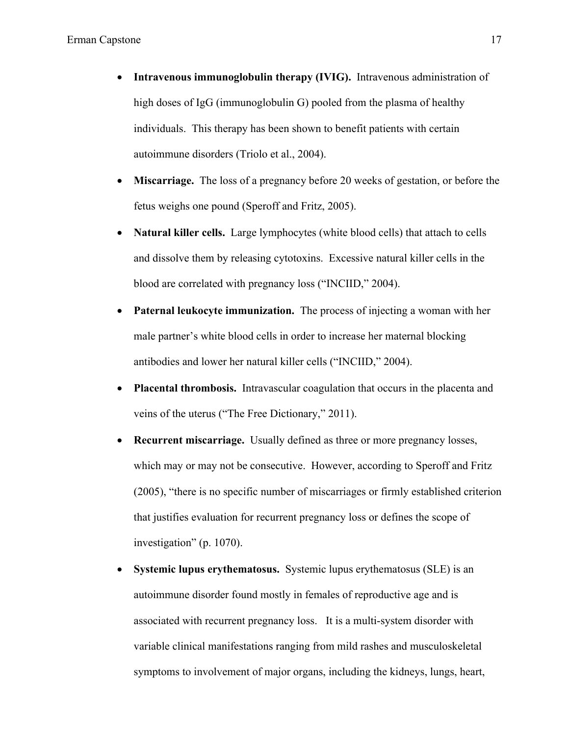- **Intravenous immunoglobulin therapy (IVIG).** Intravenous administration of high doses of IgG (immunoglobulin G) pooled from the plasma of healthy individuals. This therapy has been shown to benefit patients with certain autoimmune disorders (Triolo et al., 2004).
- **Miscarriage.** The loss of a pregnancy before 20 weeks of gestation, or before the fetus weighs one pound (Speroff and Fritz, 2005).
- **Natural killer cells.** Large lymphocytes (white blood cells) that attach to cells and dissolve them by releasing cytotoxins. Excessive natural killer cells in the blood are correlated with pregnancy loss ("INCIID," 2004).
- **Paternal leukocyte immunization.** The process of injecting a woman with her male partner's white blood cells in order to increase her maternal blocking antibodies and lower her natural killer cells ("INCIID," 2004).
- **Placental thrombosis.** Intravascular coagulation that occurs in the placenta and veins of the uterus ("The Free Dictionary," 2011).
- **Recurrent miscarriage.** Usually defined as three or more pregnancy losses, which may or may not be consecutive. However, according to Speroff and Fritz (2005), "there is no specific number of miscarriages or firmly established criterion that justifies evaluation for recurrent pregnancy loss or defines the scope of investigation" (p. 1070).
- **Systemic lupus erythematosus.** Systemic lupus erythematosus (SLE) is an autoimmune disorder found mostly in females of reproductive age and is associated with recurrent pregnancy loss. It is a multi-system disorder with variable clinical manifestations ranging from mild rashes and musculoskeletal symptoms to involvement of major organs, including the kidneys, lungs, heart,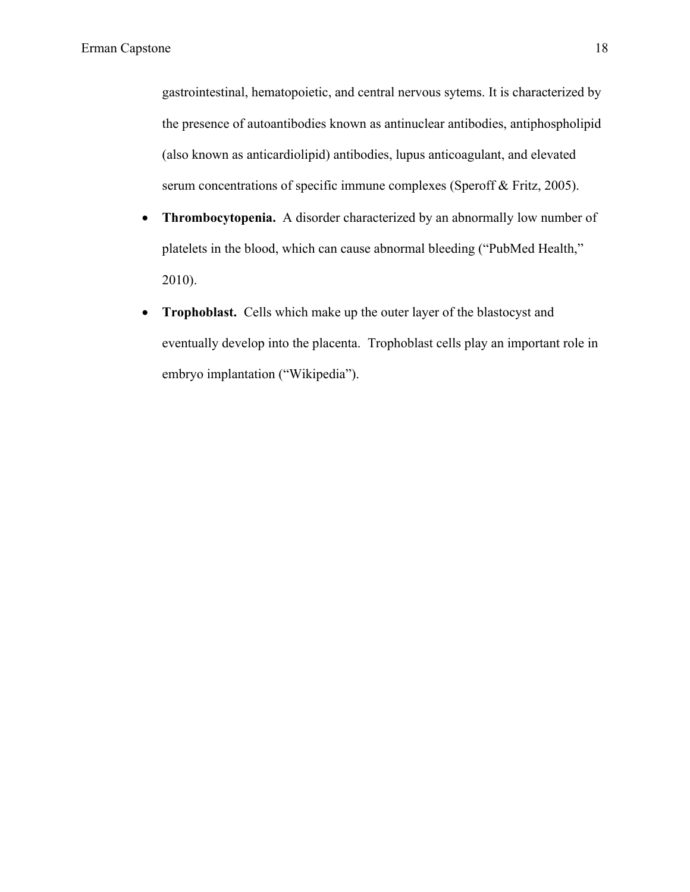gastrointestinal, hematopoietic, and central nervous sytems. It is characterized by the presence of autoantibodies known as antinuclear antibodies, antiphospholipid (also known as anticardiolipid) antibodies, lupus anticoagulant, and elevated serum concentrations of specific immune complexes (Speroff & Fritz, 2005).

- **Thrombocytopenia.** A disorder characterized by an abnormally low number of platelets in the blood, which can cause abnormal bleeding ("PubMed Health," 2010).
- **Trophoblast.** Cells which make up the outer layer of the blastocyst and eventually develop into the placenta. Trophoblast cells play an important role in embryo implantation ("Wikipedia").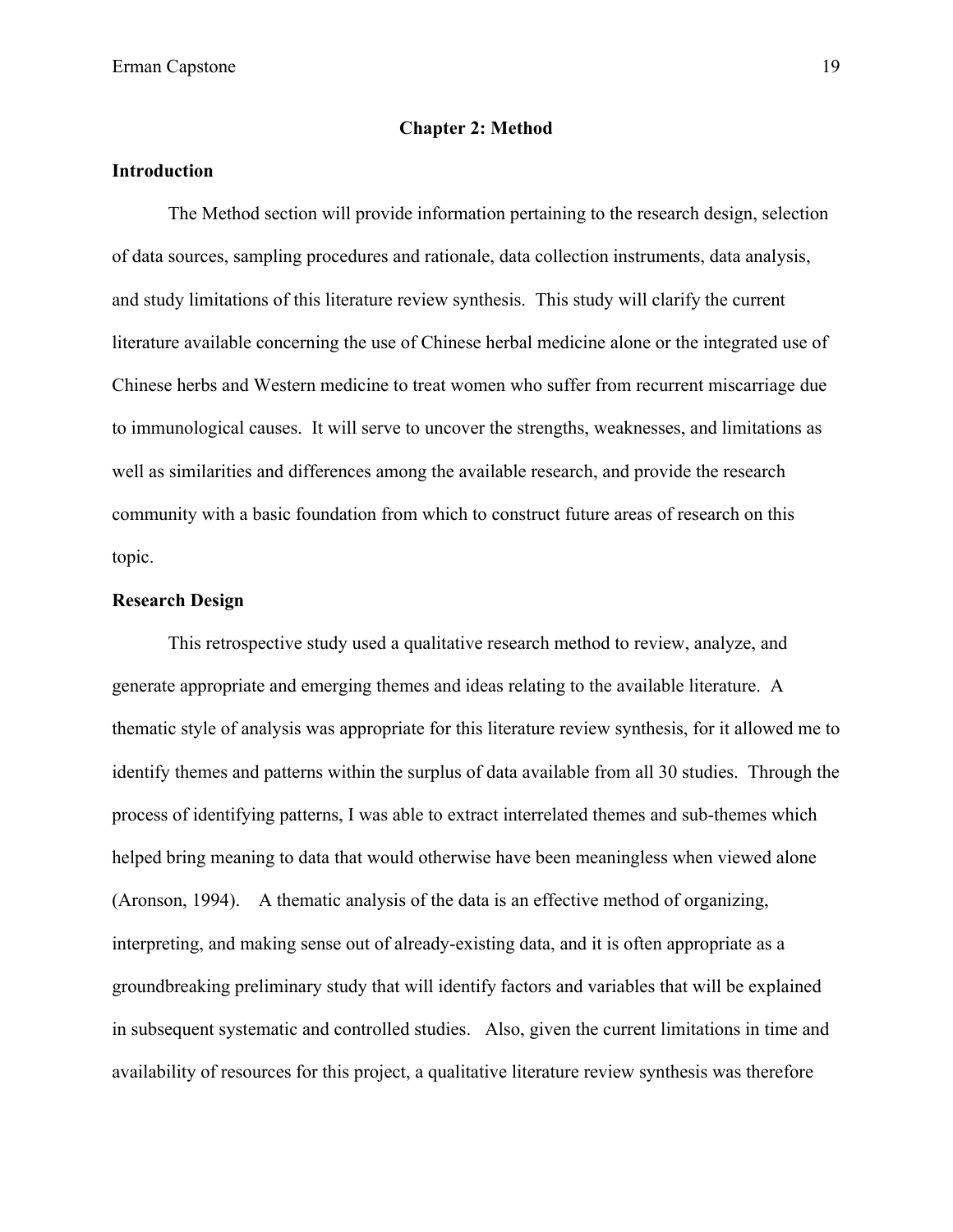# Chapter 2: Method

## Introduction

The Method section will provide information pertaining to the research design, selection of data sources, sampling procedures and rationale, data collection instruments, data analysis, and study limitations of this literature review synthesis. This study will clarify the current literature available concerning the use of Chinese herbal medicine alone or the integrated use of Chinese herbs and Western medicine to treat women who suffer from recurrent miscarriage due to immunological causes. It will serve to uncover the strengths, weaknesses, and limitations as well as similarities and differences among the available research, and provide the research community with a basic foundation from which to construct future areas of research on this topic.

## Research Design

This retrospective study used a qualitative research method to review, analyze, and generate appropriate and emerging themes and ideas relating to the available literature. A thematic style of analysis was appropriate for this literature review synthesis, for it allowed me to identify themes and patterns within the surplus of data available from all 30 studies. Through the process of identifying patterns, I was able to extract interrelated themes and sub-themes which helped bring meaning to data that would otherwise have been meaningless when viewed alone (Aronson, 1994). A thematic analysis of the data is an effective method of organizing, interpreting, and making sense out of already-existing data, and it is often appropriate as a groundbreaking preliminary study that will identify factors and variables that will be explained in subsequent systematic and controlled studies. Also, given the current limitations in time and availability of resources for this project, a qualitative literature review synthesis was therefore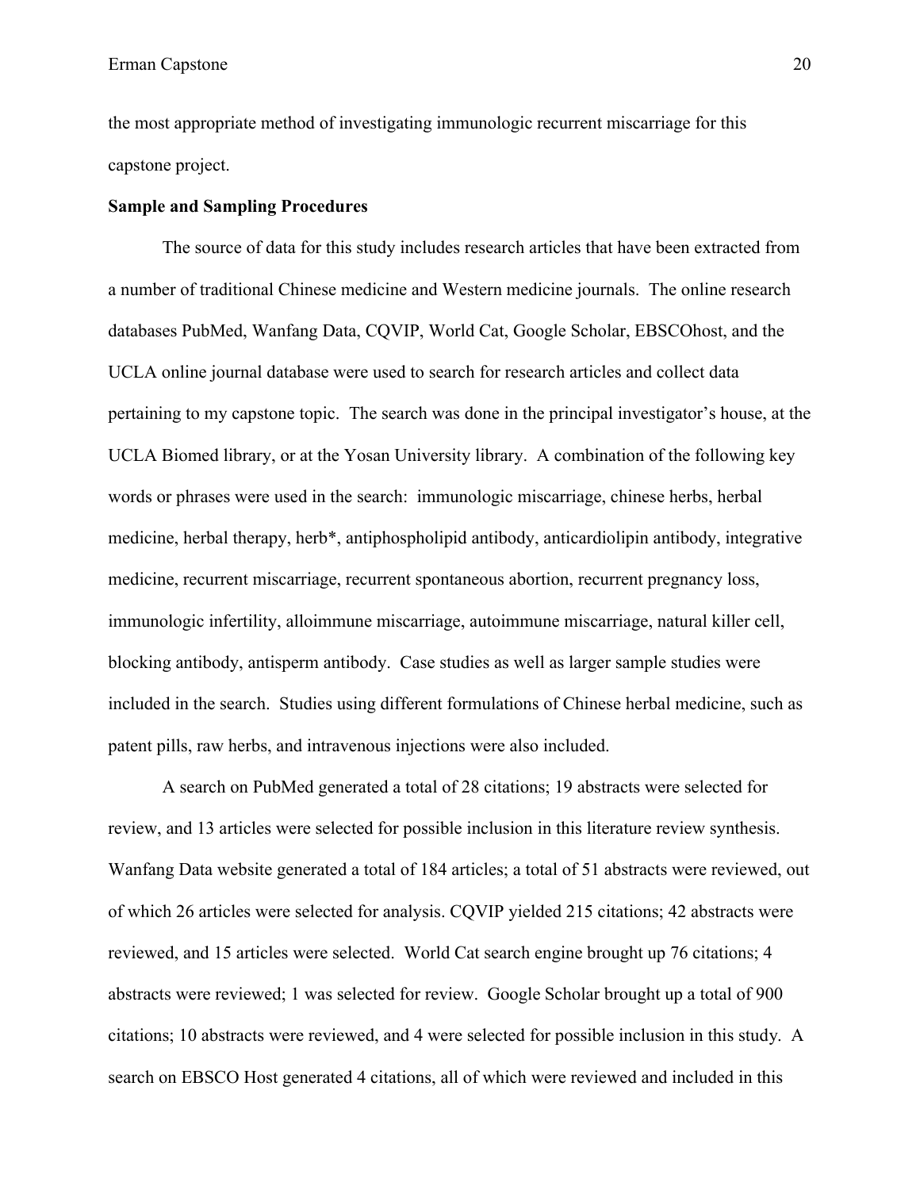the most appropriate method of investigating immunologic recurrent miscarriage for this capstone project.

**Sample and Sampling Procedures**

The source of data for this study includes research articles that have been extracted from a number of traditional Chinese medicine and Western medicine journals. The online research databases PubMed, Wanfang Data, CQVIP, World Cat, Google Scholar, EBSCOhost, and the UCLA online journal database were used to search for research articles and collect data pertaining to my capstone topic. The search was done in the principal investigator's house, at the UCLA Biomed library, or at the Yosan University library. A combination of the following key words or phrases were used in the search: immunologic miscarriage, chinese herbs, herbal medicine, herbal therapy, herb*, antiphospholipid antibody, anticardiolipin antibody, integrative medicine, recurrent miscarriage, recurrent spontaneous abortion, recurrent pregnancy loss, immunologic infertility, alloimmune miscarriage, autoimmune miscarriage, natural killer cell, blocking antibody, antisperm antibody. Case studies as well as larger sample studies were included in the search. Studies using different formulations of Chinese herbal medicine, such as patent pills, raw herbs, and intravenous injections were also included.

A search on PubMed generated a total of 28 citations; 19 abstracts were selected for review, and 13 articles were selected for possible inclusion in this literature review synthesis. Wanfang Data website generated a total of 184 articles; a total of 51 abstracts were reviewed, out of which 26 articles were selected for analysis. CQVIP yielded 215 citations; 42 abstracts were reviewed, and 15 articles were selected. World Cat search engine brought up 76 citations; 4 abstracts were reviewed; 1 was selected for review. Google Scholar brought up a total of 900 citations; 10 abstracts were reviewed, and 4 were selected for possible inclusion in this study. A search on EBSCO Host generated 4 citations, all of which were reviewed and included in this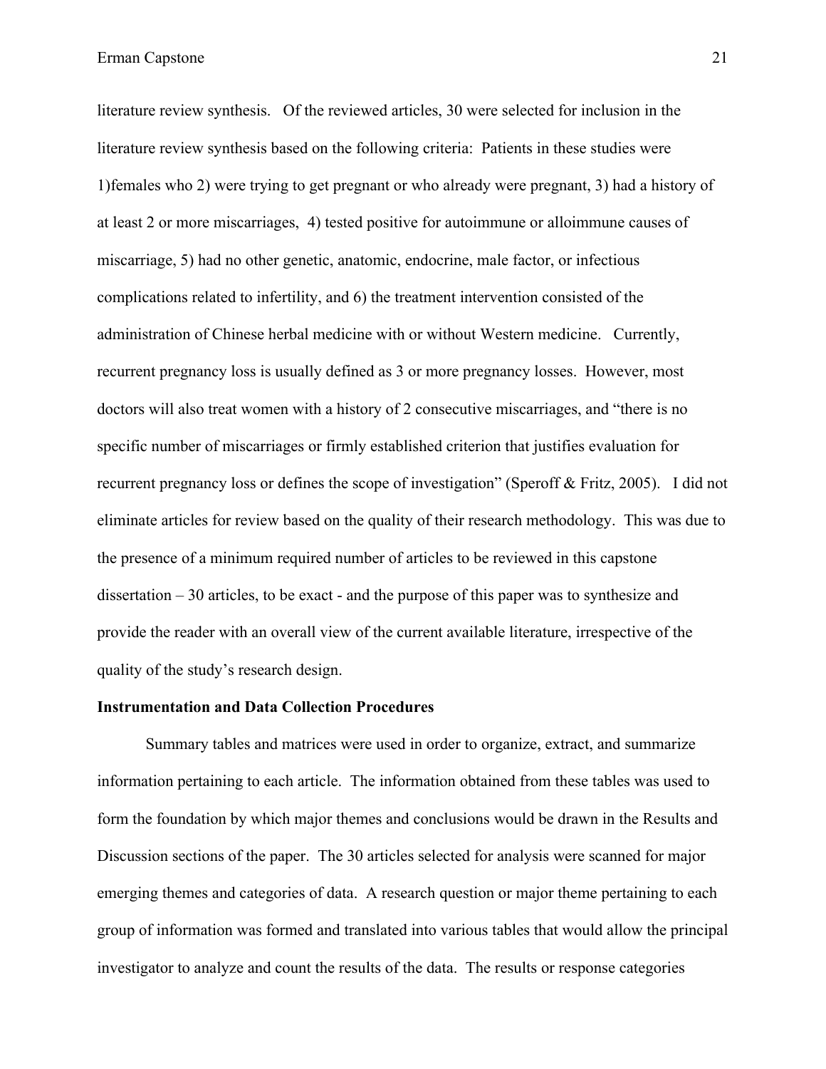literature review synthesis. Of the reviewed articles, 30 were selected for inclusion in the literature review synthesis based on the following criteria: Patients in these studies were 1)females who 2) were trying to get pregnant or who already were pregnant, 3) had a history of at least 2 or more miscarriages, 4) tested positive for autoimmune or alloimmune causes of miscarriage, 5) had no other genetic, anatomic, endocrine, male factor, or infectious complications related to infertility, and 6) the treatment intervention consisted of the administration of Chinese herbal medicine with or without Western medicine. Currently, recurrent pregnancy loss is usually defined as 3 or more pregnancy losses. However, most doctors will also treat women with a history of 2 consecutive miscarriages, and "there is no specific number of miscarriages or firmly established criterion that justifies evaluation for recurrent pregnancy loss or defines the scope of investigation" (Speroff & Fritz, 2005). I did not eliminate articles for review based on the quality of their research methodology. This was due to the presence of a minimum required number of articles to be reviewed in this capstone dissertation – 30 articles, to be exact - and the purpose of this paper was to synthesize and provide the reader with an overall view of the current available literature, irrespective of the quality of the study's research design.

**Instrumentation and Data Collection Procedures**

Summary tables and matrices were used in order to organize, extract, and summarize information pertaining to each article. The information obtained from these tables was used to form the foundation by which major themes and conclusions would be drawn in the Results and Discussion sections of the paper. The 30 articles selected for analysis were scanned for major emerging themes and categories of data. A research question or major theme pertaining to each group of information was formed and translated into various tables that would allow the principal investigator to analyze and count the results of the data. The results or response categories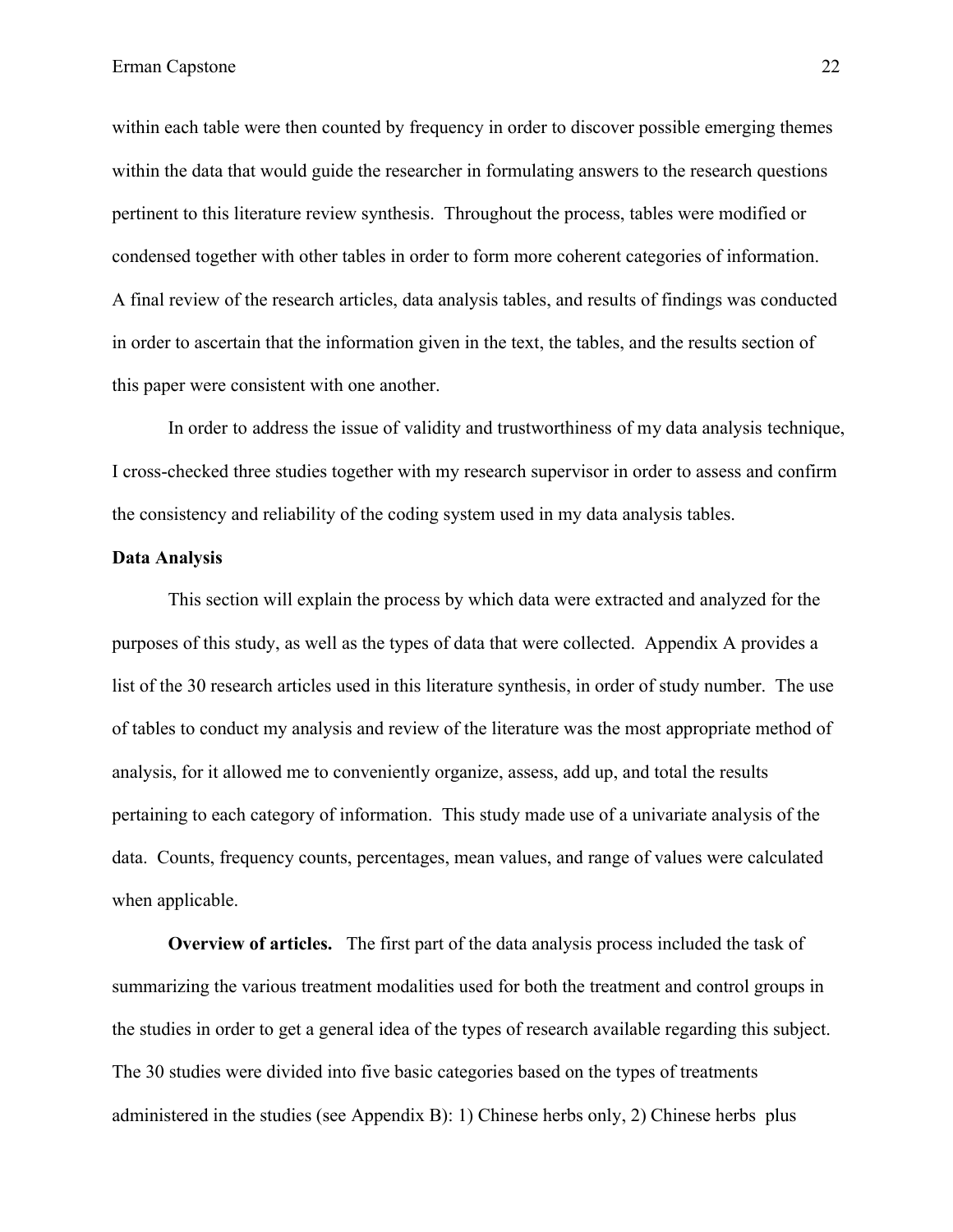within each table were then counted by frequency in order to discover possible emerging themes within the data that would guide the researcher in formulating answers to the research questions pertinent to this literature review synthesis. Throughout the process, tables were modified or condensed together with other tables in order to form more coherent categories of information. A final review of the research articles, data analysis tables, and results of findings was conducted in order to ascertain that the information given in the text, the tables, and the results section of this paper were consistent with one another.

In order to address the issue of validity and trustworthiness of my data analysis technique, I cross-checked three studies together with my research supervisor in order to assess and confirm the consistency and reliability of the coding system used in my data analysis tables.

**Data Analysis**

This section will explain the process by which data were extracted and analyzed for the purposes of this study, as well as the types of data that were collected. Appendix A provides a list of the 30 research articles used in this literature synthesis, in order of study number. The use of tables to conduct my analysis and review of the literature was the most appropriate method of analysis, for it allowed me to conveniently organize, assess, add up, and total the results pertaining to each category of information. This study made use of a univariate analysis of the data. Counts, frequency counts, percentages, mean values, and range of values were calculated when applicable.

**Overview of articles.** The first part of the data analysis process included the task of summarizing the various treatment modalities used for both the treatment and control groups in the studies in order to get a general idea of the types of research available regarding this subject. The 30 studies were divided into five basic categories based on the types of treatments administered in the studies (see Appendix B): 1) Chinese herbs only, 2) Chinese herbs plus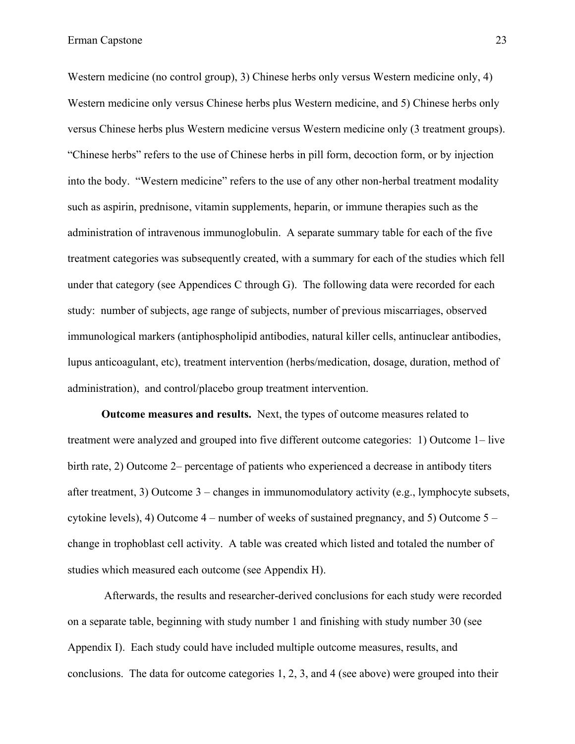Western medicine (no control group), 3) Chinese herbs only versus Western medicine only, 4) Western medicine only versus Chinese herbs plus Western medicine, and 5) Chinese herbs only versus Chinese herbs plus Western medicine versus Western medicine only (3 treatment groups). "Chinese herbs" refers to the use of Chinese herbs in pill form, decoction form, or by injection into the body. "Western medicine" refers to the use of any other non-herbal treatment modality such as aspirin, prednisone, vitamin supplements, heparin, or immune therapies such as the administration of intravenous immunoglobulin. A separate summary table for each of the five treatment categories was subsequently created, with a summary for each of the studies which fell under that category (see Appendices C through G). The following data were recorded for each study: number of subjects, age range of subjects, number of previous miscarriages, observed immunological markers (antiphospholipid antibodies, natural killer cells, antinuclear antibodies, lupus anticoagulant, etc), treatment intervention (herbs/medication, dosage, duration, method of administration), and control/placebo group treatment intervention.

**Outcome measures and results.** Next, the types of outcome measures related to treatment were analyzed and grouped into five different outcome categories: 1) Outcome 1– live birth rate, 2) Outcome 2– percentage of patients who experienced a decrease in antibody titers after treatment, 3) Outcome 3 – changes in immunomodulatory activity (e.g., lymphocyte subsets, cytokine levels), 4) Outcome 4 – number of weeks of sustained pregnancy, and 5) Outcome 5 – change in trophoblast cell activity. A table was created which listed and totaled the number of studies which measured each outcome (see Appendix H).

Afterwards, the results and researcher-derived conclusions for each study were recorded on a separate table, beginning with study number 1 and finishing with study number 30 (see Appendix I). Each study could have included multiple outcome measures, results, and conclusions. The data for outcome categories 1, 2, 3, and 4 (see above) were grouped into their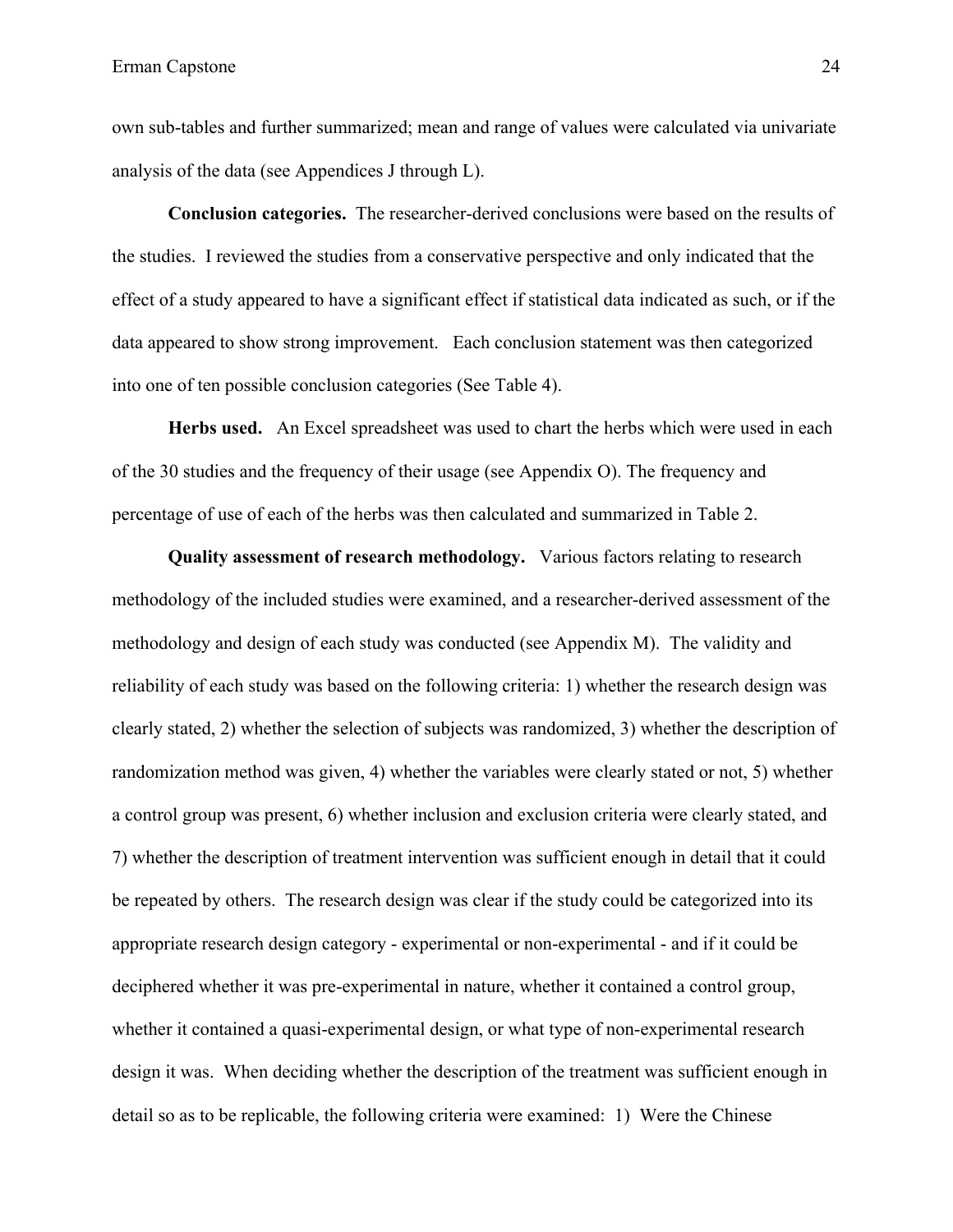own sub-tables and further summarized; mean and range of values were calculated via univariate analysis of the data (see Appendices J through L).

**Conclusion categories.** The researcher-derived conclusions were based on the results of the studies. I reviewed the studies from a conservative perspective and only indicated that the effect of a study appeared to have a significant effect if statistical data indicated as such, or if the data appeared to show strong improvement. Each conclusion statement was then categorized into one of ten possible conclusion categories (See Table 4).

**Herbs used.** An Excel spreadsheet was used to chart the herbs which were used in each of the 30 studies and the frequency of their usage (see Appendix O). The frequency and percentage of use of each of the herbs was then calculated and summarized in Table 2.

**Quality assessment of research methodology.** Various factors relating to research methodology of the included studies were examined, and a researcher-derived assessment of the methodology and design of each study was conducted (see Appendix M). The validity and reliability of each study was based on the following criteria: 1) whether the research design was clearly stated, 2) whether the selection of subjects was randomized, 3) whether the description of randomization method was given, 4) whether the variables were clearly stated or not, 5) whether a control group was present, 6) whether inclusion and exclusion criteria were clearly stated, and 7) whether the description of treatment intervention was sufficient enough in detail that it could be repeated by others. The research design was clear if the study could be categorized into its appropriate research design category - experimental or non-experimental - and if it could be deciphered whether it was pre-experimental in nature, whether it contained a control group, whether it contained a quasi-experimental design, or what type of non-experimental research design it was. When deciding whether the description of the treatment was sufficient enough in detail so as to be replicable, the following criteria were examined: 1) Were the Chinese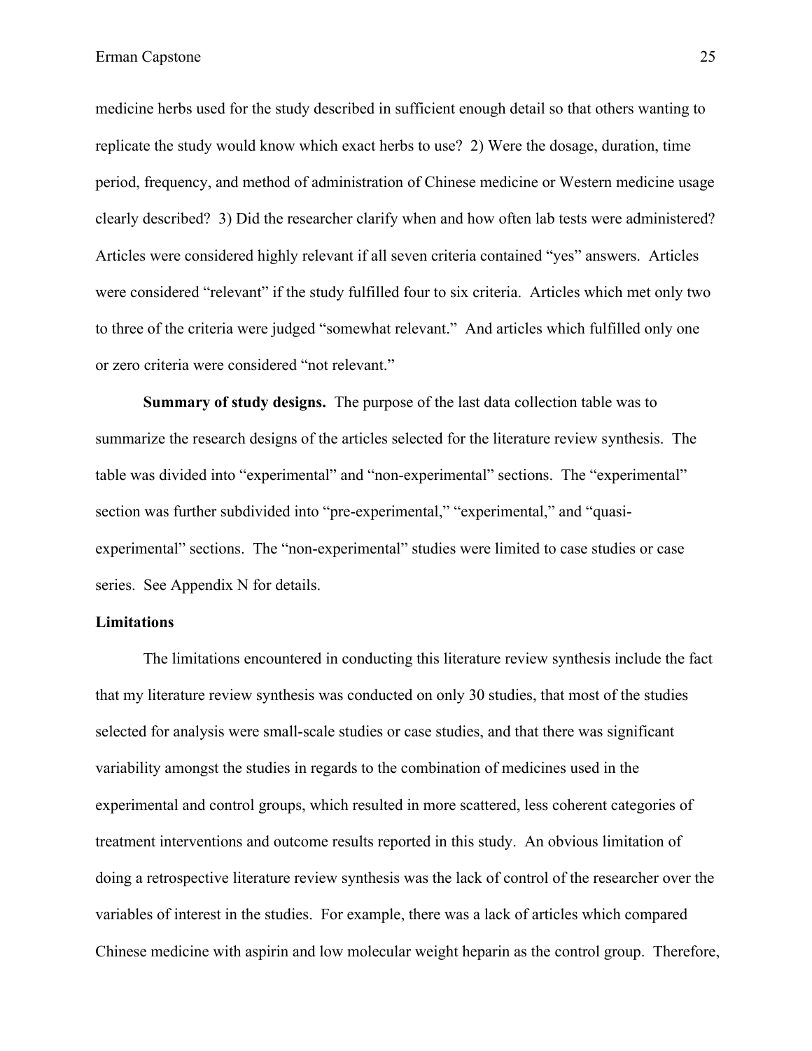medicine herbs used for the study described in sufficient enough detail so that others wanting to replicate the study would know which exact herbs to use? 2) Were the dosage, duration, time period, frequency, and method of administration of Chinese medicine or Western medicine usage clearly described? 3) Did the researcher clarify when and how often lab tests were administered? Articles were considered highly relevant if all seven criteria contained "yes" answers. Articles were considered "relevant" if the study fulfilled four to six criteria. Articles which met only two to three of the criteria were judged "somewhat relevant." And articles which fulfilled only one or zero criteria were considered "not relevant."

**Summary of study designs.** The purpose of the last data collection table was to summarize the research designs of the articles selected for the literature review synthesis. The table was divided into "experimental" and "non-experimental" sections. The "experimental" section was further subdivided into "pre-experimental," "experimental," and "quasi-experimental" sections. The "non-experimental" studies were limited to case studies or case series. See Appendix N for details.

**Limitations**

The limitations encountered in conducting this literature review synthesis include the fact that my literature review synthesis was conducted on only 30 studies, that most of the studies selected for analysis were small-scale studies or case studies, and that there was significant variability amongst the studies in regards to the combination of medicines used in the experimental and control groups, which resulted in more scattered, less coherent categories of treatment interventions and outcome results reported in this study. An obvious limitation of doing a retrospective literature review synthesis was the lack of control of the researcher over the variables of interest in the studies. For example, there was a lack of articles which compared Chinese medicine with aspirin and low molecular weight heparin as the control group. Therefore,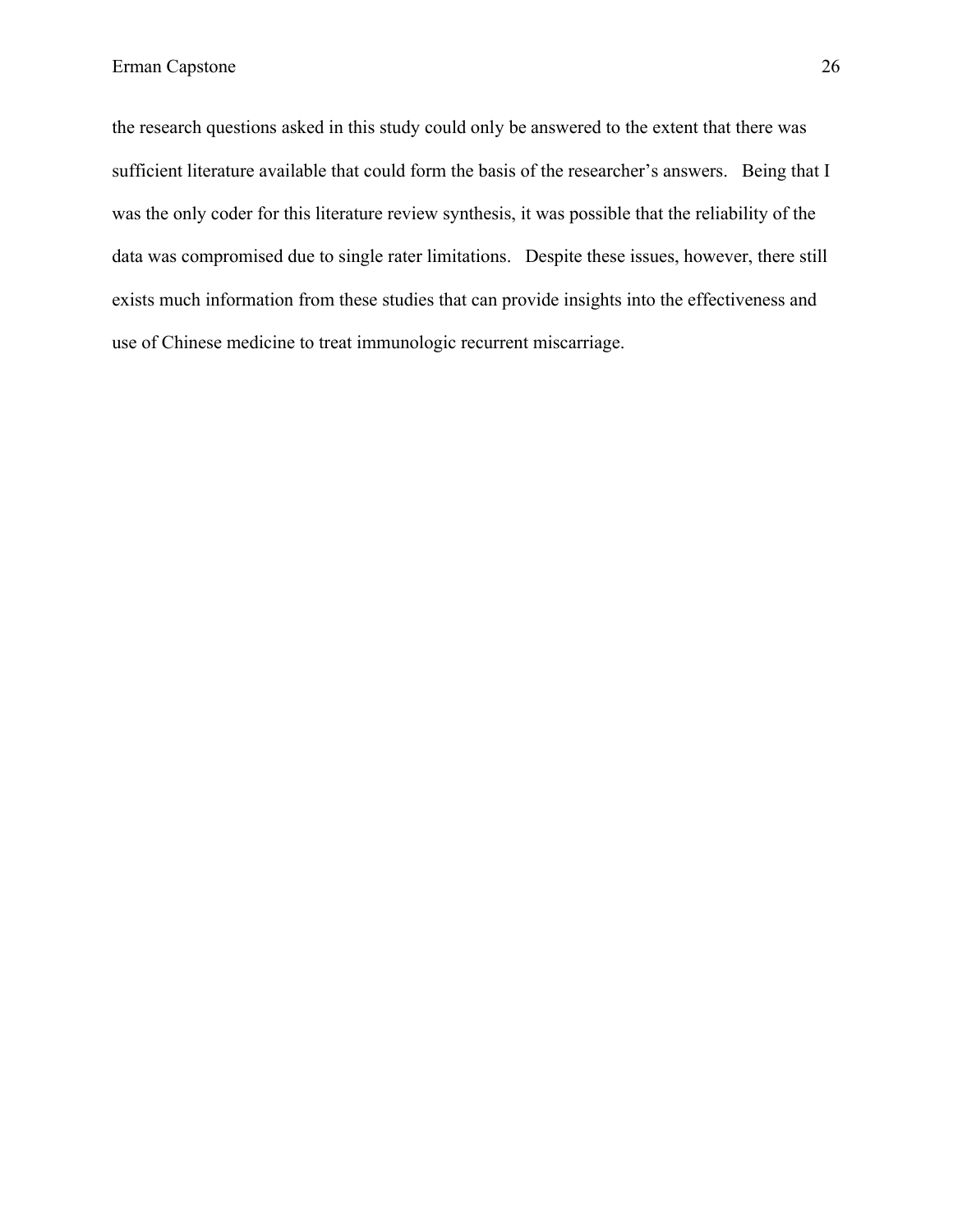the research questions asked in this study could only be answered to the extent that there was sufficient literature available that could form the basis of the researcher's answers. Being that I was the only coder for this literature review synthesis, it was possible that the reliability of the data was compromised due to single rater limitations. Despite these issues, however, there still exists much information from these studies that can provide insights into the effectiveness and use of Chinese medicine to treat immunologic recurrent miscarriage.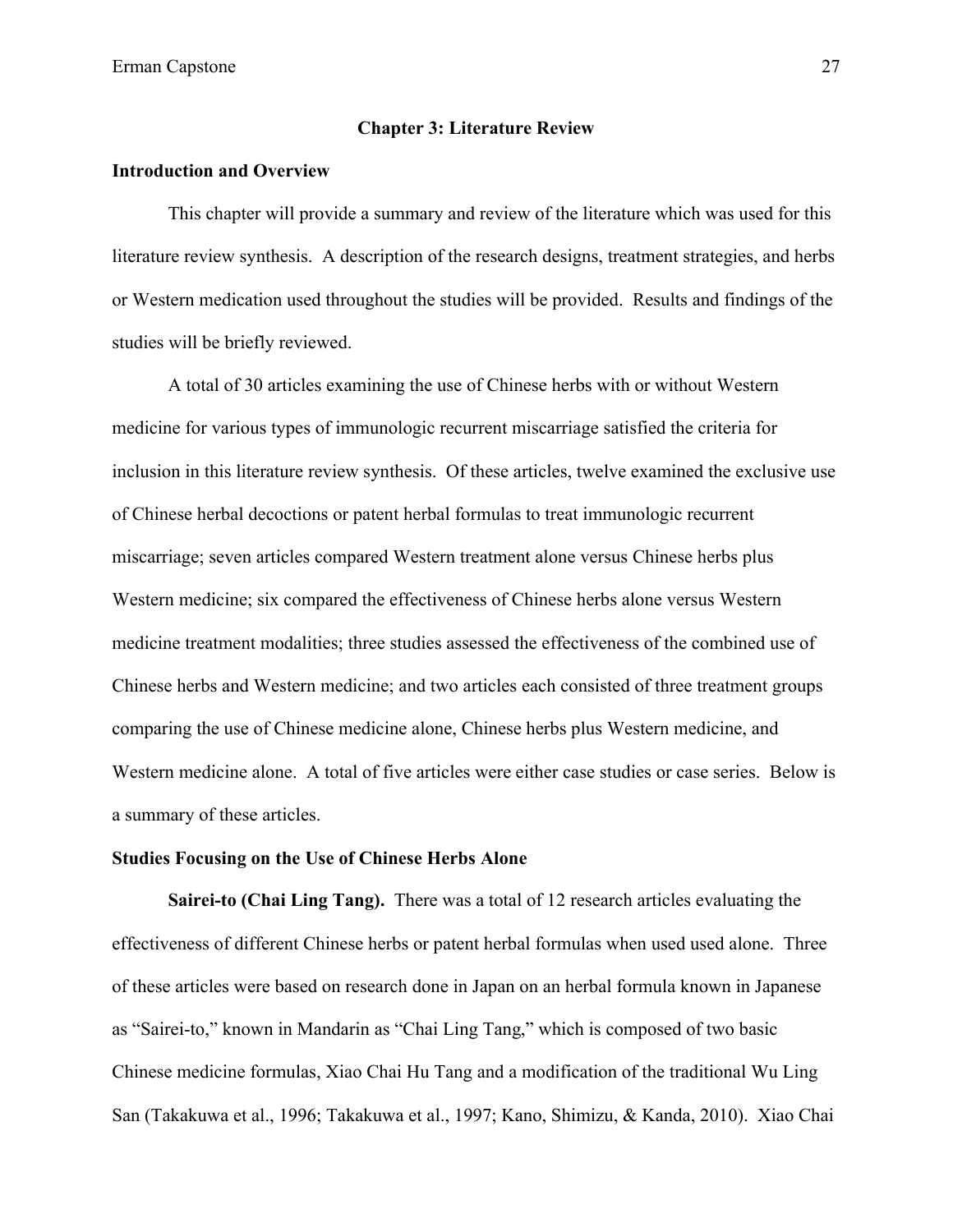## Chapter 3: Literature Review

### Introduction and Overview

This chapter will provide a summary and review of the literature which was used for this literature review synthesis. A description of the research designs, treatment strategies, and herbs or Western medication used throughout the studies will be provided. Results and findings of the studies will be briefly reviewed.

A total of 30 articles examining the use of Chinese herbs with or without Western medicine for various types of immunologic recurrent miscarriage satisfied the criteria for inclusion in this literature review synthesis. Of these articles, twelve examined the exclusive use of Chinese herbal decoctions or patent herbal formulas to treat immunologic recurrent miscarriage; seven articles compared Western treatment alone versus Chinese herbs plus Western medicine; six compared the effectiveness of Chinese herbs alone versus Western medicine treatment modalities; three studies assessed the effectiveness of the combined use of Chinese herbs and Western medicine; and two articles each consisted of three treatment groups comparing the use of Chinese medicine alone, Chinese herbs plus Western medicine, and Western medicine alone. A total of five articles were either case studies or case series. Below is a summary of these articles.

### Studies Focusing on the Use of Chinese Herbs Alone

**Sairei-to (Chai Ling Tang).** There was a total of 12 research articles evaluating the effectiveness of different Chinese herbs or patent herbal formulas when used used alone. Three of these articles were based on research done in Japan on an herbal formula known in Japanese as "Sairei-to," known in Mandarin as "Chai Ling Tang," which is composed of two basic Chinese medicine formulas, Xiao Chai Hu Tang and a modification of the traditional Wu Ling San (Takakuwa et al., 1996; Takakuwa et al., 1997; Kano, Shimizu, & Kanda, 2010). Xiao Chai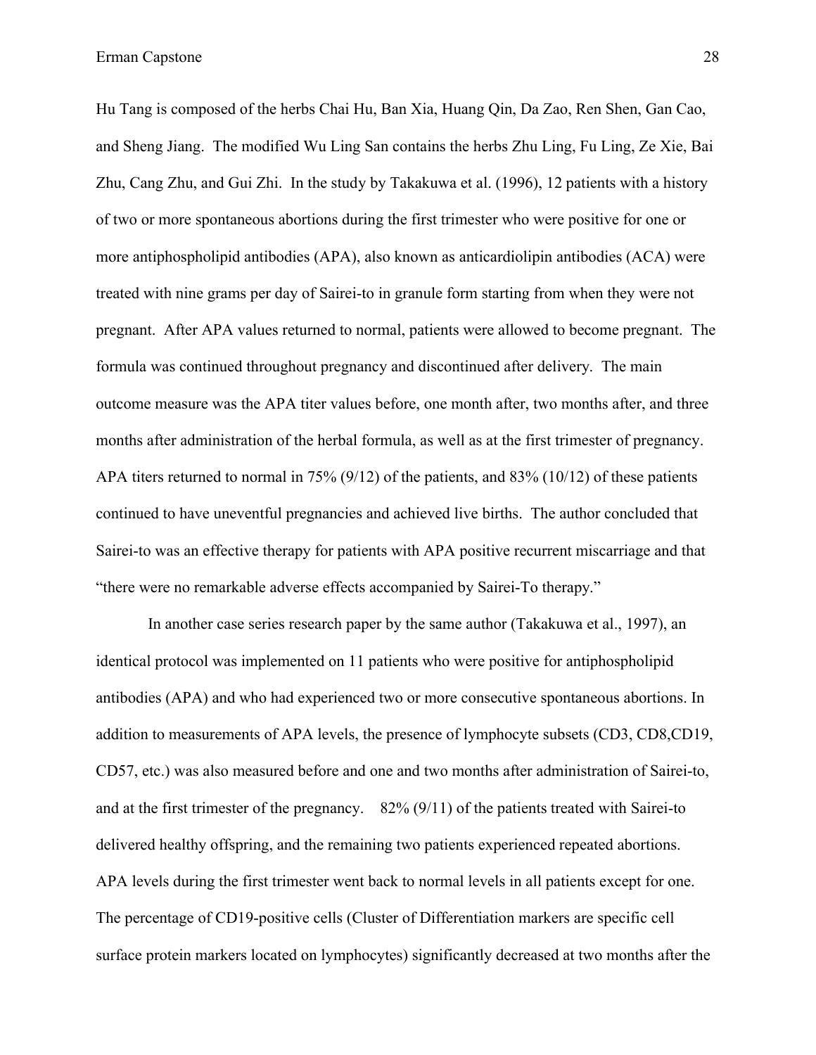Hu Tang is composed of the herbs Chai Hu, Ban Xia, Huang Qin, Da Zao, Ren Shen, Gan Cao, and Sheng Jiang. The modified Wu Ling San contains the herbs Zhu Ling, Fu Ling, Ze Xie, Bai Zhu, Cang Zhu, and Gui Zhi. In the study by Takakuwa et al. (1996), 12 patients with a history of two or more spontaneous abortions during the first trimester who were positive for one or more antiphospholipid antibodies (APA), also known as anticardiolipin antibodies (ACA) were treated with nine grams per day of Sairei-to in granule form starting from when they were not pregnant. After APA values returned to normal, patients were allowed to become pregnant. The formula was continued throughout pregnancy and discontinued after delivery. The main outcome measure was the APA titer values before, one month after, two months after, and three months after administration of the herbal formula, as well as at the first trimester of pregnancy. APA titers returned to normal in 75% (9/12) of the patients, and 83% (10/12) of these patients continued to have uneventful pregnancies and achieved live births. The author concluded that Sairei-to was an effective therapy for patients with APA positive recurrent miscarriage and that "there were no remarkable adverse effects accompanied by Sairei-To therapy."

In another case series research paper by the same author (Takakuwa et al., 1997), an identical protocol was implemented on 11 patients who were positive for antiphospholipid antibodies (APA) and who had experienced two or more consecutive spontaneous abortions. In addition to measurements of APA levels, the presence of lymphocyte subsets (CD3, CD8,CD19, CD57, etc.) was also measured before and one and two months after administration of Sairei-to, and at the first trimester of the pregnancy. 82% (9/11) of the patients treated with Sairei-to delivered healthy offspring, and the remaining two patients experienced repeated abortions. APA levels during the first trimester went back to normal levels in all patients except for one. The percentage of CD19-positive cells (Cluster of Differentiation markers are specific cell surface protein markers located on lymphocytes) significantly decreased at two months after the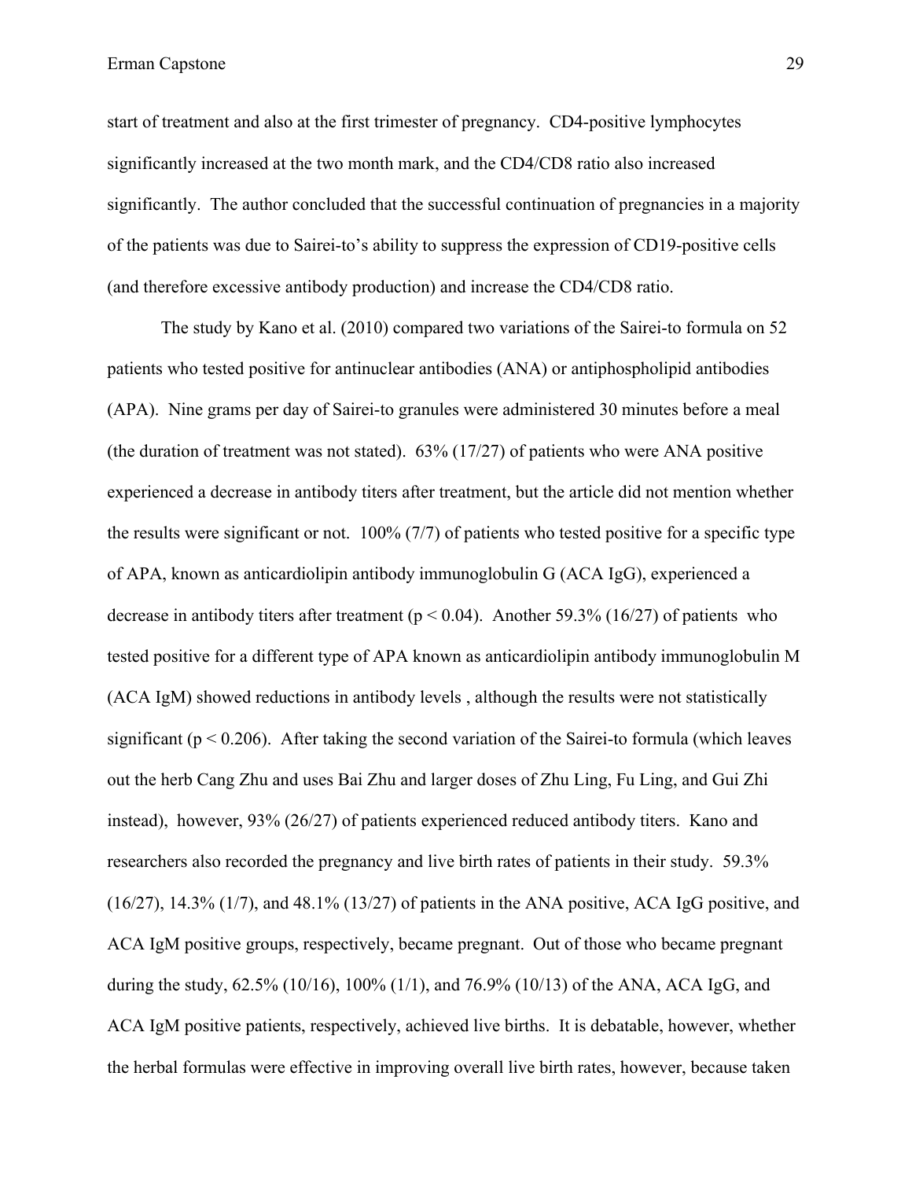start of treatment and also at the first trimester of pregnancy. CD4-positive lymphocytes significantly increased at the two month mark, and the CD4/CD8 ratio also increased significantly. The author concluded that the successful continuation of pregnancies in a majority of the patients was due to Sairei-to's ability to suppress the expression of CD19-positive cells (and therefore excessive antibody production) and increase the CD4/CD8 ratio.

The study by Kano et al. (2010) compared two variations of the Sairei-to formula on 52 patients who tested positive for antinuclear antibodies (ANA) or antiphospholipid antibodies (APA). Nine grams per day of Sairei-to granules were administered 30 minutes before a meal (the duration of treatment was not stated). 63% (17/27) of patients who were ANA positive experienced a decrease in antibody titers after treatment, but the article did not mention whether the results were significant or not. 100% (7/7) of patients who tested positive for a specific type of APA, known as anticardiolipin antibody immunoglobulin G (ACA IgG), experienced a decrease in antibody titers after treatment ($p < 0.04$). Another 59.3% (16/27) of patients who tested positive for a different type of APA known as anticardiolipin antibody immunoglobulin M (ACA IgM) showed reductions in antibody levels , although the results were not statistically significant ($p < 0.206$). After taking the second variation of the Sairei-to formula (which leaves out the herb Cang Zhu and uses Bai Zhu and larger doses of Zhu Ling, Fu Ling, and Gui Zhi instead), however, 93% (26/27) of patients experienced reduced antibody titers. Kano and researchers also recorded the pregnancy and live birth rates of patients in their study. 59.3% (16/27), 14.3% (1/7), and 48.1% (13/27) of patients in the ANA positive, ACA IgG positive, and ACA IgM positive groups, respectively, became pregnant. Out of those who became pregnant during the study, 62.5% (10/16), 100% (1/1), and 76.9% (10/13) of the ANA, ACA IgG, and ACA IgM positive patients, respectively, achieved live births. It is debatable, however, whether the herbal formulas were effective in improving overall live birth rates, however, because taken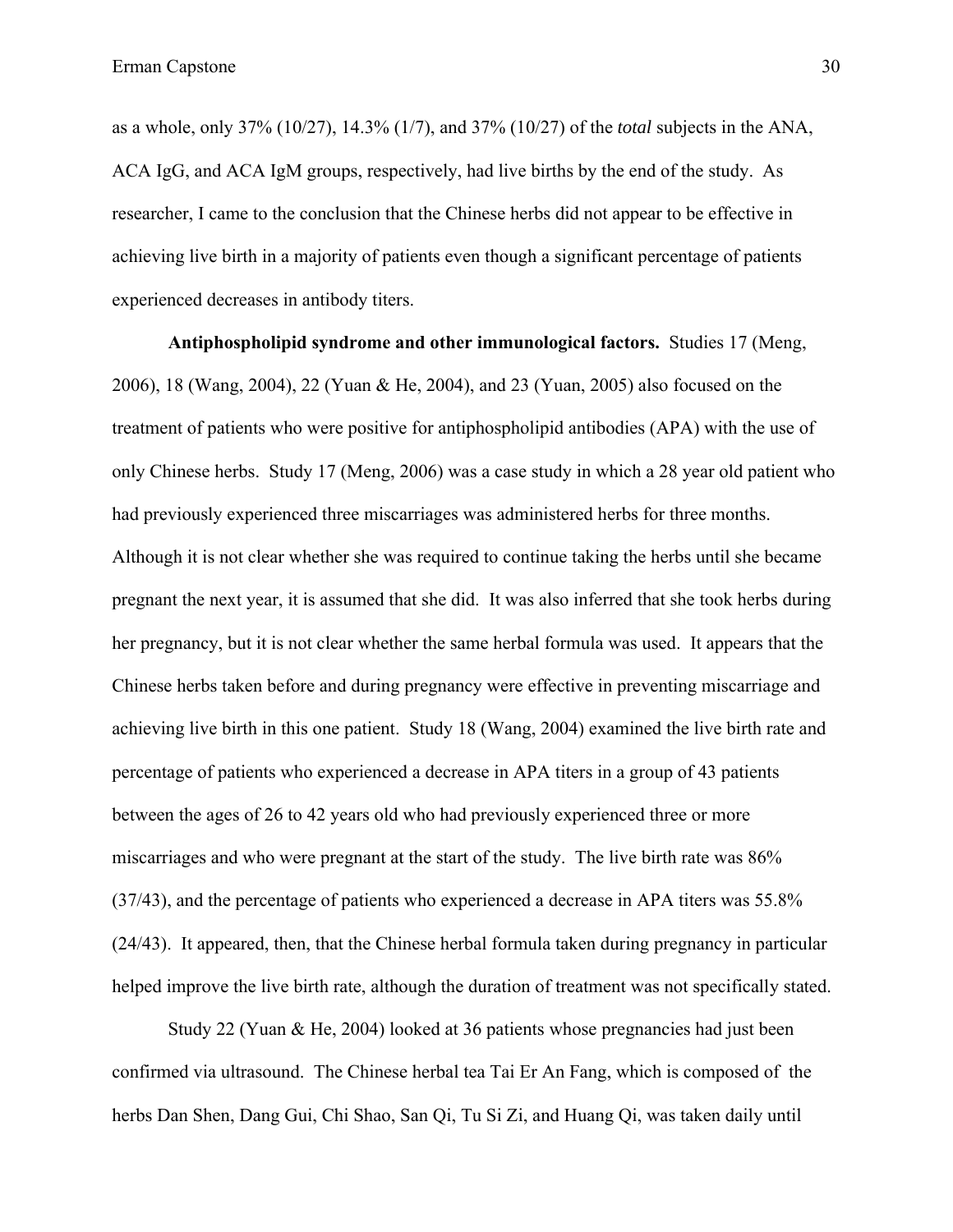as a whole, only 37% (10/27), 14.3% (1/7), and 37% (10/27) of the *total* subjects in the ANA, ACA IgG, and ACA IgM groups, respectively, had live births by the end of the study. As researcher, I came to the conclusion that the Chinese herbs did not appear to be effective in achieving live birth in a majority of patients even though a significant percentage of patients experienced decreases in antibody titers.

**Antiphospholipid syndrome and other immunological factors.** Studies 17 (Meng, 2006), 18 (Wang, 2004), 22 (Yuan & He, 2004), and 23 (Yuan, 2005) also focused on the treatment of patients who were positive for antiphospholipid antibodies (APA) with the use of only Chinese herbs. Study 17 (Meng, 2006) was a case study in which a 28 year old patient who had previously experienced three miscarriages was administered herbs for three months. Although it is not clear whether she was required to continue taking the herbs until she became pregnant the next year, it is assumed that she did. It was also inferred that she took herbs during her pregnancy, but it is not clear whether the same herbal formula was used. It appears that the Chinese herbs taken before and during pregnancy were effective in preventing miscarriage and achieving live birth in this one patient. Study 18 (Wang, 2004) examined the live birth rate and percentage of patients who experienced a decrease in APA titers in a group of 43 patients between the ages of 26 to 42 years old who had previously experienced three or more miscarriages and who were pregnant at the start of the study. The live birth rate was 86% (37/43), and the percentage of patients who experienced a decrease in APA titers was 55.8% (24/43). It appeared, then, that the Chinese herbal formula taken during pregnancy in particular helped improve the live birth rate, although the duration of treatment was not specifically stated.

Study 22 (Yuan & He, 2004) looked at 36 patients whose pregnancies had just been confirmed via ultrasound. The Chinese herbal tea Tai Er An Fang, which is composed of the herbs Dan Shen, Dang Gui, Chi Shao, San Qi, Tu Si Zi, and Huang Qi, was taken daily until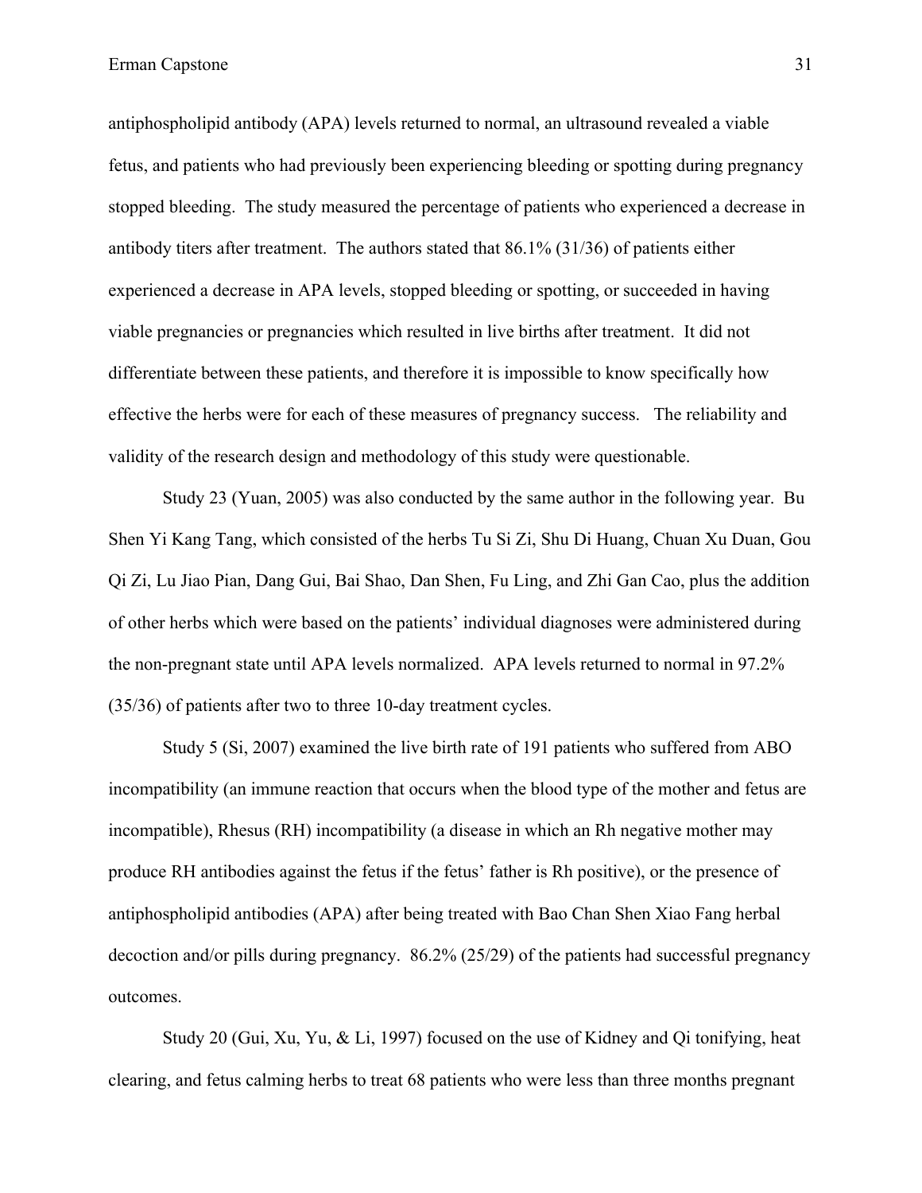antiphospholipid antibody (APA) levels returned to normal, an ultrasound revealed a viable fetus, and patients who had previously been experiencing bleeding or spotting during pregnancy stopped bleeding. The study measured the percentage of patients who experienced a decrease in antibody titers after treatment. The authors stated that 86.1% (31/36) of patients either experienced a decrease in APA levels, stopped bleeding or spotting, or succeeded in having viable pregnancies or pregnancies which resulted in live births after treatment. It did not differentiate between these patients, and therefore it is impossible to know specifically how effective the herbs were for each of these measures of pregnancy success. The reliability and validity of the research design and methodology of this study were questionable.

Study 23 (Yuan, 2005) was also conducted by the same author in the following year. Bu Shen Yi Kang Tang, which consisted of the herbs Tu Si Zi, Shu Di Huang, Chuan Xu Duan, Gou Qi Zi, Lu Jiao Pian, Dang Gui, Bai Shao, Dan Shen, Fu Ling, and Zhi Gan Cao, plus the addition of other herbs which were based on the patients' individual diagnoses were administered during the non-pregnant state until APA levels normalized. APA levels returned to normal in 97.2% (35/36) of patients after two to three 10-day treatment cycles.

Study 5 (Si, 2007) examined the live birth rate of 191 patients who suffered from ABO incompatibility (an immune reaction that occurs when the blood type of the mother and fetus are incompatible), Rhesus (RH) incompatibility (a disease in which an Rh negative mother may produce RH antibodies against the fetus if the fetus' father is Rh positive), or the presence of antiphospholipid antibodies (APA) after being treated with Bao Chan Shen Xiao Fang herbal decoction and/or pills during pregnancy. 86.2% (25/29) of the patients had successful pregnancy outcomes.

Study 20 (Gui, Xu, Yu, & Li, 1997) focused on the use of Kidney and Qi tonifying, heat clearing, and fetus calming herbs to treat 68 patients who were less than three months pregnant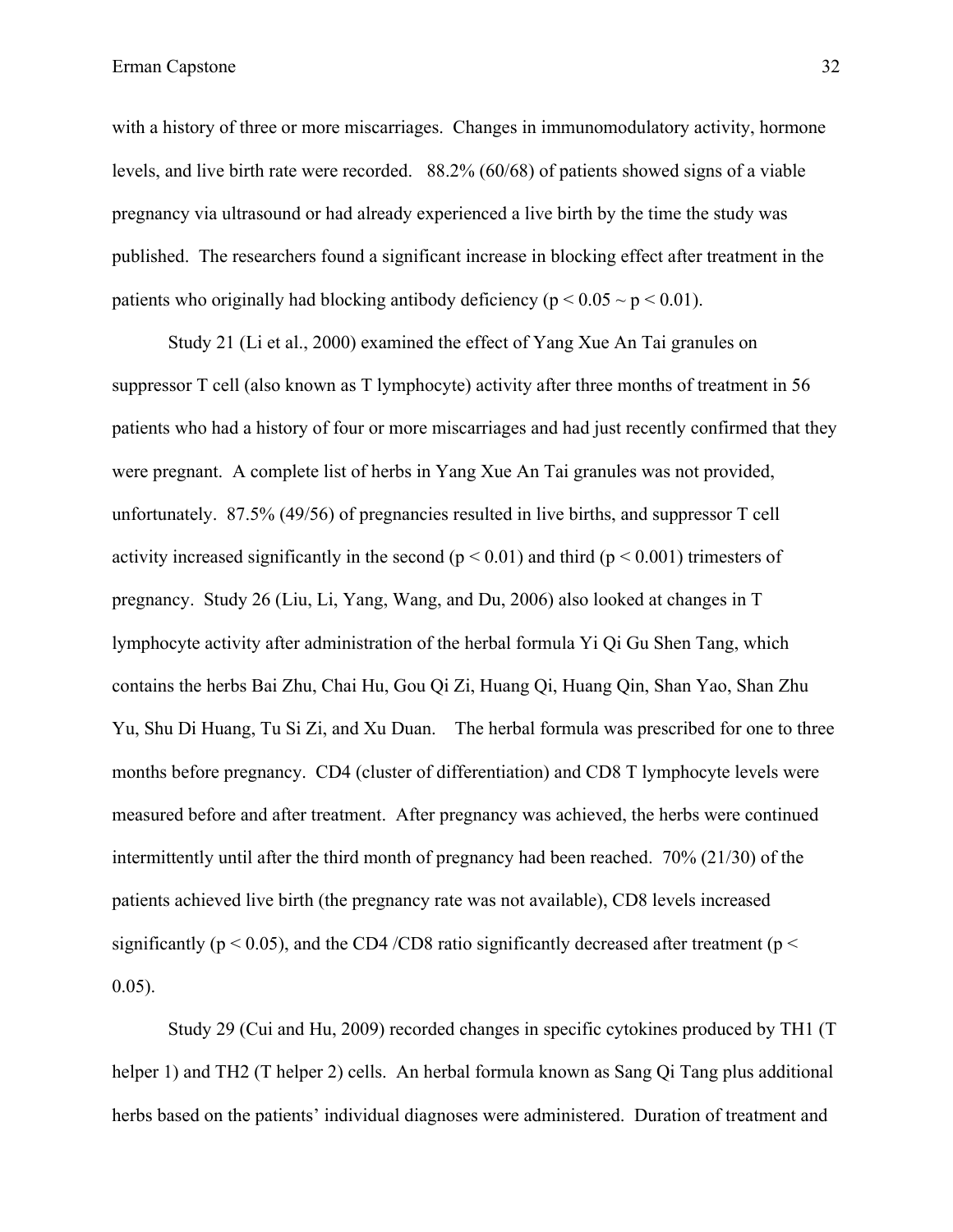with a history of three or more miscarriages. Changes in immunomodulatory activity, hormone levels, and live birth rate were recorded. 88.2% (60/68) of patients showed signs of a viable pregnancy via ultrasound or had already experienced a live birth by the time the study was published. The researchers found a significant increase in blocking effect after treatment in the patients who originally had blocking antibody deficiency ($p < 0.05 \sim p < 0.01$).

Study 21 (Li et al., 2000) examined the effect of Yang Xue An Tai granules on suppressor T cell (also known as T lymphocyte) activity after three months of treatment in 56 patients who had a history of four or more miscarriages and had just recently confirmed that they were pregnant. A complete list of herbs in Yang Xue An Tai granules was not provided, unfortunately. 87.5% (49/56) of pregnancies resulted in live births, and suppressor T cell activity increased significantly in the second ($p < 0.01$) and third ($p < 0.001$) trimesters of pregnancy. Study 26 (Liu, Li, Yang, Wang, and Du, 2006) also looked at changes in T lymphocyte activity after administration of the herbal formula Yi Qi Gu Shen Tang, which contains the herbs Bai Zhu, Chai Hu, Gou Qi Zi, Huang Qi, Huang Qin, Shan Yao, Shan Zhu Yu, Shu Di Huang, Tu Si Zi, and Xu Duan. The herbal formula was prescribed for one to three months before pregnancy. CD4 (cluster of differentiation) and CD8 T lymphocyte levels were measured before and after treatment. After pregnancy was achieved, the herbs were continued intermittently until after the third month of pregnancy had been reached. 70% (21/30) of the patients achieved live birth (the pregnancy rate was not available), CD8 levels increased significantly ($p < 0.05$), and the CD4 /CD8 ratio significantly decreased after treatment ($p < 0.05$).

Study 29 (Cui and Hu, 2009) recorded changes in specific cytokines produced by TH1 (T helper 1) and TH2 (T helper 2) cells. An herbal formula known as Sang Qi Tang plus additional herbs based on the patients' individual diagnoses were administered. Duration of treatment and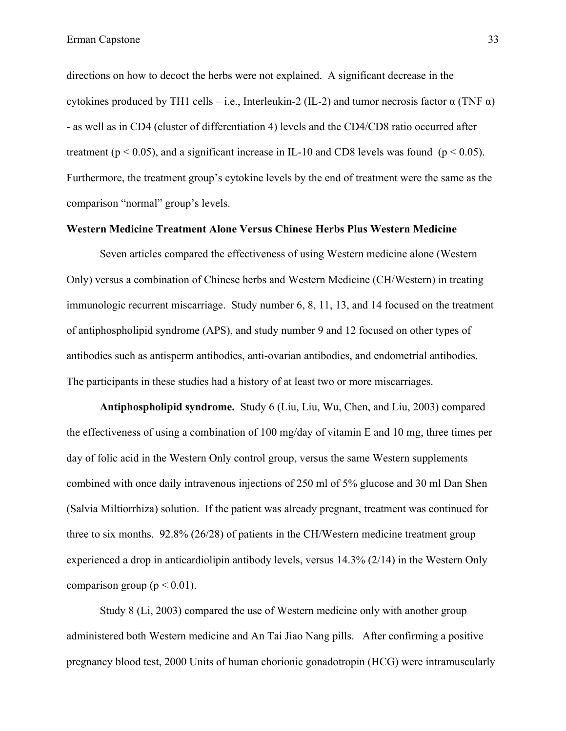directions on how to decoct the herbs were not explained. A significant decrease in the cytokines produced by TH1 cells – i.e., Interleukin-2 (IL-2) and tumor necrosis factor α (TNF α) - as well as in CD4 (cluster of differentiation 4) levels and the CD4/CD8 ratio occurred after treatment ($p < 0.05$), and a significant increase in IL-10 and CD8 levels was found ($p < 0.05$). Furthermore, the treatment group's cytokine levels by the end of treatment were the same as the comparison "normal" group's levels.

**Western Medicine Treatment Alone Versus Chinese Herbs Plus Western Medicine**

Seven articles compared the effectiveness of using Western medicine alone (Western Only) versus a combination of Chinese herbs and Western Medicine (CH/Western) in treating immunologic recurrent miscarriage. Study number 6, 8, 11, 13, and 14 focused on the treatment of antiphospholipid syndrome (APS), and study number 9 and 12 focused on other types of antibodies such as antisperm antibodies, anti-ovarian antibodies, and endometrial antibodies. The participants in these studies had a history of at least two or more miscarriages.

**Antiphospholipid syndrome.** Study 6 (Liu, Liu, Wu, Chen, and Liu, 2003) compared the effectiveness of using a combination of 100 mg/day of vitamin E and 10 mg, three times per day of folic acid in the Western Only control group, versus the same Western supplements combined with once daily intravenous injections of 250 ml of 5% glucose and 30 ml Dan Shen (Salvia Miltiorrhiza) solution. If the patient was already pregnant, treatment was continued for three to six months. 92.8% (26/28) of patients in the CH/Western medicine treatment group experienced a drop in anticardiolipin antibody levels, versus 14.3% (2/14) in the Western Only comparison group ($p < 0.01$).

Study 8 (Li, 2003) compared the use of Western medicine only with another group administered both Western medicine and An Tai Jiao Nang pills. After confirming a positive pregnancy blood test, 2000 Units of human chorionic gonadotropin (HCG) were intramuscularly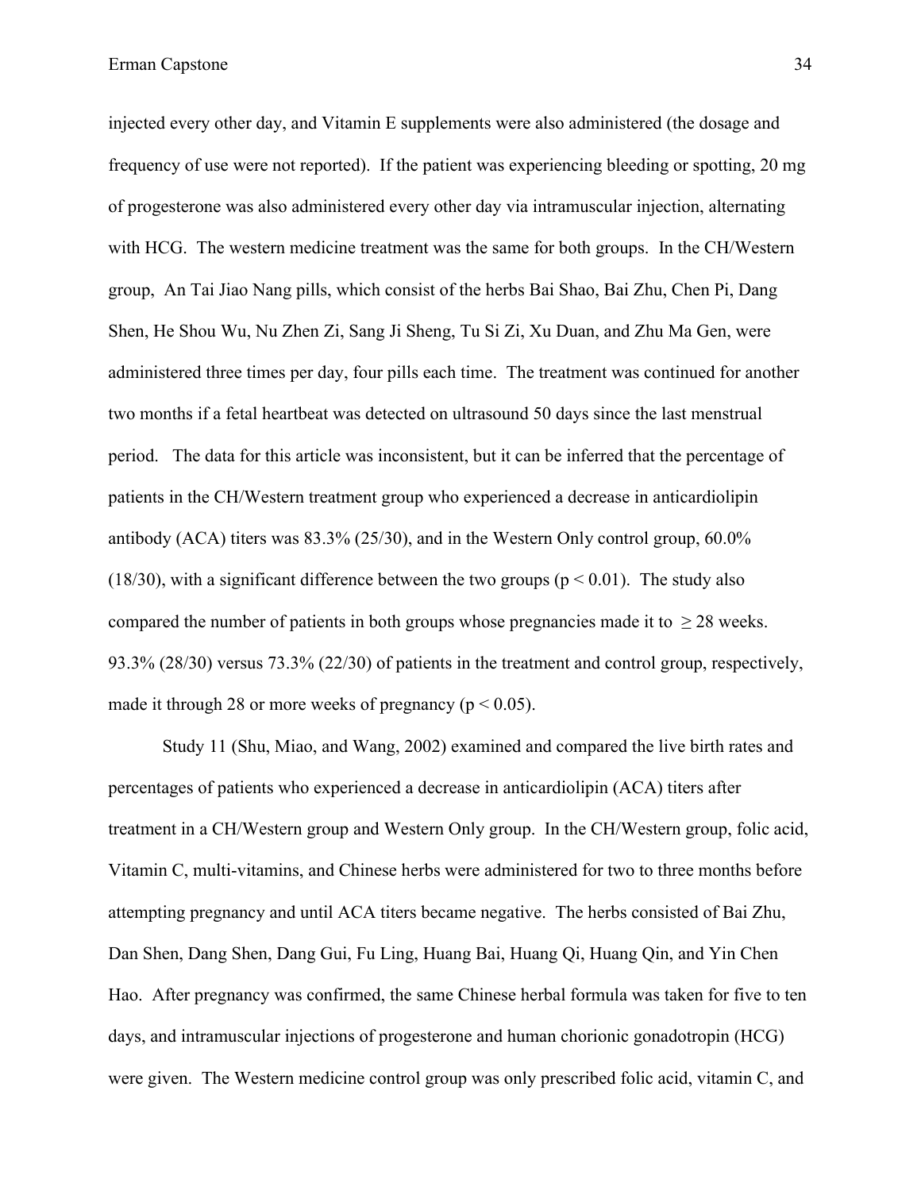injected every other day, and Vitamin E supplements were also administered (the dosage and frequency of use were not reported). If the patient was experiencing bleeding or spotting, 20 mg of progesterone was also administered every other day via intramuscular injection, alternating with HCG. The western medicine treatment was the same for both groups. In the CH/Western group, An Tai Jiao Nang pills, which consist of the herbs Bai Shao, Bai Zhu, Chen Pi, Dang Shen, He Shou Wu, Nu Zhen Zi, Sang Ji Sheng, Tu Si Zi, Xu Duan, and Zhu Ma Gen, were administered three times per day, four pills each time. The treatment was continued for another two months if a fetal heartbeat was detected on ultrasound 50 days since the last menstrual period. The data for this article was inconsistent, but it can be inferred that the percentage of patients in the CH/Western treatment group who experienced a decrease in anticardiolipin antibody (ACA) titers was 83.3% (25/30), and in the Western Only control group, 60.0% (18/30), with a significant difference between the two groups ($p < 0.01$). The study also compared the number of patients in both groups whose pregnancies made it to $\geq 28$ weeks. 93.3% (28/30) versus 73.3% (22/30) of patients in the treatment and control group, respectively, made it through 28 or more weeks of pregnancy ($p < 0.05$).

Study 11 (Shu, Miao, and Wang, 2002) examined and compared the live birth rates and percentages of patients who experienced a decrease in anticardiolipin (ACA) titers after treatment in a CH/Western group and Western Only group. In the CH/Western group, folic acid, Vitamin C, multi-vitamins, and Chinese herbs were administered for two to three months before attempting pregnancy and until ACA titers became negative. The herbs consisted of Bai Zhu, Dan Shen, Dang Shen, Dang Gui, Fu Ling, Huang Bai, Huang Qi, Huang Qin, and Yin Chen Hao. After pregnancy was confirmed, the same Chinese herbal formula was taken for five to ten days, and intramuscular injections of progesterone and human chorionic gonadotropin (HCG) were given. The Western medicine control group was only prescribed folic acid, vitamin C, and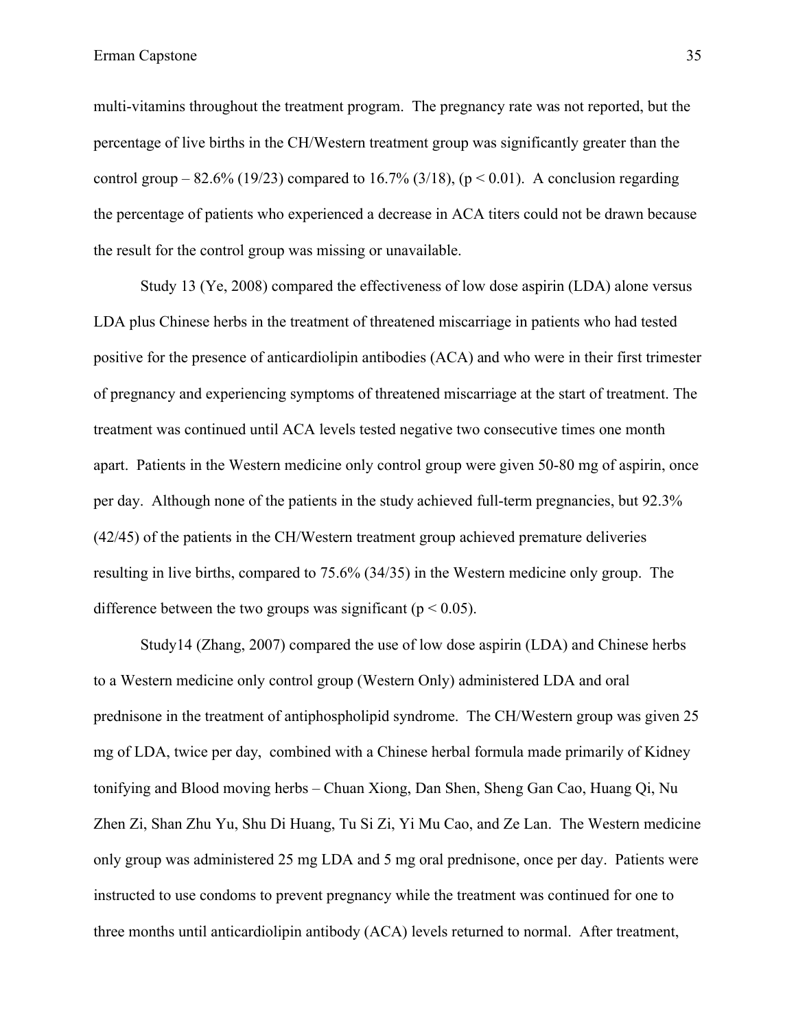multi-vitamins throughout the treatment program. The pregnancy rate was not reported, but the percentage of live births in the CH/Western treatment group was significantly greater than the control group – 82.6% (19/23) compared to 16.7% (3/18), ($p < 0.01$). A conclusion regarding the percentage of patients who experienced a decrease in ACA titers could not be drawn because the result for the control group was missing or unavailable.

Study 13 (Ye, 2008) compared the effectiveness of low dose aspirin (LDA) alone versus LDA plus Chinese herbs in the treatment of threatened miscarriage in patients who had tested positive for the presence of anticardiolipin antibodies (ACA) and who were in their first trimester of pregnancy and experiencing symptoms of threatened miscarriage at the start of treatment. The treatment was continued until ACA levels tested negative two consecutive times one month apart. Patients in the Western medicine only control group were given 50-80 mg of aspirin, once per day. Although none of the patients in the study achieved full-term pregnancies, but 92.3% (42/45) of the patients in the CH/Western treatment group achieved premature deliveries resulting in live births, compared to 75.6% (34/35) in the Western medicine only group. The difference between the two groups was significant ($p < 0.05$).

Study14 (Zhang, 2007) compared the use of low dose aspirin (LDA) and Chinese herbs to a Western medicine only control group (Western Only) administered LDA and oral prednisone in the treatment of antiphospholipid syndrome. The CH/Western group was given 25 mg of LDA, twice per day, combined with a Chinese herbal formula made primarily of Kidney tonifying and Blood moving herbs – Chuan Xiong, Dan Shen, Sheng Gan Cao, Huang Qi, Nu Zhen Zi, Shan Zhu Yu, Shu Di Huang, Tu Si Zi, Yi Mu Cao, and Ze Lan. The Western medicine only group was administered 25 mg LDA and 5 mg oral prednisone, once per day. Patients were instructed to use condoms to prevent pregnancy while the treatment was continued for one to three months until anticardiolipin antibody (ACA) levels returned to normal. After treatment,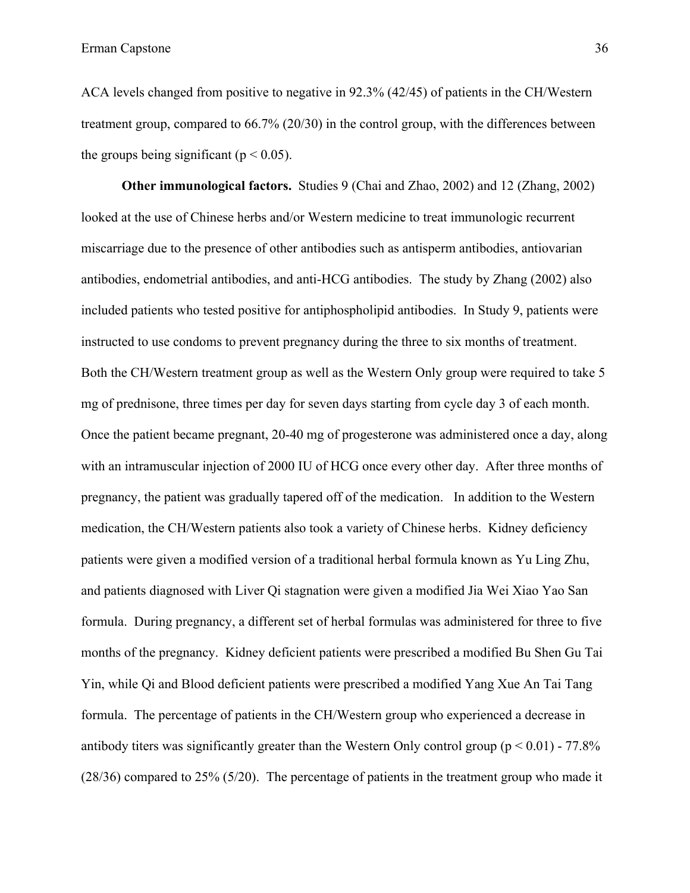ACA levels changed from positive to negative in 92.3% (42/45) of patients in the CH/Western treatment group, compared to 66.7% (20/30) in the control group, with the differences between the groups being significant ($p < 0.05$).

**Other immunological factors.** Studies 9 (Chai and Zhao, 2002) and 12 (Zhang, 2002) looked at the use of Chinese herbs and/or Western medicine to treat immunologic recurrent miscarriage due to the presence of other antibodies such as antisperm antibodies, antiovarian antibodies, endometrial antibodies, and anti-HCG antibodies. The study by Zhang (2002) also included patients who tested positive for antiphospholipid antibodies. In Study 9, patients were instructed to use condoms to prevent pregnancy during the three to six months of treatment. Both the CH/Western treatment group as well as the Western Only group were required to take 5 mg of prednisone, three times per day for seven days starting from cycle day 3 of each month. Once the patient became pregnant, 20-40 mg of progesterone was administered once a day, along with an intramuscular injection of 2000 IU of HCG once every other day. After three months of pregnancy, the patient was gradually tapered off of the medication. In addition to the Western medication, the CH/Western patients also took a variety of Chinese herbs. Kidney deficiency patients were given a modified version of a traditional herbal formula known as Yu Ling Zhu, and patients diagnosed with Liver Qi stagnation were given a modified Jia Wei Xiao Yao San formula. During pregnancy, a different set of herbal formulas was administered for three to five months of the pregnancy. Kidney deficient patients were prescribed a modified Bu Shen Gu Tai Yin, while Qi and Blood deficient patients were prescribed a modified Yang Xue An Tai Tang formula. The percentage of patients in the CH/Western group who experienced a decrease in antibody titers was significantly greater than the Western Only control group ($p < 0.01$) - 77.8% (28/36) compared to 25% (5/20). The percentage of patients in the treatment group who made it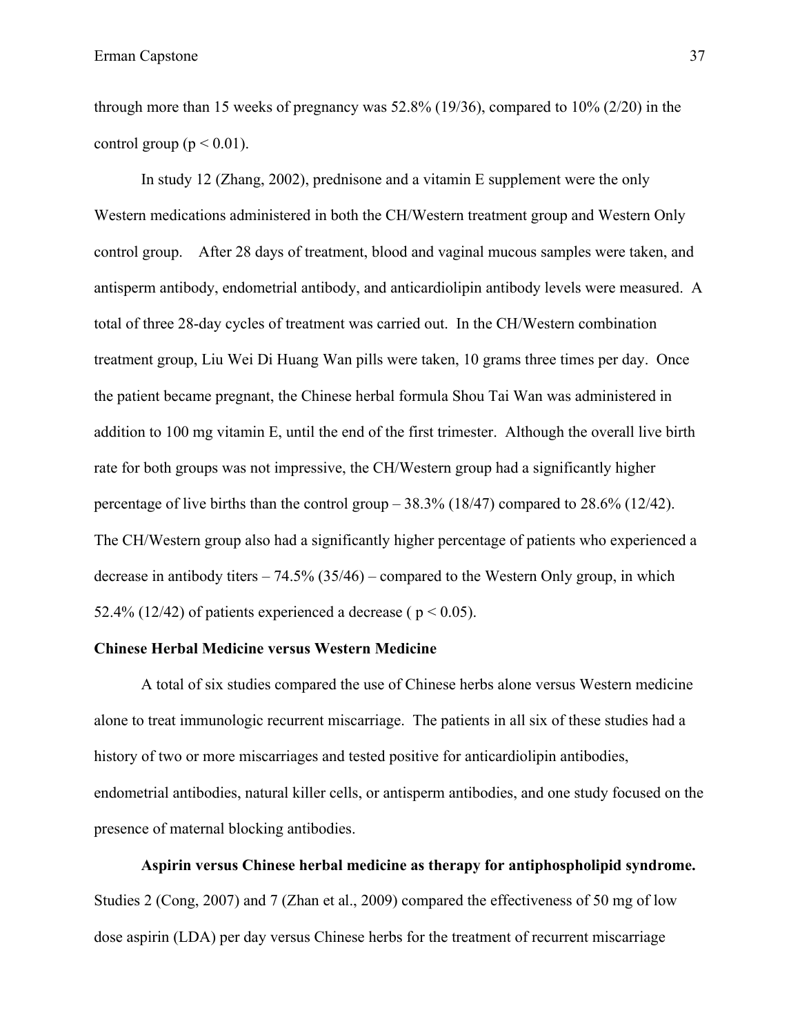through more than 15 weeks of pregnancy was 52.8% (19/36), compared to 10% (2/20) in the control group ($p < 0.01$).

In study 12 (Zhang, 2002), prednisone and a vitamin E supplement were the only Western medications administered in both the CH/Western treatment group and Western Only control group. After 28 days of treatment, blood and vaginal mucous samples were taken, and antisperm antibody, endometrial antibody, and anticardiolipin antibody levels were measured. A total of three 28-day cycles of treatment was carried out. In the CH/Western combination treatment group, Liu Wei Di Huang Wan pills were taken, 10 grams three times per day. Once the patient became pregnant, the Chinese herbal formula Shou Tai Wan was administered in addition to 100 mg vitamin E, until the end of the first trimester. Although the overall live birth rate for both groups was not impressive, the CH/Western group had a significantly higher percentage of live births than the control group – 38.3% (18/47) compared to 28.6% (12/42). The CH/Western group also had a significantly higher percentage of patients who experienced a decrease in antibody titers – 74.5% (35/46) – compared to the Western Only group, in which 52.4% (12/42) of patients experienced a decrease ( $p < 0.05$).

**Chinese Herbal Medicine versus Western Medicine**

A total of six studies compared the use of Chinese herbs alone versus Western medicine alone to treat immunologic recurrent miscarriage. The patients in all six of these studies had a history of two or more miscarriages and tested positive for anticardiolipin antibodies, endometrial antibodies, natural killer cells, or antisperm antibodies, and one study focused on the presence of maternal blocking antibodies.

**Aspirin versus Chinese herbal medicine as therapy for antiphospholipid syndrome.** Studies 2 (Cong, 2007) and 7 (Zhan et al., 2009) compared the effectiveness of 50 mg of low dose aspirin (LDA) per day versus Chinese herbs for the treatment of recurrent miscarriage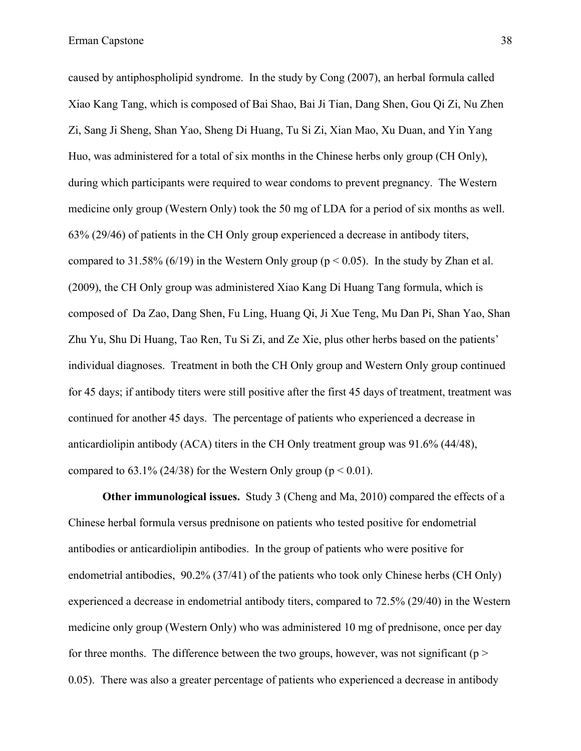caused by antiphospholipid syndrome. In the study by Cong (2007), an herbal formula called Xiao Kang Tang, which is composed of Bai Shao, Bai Ji Tian, Dang Shen, Gou Qi Zi, Nu Zhen Zi, Sang Ji Sheng, Shan Yao, Sheng Di Huang, Tu Si Zi, Xian Mao, Xu Duan, and Yin Yang Huo, was administered for a total of six months in the Chinese herbs only group (CH Only), during which participants were required to wear condoms to prevent pregnancy. The Western medicine only group (Western Only) took the 50 mg of LDA for a period of six months as well. 63% (29/46) of patients in the CH Only group experienced a decrease in antibody titers, compared to 31.58% (6/19) in the Western Only group ($p < 0.05$). In the study by Zhan et al. (2009), the CH Only group was administered Xiao Kang Di Huang Tang formula, which is composed of Da Zao, Dang Shen, Fu Ling, Huang Qi, Ji Xue Teng, Mu Dan Pi, Shan Yao, Shan Zhu Yu, Shu Di Huang, Tao Ren, Tu Si Zi, and Ze Xie, plus other herbs based on the patients' individual diagnoses. Treatment in both the CH Only group and Western Only group continued for 45 days; if antibody titers were still positive after the first 45 days of treatment, treatment was continued for another 45 days. The percentage of patients who experienced a decrease in anticardiolipin antibody (ACA) titers in the CH Only treatment group was 91.6% (44/48), compared to 63.1% (24/38) for the Western Only group ($p < 0.01$).

**Other immunological issues.** Study 3 (Cheng and Ma, 2010) compared the effects of a Chinese herbal formula versus prednisone on patients who tested positive for endometrial antibodies or anticardiolipin antibodies. In the group of patients who were positive for endometrial antibodies, 90.2% (37/41) of the patients who took only Chinese herbs (CH Only) experienced a decrease in endometrial antibody titers, compared to 72.5% (29/40) in the Western medicine only group (Western Only) who was administered 10 mg of prednisone, once per day for three months. The difference between the two groups, however, was not significant ($p > 0.05$). There was also a greater percentage of patients who experienced a decrease in antibody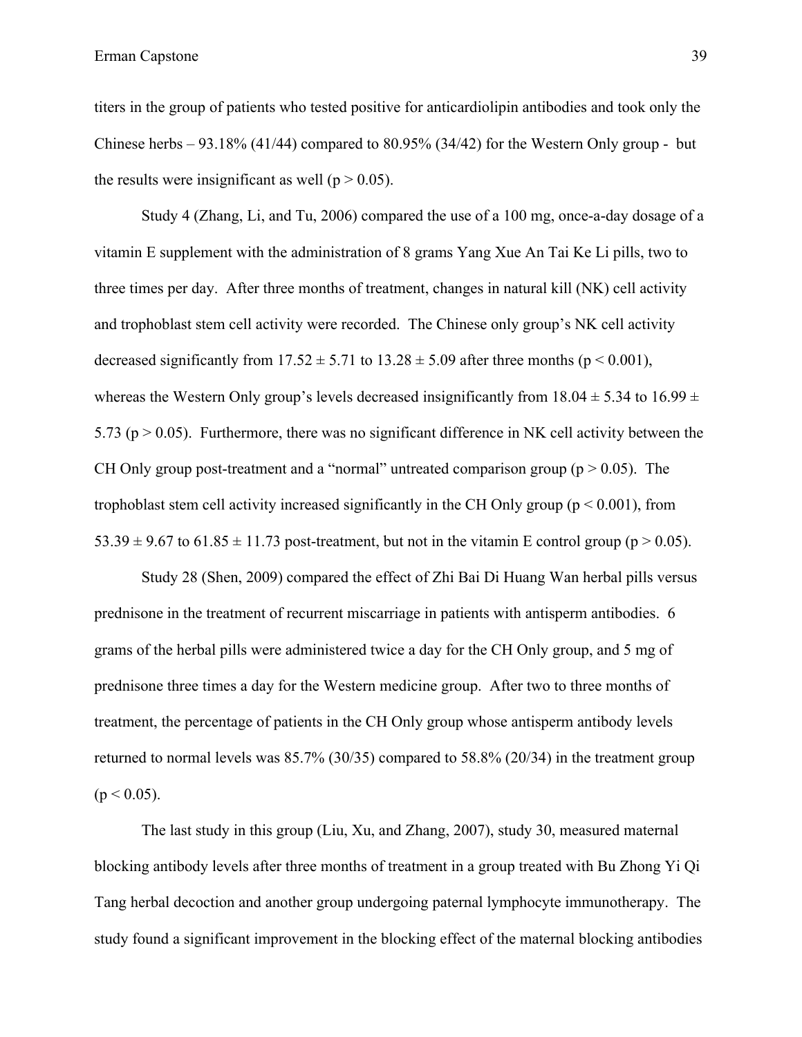titers in the group of patients who tested positive for anticardiolipin antibodies and took only the Chinese herbs – 93.18% (41/44) compared to 80.95% (34/42) for the Western Only group - but the results were insignificant as well ($p > 0.05$).

Study 4 (Zhang, Li, and Tu, 2006) compared the use of a 100 mg, once-a-day dosage of a vitamin E supplement with the administration of 8 grams Yang Xue An Tai Ke Li pills, two to three times per day. After three months of treatment, changes in natural kill (NK) cell activity and trophoblast stem cell activity were recorded. The Chinese only group's NK cell activity decreased significantly from $17.52 \pm 5.71$ to $13.28 \pm 5.09$ after three months ($p < 0.001$), whereas the Western Only group's levels decreased insignificantly from $18.04 \pm 5.34$ to $16.99 \pm 5.73$ ($p > 0.05$). Furthermore, there was no significant difference in NK cell activity between the CH Only group post-treatment and a "normal" untreated comparison group ($p > 0.05$). The trophoblast stem cell activity increased significantly in the CH Only group ($p < 0.001$), from $53.39 \pm 9.67$ to $61.85 \pm 11.73$ post-treatment, but not in the vitamin E control group ($p > 0.05$).

Study 28 (Shen, 2009) compared the effect of Zhi Bai Di Huang Wan herbal pills versus prednisone in the treatment of recurrent miscarriage in patients with antisperm antibodies. 6 grams of the herbal pills were administered twice a day for the CH Only group, and 5 mg of prednisone three times a day for the Western medicine group. After two to three months of treatment, the percentage of patients in the CH Only group whose antisperm antibody levels returned to normal levels was 85.7% (30/35) compared to 58.8% (20/34) in the treatment group ($p < 0.05$).

The last study in this group (Liu, Xu, and Zhang, 2007), study 30, measured maternal blocking antibody levels after three months of treatment in a group treated with Bu Zhong Yi Qi Tang herbal decoction and another group undergoing paternal lymphocyte immunotherapy. The study found a significant improvement in the blocking effect of the maternal blocking antibodies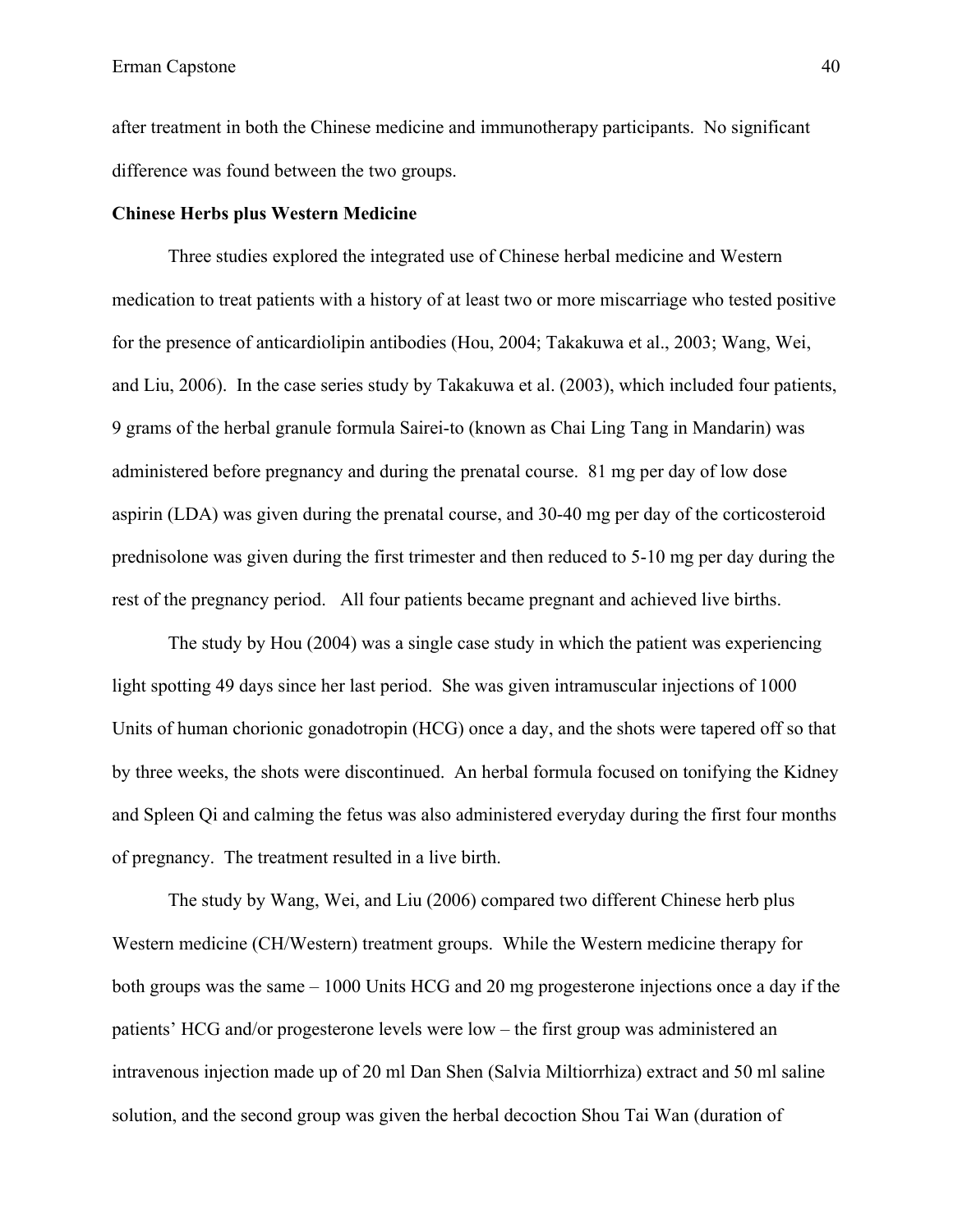after treatment in both the Chinese medicine and immunotherapy participants. No significant difference was found between the two groups.

**Chinese Herbs plus Western Medicine**

Three studies explored the integrated use of Chinese herbal medicine and Western medication to treat patients with a history of at least two or more miscarriage who tested positive for the presence of anticardiolipin antibodies (Hou, 2004; Takakuwa et al., 2003; Wang, Wei, and Liu, 2006). In the case series study by Takakuwa et al. (2003), which included four patients, 9 grams of the herbal granule formula Sairei-to (known as Chai Ling Tang in Mandarin) was administered before pregnancy and during the prenatal course. 81 mg per day of low dose aspirin (LDA) was given during the prenatal course, and 30-40 mg per day of the corticosteroid prednisolone was given during the first trimester and then reduced to 5-10 mg per day during the rest of the pregnancy period. All four patients became pregnant and achieved live births.

The study by Hou (2004) was a single case study in which the patient was experiencing light spotting 49 days since her last period. She was given intramuscular injections of 1000 Units of human chorionic gonadotropin (HCG) once a day, and the shots were tapered off so that by three weeks, the shots were discontinued. An herbal formula focused on tonifying the Kidney and Spleen Qi and calming the fetus was also administered everyday during the first four months of pregnancy. The treatment resulted in a live birth.

The study by Wang, Wei, and Liu (2006) compared two different Chinese herb plus Western medicine (CH/Western) treatment groups. While the Western medicine therapy for both groups was the same – 1000 Units HCG and 20 mg progesterone injections once a day if the patients' HCG and/or progesterone levels were low – the first group was administered an intravenous injection made up of 20 ml Dan Shen (Salvia Miltiorrhiza) extract and 50 ml saline solution, and the second group was given the herbal decoction Shou Tai Wan (duration of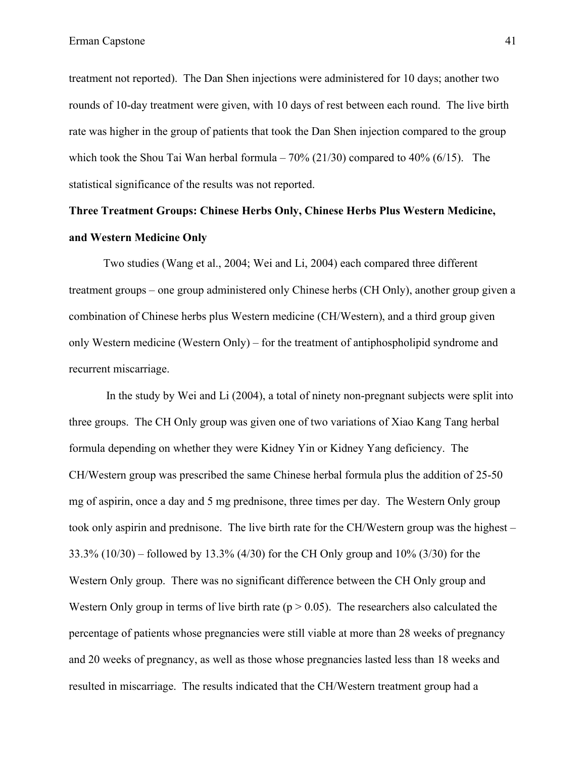treatment not reported). The Dan Shen injections were administered for 10 days; another two rounds of 10-day treatment were given, with 10 days of rest between each round. The live birth rate was higher in the group of patients that took the Dan Shen injection compared to the group which took the Shou Tai Wan herbal formula – 70% (21/30) compared to 40% (6/15). The statistical significance of the results was not reported.

**Three Treatment Groups: Chinese Herbs Only, Chinese Herbs Plus Western Medicine, and Western Medicine Only**

Two studies (Wang et al., 2004; Wei and Li, 2004) each compared three different treatment groups – one group administered only Chinese herbs (CH Only), another group given a combination of Chinese herbs plus Western medicine (CH/Western), and a third group given only Western medicine (Western Only) – for the treatment of antiphospholipid syndrome and recurrent miscarriage.

In the study by Wei and Li (2004), a total of ninety non-pregnant subjects were split into three groups. The CH Only group was given one of two variations of Xiao Kang Tang herbal formula depending on whether they were Kidney Yin or Kidney Yang deficiency. The CH/Western group was prescribed the same Chinese herbal formula plus the addition of 25-50 mg of aspirin, once a day and 5 mg prednisone, three times per day. The Western Only group took only aspirin and prednisone. The live birth rate for the CH/Western group was the highest – 33.3% (10/30) – followed by 13.3% (4/30) for the CH Only group and 10% (3/30) for the Western Only group. There was no significant difference between the CH Only group and Western Only group in terms of live birth rate ($p > 0.05$). The researchers also calculated the percentage of patients whose pregnancies were still viable at more than 28 weeks of pregnancy and 20 weeks of pregnancy, as well as those whose pregnancies lasted less than 18 weeks and resulted in miscarriage. The results indicated that the CH/Western treatment group had a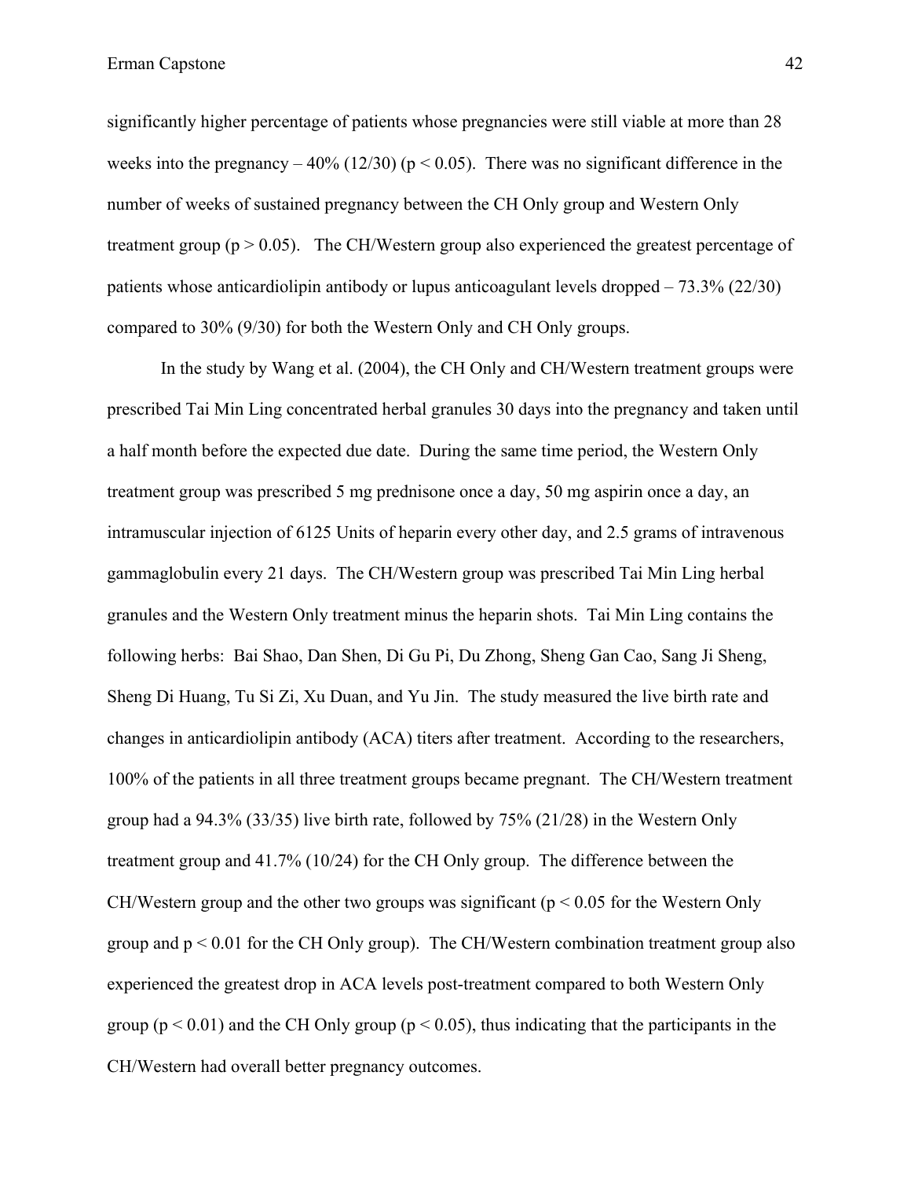significantly higher percentage of patients whose pregnancies were still viable at more than 28 weeks into the pregnancy – 40% (12/30) ($p < 0.05$). There was no significant difference in the number of weeks of sustained pregnancy between the CH Only group and Western Only treatment group ($p > 0.05$). The CH/Western group also experienced the greatest percentage of patients whose anticardiolipin antibody or lupus anticoagulant levels dropped – 73.3% (22/30) compared to 30% (9/30) for both the Western Only and CH Only groups.

In the study by Wang et al. (2004), the CH Only and CH/Western treatment groups were prescribed Tai Min Ling concentrated herbal granules 30 days into the pregnancy and taken until a half month before the expected due date. During the same time period, the Western Only treatment group was prescribed 5 mg prednisone once a day, 50 mg aspirin once a day, an intramuscular injection of 6125 Units of heparin every other day, and 2.5 grams of intravenous gammaglobulin every 21 days. The CH/Western group was prescribed Tai Min Ling herbal granules and the Western Only treatment minus the heparin shots. Tai Min Ling contains the following herbs: Bai Shao, Dan Shen, Di Gu Pi, Du Zhong, Sheng Gan Cao, Sang Ji Sheng, Sheng Di Huang, Tu Si Zi, Xu Duan, and Yu Jin. The study measured the live birth rate and changes in anticardiolipin antibody (ACA) titers after treatment. According to the researchers, 100% of the patients in all three treatment groups became pregnant. The CH/Western treatment group had a 94.3% (33/35) live birth rate, followed by 75% (21/28) in the Western Only treatment group and 41.7% (10/24) for the CH Only group. The difference between the CH/Western group and the other two groups was significant ($p < 0.05$ for the Western Only group and $p < 0.01$ for the CH Only group). The CH/Western combination treatment group also experienced the greatest drop in ACA levels post-treatment compared to both Western Only group ($p < 0.01$) and the CH Only group ($p < 0.05$), thus indicating that the participants in the CH/Western had overall better pregnancy outcomes.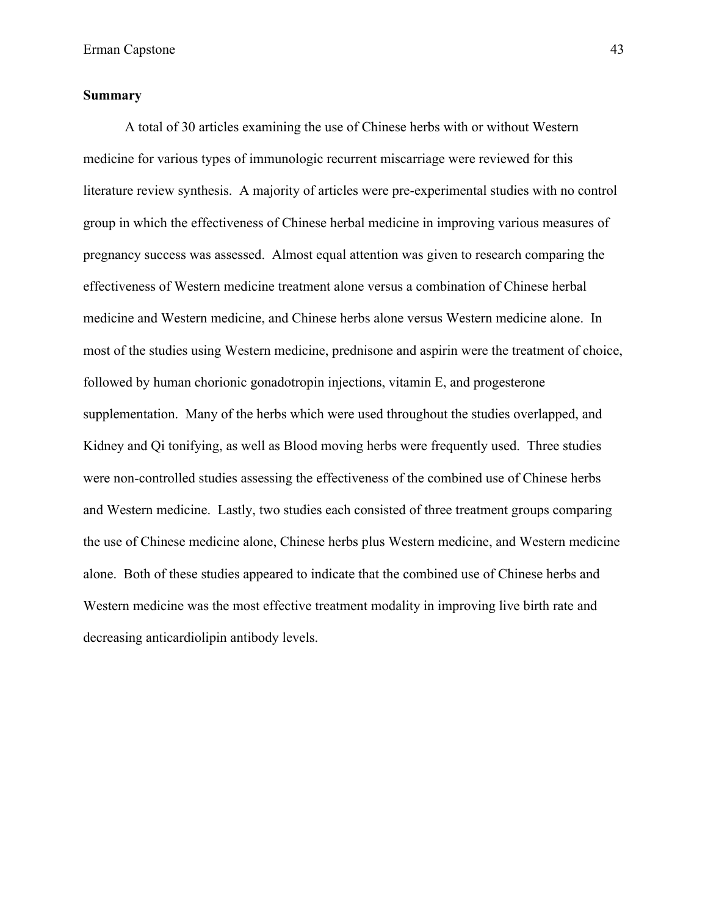**Summary**

A total of 30 articles examining the use of Chinese herbs with or without Western medicine for various types of immunologic recurrent miscarriage were reviewed for this literature review synthesis. A majority of articles were pre-experimental studies with no control group in which the effectiveness of Chinese herbal medicine in improving various measures of pregnancy success was assessed. Almost equal attention was given to research comparing the effectiveness of Western medicine treatment alone versus a combination of Chinese herbal medicine and Western medicine, and Chinese herbs alone versus Western medicine alone. In most of the studies using Western medicine, prednisone and aspirin were the treatment of choice, followed by human chorionic gonadotropin injections, vitamin E, and progesterone supplementation. Many of the herbs which were used throughout the studies overlapped, and Kidney and Qi tonifying, as well as Blood moving herbs were frequently used. Three studies were non-controlled studies assessing the effectiveness of the combined use of Chinese herbs and Western medicine. Lastly, two studies each consisted of three treatment groups comparing the use of Chinese medicine alone, Chinese herbs plus Western medicine, and Western medicine alone. Both of these studies appeared to indicate that the combined use of Chinese herbs and Western medicine was the most effective treatment modality in improving live birth rate and decreasing anticardiolipin antibody levels.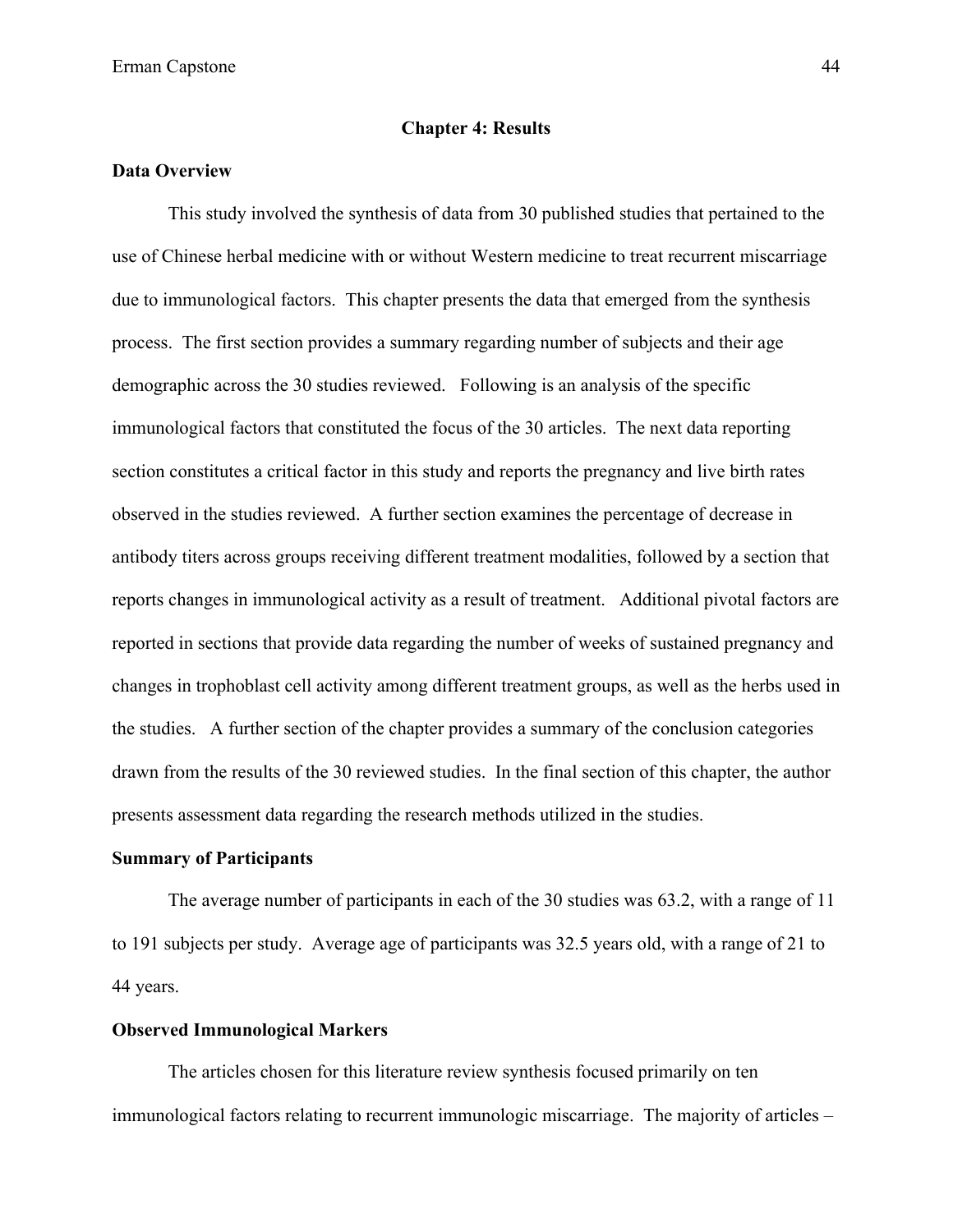# Chapter 4: Results

## Data Overview

This study involved the synthesis of data from 30 published studies that pertained to the use of Chinese herbal medicine with or without Western medicine to treat recurrent miscarriage due to immunological factors. This chapter presents the data that emerged from the synthesis process. The first section provides a summary regarding number of subjects and their age demographic across the 30 studies reviewed. Following is an analysis of the specific immunological factors that constituted the focus of the 30 articles. The next data reporting section constitutes a critical factor in this study and reports the pregnancy and live birth rates observed in the studies reviewed. A further section examines the percentage of decrease in antibody titers across groups receiving different treatment modalities, followed by a section that reports changes in immunological activity as a result of treatment. Additional pivotal factors are reported in sections that provide data regarding the number of weeks of sustained pregnancy and changes in trophoblast cell activity among different treatment groups, as well as the herbs used in the studies. A further section of the chapter provides a summary of the conclusion categories drawn from the results of the 30 reviewed studies. In the final section of this chapter, the author presents assessment data regarding the research methods utilized in the studies.

## Summary of Participants

The average number of participants in each of the 30 studies was 63.2, with a range of 11 to 191 subjects per study. Average age of participants was 32.5 years old, with a range of 21 to 44 years.

## Observed Immunological Markers

The articles chosen for this literature review synthesis focused primarily on ten immunological factors relating to recurrent immunologic miscarriage. The majority of articles –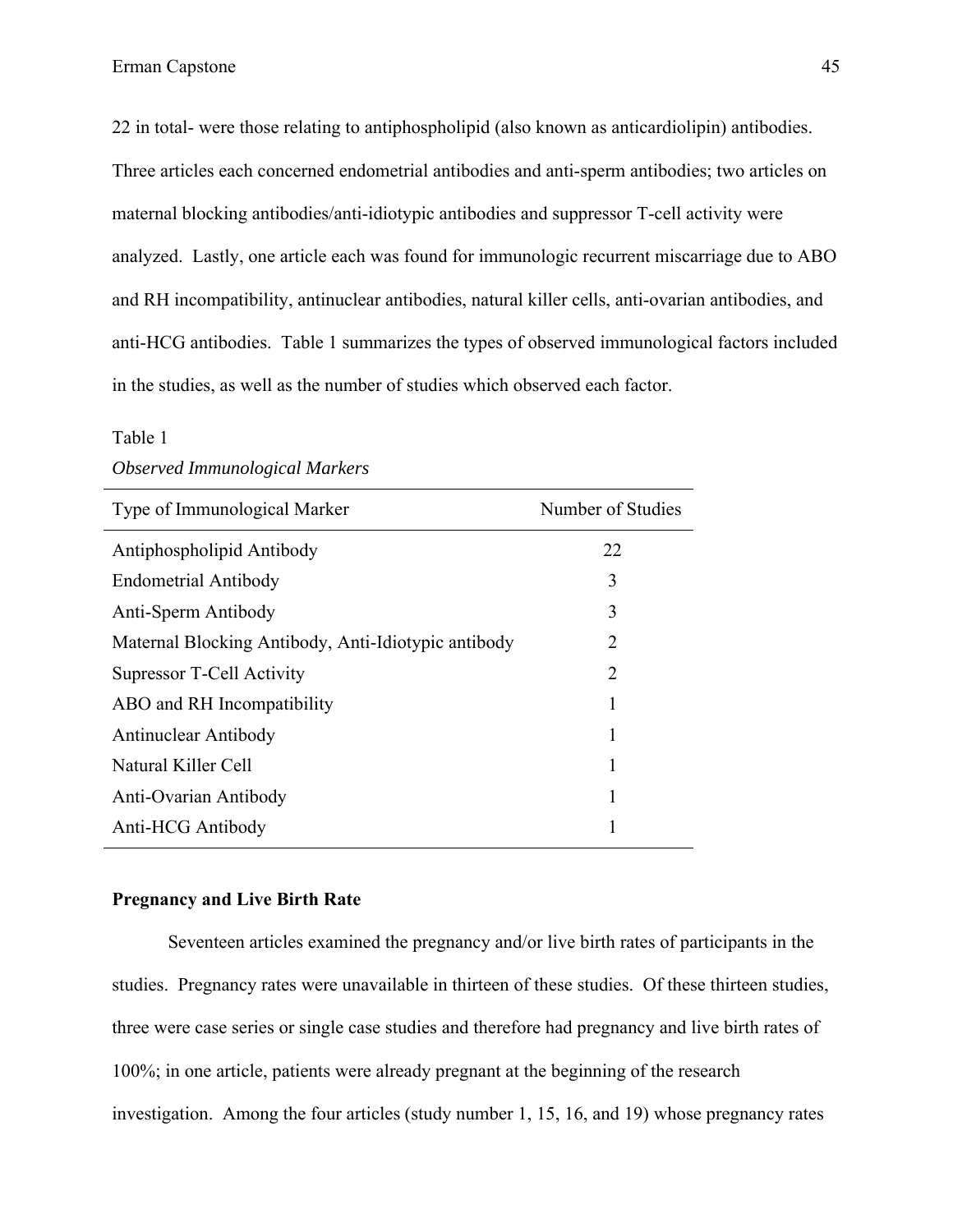22 in total- were those relating to antiphospholipid (also known as anticardiolipin) antibodies. Three articles each concerned endometrial antibodies and anti-sperm antibodies; two articles on maternal blocking antibodies/anti-idiotypic antibodies and suppressor T-cell activity were analyzed. Lastly, one article each was found for immunologic recurrent miscarriage due to ABO and RH incompatibility, antinuclear antibodies, natural killer cells, anti-ovarian antibodies, and anti-HCG antibodies. Table 1 summarizes the types of observed immunological factors included in the studies, as well as the number of studies which observed each factor.

Table 1

*Observed Immunological Markers*

| Type of Immunological Marker | Number of Studies |
|---|---|
| Antiphospholipid Antibody | 22 |
| Endometrial Antibody | 3 |
| Anti-Sperm Antibody | 3 |
| Maternal Blocking Antibody, Anti-Idiotypic antibody | 2 |
| Supressor T-Cell Activity | 2 |
| ABO and RH Incompatibility | 1 |
| Antinuclear Antibody | 1 |
| Natural Killer Cell | 1 |
| Anti-Ovarian Antibody | 1 |
| Anti-HCG Antibody | 1 |

**Pregnancy and Live Birth Rate**

Seventeen articles examined the pregnancy and/or live birth rates of participants in the studies. Pregnancy rates were unavailable in thirteen of these studies. Of these thirteen studies, three were case series or single case studies and therefore had pregnancy and live birth rates of 100%; in one article, patients were already pregnant at the beginning of the research investigation. Among the four articles (study number 1, 15, 16, and 19) whose pregnancy rates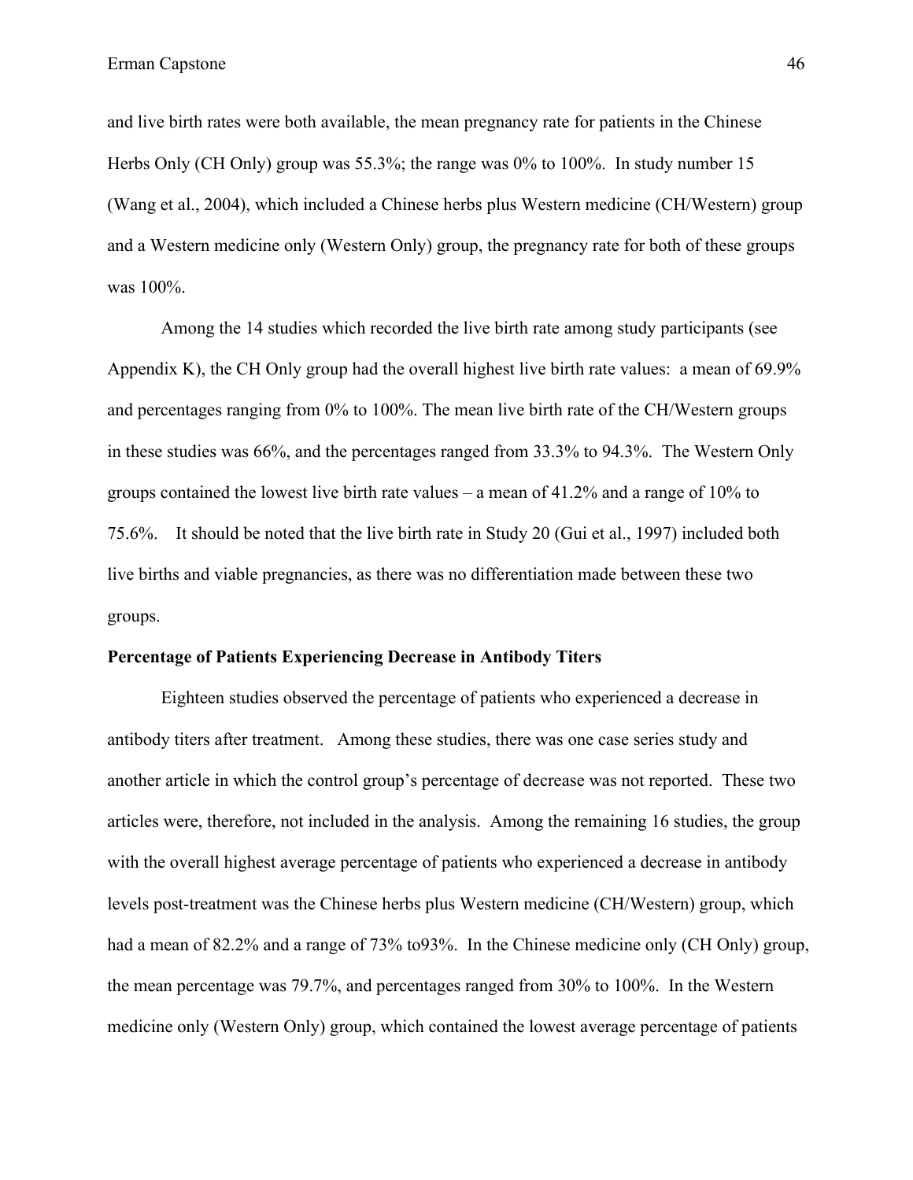and live birth rates were both available, the mean pregnancy rate for patients in the Chinese Herbs Only (CH Only) group was 55.3%; the range was 0% to 100%. In study number 15 (Wang et al., 2004), which included a Chinese herbs plus Western medicine (CH/Western) group and a Western medicine only (Western Only) group, the pregnancy rate for both of these groups was 100%.

Among the 14 studies which recorded the live birth rate among study participants (see Appendix K), the CH Only group had the overall highest live birth rate values: a mean of 69.9% and percentages ranging from 0% to 100%. The mean live birth rate of the CH/Western groups in these studies was 66%, and the percentages ranged from 33.3% to 94.3%. The Western Only groups contained the lowest live birth rate values – a mean of 41.2% and a range of 10% to 75.6%. It should be noted that the live birth rate in Study 20 (Gui et al., 1997) included both live births and viable pregnancies, as there was no differentiation made between these two groups.

**Percentage of Patients Experiencing Decrease in Antibody Titers**

Eighteen studies observed the percentage of patients who experienced a decrease in antibody titers after treatment. Among these studies, there was one case series study and another article in which the control group's percentage of decrease was not reported. These two articles were, therefore, not included in the analysis. Among the remaining 16 studies, the group with the overall highest average percentage of patients who experienced a decrease in antibody levels post-treatment was the Chinese herbs plus Western medicine (CH/Western) group, which had a mean of 82.2% and a range of 73% to93%. In the Chinese medicine only (CH Only) group, the mean percentage was 79.7%, and percentages ranged from 30% to 100%. In the Western medicine only (Western Only) group, which contained the lowest average percentage of patients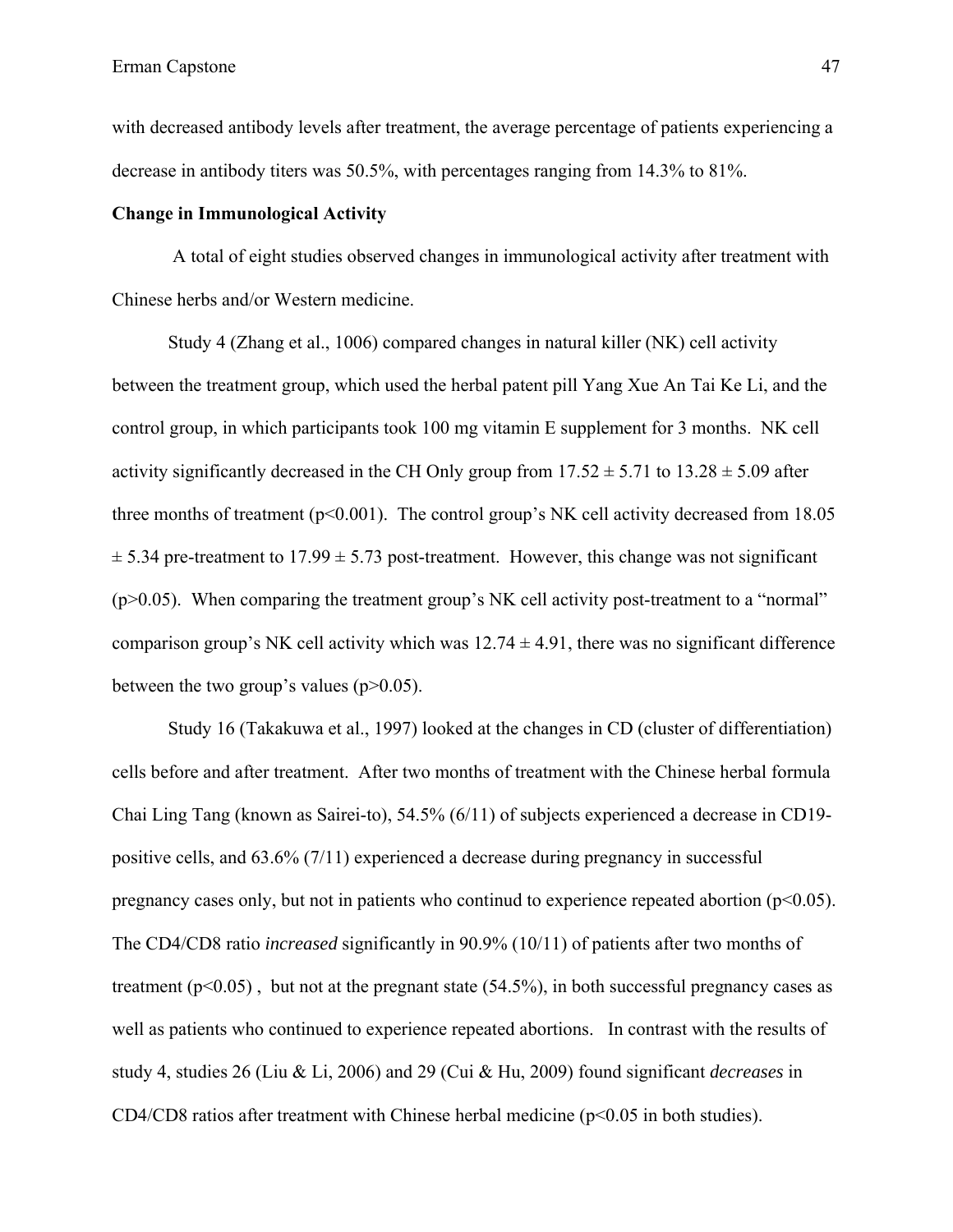with decreased antibody levels after treatment, the average percentage of patients experiencing a decrease in antibody titers was 50.5%, with percentages ranging from 14.3% to 81%.

**Change in Immunological Activity**

A total of eight studies observed changes in immunological activity after treatment with Chinese herbs and/or Western medicine.

Study 4 (Zhang et al., 1006) compared changes in natural killer (NK) cell activity between the treatment group, which used the herbal patent pill Yang Xue An Tai Ke Li, and the control group, in which participants took 100 mg vitamin E supplement for 3 months. NK cell activity significantly decreased in the CH Only group from $17.52 \pm 5.71$ to $13.28 \pm 5.09$ after three months of treatment ($p<0.001$). The control group's NK cell activity decreased from $18.05 \pm 5.34$ pre-treatment to $17.99 \pm 5.73$ post-treatment. However, this change was not significant ($p>0.05$). When comparing the treatment group's NK cell activity post-treatment to a "normal" comparison group's NK cell activity which was $12.74 \pm 4.91$, there was no significant difference between the two group's values ($p>0.05$).

Study 16 (Takakuwa et al., 1997) looked at the changes in CD (cluster of differentiation) cells before and after treatment. After two months of treatment with the Chinese herbal formula Chai Ling Tang (known as Sairei-to), 54.5% (6/11) of subjects experienced a decrease in CD19-positive cells, and 63.6% (7/11) experienced a decrease during pregnancy in successful pregnancy cases only, but not in patients who continud to experience repeated abortion ($p<0.05$). The CD4/CD8 ratio *increased* significantly in 90.9% (10/11) of patients after two months of treatment ($p<0.05$) , but not at the pregnant state (54.5%), in both successful pregnancy cases as well as patients who continued to experience repeated abortions. In contrast with the results of study 4, studies 26 (Liu & Li, 2006) and 29 (Cui & Hu, 2009) found significant *decreases* in CD4/CD8 ratios after treatment with Chinese herbal medicine ($p<0.05$ in both studies).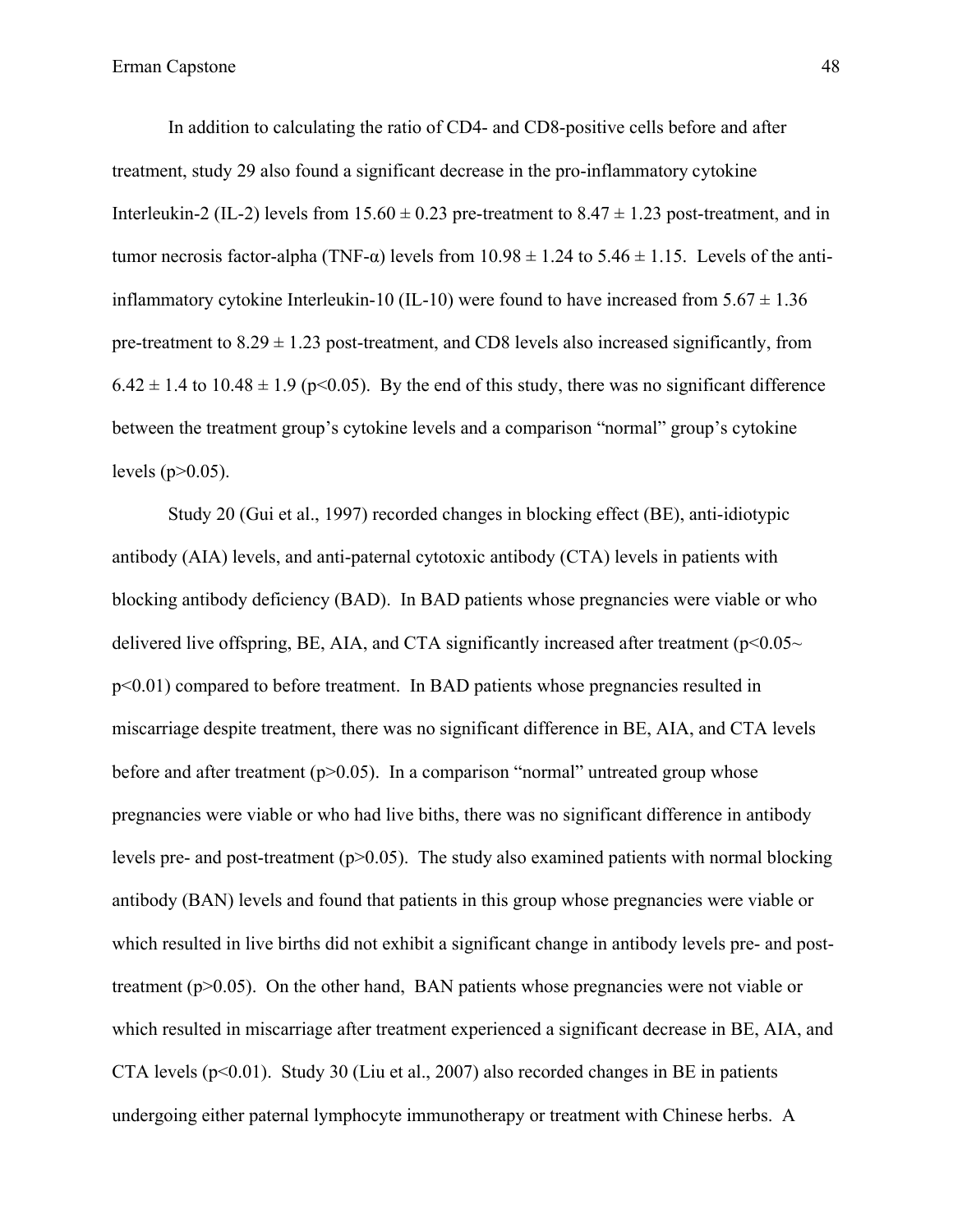In addition to calculating the ratio of CD4- and CD8-positive cells before and after treatment, study 29 also found a significant decrease in the pro-inflammatory cytokine Interleukin-2 (IL-2) levels from $15.60 \pm 0.23$ pre-treatment to $8.47 \pm 1.23$ post-treatment, and in tumor necrosis factor-alpha (TNF-α) levels from $10.98 \pm 1.24$ to $5.46 \pm 1.15$. Levels of the anti-inflammatory cytokine Interleukin-10 (IL-10) were found to have increased from $5.67 \pm 1.36$ pre-treatment to $8.29 \pm 1.23$ post-treatment, and CD8 levels also increased significantly, from $6.42 \pm 1.4$ to $10.48 \pm 1.9$ ($p<0.05$). By the end of this study, there was no significant difference between the treatment group's cytokine levels and a comparison "normal" group's cytokine levels ($p>0.05$).

Study 20 (Gui et al., 1997) recorded changes in blocking effect (BE), anti-idiotypic antibody (AIA) levels, and anti-paternal cytotoxic antibody (CTA) levels in patients with blocking antibody deficiency (BAD). In BAD patients whose pregnancies were viable or who delivered live offspring, BE, AIA, and CTA significantly increased after treatment ($p<0.05$~ $p<0.01$) compared to before treatment. In BAD patients whose pregnancies resulted in miscarriage despite treatment, there was no significant difference in BE, AIA, and CTA levels before and after treatment ($p>0.05$). In a comparison "normal" untreated group whose pregnancies were viable or who had live biths, there was no significant difference in antibody levels pre- and post-treatment ($p>0.05$). The study also examined patients with normal blocking antibody (BAN) levels and found that patients in this group whose pregnancies were viable or which resulted in live births did not exhibit a significant change in antibody levels pre- and post-treatment ($p>0.05$). On the other hand, BAN patients whose pregnancies were not viable or which resulted in miscarriage after treatment experienced a significant decrease in BE, AIA, and CTA levels ($p<0.01$). Study 30 (Liu et al., 2007) also recorded changes in BE in patients undergoing either paternal lymphocyte immunotherapy or treatment with Chinese herbs. A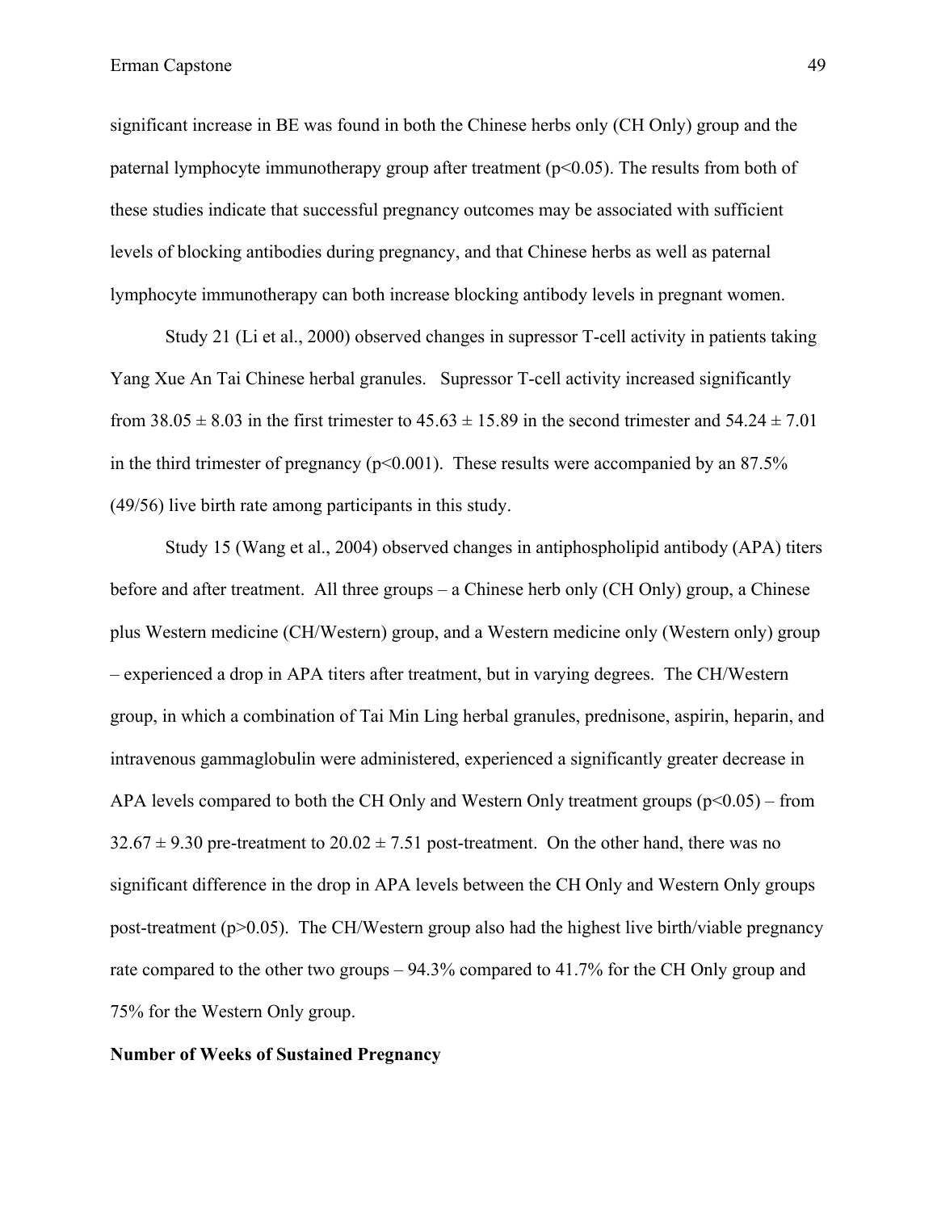significant increase in BE was found in both the Chinese herbs only (CH Only) group and the paternal lymphocyte immunotherapy group after treatment ($p<0.05$). The results from both of these studies indicate that successful pregnancy outcomes may be associated with sufficient levels of blocking antibodies during pregnancy, and that Chinese herbs as well as paternal lymphocyte immunotherapy can both increase blocking antibody levels in pregnant women.

Study 21 (Li et al., 2000) observed changes in supressor T-cell activity in patients taking Yang Xue An Tai Chinese herbal granules. Supressor T-cell activity increased significantly from $38.05 \pm 8.03$ in the first trimester to $45.63 \pm 15.89$ in the second trimester and $54.24 \pm 7.01$ in the third trimester of pregnancy ($p<0.001$). These results were accompanied by an 87.5% (49/56) live birth rate among participants in this study.

Study 15 (Wang et al., 2004) observed changes in antiphospholipid antibody (APA) titers before and after treatment. All three groups – a Chinese herb only (CH Only) group, a Chinese plus Western medicine (CH/Western) group, and a Western medicine only (Western only) group – experienced a drop in APA titers after treatment, but in varying degrees. The CH/Western group, in which a combination of Tai Min Ling herbal granules, prednisone, aspirin, heparin, and intravenous gammaglobulin were administered, experienced a significantly greater decrease in APA levels compared to both the CH Only and Western Only treatment groups ($p<0.05$) – from $32.67 \pm 9.30$ pre-treatment to $20.02 \pm 7.51$ post-treatment. On the other hand, there was no significant difference in the drop in APA levels between the CH Only and Western Only groups post-treatment ($p>0.05$). The CH/Western group also had the highest live birth/viable pregnancy rate compared to the other two groups – 94.3% compared to 41.7% for the CH Only group and 75% for the Western Only group.

**Number of Weeks of Sustained Pregnancy**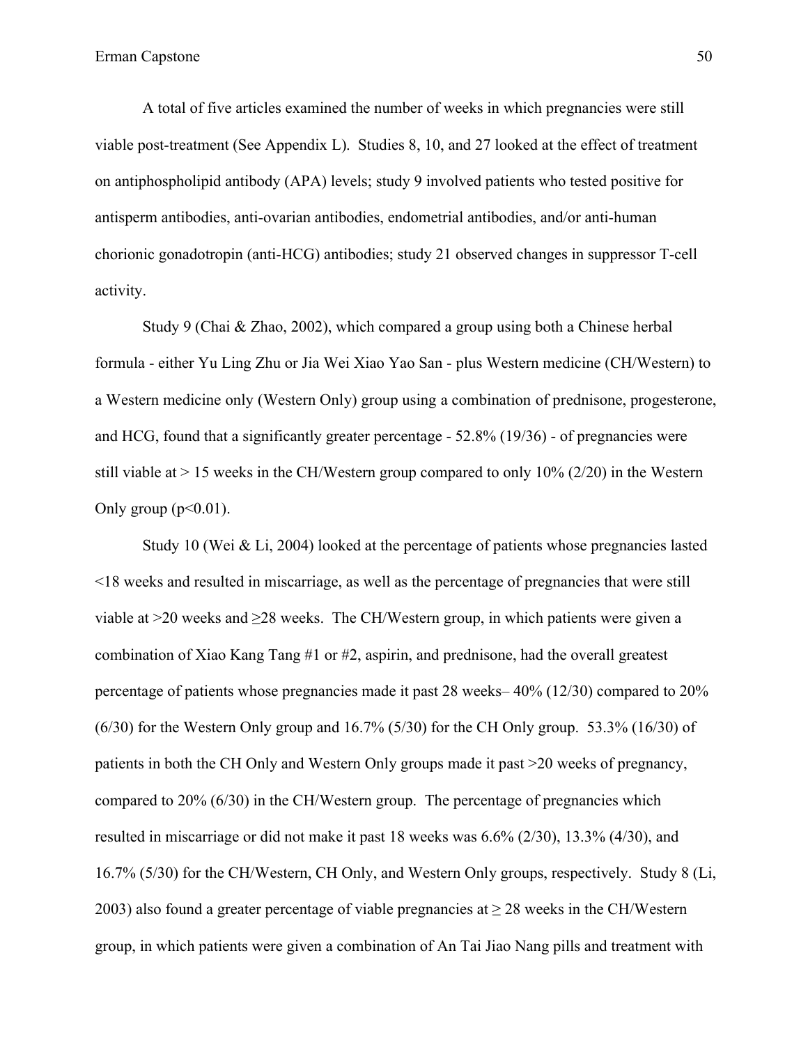A total of five articles examined the number of weeks in which pregnancies were still viable post-treatment (See Appendix L). Studies 8, 10, and 27 looked at the effect of treatment on antiphospholipid antibody (APA) levels; study 9 involved patients who tested positive for antisperm antibodies, anti-ovarian antibodies, endometrial antibodies, and/or anti-human chorionic gonadotropin (anti-HCG) antibodies; study 21 observed changes in suppressor T-cell activity.

Study 9 (Chai & Zhao, 2002), which compared a group using both a Chinese herbal formula - either Yu Ling Zhu or Jia Wei Xiao Yao San - plus Western medicine (CH/Western) to a Western medicine only (Western Only) group using a combination of prednisone, progesterone, and HCG, found that a significantly greater percentage - 52.8% (19/36) - of pregnancies were still viable at > 15 weeks in the CH/Western group compared to only 10% (2/20) in the Western Only group ($p<0.01$).

Study 10 (Wei & Li, 2004) looked at the percentage of patients whose pregnancies lasted <18 weeks and resulted in miscarriage, as well as the percentage of pregnancies that were still viable at >20 weeks and ≥28 weeks. The CH/Western group, in which patients were given a combination of Xiao Kang Tang #1 or #2, aspirin, and prednisone, had the overall greatest percentage of patients whose pregnancies made it past 28 weeks– 40% (12/30) compared to 20% (6/30) for the Western Only group and 16.7% (5/30) for the CH Only group. 53.3% (16/30) of patients in both the CH Only and Western Only groups made it past >20 weeks of pregnancy, compared to 20% (6/30) in the CH/Western group. The percentage of pregnancies which resulted in miscarriage or did not make it past 18 weeks was 6.6% (2/30), 13.3% (4/30), and 16.7% (5/30) for the CH/Western, CH Only, and Western Only groups, respectively. Study 8 (Li, 2003) also found a greater percentage of viable pregnancies at ≥ 28 weeks in the CH/Western group, in which patients were given a combination of An Tai Jiao Nang pills and treatment with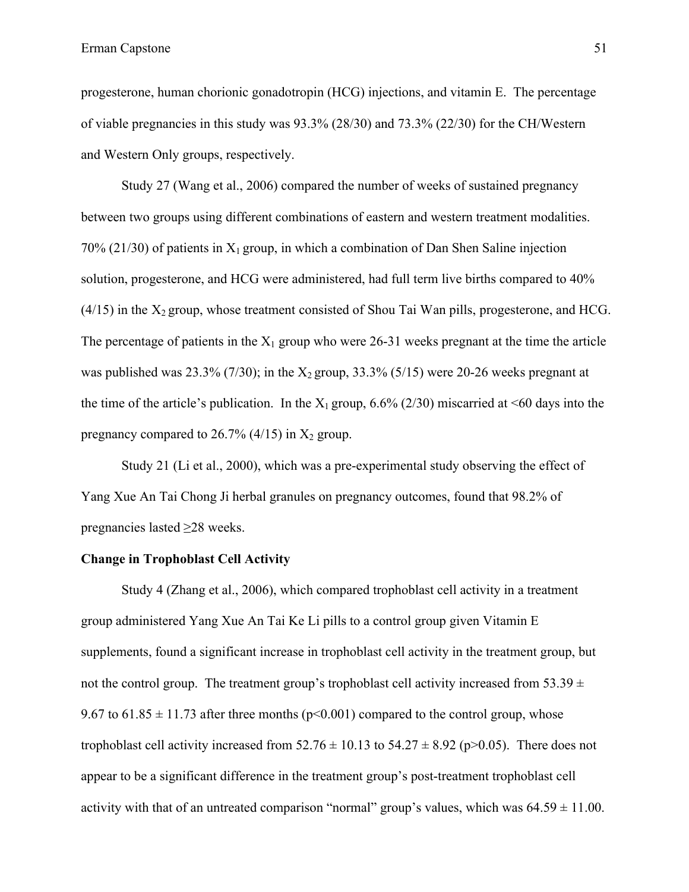progesterone, human chorionic gonadotropin (HCG) injections, and vitamin E. The percentage of viable pregnancies in this study was 93.3% (28/30) and 73.3% (22/30) for the CH/Western and Western Only groups, respectively.

Study 27 (Wang et al., 2006) compared the number of weeks of sustained pregnancy between two groups using different combinations of eastern and western treatment modalities. 70% (21/30) of patients in $X_1$ group, in which a combination of Dan Shen Saline injection solution, progesterone, and HCG were administered, had full term live births compared to 40% (4/15) in the $X_2$ group, whose treatment consisted of Shou Tai Wan pills, progesterone, and HCG. The percentage of patients in the $X_1$ group who were 26-31 weeks pregnant at the time the article was published was 23.3% (7/30); in the $X_2$ group, 33.3% (5/15) were 20-26 weeks pregnant at the time of the article's publication. In the $X_1$ group, 6.6% (2/30) miscarried at <60 days into the pregnancy compared to 26.7% (4/15) in $X_2$ group.

Study 21 (Li et al., 2000), which was a pre-experimental study observing the effect of Yang Xue An Tai Chong Ji herbal granules on pregnancy outcomes, found that 98.2% of pregnancies lasted ≥28 weeks.

**Change in Trophoblast Cell Activity**

Study 4 (Zhang et al., 2006), which compared trophoblast cell activity in a treatment group administered Yang Xue An Tai Ke Li pills to a control group given Vitamin E supplements, found a significant increase in trophoblast cell activity in the treatment group, but not the control group. The treatment group's trophoblast cell activity increased from $53.39 \pm 9.67$ to $61.85 \pm 11.73$ after three months ($p<0.001$) compared to the control group, whose trophoblast cell activity increased from $52.76 \pm 10.13$ to $54.27 \pm 8.92$ ($p>0.05$). There does not appear to be a significant difference in the treatment group's post-treatment trophoblast cell activity with that of an untreated comparison "normal" group's values, which was $64.59 \pm 11.00$.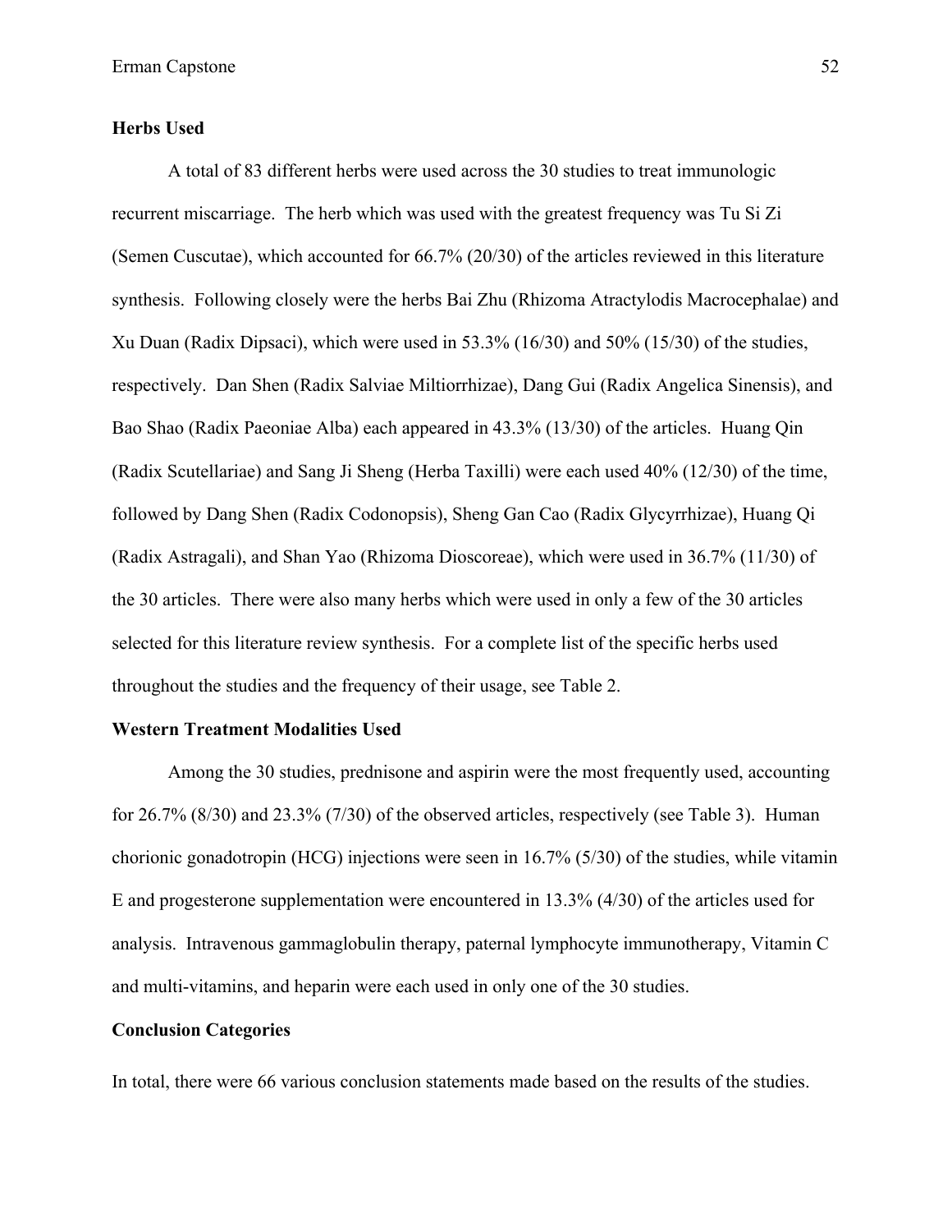**Herbs Used**

A total of 83 different herbs were used across the 30 studies to treat immunologic recurrent miscarriage. The herb which was used with the greatest frequency was Tu Si Zi (Semen Cuscutae), which accounted for 66.7% (20/30) of the articles reviewed in this literature synthesis. Following closely were the herbs Bai Zhu (Rhizoma Atractylodis Macrocephalae) and Xu Duan (Radix Dipsaci), which were used in 53.3% (16/30) and 50% (15/30) of the studies, respectively. Dan Shen (Radix Salviae Miltiorrhizae), Dang Gui (Radix Angelica Sinensis), and Bao Shao (Radix Paeoniae Alba) each appeared in 43.3% (13/30) of the articles. Huang Qin (Radix Scutellariae) and Sang Ji Sheng (Herba Taxilli) were each used 40% (12/30) of the time, followed by Dang Shen (Radix Codonopsis), Sheng Gan Cao (Radix Glycyrrhizae), Huang Qi (Radix Astragali), and Shan Yao (Rhizoma Dioscoreae), which were used in 36.7% (11/30) of the 30 articles. There were also many herbs which were used in only a few of the 30 articles selected for this literature review synthesis. For a complete list of the specific herbs used throughout the studies and the frequency of their usage, see Table 2.

**Western Treatment Modalities Used**

Among the 30 studies, prednisone and aspirin were the most frequently used, accounting for 26.7% (8/30) and 23.3% (7/30) of the observed articles, respectively (see Table 3). Human chorionic gonadotropin (HCG) injections were seen in 16.7% (5/30) of the studies, while vitamin E and progesterone supplementation were encountered in 13.3% (4/30) of the articles used for analysis. Intravenous gammaglobulin therapy, paternal lymphocyte immunotherapy, Vitamin C and multi-vitamins, and heparin were each used in only one of the 30 studies.

**Conclusion Categories**

In total, there were 66 various conclusion statements made based on the results of the studies.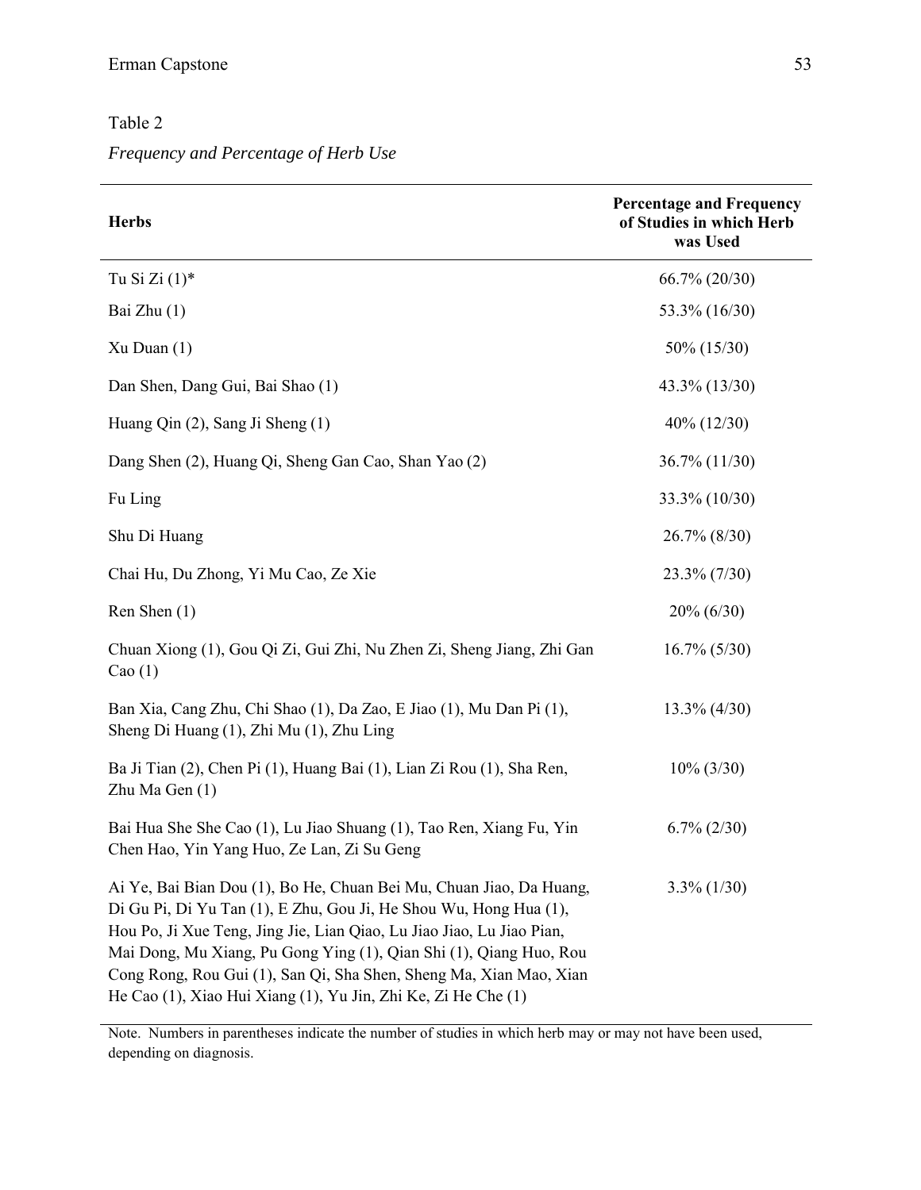Table 2

*Frequency and Percentage of Herb Use*

| Herbs | Percentage and Frequency of Studies in which Herb was Used |
|---|---|
| Tu Si Zi (1)* | 66.7% (20/30) |
| Bai Zhu (1) | 53.3% (16/30) |
| Xu Duan (1) | 50% (15/30) |
| Dan Shen, Dang Gui, Bai Shao (1) | 43.3% (13/30) |
| Huang Qin (2), Sang Ji Sheng (1) | 40% (12/30) |
| Dang Shen (2), Huang Qi, Sheng Gan Cao, Shan Yao (2) | 36.7% (11/30) |
| Fu Ling | 33.3% (10/30) |
| Shu Di Huang | 26.7% (8/30) |
| Chai Hu, Du Zhong, Yi Mu Cao, Ze Xie | 23.3% (7/30) |
| Ren Shen (1) | 20% (6/30) |
| Chuan Xiong (1), Gou Qi Zi, Gui Zhi, Nu Zhen Zi, Sheng Jiang, Zhi Gan Cao (1) | 16.7% (5/30) |
| Ban Xia, Cang Zhu, Chi Shao (1), Da Zao, E Jiao (1), Mu Dan Pi (1), Sheng Di Huang (1), Zhi Mu (1), Zhu Ling | 13.3% (4/30) |
| Ba Ji Tian (2), Chen Pi (1), Huang Bai (1), Lian Zi Rou (1), Sha Ren, Zhu Ma Gen (1) | 10% (3/30) |
| Bai Hua She She Cao (1), Lu Jiao Shuang (1), Tao Ren, Xiang Fu, Yin Chen Hao, Yin Yang Huo, Ze Lan, Zi Su Geng | 6.7% (2/30) |
| Ai Ye, Bai Bian Dou (1), Bo He, Chuan Bei Mu, Chuan Jiao, Da Huang, Di Gu Pi, Di Yu Tan (1), E Zhu, Gou Ji, He Shou Wu, Hong Hua (1), Hou Po, Ji Xue Teng, Jing Jie, Lian Qiao, Lu Jiao Jiao, Lu Jiao Pian, Mai Dong, Mu Xiang, Pu Gong Ying (1), Qian Shi (1), Qiang Huo, Rou Cong Rong, Rou Gui (1), San Qi, Sha Shen, Sheng Ma, Xian Mao, Xian He Cao (1), Xiao Hui Xiang (1), Yu Jin, Zhi Ke, Zi He Che (1) | 3.3% (1/30) |

Note. Numbers in parentheses indicate the number of studies in which herb may or may not have been used, depending on diagnosis.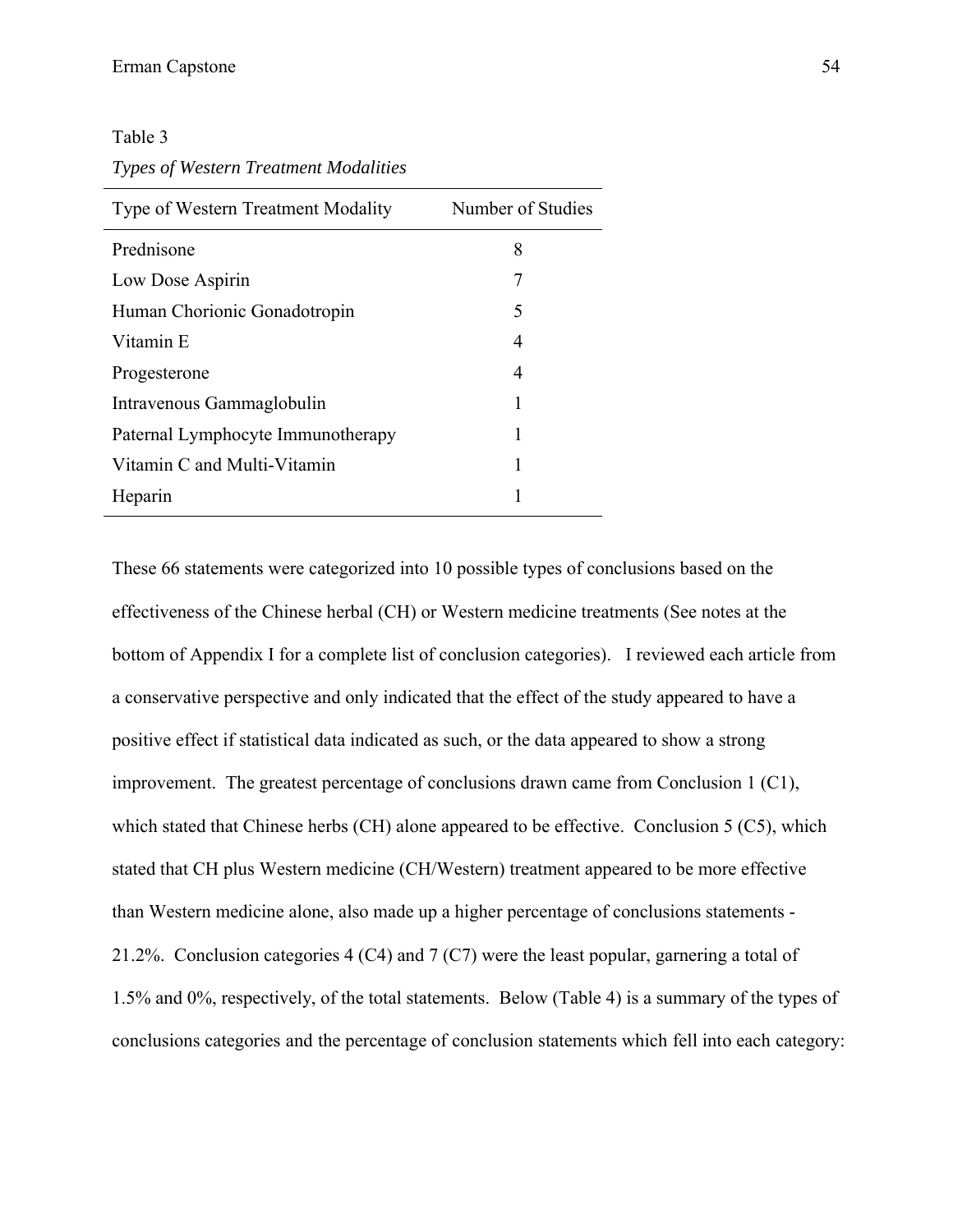Table 3

*Types of Western Treatment Modalities*

| Type of Western Treatment Modality | Number of Studies |
| --- | --- |
| Prednisone | 8 |
| Low Dose Aspirin | 7 |
| Human Chorionic Gonadotropin | 5 |
| Vitamin E | 4 |
| Progesterone | 4 |
| Intravenous Gammaglobulin | 1 |
| Paternal Lymphocyte Immunotherapy | 1 |
| Vitamin C and Multi-Vitamin | 1 |
| Heparin | 1 |

These 66 statements were categorized into 10 possible types of conclusions based on the effectiveness of the Chinese herbal (CH) or Western medicine treatments (See notes at the bottom of Appendix I for a complete list of conclusion categories). I reviewed each article from a conservative perspective and only indicated that the effect of the study appeared to have a positive effect if statistical data indicated as such, or the data appeared to show a strong improvement. The greatest percentage of conclusions drawn came from Conclusion 1 (C1), which stated that Chinese herbs (CH) alone appeared to be effective. Conclusion 5 (C5), which stated that CH plus Western medicine (CH/Western) treatment appeared to be more effective than Western medicine alone, also made up a higher percentage of conclusions statements - 21.2%. Conclusion categories 4 (C4) and 7 (C7) were the least popular, garnering a total of 1.5% and 0%, respectively, of the total statements. Below (Table 4) is a summary of the types of conclusions categories and the percentage of conclusion statements which fell into each category: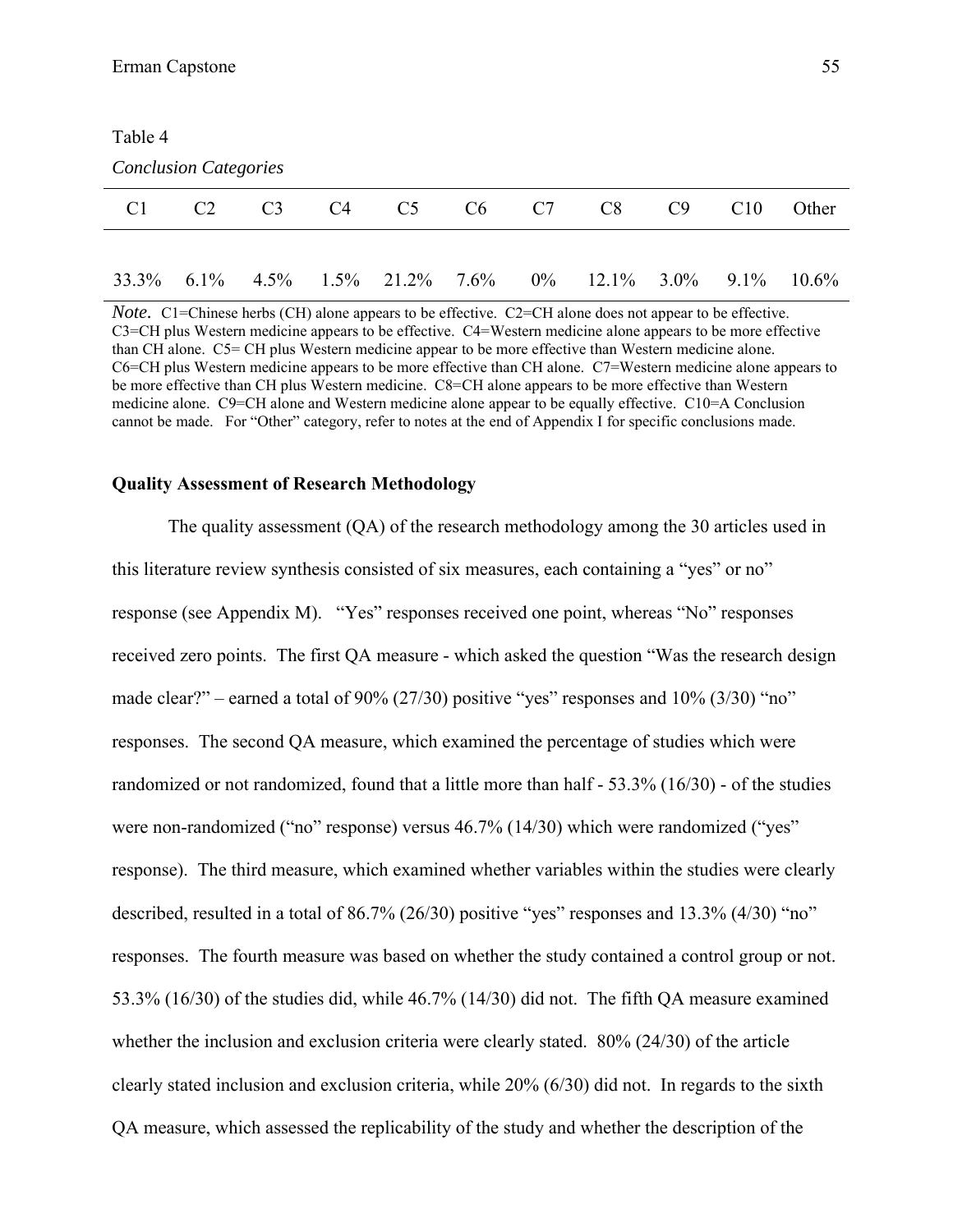Table 4

*Conclusion Categories*

| C1 | C2 | C3 | C4 | C5 | C6 | C7 | C8 | C9 | C10 | Other |
|---|---|---|---|---|---|---|---|---|---|---|
| 33.3% | 6.1% | 4.5% | 1.5% | 21.2% | 7.6% | 0% | 12.1% | 3.0% | 9.1% | 10.6% |

*Note.* C1=Chinese herbs (CH) alone appears to be effective. C2=CH alone does not appear to be effective. C3=CH plus Western medicine appears to be effective. C4=Western medicine alone appears to be more effective than CH alone. C5= CH plus Western medicine appear to be more effective than Western medicine alone. C6=CH plus Western medicine appears to be more effective than CH alone. C7=Western medicine alone appears to be more effective than CH plus Western medicine. C8=CH alone appears to be more effective than Western medicine alone. C9=CH alone and Western medicine alone appear to be equally effective. C10=A Conclusion cannot be made. For "Other" category, refer to notes at the end of Appendix I for specific conclusions made.

**Quality Assessment of Research Methodology**

The quality assessment (QA) of the research methodology among the 30 articles used in this literature review synthesis consisted of six measures, each containing a "yes" or no" response (see Appendix M). "Yes" responses received one point, whereas "No" responses received zero points. The first QA measure - which asked the question "Was the research design made clear?" – earned a total of 90% (27/30) positive "yes" responses and 10% (3/30) "no" responses. The second QA measure, which examined the percentage of studies which were randomized or not randomized, found that a little more than half - 53.3% (16/30) - of the studies were non-randomized ("no" response) versus 46.7% (14/30) which were randomized ("yes" response). The third measure, which examined whether variables within the studies were clearly described, resulted in a total of 86.7% (26/30) positive "yes" responses and 13.3% (4/30) "no" responses. The fourth measure was based on whether the study contained a control group or not. 53.3% (16/30) of the studies did, while 46.7% (14/30) did not. The fifth QA measure examined whether the inclusion and exclusion criteria were clearly stated. 80% (24/30) of the article clearly stated inclusion and exclusion criteria, while 20% (6/30) did not. In regards to the sixth QA measure, which assessed the replicability of the study and whether the description of the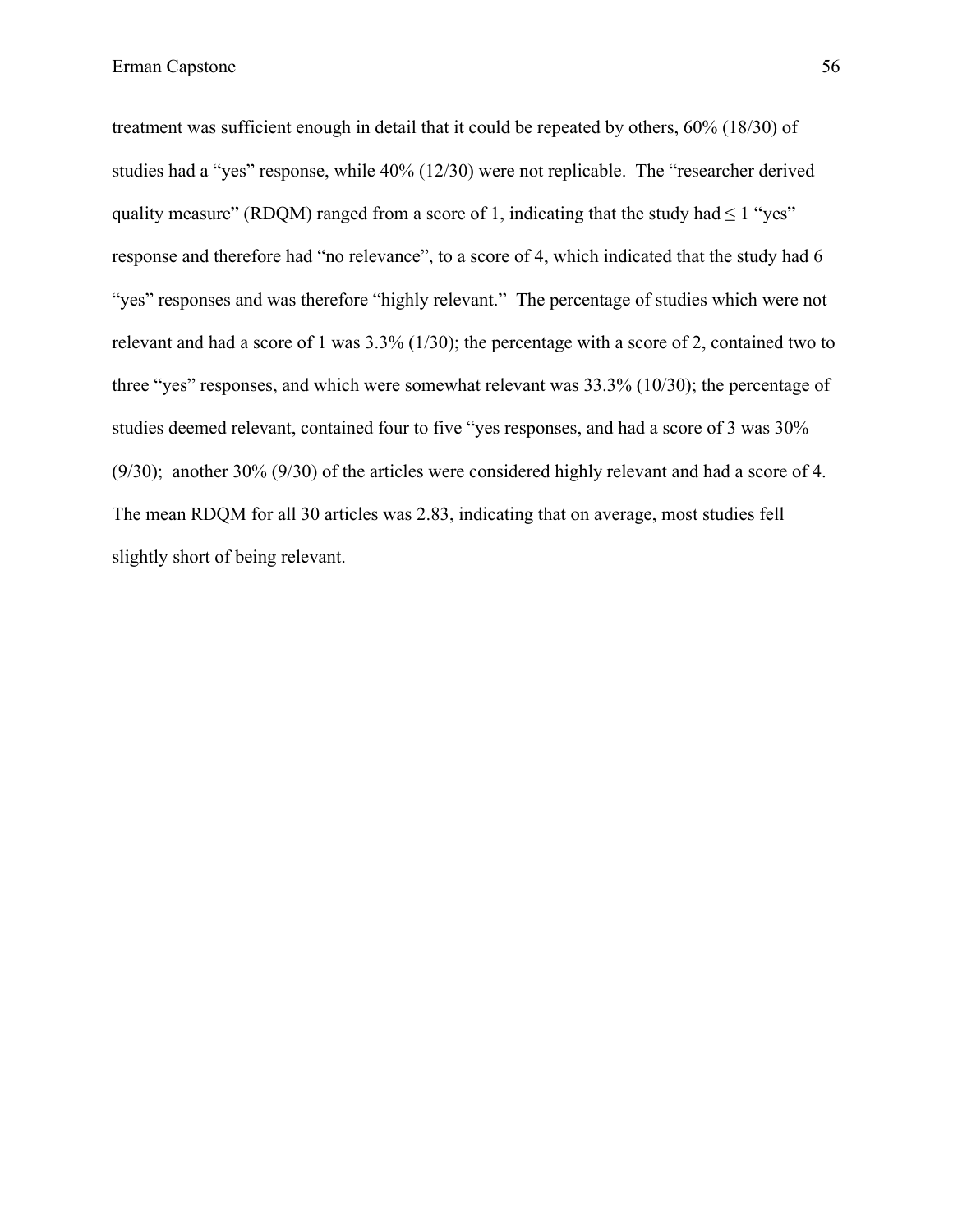treatment was sufficient enough in detail that it could be repeated by others, 60% (18/30) of studies had a “yes” response, while 40% (12/30) were not replicable. The “researcher derived quality measure” (RDQM) ranged from a score of 1, indicating that the study had ≤ 1 “yes” response and therefore had “no relevance”, to a score of 4, which indicated that the study had 6 “yes” responses and was therefore “highly relevant.” The percentage of studies which were not relevant and had a score of 1 was 3.3% (1/30); the percentage with a score of 2, contained two to three “yes” responses, and which were somewhat relevant was 33.3% (10/30); the percentage of studies deemed relevant, contained four to five “yes responses, and had a score of 3 was 30% (9/30); another 30% (9/30) of the articles were considered highly relevant and had a score of 4. The mean RDQM for all 30 articles was 2.83, indicating that on average, most studies fell slightly short of being relevant.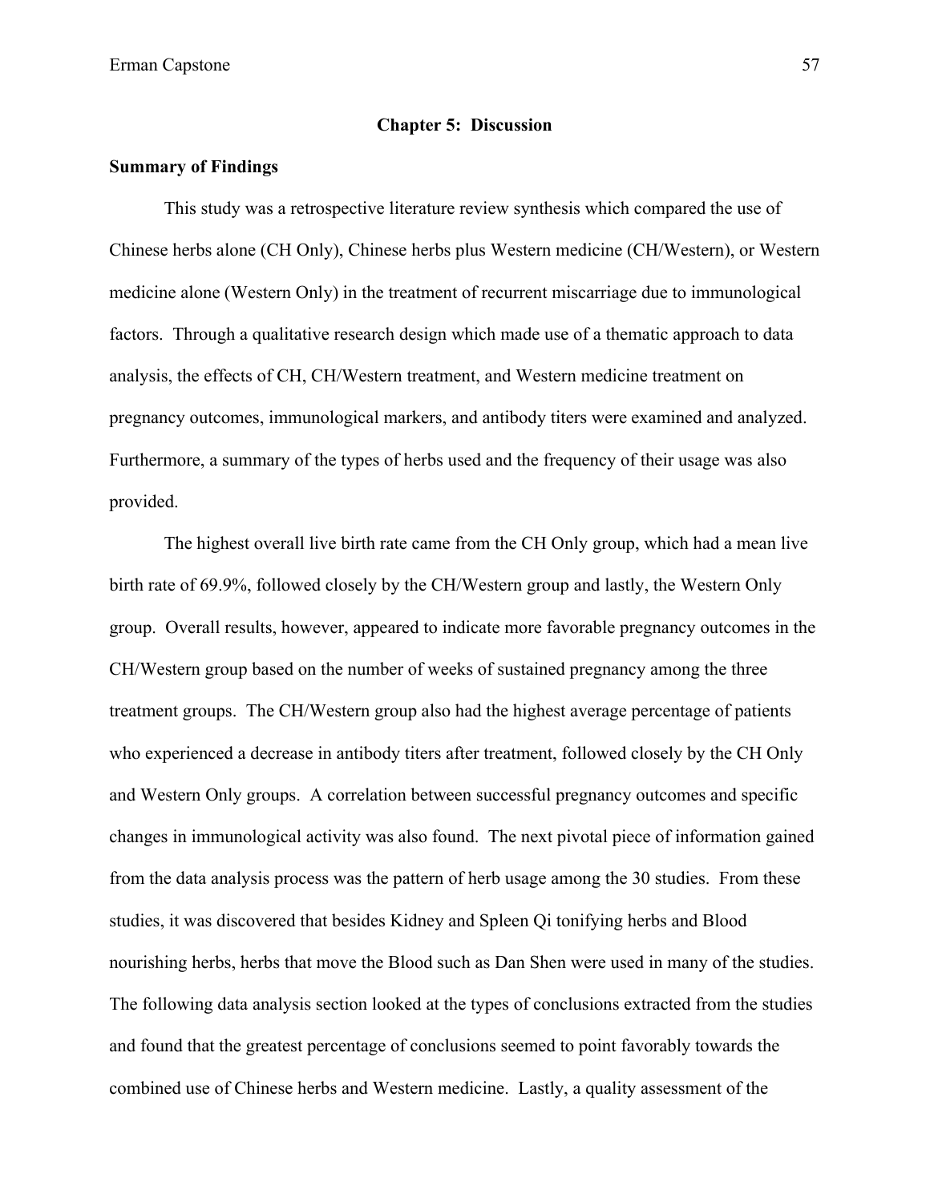## Chapter 5: Discussion

### Summary of Findings

This study was a retrospective literature review synthesis which compared the use of Chinese herbs alone (CH Only), Chinese herbs plus Western medicine (CH/Western), or Western medicine alone (Western Only) in the treatment of recurrent miscarriage due to immunological factors. Through a qualitative research design which made use of a thematic approach to data analysis, the effects of CH, CH/Western treatment, and Western medicine treatment on pregnancy outcomes, immunological markers, and antibody titers were examined and analyzed. Furthermore, a summary of the types of herbs used and the frequency of their usage was also provided.

The highest overall live birth rate came from the CH Only group, which had a mean live birth rate of 69.9%, followed closely by the CH/Western group and lastly, the Western Only group. Overall results, however, appeared to indicate more favorable pregnancy outcomes in the CH/Western group based on the number of weeks of sustained pregnancy among the three treatment groups. The CH/Western group also had the highest average percentage of patients who experienced a decrease in antibody titers after treatment, followed closely by the CH Only and Western Only groups. A correlation between successful pregnancy outcomes and specific changes in immunological activity was also found. The next pivotal piece of information gained from the data analysis process was the pattern of herb usage among the 30 studies. From these studies, it was discovered that besides Kidney and Spleen Qi tonifying herbs and Blood nourishing herbs, herbs that move the Blood such as Dan Shen were used in many of the studies. The following data analysis section looked at the types of conclusions extracted from the studies and found that the greatest percentage of conclusions seemed to point favorably towards the combined use of Chinese herbs and Western medicine. Lastly, a quality assessment of the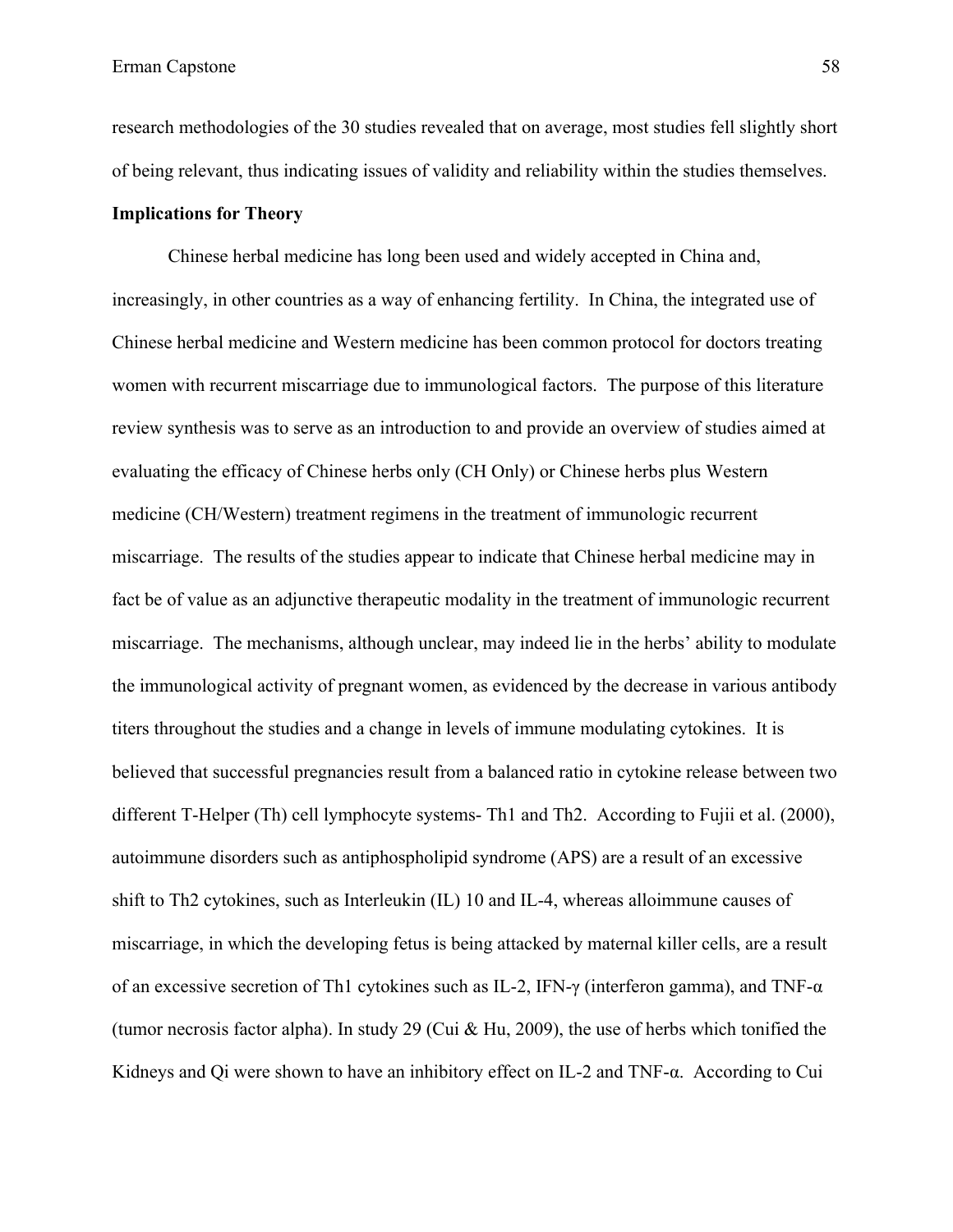research methodologies of the 30 studies revealed that on average, most studies fell slightly short of being relevant, thus indicating issues of validity and reliability within the studies themselves.

**Implications for Theory**

Chinese herbal medicine has long been used and widely accepted in China and, increasingly, in other countries as a way of enhancing fertility. In China, the integrated use of Chinese herbal medicine and Western medicine has been common protocol for doctors treating women with recurrent miscarriage due to immunological factors. The purpose of this literature review synthesis was to serve as an introduction to and provide an overview of studies aimed at evaluating the efficacy of Chinese herbs only (CH Only) or Chinese herbs plus Western medicine (CH/Western) treatment regimens in the treatment of immunologic recurrent miscarriage. The results of the studies appear to indicate that Chinese herbal medicine may in fact be of value as an adjunctive therapeutic modality in the treatment of immunologic recurrent miscarriage. The mechanisms, although unclear, may indeed lie in the herbs' ability to modulate the immunological activity of pregnant women, as evidenced by the decrease in various antibody titers throughout the studies and a change in levels of immune modulating cytokines. It is believed that successful pregnancies result from a balanced ratio in cytokine release between two different T-Helper (Th) cell lymphocyte systems- Th1 and Th2. According to Fujii et al. (2000), autoimmune disorders such as antiphospholipid syndrome (APS) are a result of an excessive shift to Th2 cytokines, such as Interleukin (IL) 10 and IL-4, whereas alloimmune causes of miscarriage, in which the developing fetus is being attacked by maternal killer cells, are a result of an excessive secretion of Th1 cytokines such as IL-2, IFN-γ (interferon gamma), and TNF-α (tumor necrosis factor alpha). In study 29 (Cui & Hu, 2009), the use of herbs which tonified the Kidneys and Qi were shown to have an inhibitory effect on IL-2 and TNF-α. According to Cui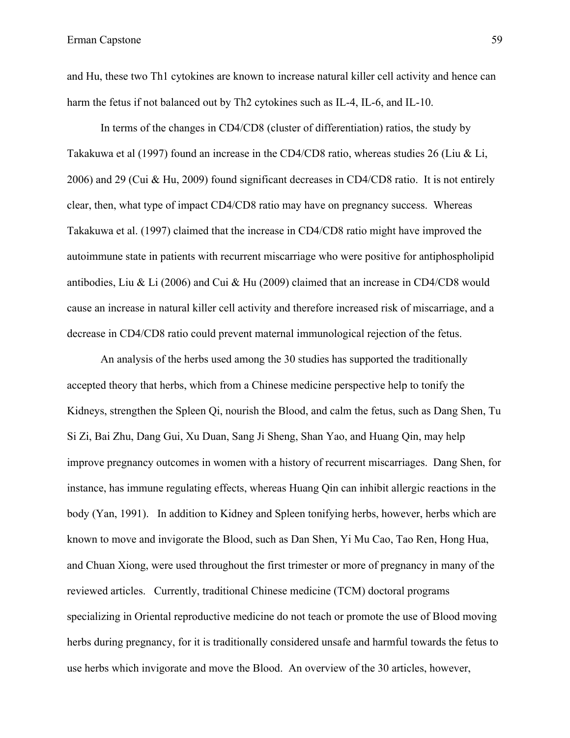and Hu, these two Th1 cytokines are known to increase natural killer cell activity and hence can harm the fetus if not balanced out by Th2 cytokines such as IL-4, IL-6, and IL-10.

In terms of the changes in CD4/CD8 (cluster of differentiation) ratios, the study by Takakuwa et al (1997) found an increase in the CD4/CD8 ratio, whereas studies 26 (Liu & Li, 2006) and 29 (Cui & Hu, 2009) found significant decreases in CD4/CD8 ratio. It is not entirely clear, then, what type of impact CD4/CD8 ratio may have on pregnancy success. Whereas Takakuwa et al. (1997) claimed that the increase in CD4/CD8 ratio might have improved the autoimmune state in patients with recurrent miscarriage who were positive for antiphospholipid antibodies, Liu & Li (2006) and Cui & Hu (2009) claimed that an increase in CD4/CD8 would cause an increase in natural killer cell activity and therefore increased risk of miscarriage, and a decrease in CD4/CD8 ratio could prevent maternal immunological rejection of the fetus.

An analysis of the herbs used among the 30 studies has supported the traditionally accepted theory that herbs, which from a Chinese medicine perspective help to tonify the Kidneys, strengthen the Spleen Qi, nourish the Blood, and calm the fetus, such as Dang Shen, Tu Si Zi, Bai Zhu, Dang Gui, Xu Duan, Sang Ji Sheng, Shan Yao, and Huang Qin, may help improve pregnancy outcomes in women with a history of recurrent miscarriages. Dang Shen, for instance, has immune regulating effects, whereas Huang Qin can inhibit allergic reactions in the body (Yan, 1991). In addition to Kidney and Spleen tonifying herbs, however, herbs which are known to move and invigorate the Blood, such as Dan Shen, Yi Mu Cao, Tao Ren, Hong Hua, and Chuan Xiong, were used throughout the first trimester or more of pregnancy in many of the reviewed articles. Currently, traditional Chinese medicine (TCM) doctoral programs specializing in Oriental reproductive medicine do not teach or promote the use of Blood moving herbs during pregnancy, for it is traditionally considered unsafe and harmful towards the fetus to use herbs which invigorate and move the Blood. An overview of the 30 articles, however,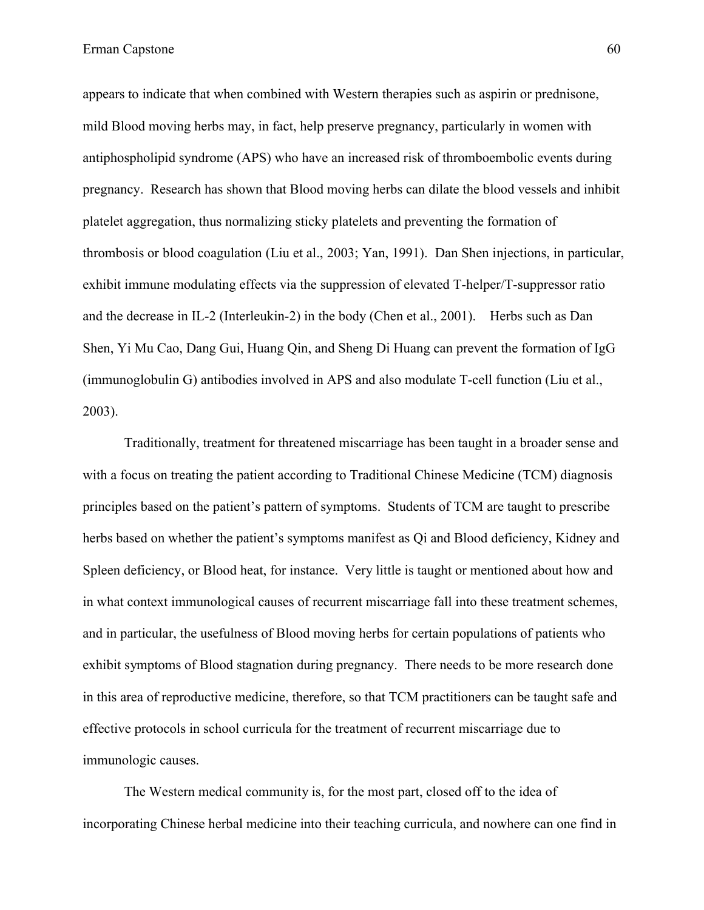appears to indicate that when combined with Western therapies such as aspirin or prednisone, mild Blood moving herbs may, in fact, help preserve pregnancy, particularly in women with antiphospholipid syndrome (APS) who have an increased risk of thromboembolic events during pregnancy. Research has shown that Blood moving herbs can dilate the blood vessels and inhibit platelet aggregation, thus normalizing sticky platelets and preventing the formation of thrombosis or blood coagulation (Liu et al., 2003; Yan, 1991). Dan Shen injections, in particular, exhibit immune modulating effects via the suppression of elevated T-helper/T-suppressor ratio and the decrease in IL-2 (Interleukin-2) in the body (Chen et al., 2001). Herbs such as Dan Shen, Yi Mu Cao, Dang Gui, Huang Qin, and Sheng Di Huang can prevent the formation of IgG (immunoglobulin G) antibodies involved in APS and also modulate T-cell function (Liu et al., 2003).

Traditionally, treatment for threatened miscarriage has been taught in a broader sense and with a focus on treating the patient according to Traditional Chinese Medicine (TCM) diagnosis principles based on the patient's pattern of symptoms. Students of TCM are taught to prescribe herbs based on whether the patient's symptoms manifest as Qi and Blood deficiency, Kidney and Spleen deficiency, or Blood heat, for instance. Very little is taught or mentioned about how and in what context immunological causes of recurrent miscarriage fall into these treatment schemes, and in particular, the usefulness of Blood moving herbs for certain populations of patients who exhibit symptoms of Blood stagnation during pregnancy. There needs to be more research done in this area of reproductive medicine, therefore, so that TCM practitioners can be taught safe and effective protocols in school curricula for the treatment of recurrent miscarriage due to immunologic causes.

The Western medical community is, for the most part, closed off to the idea of incorporating Chinese herbal medicine into their teaching curricula, and nowhere can one find in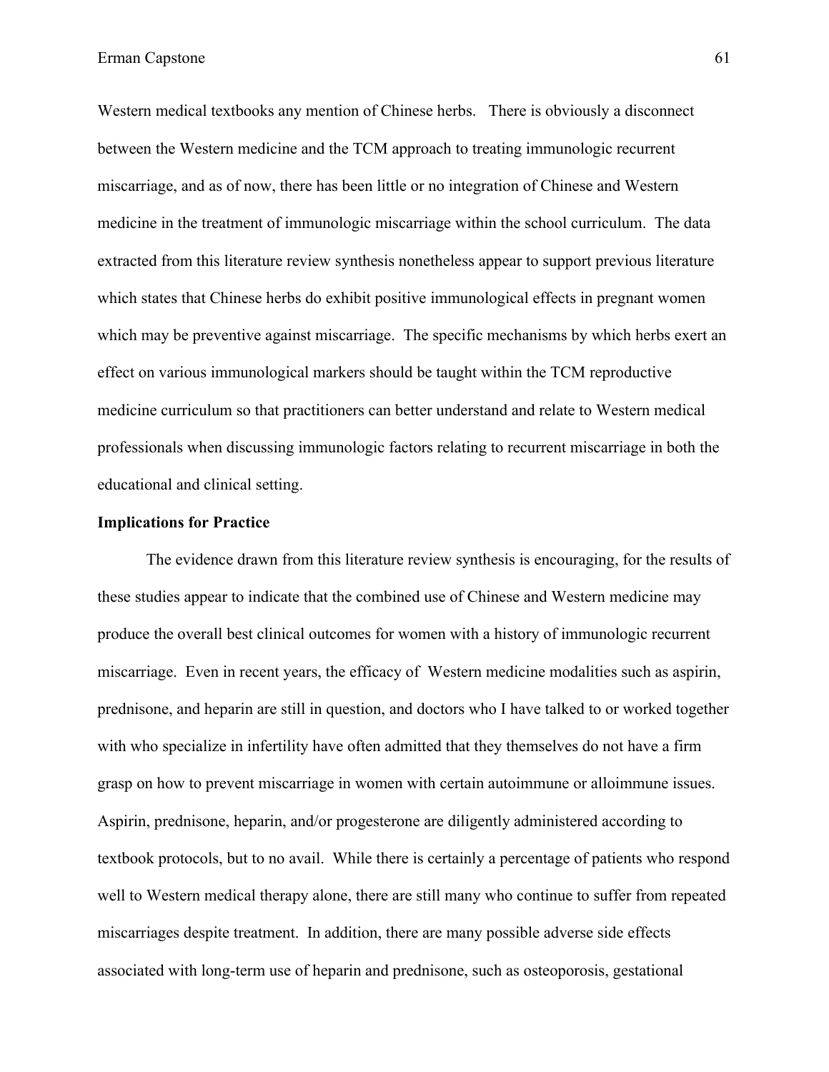Western medical textbooks any mention of Chinese herbs. There is obviously a disconnect between the Western medicine and the TCM approach to treating immunologic recurrent miscarriage, and as of now, there has been little or no integration of Chinese and Western medicine in the treatment of immunologic miscarriage within the school curriculum. The data extracted from this literature review synthesis nonetheless appear to support previous literature which states that Chinese herbs do exhibit positive immunological effects in pregnant women which may be preventive against miscarriage. The specific mechanisms by which herbs exert an effect on various immunological markers should be taught within the TCM reproductive medicine curriculum so that practitioners can better understand and relate to Western medical professionals when discussing immunologic factors relating to recurrent miscarriage in both the educational and clinical setting.

**Implications for Practice**

The evidence drawn from this literature review synthesis is encouraging, for the results of these studies appear to indicate that the combined use of Chinese and Western medicine may produce the overall best clinical outcomes for women with a history of immunologic recurrent miscarriage. Even in recent years, the efficacy of Western medicine modalities such as aspirin, prednisone, and heparin are still in question, and doctors who I have talked to or worked together with who specialize in infertility have often admitted that they themselves do not have a firm grasp on how to prevent miscarriage in women with certain autoimmune or alloimmune issues. Aspirin, prednisone, heparin, and/or progesterone are diligently administered according to textbook protocols, but to no avail. While there is certainly a percentage of patients who respond well to Western medical therapy alone, there are still many who continue to suffer from repeated miscarriages despite treatment. In addition, there are many possible adverse side effects associated with long-term use of heparin and prednisone, such as osteoporosis, gestational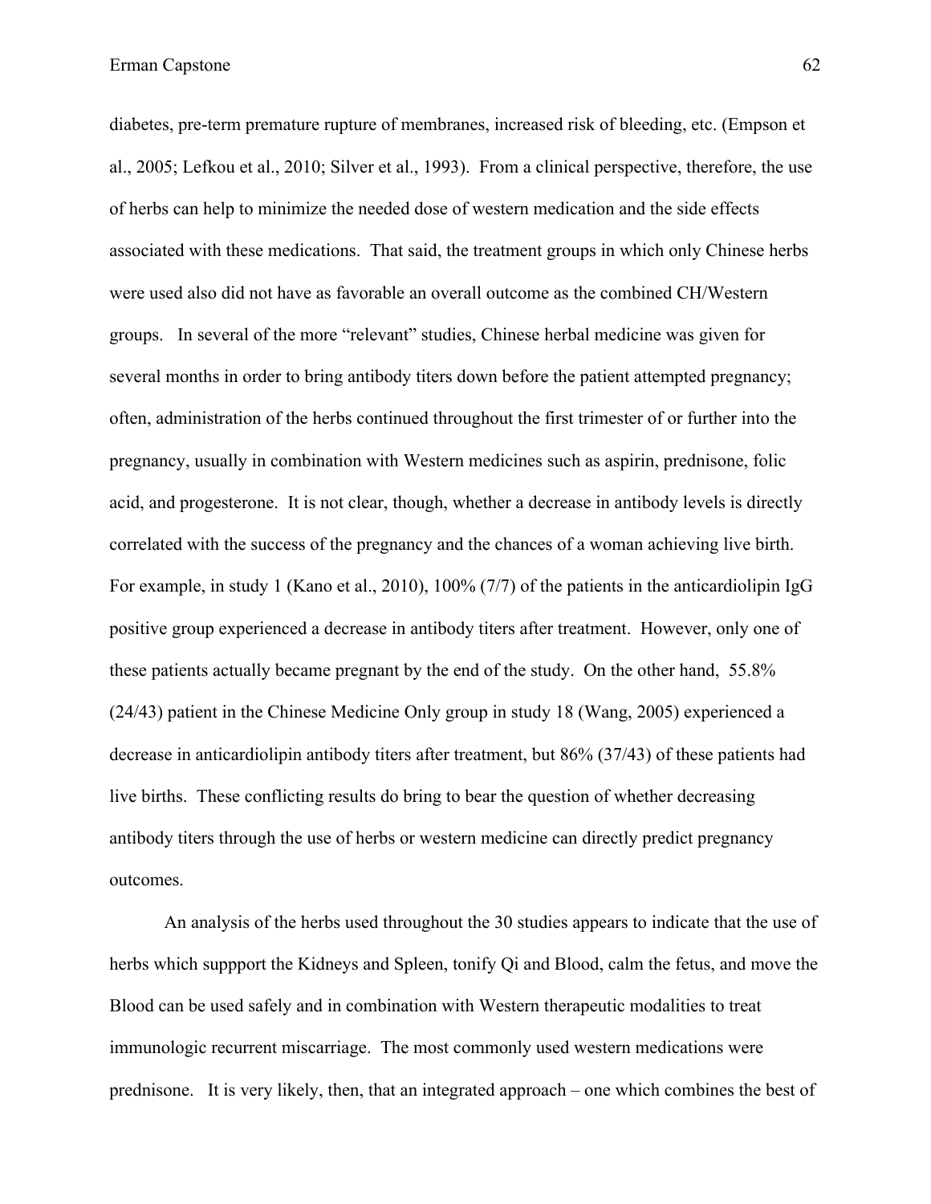diabetes, pre-term premature rupture of membranes, increased risk of bleeding, etc. (Empson et al., 2005; Lefkou et al., 2010; Silver et al., 1993). From a clinical perspective, therefore, the use of herbs can help to minimize the needed dose of western medication and the side effects associated with these medications. That said, the treatment groups in which only Chinese herbs were used also did not have as favorable an overall outcome as the combined CH/Western groups. In several of the more "relevant" studies, Chinese herbal medicine was given for several months in order to bring antibody titers down before the patient attempted pregnancy; often, administration of the herbs continued throughout the first trimester of or further into the pregnancy, usually in combination with Western medicines such as aspirin, prednisone, folic acid, and progesterone. It is not clear, though, whether a decrease in antibody levels is directly correlated with the success of the pregnancy and the chances of a woman achieving live birth. For example, in study 1 (Kano et al., 2010), 100% (7/7) of the patients in the anticardiolipin IgG positive group experienced a decrease in antibody titers after treatment. However, only one of these patients actually became pregnant by the end of the study. On the other hand, 55.8% (24/43) patient in the Chinese Medicine Only group in study 18 (Wang, 2005) experienced a decrease in anticardiolipin antibody titers after treatment, but 86% (37/43) of these patients had live births. These conflicting results do bring to bear the question of whether decreasing antibody titers through the use of herbs or western medicine can directly predict pregnancy outcomes.

An analysis of the herbs used throughout the 30 studies appears to indicate that the use of herbs which suppport the Kidneys and Spleen, tonify Qi and Blood, calm the fetus, and move the Blood can be used safely and in combination with Western therapeutic modalities to treat immunologic recurrent miscarriage. The most commonly used western medications were prednisone. It is very likely, then, that an integrated approach – one which combines the best of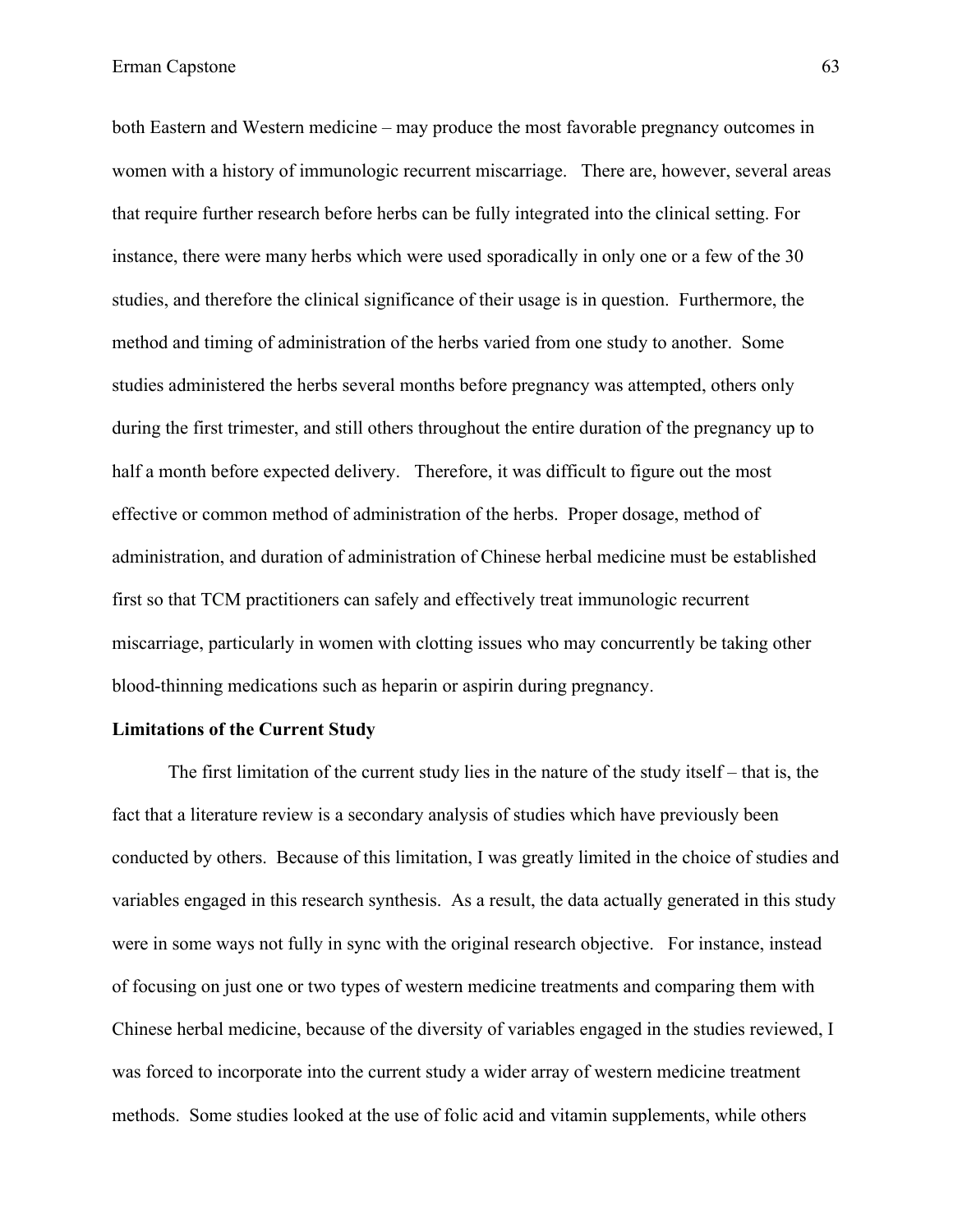both Eastern and Western medicine – may produce the most favorable pregnancy outcomes in women with a history of immunologic recurrent miscarriage. There are, however, several areas that require further research before herbs can be fully integrated into the clinical setting. For instance, there were many herbs which were used sporadically in only one or a few of the 30 studies, and therefore the clinical significance of their usage is in question. Furthermore, the method and timing of administration of the herbs varied from one study to another. Some studies administered the herbs several months before pregnancy was attempted, others only during the first trimester, and still others throughout the entire duration of the pregnancy up to half a month before expected delivery. Therefore, it was difficult to figure out the most effective or common method of administration of the herbs. Proper dosage, method of administration, and duration of administration of Chinese herbal medicine must be established first so that TCM practitioners can safely and effectively treat immunologic recurrent miscarriage, particularly in women with clotting issues who may concurrently be taking other blood-thinning medications such as heparin or aspirin during pregnancy.

**Limitations of the Current Study**

The first limitation of the current study lies in the nature of the study itself – that is, the fact that a literature review is a secondary analysis of studies which have previously been conducted by others. Because of this limitation, I was greatly limited in the choice of studies and variables engaged in this research synthesis. As a result, the data actually generated in this study were in some ways not fully in sync with the original research objective. For instance, instead of focusing on just one or two types of western medicine treatments and comparing them with Chinese herbal medicine, because of the diversity of variables engaged in the studies reviewed, I was forced to incorporate into the current study a wider array of western medicine treatment methods. Some studies looked at the use of folic acid and vitamin supplements, while others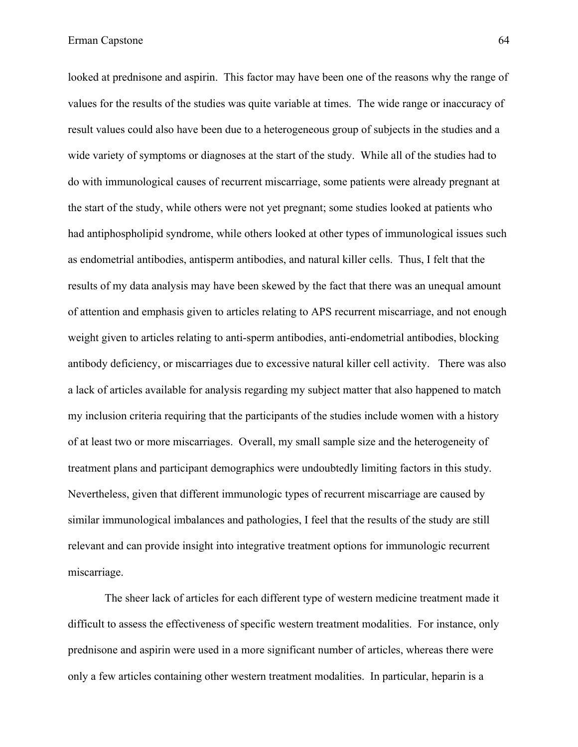looked at prednisone and aspirin. This factor may have been one of the reasons why the range of values for the results of the studies was quite variable at times. The wide range or inaccuracy of result values could also have been due to a heterogeneous group of subjects in the studies and a wide variety of symptoms or diagnoses at the start of the study. While all of the studies had to do with immunological causes of recurrent miscarriage, some patients were already pregnant at the start of the study, while others were not yet pregnant; some studies looked at patients who had antiphospholipid syndrome, while others looked at other types of immunological issues such as endometrial antibodies, antisperm antibodies, and natural killer cells. Thus, I felt that the results of my data analysis may have been skewed by the fact that there was an unequal amount of attention and emphasis given to articles relating to APS recurrent miscarriage, and not enough weight given to articles relating to anti-sperm antibodies, anti-endometrial antibodies, blocking antibody deficiency, or miscarriages due to excessive natural killer cell activity. There was also a lack of articles available for analysis regarding my subject matter that also happened to match my inclusion criteria requiring that the participants of the studies include women with a history of at least two or more miscarriages. Overall, my small sample size and the heterogeneity of treatment plans and participant demographics were undoubtedly limiting factors in this study. Nevertheless, given that different immunologic types of recurrent miscarriage are caused by similar immunological imbalances and pathologies, I feel that the results of the study are still relevant and can provide insight into integrative treatment options for immunologic recurrent miscarriage.

The sheer lack of articles for each different type of western medicine treatment made it difficult to assess the effectiveness of specific western treatment modalities. For instance, only prednisone and aspirin were used in a more significant number of articles, whereas there were only a few articles containing other western treatment modalities. In particular, heparin is a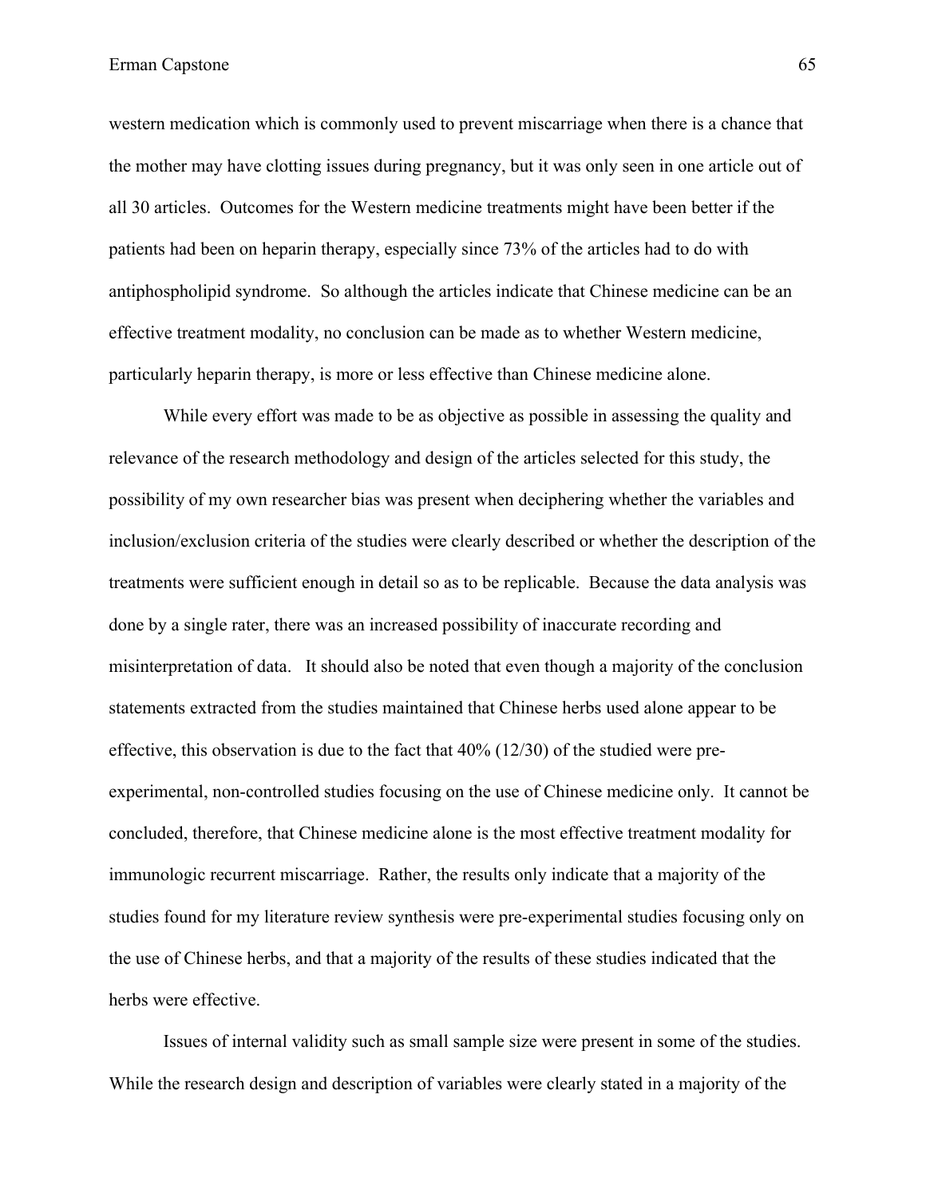western medication which is commonly used to prevent miscarriage when there is a chance that the mother may have clotting issues during pregnancy, but it was only seen in one article out of all 30 articles. Outcomes for the Western medicine treatments might have been better if the patients had been on heparin therapy, especially since 73% of the articles had to do with antiphospholipid syndrome. So although the articles indicate that Chinese medicine can be an effective treatment modality, no conclusion can be made as to whether Western medicine, particularly heparin therapy, is more or less effective than Chinese medicine alone.

While every effort was made to be as objective as possible in assessing the quality and relevance of the research methodology and design of the articles selected for this study, the possibility of my own researcher bias was present when deciphering whether the variables and inclusion/exclusion criteria of the studies were clearly described or whether the description of the treatments were sufficient enough in detail so as to be replicable. Because the data analysis was done by a single rater, there was an increased possibility of inaccurate recording and misinterpretation of data. It should also be noted that even though a majority of the conclusion statements extracted from the studies maintained that Chinese herbs used alone appear to be effective, this observation is due to the fact that 40% (12/30) of the studied were pre-experimental, non-controlled studies focusing on the use of Chinese medicine only. It cannot be concluded, therefore, that Chinese medicine alone is the most effective treatment modality for immunologic recurrent miscarriage. Rather, the results only indicate that a majority of the studies found for my literature review synthesis were pre-experimental studies focusing only on the use of Chinese herbs, and that a majority of the results of these studies indicated that the herbs were effective.

Issues of internal validity such as small sample size were present in some of the studies. While the research design and description of variables were clearly stated in a majority of the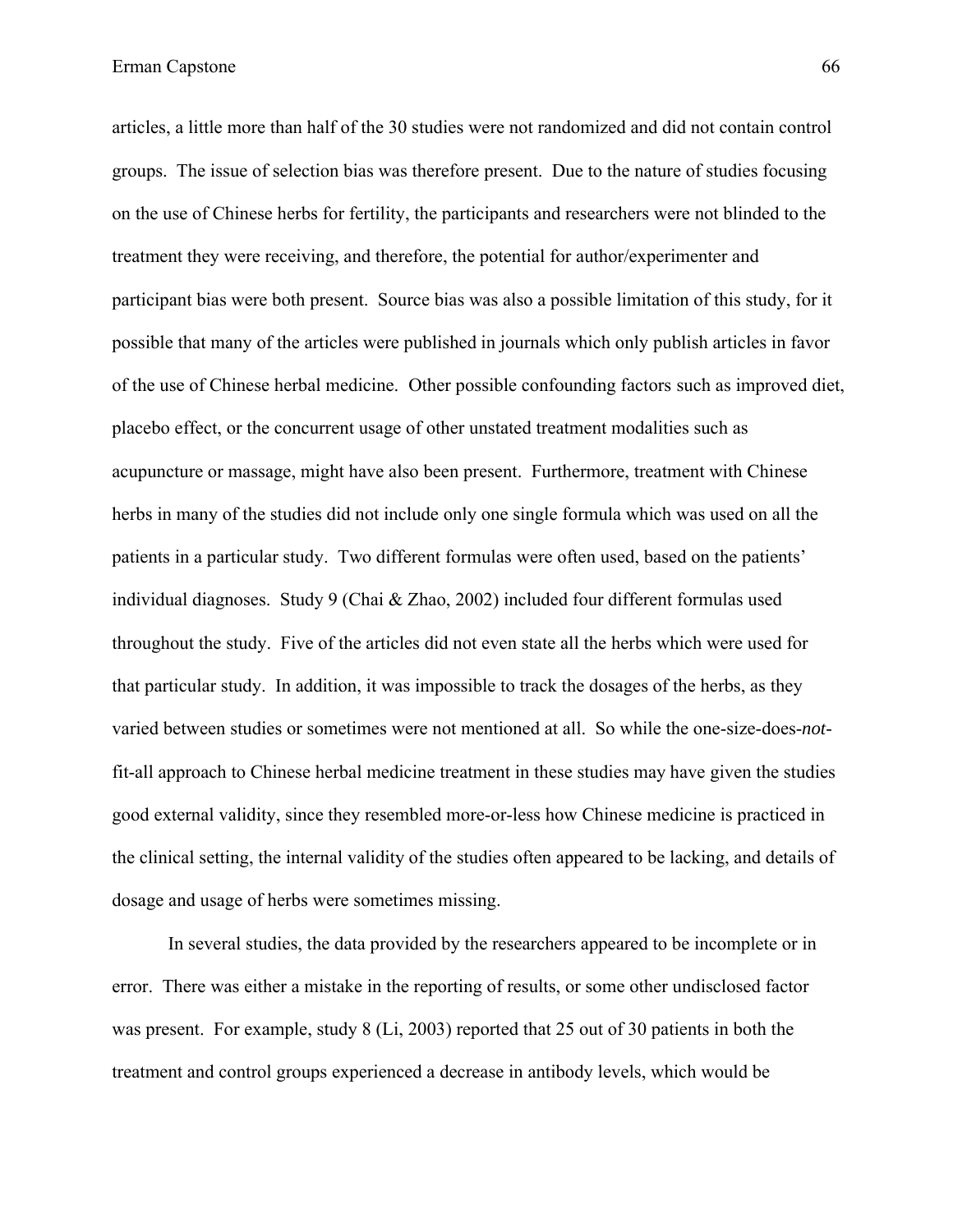articles, a little more than half of the 30 studies were not randomized and did not contain control groups. The issue of selection bias was therefore present. Due to the nature of studies focusing on the use of Chinese herbs for fertility, the participants and researchers were not blinded to the treatment they were receiving, and therefore, the potential for author/experimenter and participant bias were both present. Source bias was also a possible limitation of this study, for it possible that many of the articles were published in journals which only publish articles in favor of the use of Chinese herbal medicine. Other possible confounding factors such as improved diet, placebo effect, or the concurrent usage of other unstated treatment modalities such as acupuncture or massage, might have also been present. Furthermore, treatment with Chinese herbs in many of the studies did not include only one single formula which was used on all the patients in a particular study. Two different formulas were often used, based on the patients' individual diagnoses. Study 9 (Chai & Zhao, 2002) included four different formulas used throughout the study. Five of the articles did not even state all the herbs which were used for that particular study. In addition, it was impossible to track the dosages of the herbs, as they varied between studies or sometimes were not mentioned at all. So while the one-size-does-*not*-fit-all approach to Chinese herbal medicine treatment in these studies may have given the studies good external validity, since they resembled more-or-less how Chinese medicine is practiced in the clinical setting, the internal validity of the studies often appeared to be lacking, and details of dosage and usage of herbs were sometimes missing.

In several studies, the data provided by the researchers appeared to be incomplete or in error. There was either a mistake in the reporting of results, or some other undisclosed factor was present. For example, study 8 (Li, 2003) reported that 25 out of 30 patients in both the treatment and control groups experienced a decrease in antibody levels, which would be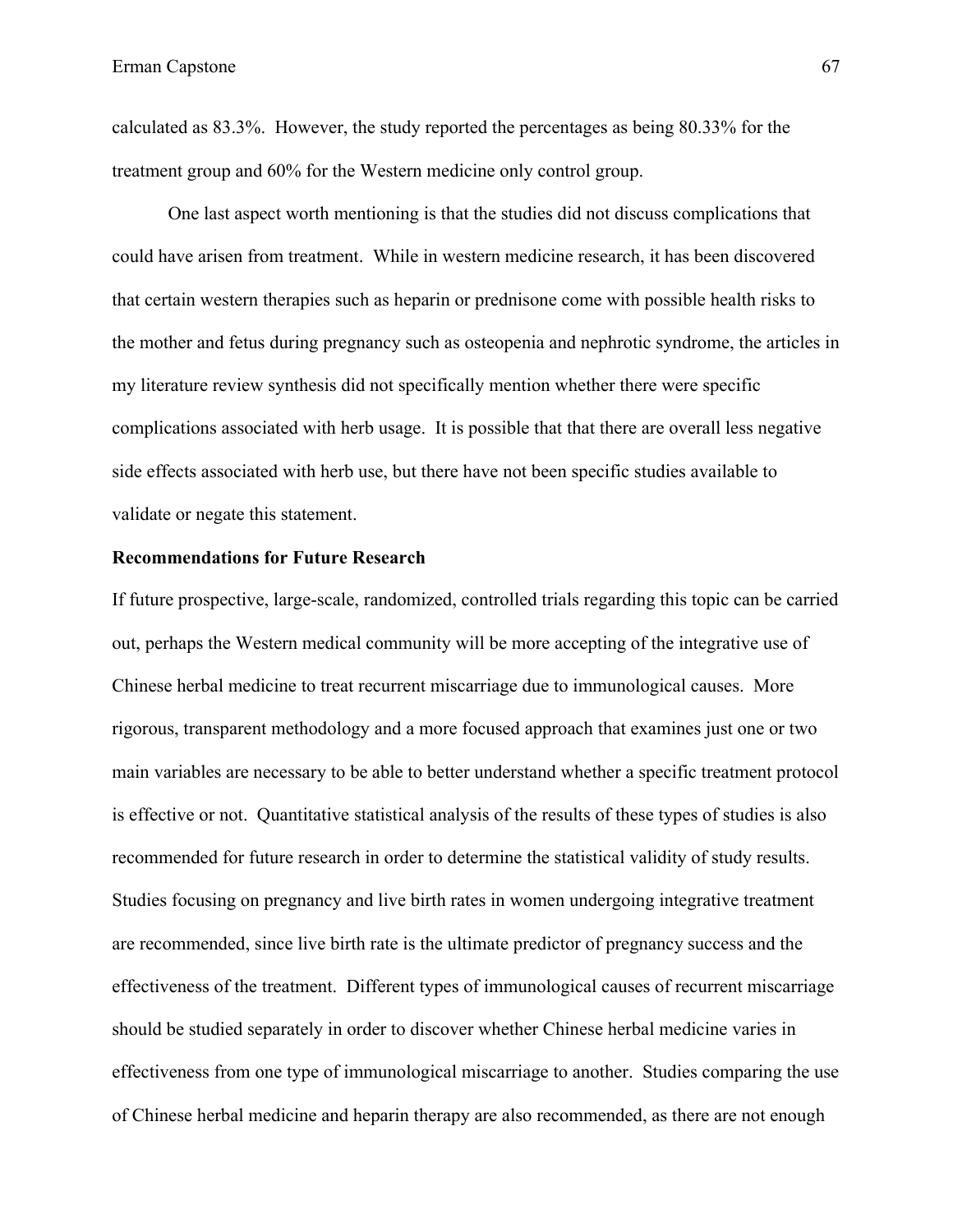calculated as 83.3%. However, the study reported the percentages as being 80.33% for the treatment group and 60% for the Western medicine only control group.

One last aspect worth mentioning is that the studies did not discuss complications that could have arisen from treatment. While in western medicine research, it has been discovered that certain western therapies such as heparin or prednisone come with possible health risks to the mother and fetus during pregnancy such as osteopenia and nephrotic syndrome, the articles in my literature review synthesis did not specifically mention whether there were specific complications associated with herb usage. It is possible that that there are overall less negative side effects associated with herb use, but there have not been specific studies available to validate or negate this statement.

**Recommendations for Future Research**

If future prospective, large-scale, randomized, controlled trials regarding this topic can be carried out, perhaps the Western medical community will be more accepting of the integrative use of Chinese herbal medicine to treat recurrent miscarriage due to immunological causes. More rigorous, transparent methodology and a more focused approach that examines just one or two main variables are necessary to be able to better understand whether a specific treatment protocol is effective or not. Quantitative statistical analysis of the results of these types of studies is also recommended for future research in order to determine the statistical validity of study results. Studies focusing on pregnancy and live birth rates in women undergoing integrative treatment are recommended, since live birth rate is the ultimate predictor of pregnancy success and the effectiveness of the treatment. Different types of immunological causes of recurrent miscarriage should be studied separately in order to discover whether Chinese herbal medicine varies in effectiveness from one type of immunological miscarriage to another. Studies comparing the use of Chinese herbal medicine and heparin therapy are also recommended, as there are not enough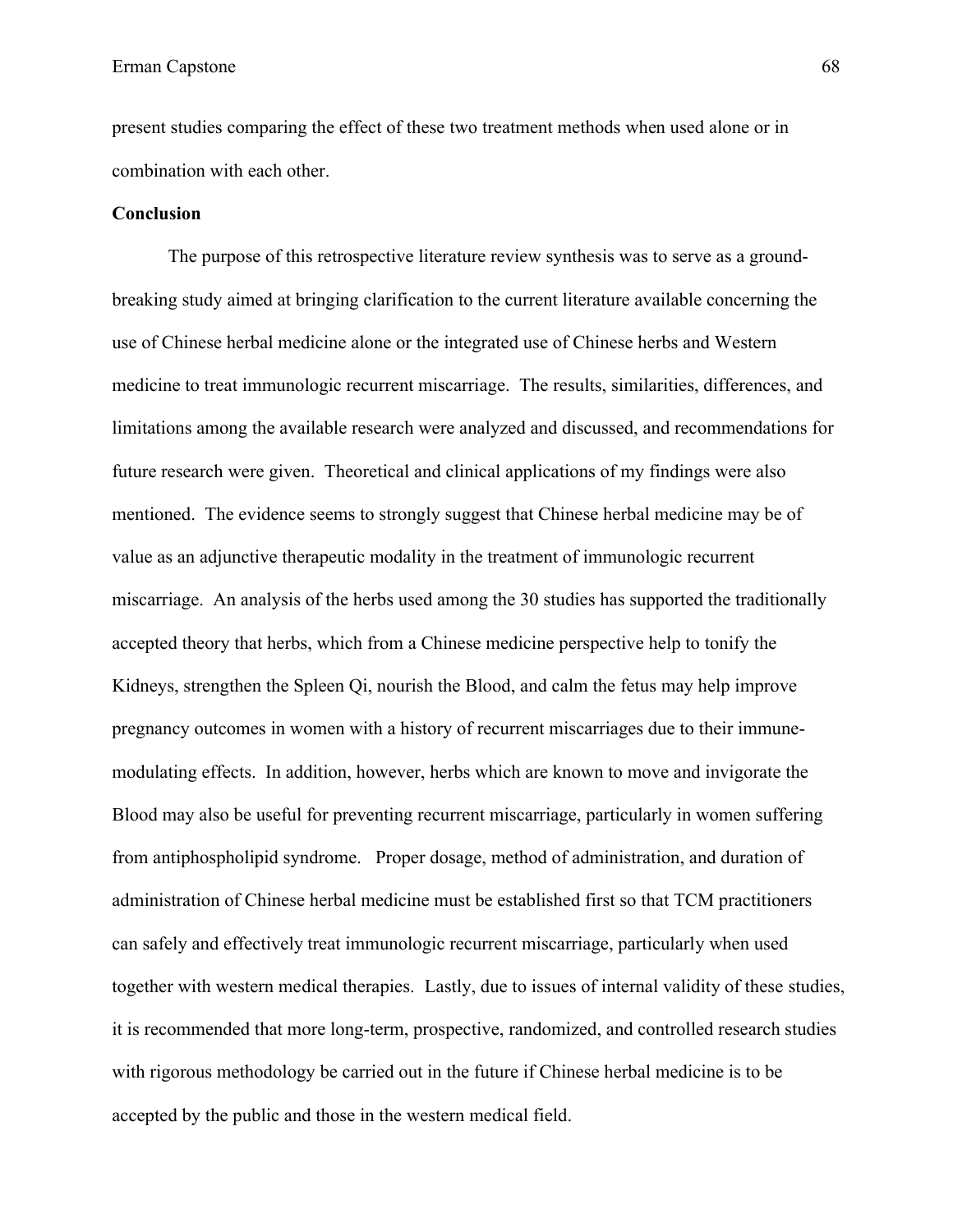present studies comparing the effect of these two treatment methods when used alone or in combination with each other.

**Conclusion**

The purpose of this retrospective literature review synthesis was to serve as a ground-breaking study aimed at bringing clarification to the current literature available concerning the use of Chinese herbal medicine alone or the integrated use of Chinese herbs and Western medicine to treat immunologic recurrent miscarriage. The results, similarities, differences, and limitations among the available research were analyzed and discussed, and recommendations for future research were given. Theoretical and clinical applications of my findings were also mentioned. The evidence seems to strongly suggest that Chinese herbal medicine may be of value as an adjunctive therapeutic modality in the treatment of immunologic recurrent miscarriage. An analysis of the herbs used among the 30 studies has supported the traditionally accepted theory that herbs, which from a Chinese medicine perspective help to tonify the Kidneys, strengthen the Spleen Qi, nourish the Blood, and calm the fetus may help improve pregnancy outcomes in women with a history of recurrent miscarriages due to their immune-modulating effects. In addition, however, herbs which are known to move and invigorate the Blood may also be useful for preventing recurrent miscarriage, particularly in women suffering from antiphospholipid syndrome. Proper dosage, method of administration, and duration of administration of Chinese herbal medicine must be established first so that TCM practitioners can safely and effectively treat immunologic recurrent miscarriage, particularly when used together with western medical therapies. Lastly, due to issues of internal validity of these studies, it is recommended that more long-term, prospective, randomized, and controlled research studies with rigorous methodology be carried out in the future if Chinese herbal medicine is to be accepted by the public and those in the western medical field.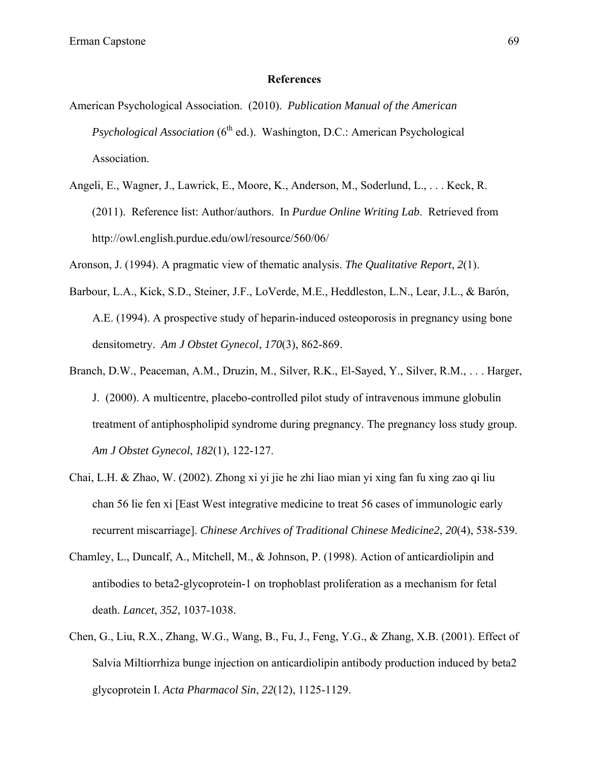# References

American Psychological Association. (2010). *Publication Manual of the American Psychological Association* (6th ed.). Washington, D.C.: American Psychological Association.

Angeli, E., Wagner, J., Lawrick, E., Moore, K., Anderson, M., Soderlund, L., . . . Keck, R. (2011). Reference list: Author/authors. In *Purdue Online Writing Lab*. Retrieved from http://owl.english.purdue.edu/owl/resource/560/06/

Aronson, J. (1994). A pragmatic view of thematic analysis. *The Qualitative Report*, *2*(1).

Barbour, L.A., Kick, S.D., Steiner, J.F., LoVerde, M.E., Heddleston, L.N., Lear, J.L., & Barón, A.E. (1994). A prospective study of heparin-induced osteoporosis in pregnancy using bone densitometry. *Am J Obstet Gynecol*, *170*(3), 862-869.

Branch, D.W., Peaceman, A.M., Druzin, M., Silver, R.K., El-Sayed, Y., Silver, R.M., . . . Harger, J. (2000). A multicentre, placebo-controlled pilot study of intravenous immune globulin treatment of antiphospholipid syndrome during pregnancy. The pregnancy loss study group. *Am J Obstet Gynecol*, *182*(1), 122-127.

Chai, L.H. & Zhao, W. (2002). Zhong xi yi jie he zhi liao mian yi xing fan fu xing zao qi liu chan 56 lie fen xi [East West integrative medicine to treat 56 cases of immunologic early recurrent miscarriage]. *Chinese Archives of Traditional Chinese Medicine2*, *20*(4), 538-539.

Chamley, L., Duncalf, A., Mitchell, M., & Johnson, P. (1998). Action of anticardiolipin and antibodies to beta2-glycoprotein-1 on trophoblast proliferation as a mechanism for fetal death. *Lancet*, *352*, 1037-1038.

Chen, G., Liu, R.X., Zhang, W.G., Wang, B., Fu, J., Feng, Y.G., & Zhang, X.B. (2001). Effect of Salvia Miltiorrhiza bunge injection on anticardiolipin antibody production induced by beta2 glycoprotein I. *Acta Pharmacol Sin*, *22*(12), 1125-1129.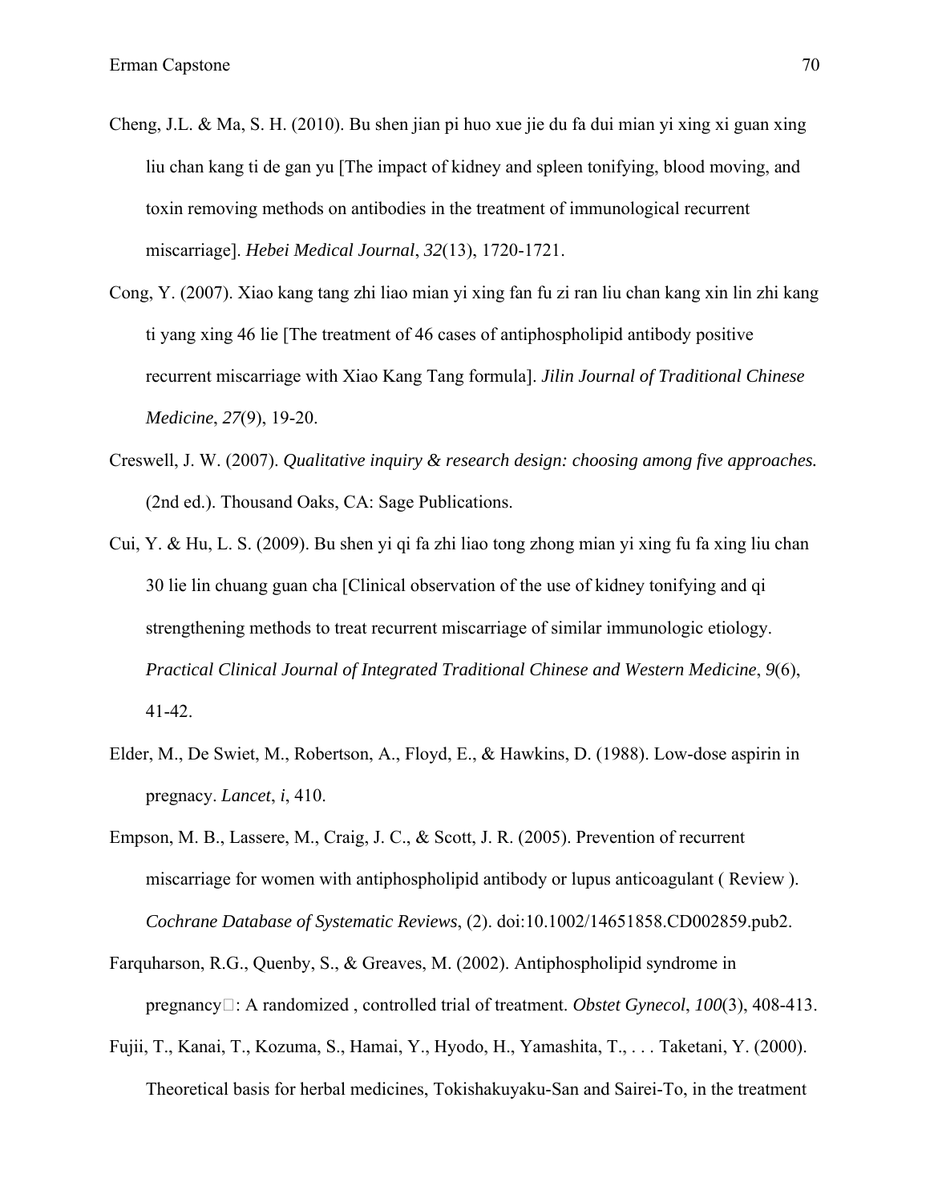Cheng, J.L. & Ma, S. H. (2010). Bu shen jian pi huo xue jie du fa dui mian yi xing xi guan xing liu chan kang ti de gan yu [The impact of kidney and spleen tonifying, blood moving, and toxin removing methods on antibodies in the treatment of immunological recurrent miscarriage]. *Hebei Medical Journal*, *32*(13), 1720-1721.

Cong, Y. (2007). Xiao kang tang zhi liao mian yi xing fan fu zi ran liu chan kang xin lin zhi kang ti yang xing 46 lie [The treatment of 46 cases of antiphospholipid antibody positive recurrent miscarriage with Xiao Kang Tang formula]. *Jilin Journal of Traditional Chinese Medicine*, *27*(9), 19-20.

Creswell, J. W. (2007). *Qualitative inquiry & research design: choosing among five approaches.* (2nd ed.). Thousand Oaks, CA: Sage Publications.

Cui, Y. & Hu, L. S. (2009). Bu shen yi qi fa zhi liao tong zhong mian yi xing fu fa xing liu chan 30 lie lin chuang guan cha [Clinical observation of the use of kidney tonifying and qi strengthening methods to treat recurrent miscarriage of similar immunologic etiology. *Practical Clinical Journal of Integrated Traditional Chinese and Western Medicine*, *9*(6), 41-42.

Elder, M., De Swiet, M., Robertson, A., Floyd, E., & Hawkins, D. (1988). Low-dose aspirin in pregnancy. *Lancet*, *i*, 410.

Empson, M. B., Lassere, M., Craig, J. C., & Scott, J. R. (2005). Prevention of recurrent miscarriage for women with antiphospholipid antibody or lupus anticoagulant ( Review ). *Cochrane Database of Systematic Reviews*, (2). doi:10.1002/14651858.CD002859.pub2.

Farquharson, R.G., Quenby, S., & Greaves, M. (2002). Antiphospholipid syndrome in pregnancy : A randomized , controlled trial of treatment. *Obstet Gynecol*, *100*(3), 408-413.

Fujii, T., Kanai, T., Kozuma, S., Hamai, Y., Hyodo, H., Yamashita, T., . . . Taketani, Y. (2000). Theoretical basis for herbal medicines, Tokishakuyaku-San and Sairei-To, in the treatment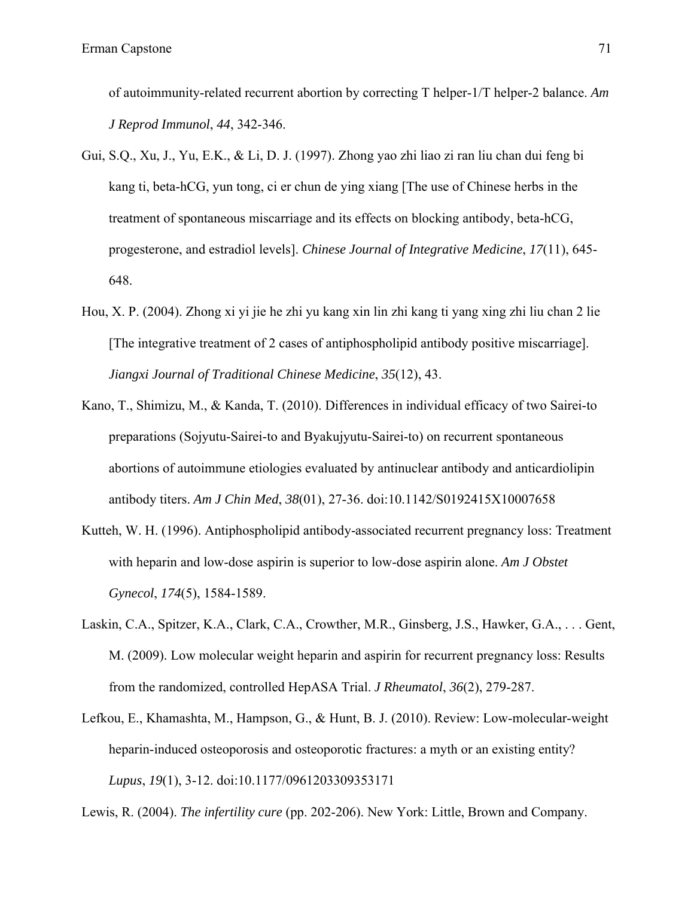of autoimmunity-related recurrent abortion by correcting T helper-1/T helper-2 balance. *Am J Reprod Immunol*, *44*, 342-346.

Gui, S.Q., Xu, J., Yu, E.K., & Li, D. J. (1997). Zhong yao zhi liao zi ran liu chan dui feng bi kang ti, beta-hCG, yun tong, ci er chun de ying xiang [The use of Chinese herbs in the treatment of spontaneous miscarriage and its effects on blocking antibody, beta-hCG, progesterone, and estradiol levels]. *Chinese Journal of Integrative Medicine*, *17*(11), 645-648.

Hou, X. P. (2004). Zhong xi yi jie he zhi yu kang xin lin zhi kang ti yang xing zhi liu chan 2 lie [The integrative treatment of 2 cases of antiphospholipid antibody positive miscarriage]. *Jiangxi Journal of Traditional Chinese Medicine*, *35*(12), 43.

Kano, T., Shimizu, M., & Kanda, T. (2010). Differences in individual efficacy of two Sairei-to preparations (Sojyutu-Sairei-to and Byakujyutu-Sairei-to) on recurrent spontaneous abortions of autoimmune etiologies evaluated by antinuclear antibody and anticardiolipin antibody titers. *Am J Chin Med*, *38*(01), 27-36. doi:10.1142/S0192415X10007658

Kutteh, W. H. (1996). Antiphospholipid antibody-associated recurrent pregnancy loss: Treatment with heparin and low-dose aspirin is superior to low-dose aspirin alone. *Am J Obstet Gynecol*, *174*(5), 1584-1589.

Laskin, C.A., Spitzer, K.A., Clark, C.A., Crowther, M.R., Ginsberg, J.S., Hawker, G.A., . . . Gent, M. (2009). Low molecular weight heparin and aspirin for recurrent pregnancy loss: Results from the randomized, controlled HepASA Trial. *J Rheumatol*, *36*(2), 279-287.

Lefkou, E., Khamashta, M., Hampson, G., & Hunt, B. J. (2010). Review: Low-molecular-weight heparin-induced osteoporosis and osteoporotic fractures: a myth or an existing entity? *Lupus*, *19*(1), 3-12. doi:10.1177/0961203309353171

Lewis, R. (2004). *The infertility cure* (pp. 202-206). New York: Little, Brown and Company.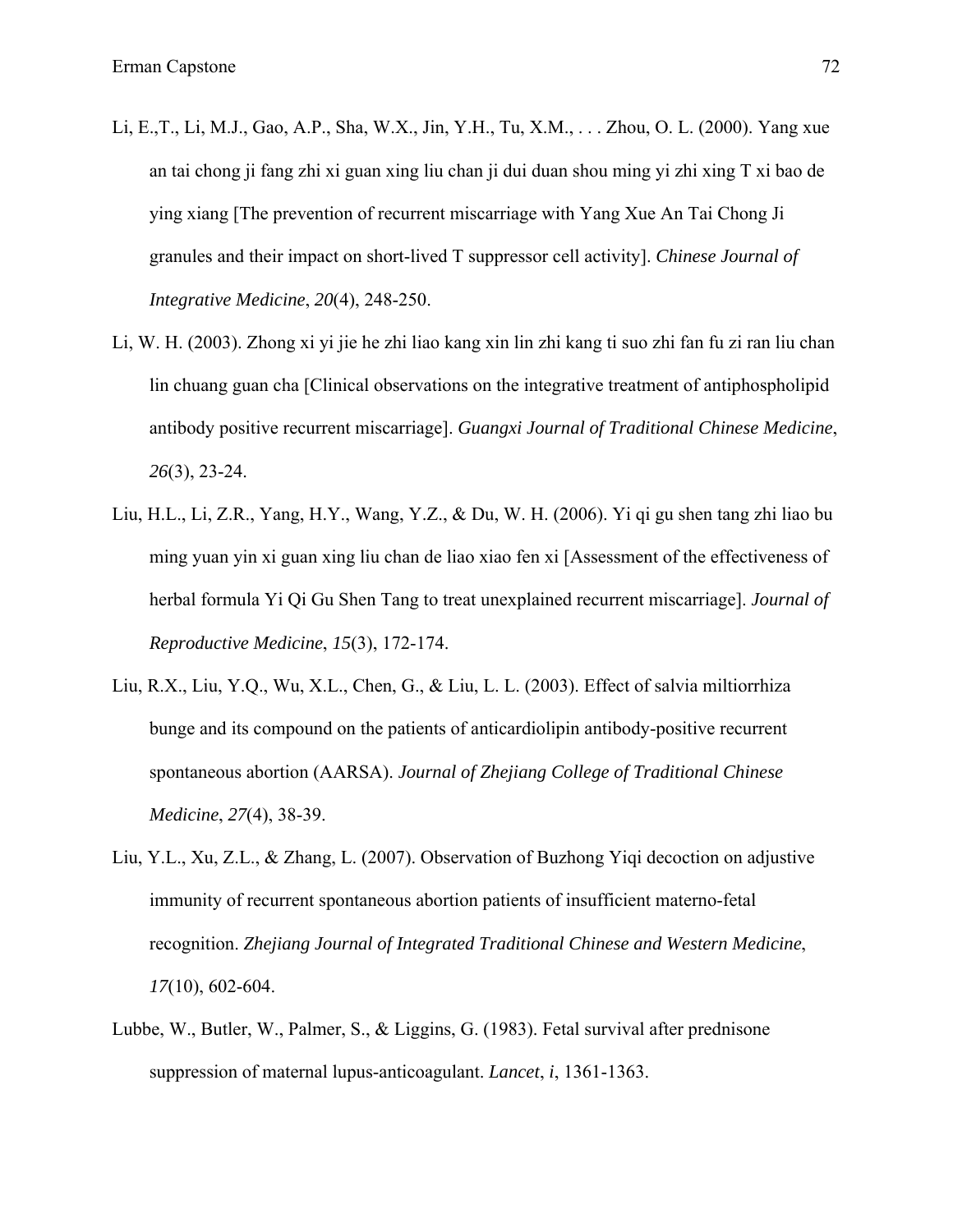Li, E.,T., Li, M.J., Gao, A.P., Sha, W.X., Jin, Y.H., Tu, X.M., . . . Zhou, O. L. (2000). Yang xue an tai chong ji fang zhi xi guan xing liu chan ji dui duan shou ming yi zhi xing T xi bao de ying xiang [The prevention of recurrent miscarriage with Yang Xue An Tai Chong Ji granules and their impact on short-lived T suppressor cell activity]. *Chinese Journal of Integrative Medicine*, *20*(4), 248-250.

Li, W. H. (2003). Zhong xi yi jie he zhi liao kang xin lin zhi kang ti suo zhi fan fu zi ran liu chan lin chuang guan cha [Clinical observations on the integrative treatment of antiphospholipid antibody positive recurrent miscarriage]. *Guangxi Journal of Traditional Chinese Medicine*, *26*(3), 23-24.

Liu, H.L., Li, Z.R., Yang, H.Y., Wang, Y.Z., & Du, W. H. (2006). Yi qi gu shen tang zhi liao bu ming yuan yin xi guan xing liu chan de liao xiao fen xi [Assessment of the effectiveness of herbal formula Yi Qi Gu Shen Tang to treat unexplained recurrent miscarriage]. *Journal of Reproductive Medicine*, *15*(3), 172-174.

Liu, R.X., Liu, Y.Q., Wu, X.L., Chen, G., & Liu, L. L. (2003). Effect of salvia miltiorrhiza bunge and its compound on the patients of anticardiolipin antibody-positive recurrent spontaneous abortion (AARSA). *Journal of Zhejiang College of Traditional Chinese Medicine*, *27*(4), 38-39.

Liu, Y.L., Xu, Z.L., & Zhang, L. (2007). Observation of Buzhong Yiqi decoction on adjustive immunity of recurrent spontaneous abortion patients of insufficient materno-fetal recognition. *Zhejiang Journal of Integrated Traditional Chinese and Western Medicine*, *17*(10), 602-604.

Lubbe, W., Butler, W., Palmer, S., & Liggins, G. (1983). Fetal survival after prednisone suppression of maternal lupus-anticoagulant. *Lancet*, *i*, 1361-1363.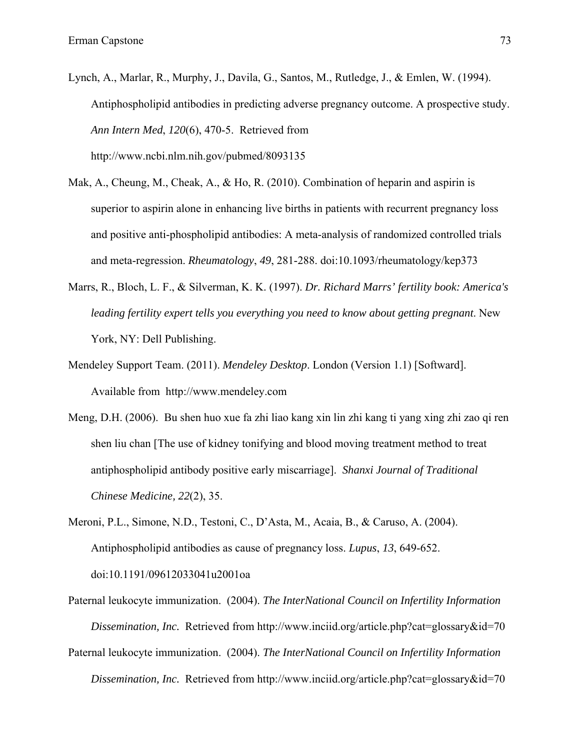Lynch, A., Marlar, R., Murphy, J., Davila, G., Santos, M., Rutledge, J., & Emlen, W. (1994). Antiphospholipid antibodies in predicting adverse pregnancy outcome. A prospective study. *Ann Intern Med*, *120*(6), 470-5. Retrieved from http://www.ncbi.nlm.nih.gov/pubmed/8093135

Mak, A., Cheung, M., Cheak, A., & Ho, R. (2010). Combination of heparin and aspirin is superior to aspirin alone in enhancing live births in patients with recurrent pregnancy loss and positive anti-phospholipid antibodies: A meta-analysis of randomized controlled trials and meta-regression. *Rheumatology*, *49*, 281-288. doi:10.1093/rheumatology/kep373

Marrs, R., Bloch, L. F., & Silverman, K. K. (1997). *Dr. Richard Marrs' fertility book: America's leading fertility expert tells you everything you need to know about getting pregnant*. New York, NY: Dell Publishing.

Mendeley Support Team. (2011). *Mendeley Desktop*. London (Version 1.1) [Softward]. Available from http://www.mendeley.com

Meng, D.H. (2006). Bu shen huo xue fa zhi liao kang xin lin zhi kang ti yang xing zhi zao qi ren shen liu chan [The use of kidney tonifying and blood moving treatment method to treat antiphospholipid antibody positive early miscarriage]. *Shanxi Journal of Traditional Chinese Medicine, 22*(2), 35.

Meroni, P.L., Simone, N.D., Testoni, C., D'Asta, M., Acaia, B., & Caruso, A. (2004). Antiphospholipid antibodies as cause of pregnancy loss. *Lupus*, *13*, 649-652. doi:10.1191/09612033041u2001oa

Paternal leukocyte immunization. (2004). *The InterNational Council on Infertility Information Dissemination, Inc.* Retrieved from http://www.inciid.org/article.php?cat=glossary&id=70

Paternal leukocyte immunization. (2004). *The InterNational Council on Infertility Information Dissemination, Inc.* Retrieved from http://www.inciid.org/article.php?cat=glossary&id=70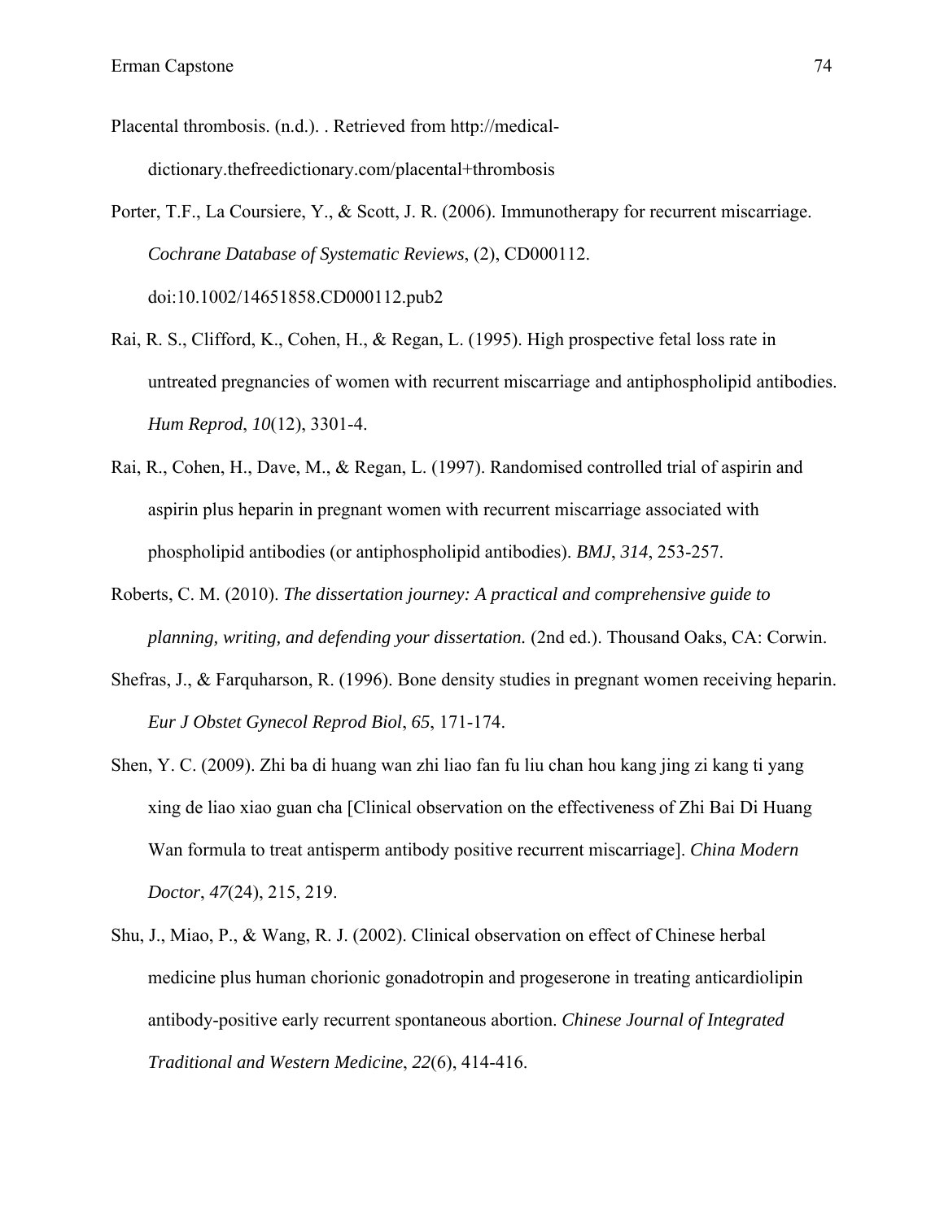Placental thrombosis. (n.d.). . Retrieved from http://medical-dictionary.thefreedictionary.com/placental+thrombosis

Porter, T.F., La Coursiere, Y., & Scott, J. R. (2006). Immunotherapy for recurrent miscarriage. *Cochrane Database of Systematic Reviews*, (2), CD000112. doi:10.1002/14651858.CD000112.pub2

Rai, R. S., Clifford, K., Cohen, H., & Regan, L. (1995). High prospective fetal loss rate in untreated pregnancies of women with recurrent miscarriage and antiphospholipid antibodies. *Hum Reprod*, *10*(12), 3301-4.

Rai, R., Cohen, H., Dave, M., & Regan, L. (1997). Randomised controlled trial of aspirin and aspirin plus heparin in pregnant women with recurrent miscarriage associated with phospholipid antibodies (or antiphospholipid antibodies). *BMJ*, *314*, 253-257.

Roberts, C. M. (2010). *The dissertation journey: A practical and comprehensive guide to planning, writing, and defending your dissertation.* (2nd ed.). Thousand Oaks, CA: Corwin.

Shefras, J., & Farquharson, R. (1996). Bone density studies in pregnant women receiving heparin. *Eur J Obstet Gynecol Reprod Biol*, *65*, 171-174.

Shen, Y. C. (2009). Zhi ba di huang wan zhi liao fan fu liu chan hou kang jing zi kang ti yang xing de liao xiao guan cha [Clinical observation on the effectiveness of Zhi Bai Di Huang Wan formula to treat antisperm antibody positive recurrent miscarriage]. *China Modern Doctor*, *47*(24), 215, 219.

Shu, J., Miao, P., & Wang, R. J. (2002). Clinical observation on effect of Chinese herbal medicine plus human chorionic gonadotropin and progeserone in treating anticardiolipin antibody-positive early recurrent spontaneous abortion. *Chinese Journal of Integrated Traditional and Western Medicine*, *22*(6), 414-416.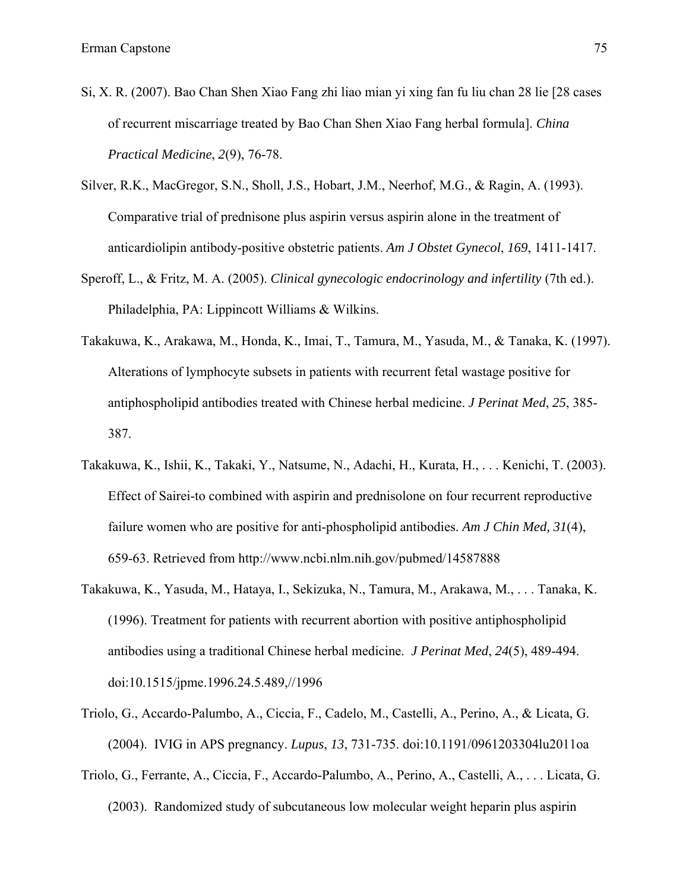Si, X. R. (2007). Bao Chan Shen Xiao Fang zhi liao mian yi xing fan fu liu chan 28 lie [28 cases of recurrent miscarriage treated by Bao Chan Shen Xiao Fang herbal formula]. *China Practical Medicine*, *2*(9), 76-78.

Silver, R.K., MacGregor, S.N., Sholl, J.S., Hobart, J.M., Neerhof, M.G., & Ragin, A. (1993). Comparative trial of prednisone plus aspirin versus aspirin alone in the treatment of anticardiolipin antibody-positive obstetric patients. *Am J Obstet Gynecol*, *169*, 1411-1417.

Speroff, L., & Fritz, M. A. (2005). *Clinical gynecologic endocrinology and infertility* (7th ed.). Philadelphia, PA: Lippincott Williams & Wilkins.

Takakuwa, K., Arakawa, M., Honda, K., Imai, T., Tamura, M., Yasuda, M., & Tanaka, K. (1997). Alterations of lymphocyte subsets in patients with recurrent fetal wastage positive for antiphospholipid antibodies treated with Chinese herbal medicine. *J Perinat Med*, *25*, 385-387.

Takakuwa, K., Ishii, K., Takaki, Y., Natsume, N., Adachi, H., Kurata, H., . . . Kenichi, T. (2003). Effect of Sairei-to combined with aspirin and prednisolone on four recurrent reproductive failure women who are positive for anti-phospholipid antibodies. *Am J Chin Med*, *31*(4), 659-63. Retrieved from http://www.ncbi.nlm.nih.gov/pubmed/14587888

Takakuwa, K., Yasuda, M., Hataya, I., Sekizuka, N., Tamura, M., Arakawa, M., . . . Tanaka, K. (1996). Treatment for patients with recurrent abortion with positive antiphospholipid antibodies using a traditional Chinese herbal medicine. *J Perinat Med*, *24*(5), 489-494. doi:10.1515/jpme.1996.24.5.489,//1996

Triolo, G., Accardo-Palumbo, A., Ciccia, F., Cadelo, M., Castelli, A., Perino, A., & Licata, G. (2004). IVIG in APS pregnancy. *Lupus*, *13*, 731-735. doi:10.1191/0961203304lu2011oa

Triolo, G., Ferrante, A., Ciccia, F., Accardo-Palumbo, A., Perino, A., Castelli, A., . . . Licata, G. (2003). Randomized study of subcutaneous low molecular weight heparin plus aspirin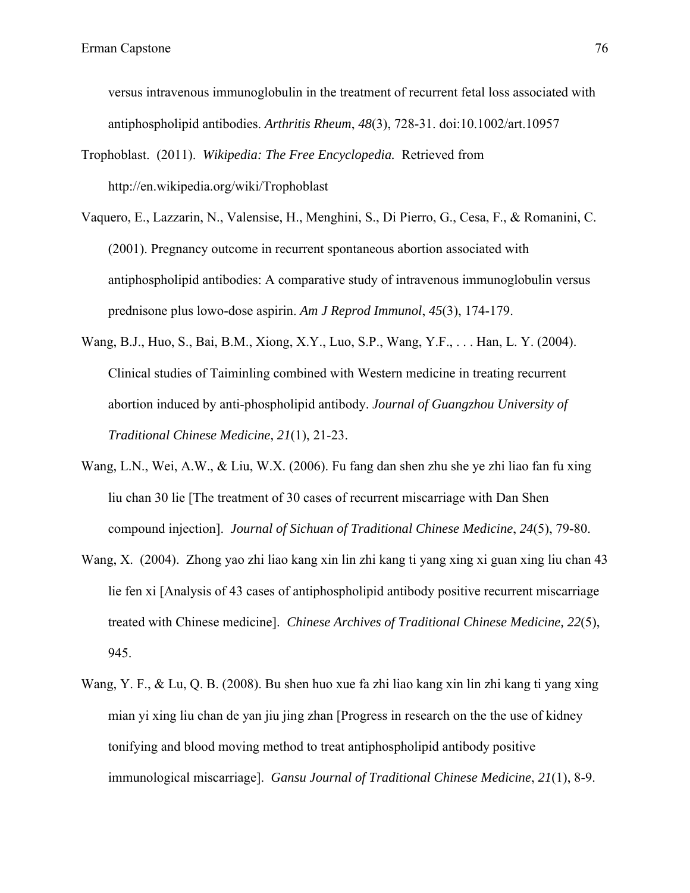versus intravenous immunoglobulin in the treatment of recurrent fetal loss associated with antiphospholipid antibodies. *Arthritis Rheum*, *48*(3), 728-31. doi:10.1002/art.10957

Trophoblast. (2011). *Wikipedia: The Free Encyclopedia.* Retrieved from http://en.wikipedia.org/wiki/Trophoblast

Vaquero, E., Lazzarin, N., Valensise, H., Menghini, S., Di Pierro, G., Cesa, F., & Romanini, C. (2001). Pregnancy outcome in recurrent spontaneous abortion associated with antiphospholipid antibodies: A comparative study of intravenous immunoglobulin versus prednisone plus lowo-dose aspirin. *Am J Reprod Immunol*, *45*(3), 174-179.

Wang, B.J., Huo, S., Bai, B.M., Xiong, X.Y., Luo, S.P., Wang, Y.F., . . . Han, L. Y. (2004). Clinical studies of Taiminling combined with Western medicine in treating recurrent abortion induced by anti-phospholipid antibody. *Journal of Guangzhou University of Traditional Chinese Medicine*, *21*(1), 21-23.

Wang, L.N., Wei, A.W., & Liu, W.X. (2006). Fu fang dan shen zhu she ye zhi liao fan fu xing liu chan 30 lie [The treatment of 30 cases of recurrent miscarriage with Dan Shen compound injection]. *Journal of Sichuan of Traditional Chinese Medicine*, *24*(5), 79-80.

Wang, X. (2004). Zhong yao zhi liao kang xin lin zhi kang ti yang xing xi guan xing liu chan 43 lie fen xi [Analysis of 43 cases of antiphospholipid antibody positive recurrent miscarriage treated with Chinese medicine]. *Chinese Archives of Traditional Chinese Medicine, 22*(5), 945.

Wang, Y. F., & Lu, Q. B. (2008). Bu shen huo xue fa zhi liao kang xin lin zhi kang ti yang xing mian yi xing liu chan de yan jiu jing zhan [Progress in research on the the use of kidney tonifying and blood moving method to treat antiphospholipid antibody positive immunological miscarriage]. *Gansu Journal of Traditional Chinese Medicine*, *21*(1), 8-9.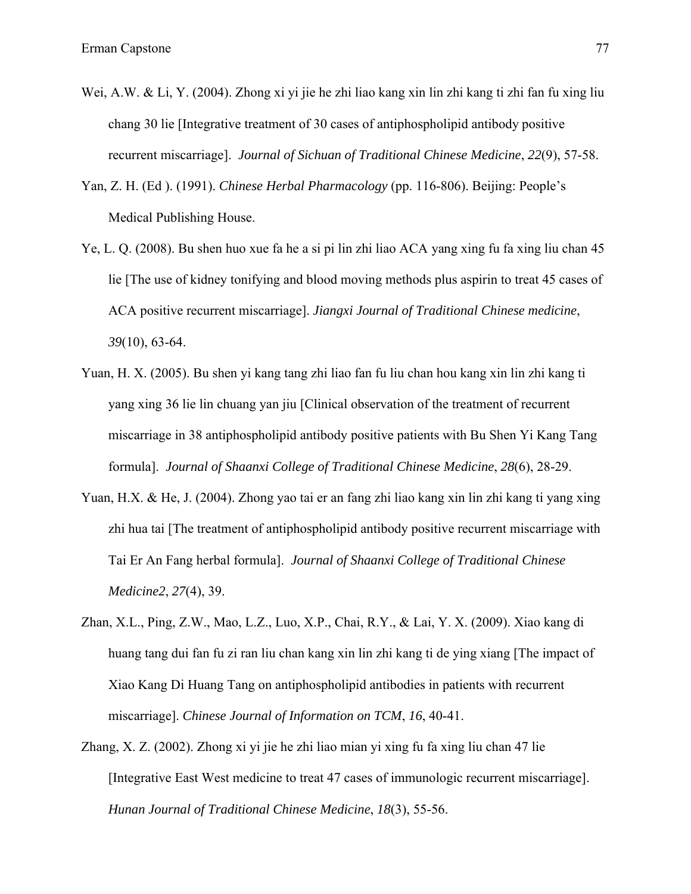Wei, A.W. & Li, Y. (2004). Zhong xi yi jie he zhi liao kang xin lin zhi kang ti zhi fan fu xing liu chang 30 lie [Integrative treatment of 30 cases of antiphospholipid antibody positive recurrent miscarriage]. *Journal of Sichuan of Traditional Chinese Medicine*, *22*(9), 57-58.

Yan, Z. H. (Ed ). (1991). *Chinese Herbal Pharmacology* (pp. 116-806). Beijing: People's Medical Publishing House.

Ye, L. Q. (2008). Bu shen huo xue fa he a si pi lin zhi liao ACA yang xing fu fa xing liu chan 45 lie [The use of kidney tonifying and blood moving methods plus aspirin to treat 45 cases of ACA positive recurrent miscarriage]. *Jiangxi Journal of Traditional Chinese medicine*, *39*(10), 63-64.

Yuan, H. X. (2005). Bu shen yi kang tang zhi liao fan fu liu chan hou kang xin lin zhi kang ti yang xing 36 lie lin chuang yan jiu [Clinical observation of the treatment of recurrent miscarriage in 38 antiphospholipid antibody positive patients with Bu Shen Yi Kang Tang formula]. *Journal of Shaanxi College of Traditional Chinese Medicine*, *28*(6), 28-29.

Yuan, H.X. & He, J. (2004). Zhong yao tai er an fang zhi liao kang xin lin zhi kang ti yang xing zhi hua tai [The treatment of antiphospholipid antibody positive recurrent miscarriage with Tai Er An Fang herbal formula]. *Journal of Shaanxi College of Traditional Chinese Medicine2*, *27*(4), 39.

Zhan, X.L., Ping, Z.W., Mao, L.Z., Luo, X.P., Chai, R.Y., & Lai, Y. X. (2009). Xiao kang di huang tang dui fan fu zi ran liu chan kang xin lin zhi kang ti de ying xiang [The impact of Xiao Kang Di Huang Tang on antiphospholipid antibodies in patients with recurrent miscarriage]. *Chinese Journal of Information on TCM*, *16*, 40-41.

Zhang, X. Z. (2002). Zhong xi yi jie he zhi liao mian yi xing fu fa xing liu chan 47 lie [Integrative East West medicine to treat 47 cases of immunologic recurrent miscarriage]. *Hunan Journal of Traditional Chinese Medicine*, *18*(3), 55-56.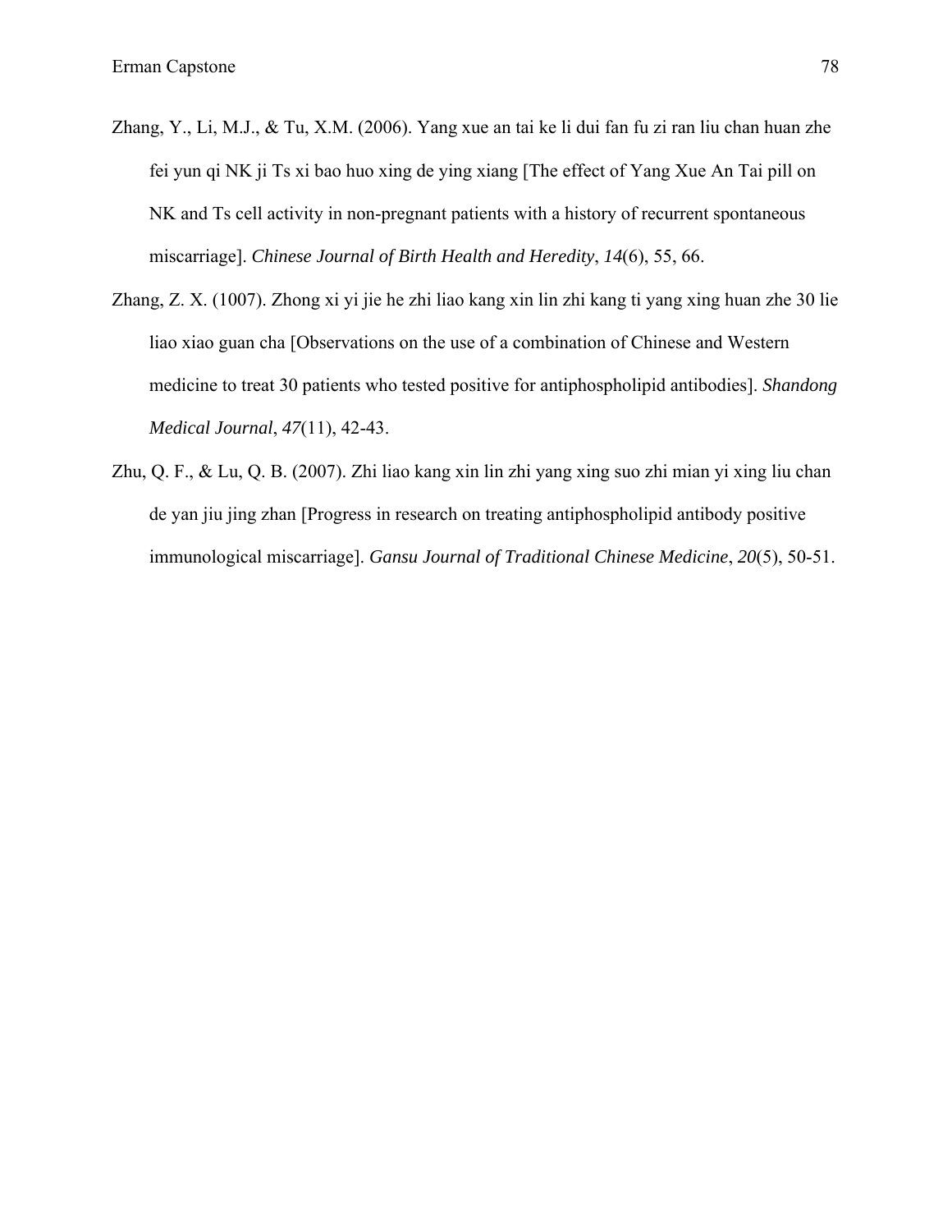Zhang, Y., Li, M.J., & Tu, X.M. (2006). Yang xue an tai ke li dui fan fu zi ran liu chan huan zhe fei yun qi NK ji Ts xi bao huo xing de ying xiang [The effect of Yang Xue An Tai pill on NK and Ts cell activity in non-pregnant patients with a history of recurrent spontaneous miscarriage]. *Chinese Journal of Birth Health and Heredity*, *14*(6), 55, 66.

Zhang, Z. X. (1007). Zhong xi yi jie he zhi liao kang xin lin zhi kang ti yang xing huan zhe 30 lie liao xiao guan cha [Observations on the use of a combination of Chinese and Western medicine to treat 30 patients who tested positive for antiphospholipid antibodies]. *Shandong Medical Journal*, *47*(11), 42-43.

Zhu, Q. F., & Lu, Q. B. (2007). Zhi liao kang xin lin zhi yang xing suo zhi mian yi xing liu chan de yan jiu jing zhan [Progress in research on treating antiphospholipid antibody positive immunological miscarriage]. *Gansu Journal of Traditional Chinese Medicine*, *20*(5), 50-51.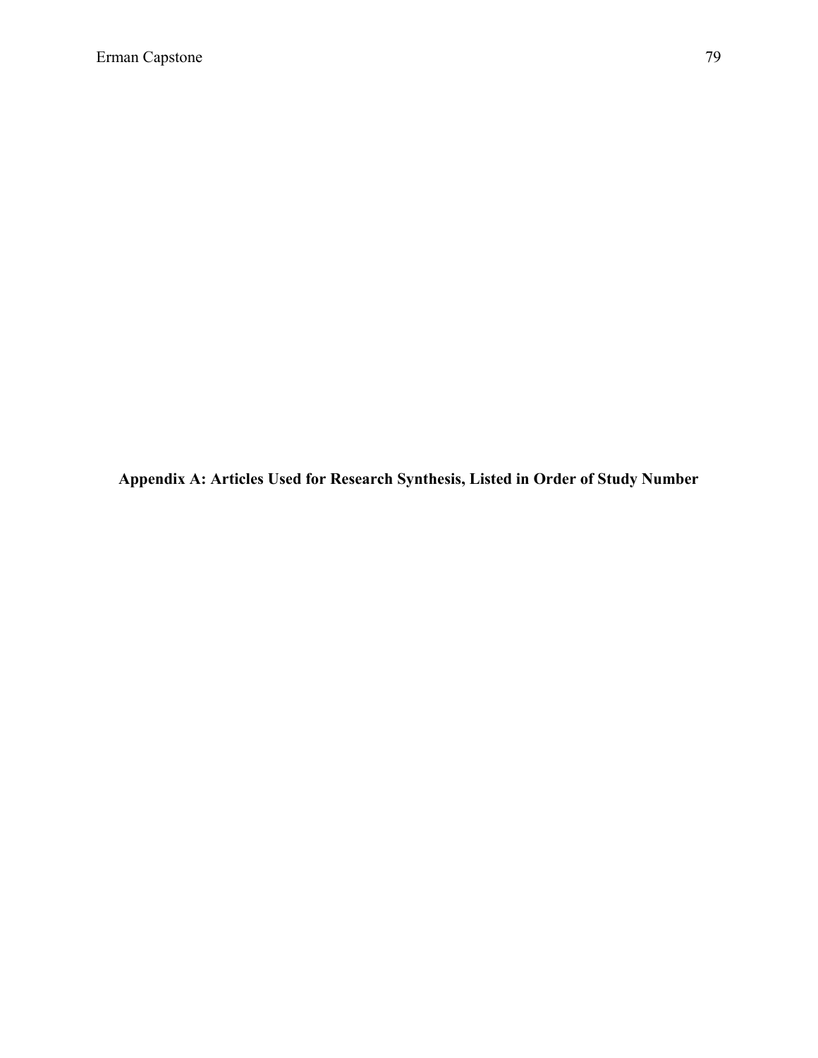# Appendix A: Articles Used for Research Synthesis, Listed in Order of Study Number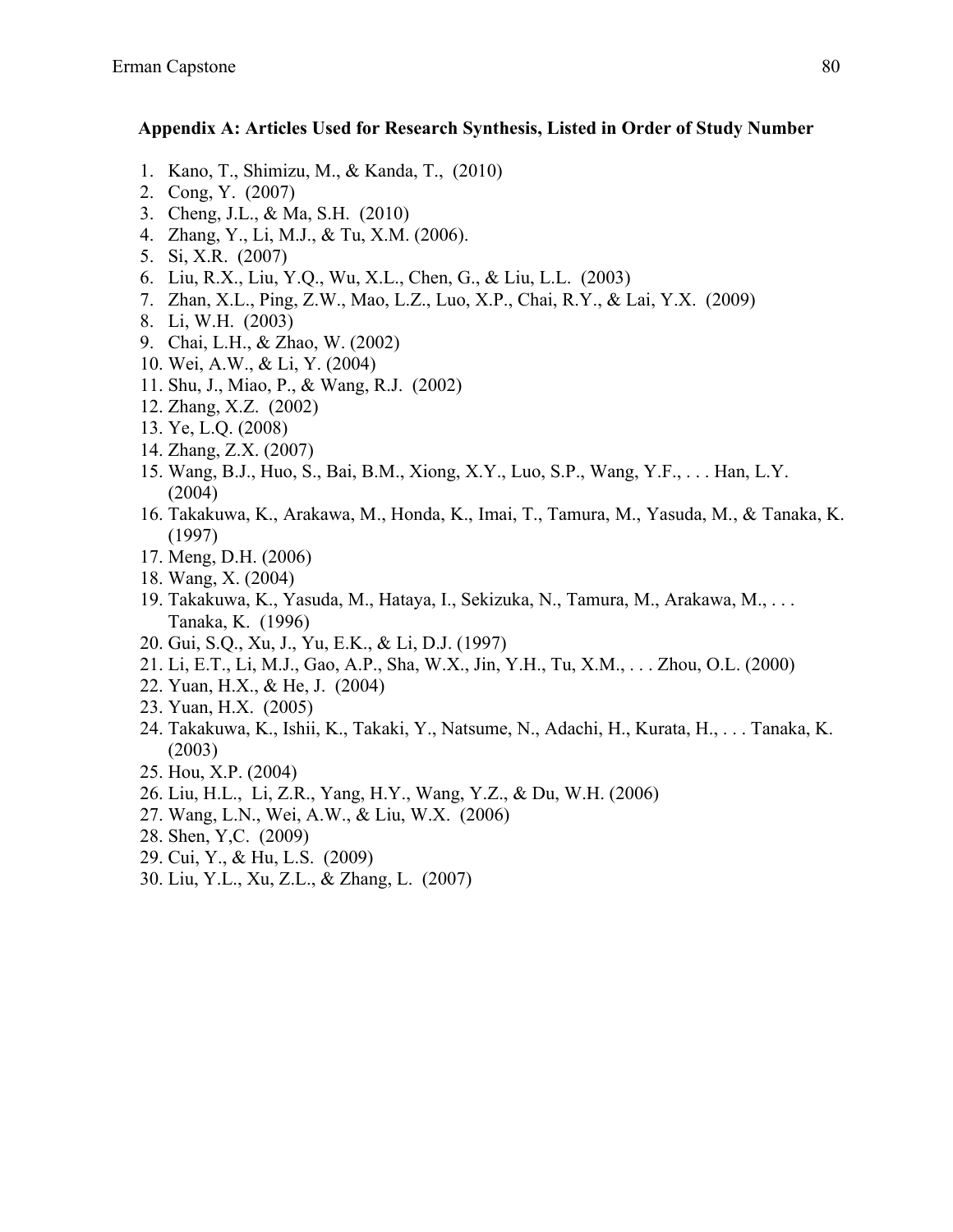**Appendix A: Articles Used for Research Synthesis, Listed in Order of Study Number**

1. Kano, T., Shimizu, M., & Kanda, T., (2010)
2. Cong, Y. (2007)
3. Cheng, J.L., & Ma, S.H. (2010)
4. Zhang, Y., Li, M.J., & Tu, X.M. (2006).
5. Si, X.R. (2007)
6. Liu, R.X., Liu, Y.Q., Wu, X.L., Chen, G., & Liu, L.L. (2003)
7. Zhan, X.L., Ping, Z.W., Mao, L.Z., Luo, X.P., Chai, R.Y., & Lai, Y.X. (2009)
8. Li, W.H. (2003)
9. Chai, L.H., & Zhao, W. (2002)
10. Wei, A.W., & Li, Y. (2004)
11. Shu, J., Miao, P., & Wang, R.J. (2002)
12. Zhang, X.Z. (2002)
13. Ye, L.Q. (2008)
14. Zhang, Z.X. (2007)
15. Wang, B.J., Huo, S., Bai, B.M., Xiong, X.Y., Luo, S.P., Wang, Y.F., . . . Han, L.Y. (2004)
16. Takakuwa, K., Arakawa, M., Honda, K., Imai, T., Tamura, M., Yasuda, M., & Tanaka, K. (1997)
17. Meng, D.H. (2006)
18. Wang, X. (2004)
19. Takakuwa, K., Yasuda, M., Hataya, I., Sekizuka, N., Tamura, M., Arakawa, M., . . . Tanaka, K. (1996)
20. Gui, S.Q., Xu, J., Yu, E.K., & Li, D.J. (1997)
21. Li, E.T., Li, M.J., Gao, A.P., Sha, W.X., Jin, Y.H., Tu, X.M., . . . Zhou, O.L. (2000)
22. Yuan, H.X., & He, J. (2004)
23. Yuan, H.X. (2005)
24. Takakuwa, K., Ishii, K., Takaki, Y., Natsume, N., Adachi, H., Kurata, H., . . . Tanaka, K. (2003)
25. Hou, X.P. (2004)
26. Liu, H.L., Li, Z.R., Yang, H.Y., Wang, Y.Z., & Du, W.H. (2006)
27. Wang, L.N., Wei, A.W., & Liu, W.X. (2006)
28. Shen, Y,C. (2009)
29. Cui, Y., & Hu, L.S. (2009)
30. Liu, Y.L., Xu, Z.L., & Zhang, L. (2007)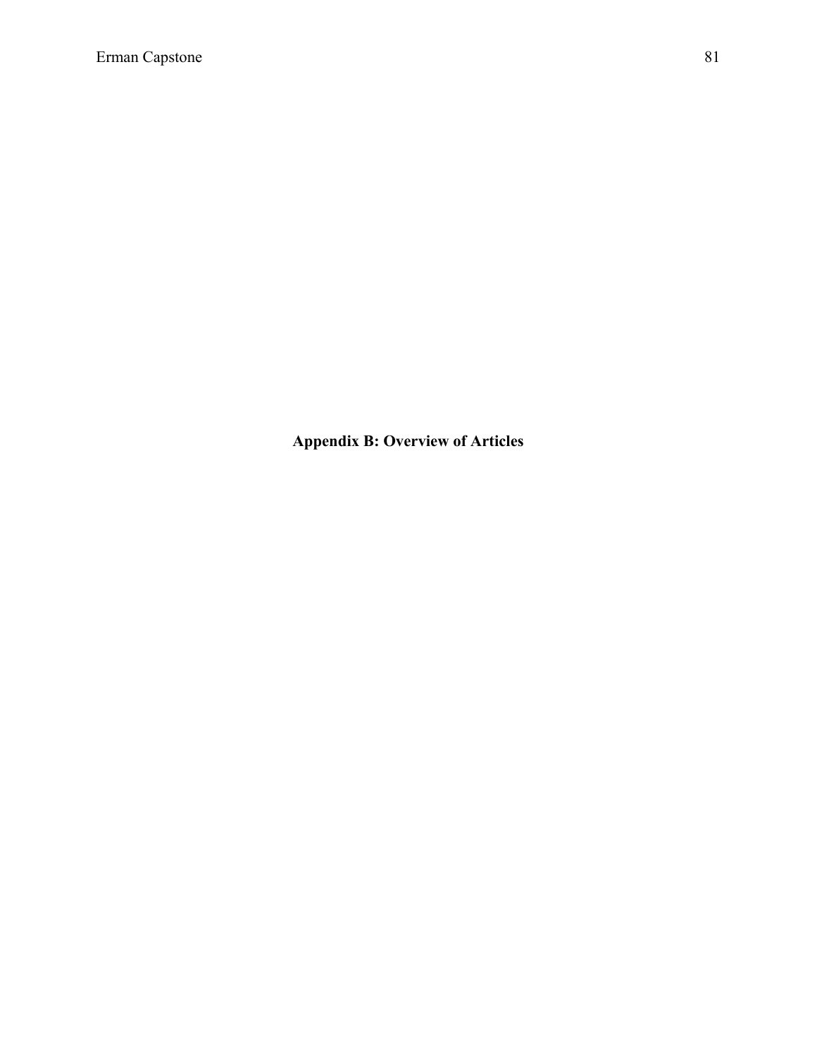# Appendix B: Overview of Articles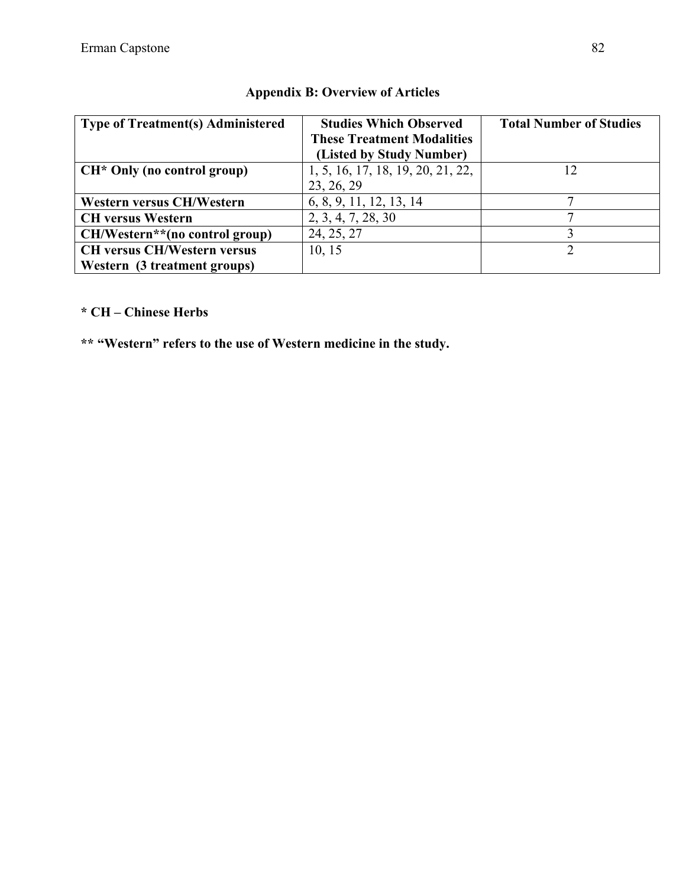## Appendix B: Overview of Articles

| **Type of Treatment(s) Administered** | **Studies Which Observed These Treatment Modalities (Listed by Study Number)** | **Total Number of Studies** |
|---|---|---|
| **CH* Only (no control group)** | 1, 5, 16, 17, 18, 19, 20, 21, 22, 23, 26, 29 | 12 |
| **Western versus CH/Western** | 6, 8, 9, 11, 12, 13, 14 | 7 |
| **CH versus Western** | 2, 3, 4, 7, 28, 30 | 7 |
| **CH/Western**(no control group)** | 24, 25, 27 | 3 |
| **CH versus CH/Western versus Western (3 treatment groups)** | 10, 15 | 2 |

**\* CH – Chinese Herbs**

**\*\* "Western" refers to the use of Western medicine in the study.**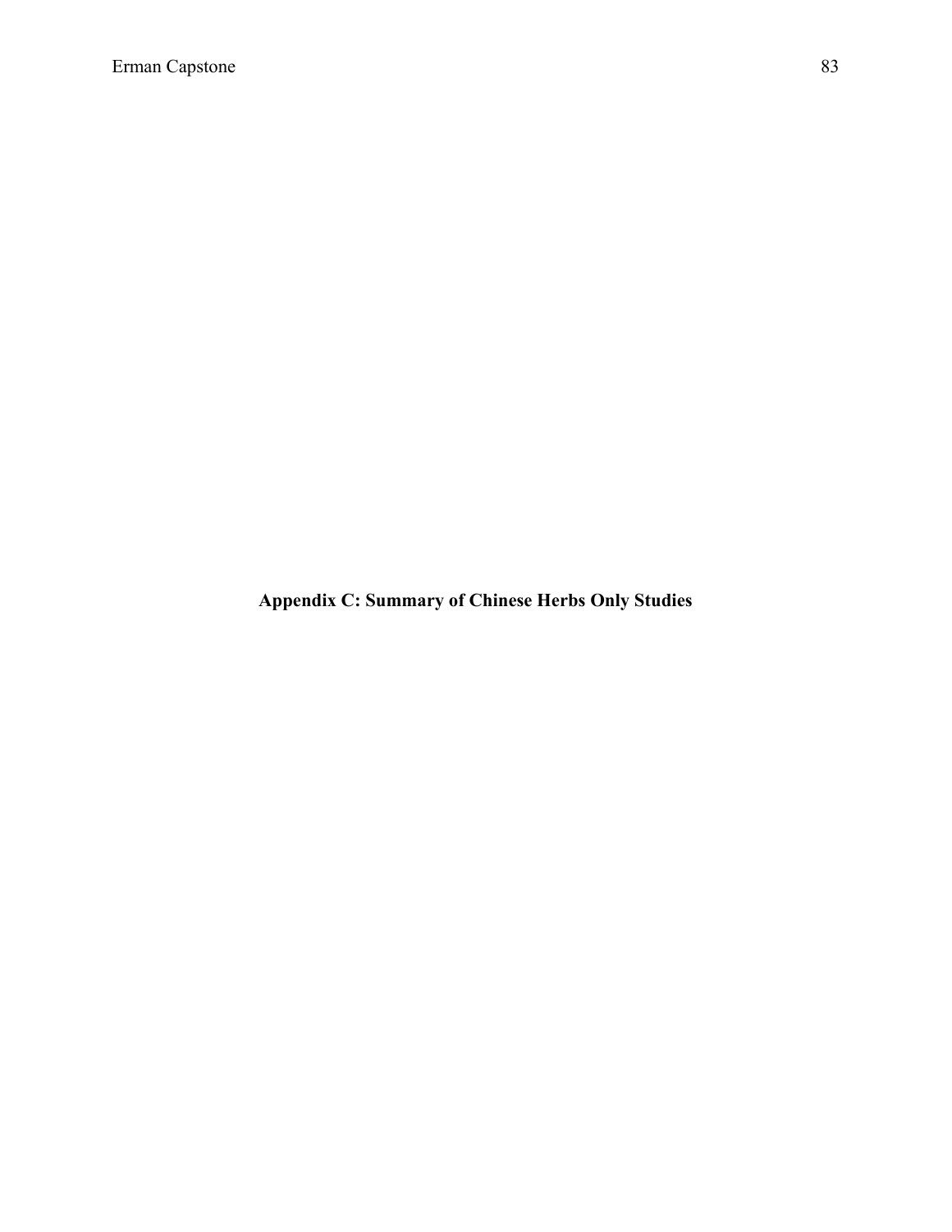## Appendix C: Summary of Chinese Herbs Only Studies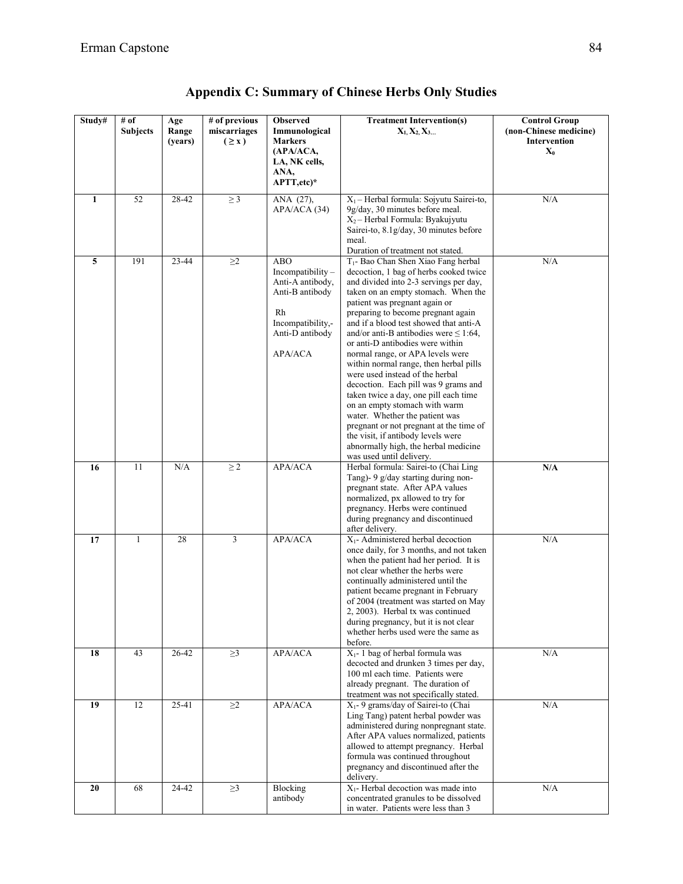## Appendix C: Summary of Chinese Herbs Only Studies

| Study# | # of Subjects | Age Range (years) | # of previous miscarriages ( ≥ x ) | Observed Immunological Markers (APA/ACA, LA, NK cells, ANA, APTT,etc)* | Treatment Intervention(s) $X_1, X_2, X_3...$ | Control Group (non-Chinese medicine) Intervention $X_0$ |
|---|---|---|---|---|---|---|
| **1** | 52 | 28-42 | ≥ 3 | ANA (27), APA/ACA (34) | $X_1$ – Herbal formula: Sojyutu Sairei-to, 9g/day, 30 minutes before meal. $X_2$ – Herbal Formula: Byakujyutu Sairei-to, 8.1g/day, 30 minutes before meal. Duration of treatment not stated. | N/A |
| **5** | 191 | 23-44 | ≥2 | ABO Incompatibility – Anti-A antibody, Anti-B antibody<br><br>Rh Incompatibility,- Anti-D antibody<br><br>APA/ACA | $T_1$- Bao Chan Shen Xiao Fang herbal decoction, 1 bag of herbs cooked twice and divided into 2-3 servings per day, taken on an empty stomach. When the patient was pregnant again or preparing to become pregnant again and if a blood test showed that anti-A and/or anti-B antibodies were ≤ 1:64, or anti-D antibodies were within normal range, or APA levels were within normal range, then herbal pills were used instead of the herbal decoction. Each pill was 9 grams and taken twice a day, one pill each time on an empty stomach with warm water. Whether the patient was pregnant or not pregnant at the time of the visit, if antibody levels were abnormally high, the herbal medicine was used until delivery. | N/A |
| **16** | 11 | N/A | ≥ 2 | APA/ACA | Herbal formula: Sairei-to (Chai Ling Tang)- 9 g/day starting during non-pregnant state. After APA values normalized, px allowed to try for pregnancy. Herbs were continued during pregnancy and discontinued after delivery. | **N/A** |
| **17** | 1 | 28 | 3 | APA/ACA | $X_1$- Administered herbal decoction once daily, for 3 months, and not taken when the patient had her period. It is not clear whether the herbs were continually administered until the patient became pregnant in February of 2004 (treatment was started on May 2, 2003). Herbal tx was continued during pregnancy, but it is not clear whether herbs used were the same as before. | N/A |
| **18** | 43 | 26-42 | ≥3 | APA/ACA | $X_1$- 1 bag of herbal formula was decocted and drunken 3 times per day, 100 ml each time. Patients were already pregnant. The duration of treatment was not specifically stated. | N/A |
| **19** | 12 | 25-41 | ≥2 | APA/ACA | $X_1$- 9 grams/day of Sairei-to (Chai Ling Tang) patent herbal powder was administered during nonpregnant state. After APA values normalized, patients allowed to attempt pregnancy. Herbal formula was continued throughout pregnancy and discontinued after the delivery. | N/A |
| **20** | 68 | 24-42 | ≥3 | Blocking antibody | $X_1$- Herbal decoction was made into concentrated granules to be dissolved in water. Patients were less than 3 | N/A |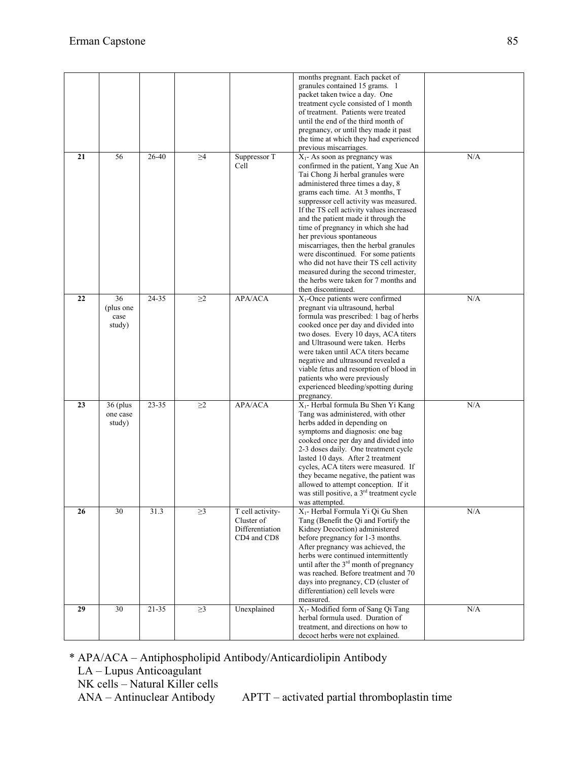| | | | | | | |
|---|---|---|---|---|---|---|
| | | | | | months pregnant. Each packet of granules contained 15 grams. 1 packet taken twice a day. One treatment cycle consisted of 1 month of treatment. Patients were treated until the end of the third month of pregnancy, or until they made it past the time at which they had experienced previous miscarriages. | |
| **21** | 56 | 26-40 | ≥4 | Suppressor T Cell | $X_1$- As soon as pregnancy was confirmed in the patient, Yang Xue An Tai Chong Ji herbal granules were administered three times a day, 8 grams each time. At 3 months, T suppressor cell activity was measured. If the TS cell activity values increased and the patient made it through the time of pregnancy in which she had her previous spontaneous miscarriages, then the herbal granules were discontinued. For some patients who did not have their TS cell activity measured during the second trimester, the herbs were taken for 7 months and then discontinued. | N/A |
| **22** | 36 (plus one case study) | 24-35 | ≥2 | APA/ACA | $X_1$-Once patients were confirmed pregnant via ultrasound, herbal formula was prescribed: 1 bag of herbs cooked once per day and divided into two doses. Every 10 days, ACA titers and Ultrasound were taken. Herbs were taken until ACA titers became negative and ultrasound revealed a viable fetus and resorption of blood in patients who were previously experienced bleeding/spotting during pregnancy. | N/A |
| **23** | 36 (plus one case study) | 23-35 | ≥2 | APA/ACA | $X_1$- Herbal formula Bu Shen Yi Kang Tang was administered, with other herbs added in depending on symptoms and diagnosis: one bag cooked once per day and divided into 2-3 doses daily. One treatment cycle lasted 10 days. After 2 treatment cycles, ACA titers were measured. If they became negative, the patient was allowed to attempt conception. If it was still positive, a 3rd treatment cycle was attempted. | N/A |
| **26** | 30 | 31.3 | ≥3 | T cell activity-Cluster of Differentiation CD4 and CD8 | $X_1$- Herbal Formula Yi Qi Gu Shen Tang (Benefit the Qi and Fortify the Kidney Decoction) administered before pregnancy for 1-3 months. After pregnancy was achieved, the herbs were continued intermittently until after the 3rd month of pregnancy was reached. Before treatment and 70 days into pregnancy, CD (cluster of differentiation) cell levels were measured. | N/A |
| **29** | 30 | 21-35 | ≥3 | Unexplained | $X_1$- Modified form of Sang Qi Tang herbal formula used. Duration of treatment, and directions on how to decoct herbs were not explained. | N/A |

* APA/ACA – Antiphospholipid Antibody/Anticardiolipin Antibody
LA – Lupus Anticoagulant
NK cells – Natural Killer cells
ANA – Antinuclear Antibody     APTT – activated partial thromboplastin time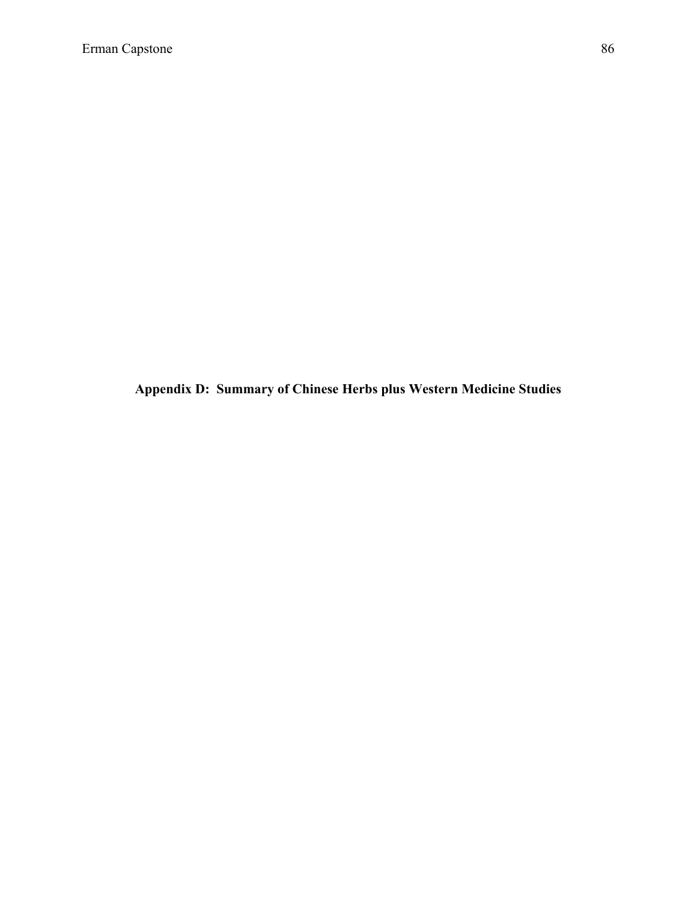# Appendix D: Summary of Chinese Herbs plus Western Medicine Studies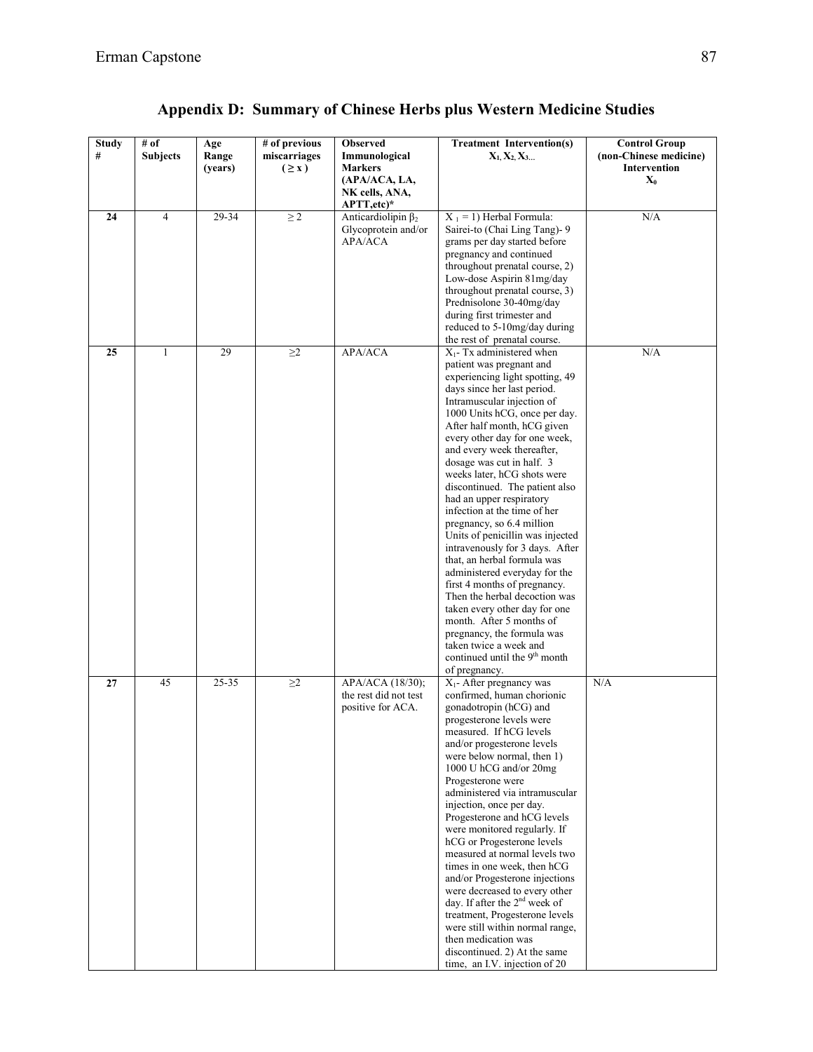## Appendix D: Summary of Chinese Herbs plus Western Medicine Studies

| Study # | # of Subjects | Age Range (years) | # of previous miscarriages ( ≥ x ) | Observed Immunological Markers (APA/ACA, LA, NK cells, ANA, APTT,etc)* | Treatment Intervention(s) $X_1, X_2, X_3...$ | Control Group (non-Chinese medicine) Intervention $X_0$ |
|---|---|---|---|---|---|---|
| **24** | 4 | 29-34 | ≥ 2 | Anticardiolipin $\beta_2$ Glycoprotein and/or APA/ACA | $X_1$ = 1) Herbal Formula: Sairei-to (Chai Ling Tang)- 9 grams per day started before pregnancy and continued throughout prenatal course, 2) Low-dose Aspirin 81mg/day throughout prenatal course, 3) Prednisolone 30-40mg/day during first trimester and reduced to 5-10mg/day during the rest of prenatal course. | N/A |
| **25** | 1 | 29 | ≥2 | APA/ACA | $X_1$- Tx administered when patient was pregnant and experiencing light spotting, 49 days since her last period. Intramuscular injection of 1000 Units hCG, once per day. After half month, hCG given every other day for one week, and every week thereafter, dosage was cut in half. 3 weeks later, hCG shots were discontinued. The patient also had an upper respiratory infection at the time of her pregnancy, so 6.4 million Units of penicillin was injected intravenously for 3 days. After that, an herbal formula was administered everyday for the first 4 months of pregnancy. Then the herbal decoction was taken every other day for one month. After 5 months of pregnancy, the formula was taken twice a week and continued until the 9th month of pregnancy. | N/A |
| **27** | 45 | 25-35 | ≥2 | APA/ACA (18/30); the rest did not test positive for ACA. | $X_1$- After pregnancy was confirmed, human chorionic gonadotropin (hCG) and progesterone levels were measured. If hCG levels and/or progesterone levels were below normal, then 1) 1000 U hCG and/or 20mg Progesterone were administered via intramuscular injection, once per day. Progesterone and hCG levels were monitored regularly. If hCG or Progesterone levels measured at normal levels two times in one week, then hCG and/or Progesterone injections were decreased to every other day. If after the 2nd week of treatment, Progesterone levels were still within normal range, then medication was discontinued. 2) At the same time, an I.V. injection of 20 | N/A |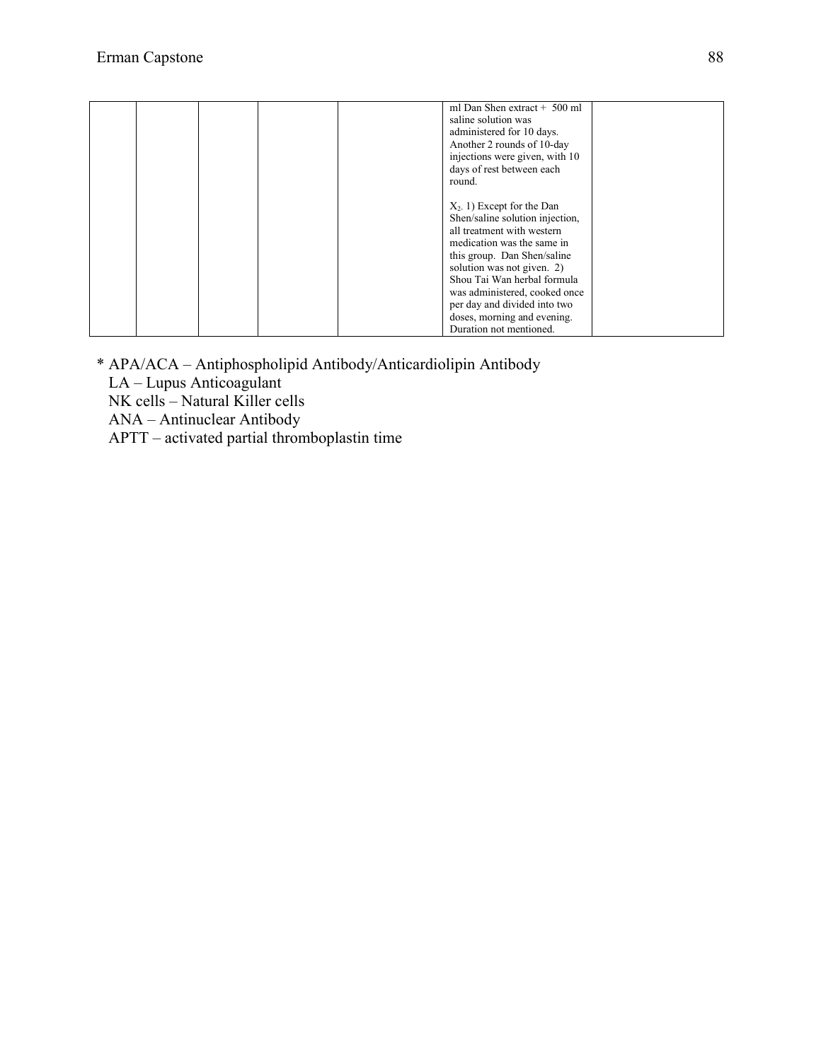|  |  |  |  |  |  |  |
|---|---|---|---|---|---|---|
|  |  |  |  |  | ml Dan Shen extract + 500 ml saline solution was administered for 10 days. Another 2 rounds of 10-day injections were given, with 10 days of rest between each round.<br><br>$X_2$. 1) Except for the Dan Shen/saline solution injection, all treatment with western medication was the same in this group. Dan Shen/saline solution was not given. 2) Shou Tai Wan herbal formula was administered, cooked once per day and divided into two doses, morning and evening. Duration not mentioned. |  |

* APA/ACA – Antiphospholipid Antibody/Anticardiolipin Antibody
LA – Lupus Anticoagulant
NK cells – Natural Killer cells
ANA – Antinuclear Antibody
APTT – activated partial thromboplastin time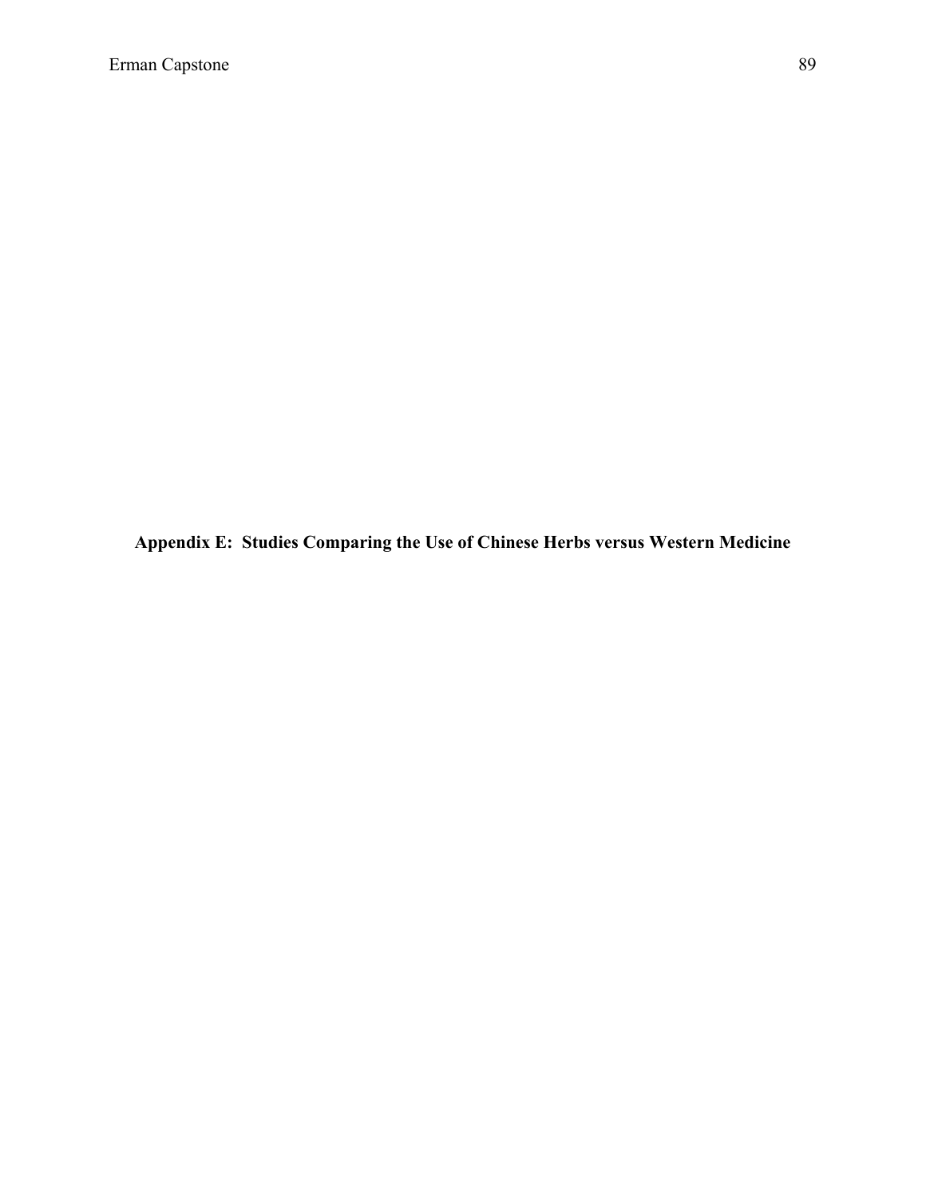# Appendix E: Studies Comparing the Use of Chinese Herbs versus Western Medicine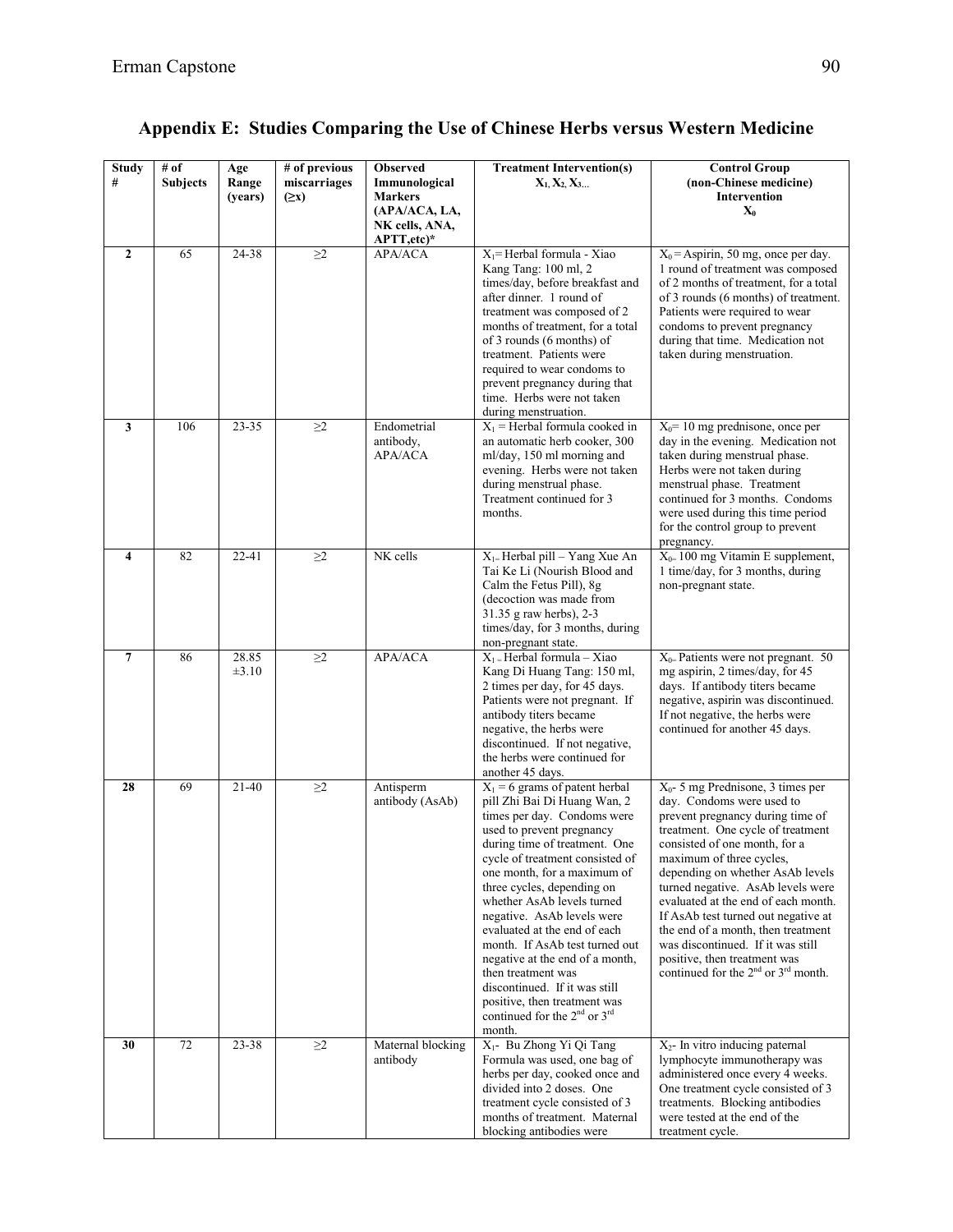# Appendix E: Studies Comparing the Use of Chinese Herbs versus Western Medicine

| Study # | # of Subjects | Age Range (years) | # of previous miscarriages (≥x) | Observed Immunological Markers (APA/ACA, LA, NK cells, ANA, APTT,etc)* | Treatment Intervention(s) $X_1, X_2, X_3$... | Control Group (non-Chinese medicine) Intervention $X_0$ |
|---|---|---|---|---|---|---|
| **2** | 65 | 24-38 | ≥2 | APA/ACA | $X_1$= Herbal formula - Xiao Kang Tang: 100 ml, 2 times/day, before breakfast and after dinner. 1 round of treatment was composed of 2 months of treatment, for a total of 3 rounds (6 months) of treatment. Patients were required to wear condoms to prevent pregnancy during that time. Herbs were not taken during menstruation. | $X_0$ = Aspirin, 50 mg, once per day. 1 round of treatment was composed of 2 months of treatment, for a total of 3 rounds (6 months) of treatment. Patients were required to wear condoms to prevent pregnancy during that time. Medication not taken during menstruation. |
| **3** | 106 | 23-35 | ≥2 | Endometrial antibody, APA/ACA | $X_1$ = Herbal formula cooked in an automatic herb cooker, 300 ml/day, 150 ml morning and evening. Herbs were not taken during menstrual phase. Treatment continued for 3 months. | $X_0$= 10 mg prednisone, once per day in the evening. Medication not taken during menstrual phase. Herbs were not taken during menstrual phase. Treatment continued for 3 months. Condoms were used during this time period for the control group to prevent pregnancy. |
| **4** | 82 | 22-41 | ≥2 | NK cells | $X_1$= Herbal pill – Yang Xue An Tai Ke Li (Nourish Blood and Calm the Fetus Pill), 8g (decoction was made from 31.35 g raw herbs), 2-3 times/day, for 3 months, during non-pregnant state. | $X_0$= 100 mg Vitamin E supplement, 1 time/day, for 3 months, during non-pregnant state. |
| **7** | 86 | 28.85 ±3.10 | ≥2 | APA/ACA | $X_1$ = Herbal formula – Xiao Kang Di Huang Tang: 150 ml, 2 times per day, for 45 days. Patients were not pregnant. If antibody titers became negative, the herbs were discontinued. If not negative, the herbs were continued for another 45 days. | $X_0$= Patients were not pregnant. 50 mg aspirin, 2 times/day, for 45 days. If antibody titers became negative, aspirin was discontinued. If not negative, the herbs were continued for another 45 days. |
| **28** | 69 | 21-40 | ≥2 | Antisperm antibody (AsAb) | $X_1$ = 6 grams of patent herbal pill Zhi Bai Di Huang Wan, 2 times per day. Condoms were used to prevent pregnancy during time of treatment. One cycle of treatment consisted of one month, for a maximum of three cycles, depending on whether AsAb levels turned negative. AsAb levels were evaluated at the end of each month. If AsAb test turned out negative at the end of a month, then treatment was discontinued. If it was still positive, then treatment was continued for the 2nd or 3rd month. | $X_0$- 5 mg Prednisone, 3 times per day. Condoms were used to prevent pregnancy during time of treatment. One cycle of treatment consisted of one month, for a maximum of three cycles, depending on whether AsAb levels turned negative. AsAb levels were evaluated at the end of each month. If AsAb test turned out negative at the end of a month, then treatment was discontinued. If it was still positive, then treatment was continued for the 2nd or 3rd month. |
| **30** | 72 | 23-38 | ≥2 | Maternal blocking antibody | $X_1$- Bu Zhong Yi Qi Tang Formula was used, one bag of herbs per day, cooked once and divided into 2 doses. One treatment cycle consisted of 3 months of treatment. Maternal blocking antibodies were | $X_2$- In vitro inducing paternal lymphocyte immunotherapy was administered once every 4 weeks. One treatment cycle consisted of 3 treatments. Blocking antibodies were tested at the end of the treatment cycle. |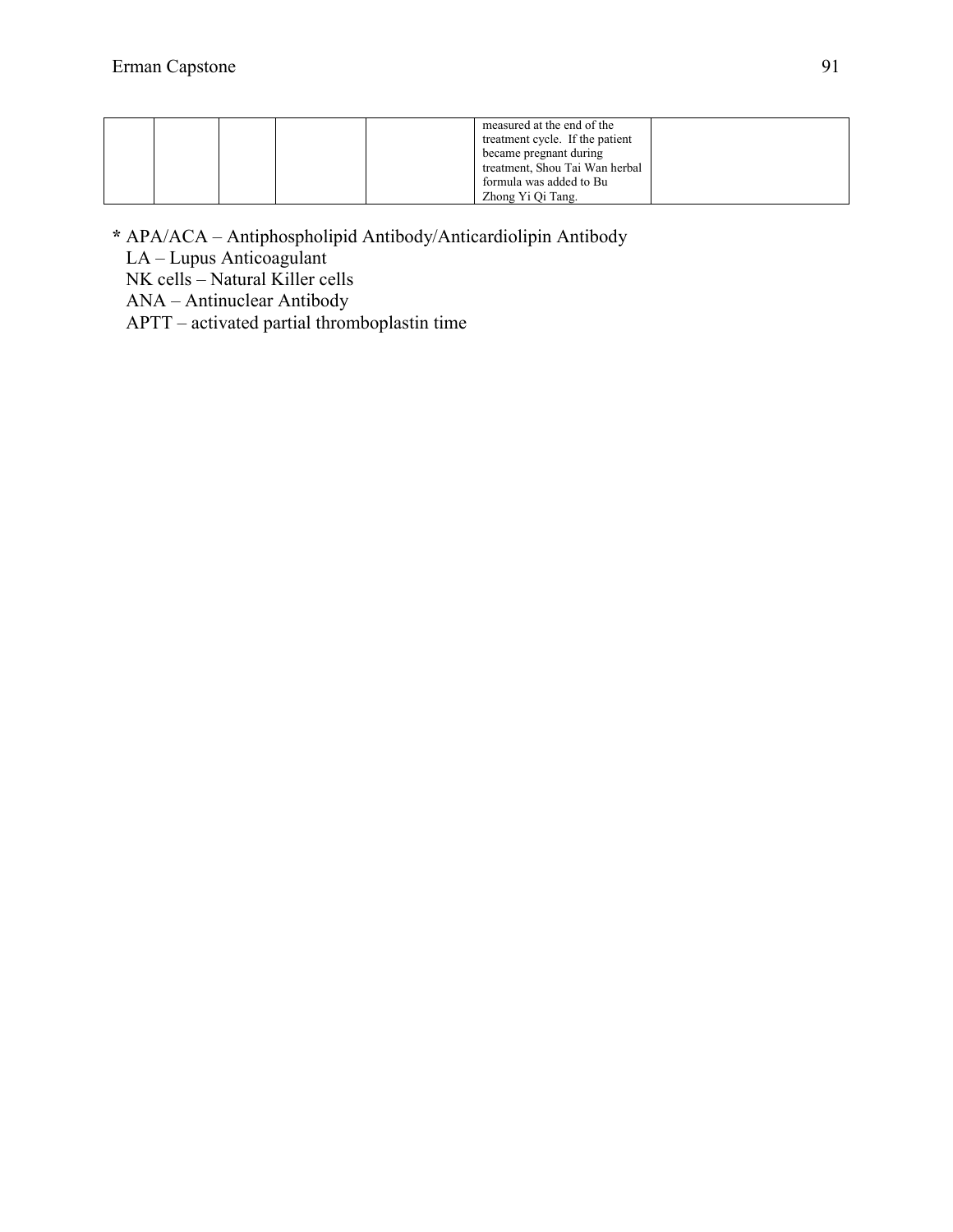| | | | | | | |
|---|---|---|---|---|---|---|
| | | | | | measured at the end of the treatment cycle. If the patient became pregnant during treatment, Shou Tai Wan herbal formula was added to Bu Zhong Yi Qi Tang. | |

* APA/ACA – Antiphospholipid Antibody/Anticardiolipin Antibody
LA – Lupus Anticoagulant
NK cells – Natural Killer cells
ANA – Antinuclear Antibody
APTT – activated partial thromboplastin time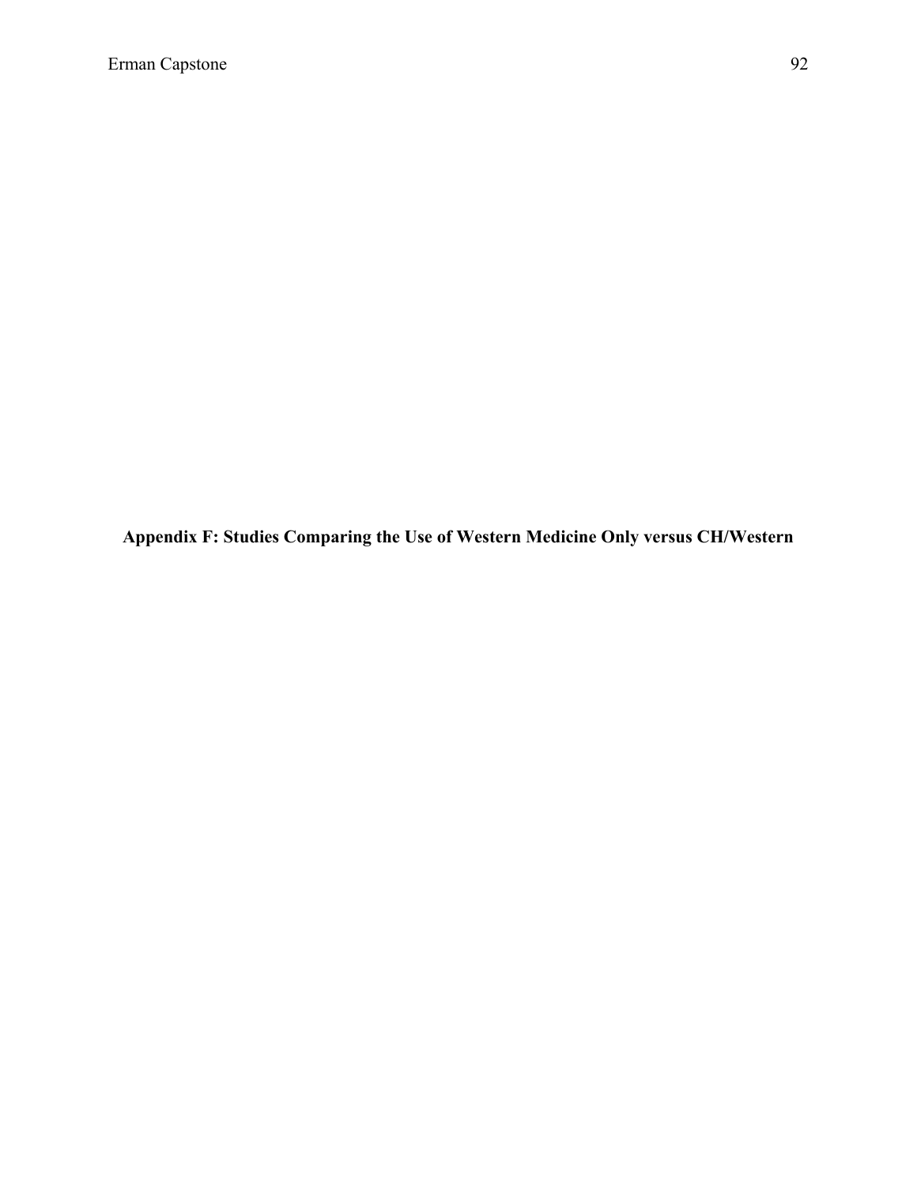## Appendix F: Studies Comparing the Use of Western Medicine Only versus CH/Western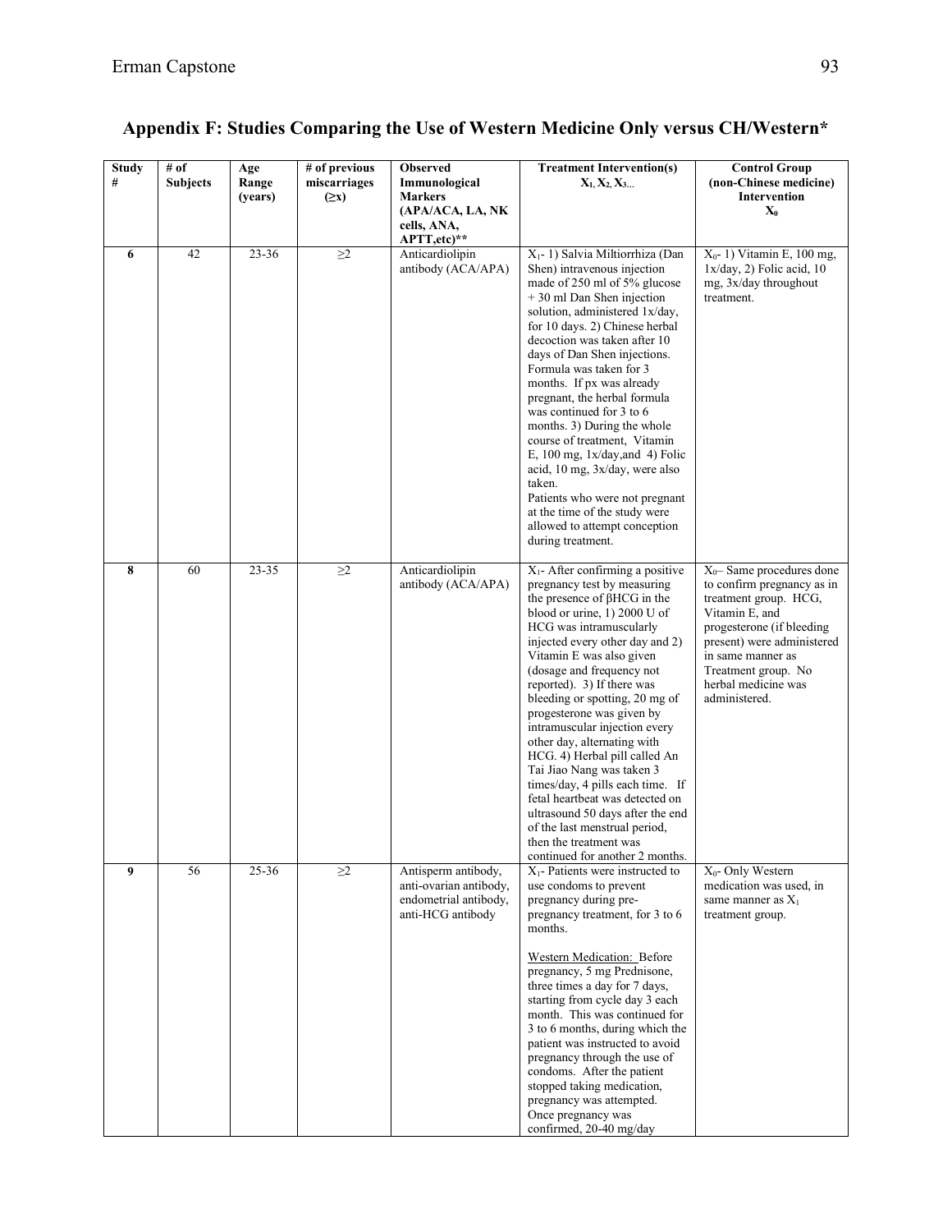## Appendix F: Studies Comparing the Use of Western Medicine Only versus CH/Western*

| Study # | # of Subjects | Age Range (years) | # of previous miscarriages (≥x) | Observed Immunological Markers (APA/ACA, LA, NK cells, ANA, APTT,etc)** | Treatment Intervention(s) $X_1, X_2, X_3...$ | Control Group (non-Chinese medicine) Intervention $X_0$ |
|---|---|---|---|---|---|---|
| 6 | 42 | 23-36 | ≥2 | Anticardiolipin antibody (ACA/APA) | $X_1$- 1) Salvia Miltiorrhiza (Dan Shen) intravenous injection made of 250 ml of 5% glucose + 30 ml Dan Shen injection solution, administered 1x/day, for 10 days. 2) Chinese herbal decoction was taken after 10 days of Dan Shen injections. Formula was taken for 3 months. If px was already pregnant, the herbal formula was continued for 3 to 6 months. 3) During the whole course of treatment, Vitamin E, 100 mg, 1x/day,and 4) Folic acid, 10 mg, 3x/day, were also taken.<br>Patients who were not pregnant at the time of the study were allowed to attempt conception during treatment. | $X_0$- 1) Vitamin E, 100 mg, 1x/day, 2) Folic acid, 10 mg, 3x/day throughout treatment. |
| 8 | 60 | 23-35 | ≥2 | Anticardiolipin antibody (ACA/APA) | $X_1$- After confirming a positive pregnancy test by measuring the presence of βHCG in the blood or urine, 1) 2000 U of HCG was intramuscularly injected every other day and 2) Vitamin E was also given (dosage and frequency not reported). 3) If there was bleeding or spotting, 20 mg of progesterone was given by intramuscular injection every other day, alternating with HCG. 4) Herbal pill called An Tai Jiao Nang was taken 3 times/day, 4 pills each time. If fetal heartbeat was detected on ultrasound 50 days after the end of the last menstrual period, then the treatment was continued for another 2 months. | $X_0$– Same procedures done to confirm pregnancy as in treatment group. HCG, Vitamin E, and progesterone (if bleeding present) were administered in same manner as Treatment group. No herbal medicine was administered. |
| 9 | 56 | 25-36 | ≥2 | Antisperm antibody, anti-ovarian antibody, endometrial antibody, anti-HCG antibody | $X_1$- Patients were instructed to use condoms to prevent pregnancy during pre-pregnancy treatment, for 3 to 6 months.<br><br><u>Western Medication:</u> Before pregnancy, 5 mg Prednisone, three times a day for 7 days, starting from cycle day 3 each month. This was continued for 3 to 6 months, during which the patient was instructed to avoid pregnancy through the use of condoms. After the patient stopped taking medication, pregnancy was attempted. Once pregnancy was confirmed, 20-40 mg/day | $X_0$- Only Western medication was used, in same manner as $X_1$ treatment group. |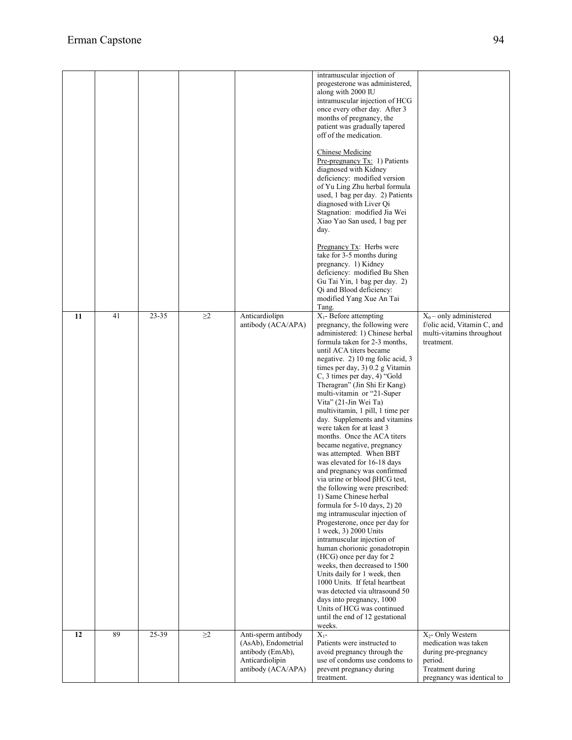| | | | | | | |
|---|---|---|---|---|---|---|
| | | | | | intramuscular injection of progesterone was administered, along with 2000 IU intramuscular injection of HCG once every other day. After 3 months of pregnancy, the patient was gradually tapered off of the medication.<br><br>Chinese Medicine<br>Pre-pregnancy Tx: 1) Patients diagnosed with Kidney deficiency: modified version of Yu Ling Zhu herbal formula used, 1 bag per day. 2) Patients diagnosed with Liver Qi Stagnation: modified Jia Wei Xiao Yao San used, 1 bag per day.<br><br>Pregnancy Tx: Herbs were take for 3-5 months during pregnancy. 1) Kidney deficiency: modified Bu Shen Gu Tai Yin, 1 bag per day. 2) Qi and Blood deficiency: modified Yang Xue An Tai Tang. | |
| **11** | 41 | 23-35 | ≥2 | Anticardiolipn antibody (ACA/APA) | $X_1$- Before attempting pregnancy, the following were administered: 1) Chinese herbal formula taken for 2-3 months, until ACA titers became negative. 2) 10 mg folic acid, 3 times per day, 3) 0.2 g Vitamin C, 3 times per day, 4) "Gold Theragran" (Jin Shi Er Kang) multi-vitamin or "21-Super Vita" (21-Jin Wei Ta) multivitamin, 1 pill, 1 time per day. Supplements and vitamins were taken for at least 3 months. Once the ACA titers became negative, pregnancy was attempted. When BBT was elevated for 16-18 days and pregnancy was confirmed via urine or blood βHCG test, the following were prescribed: 1) Same Chinese herbal formula for 5-10 days, 2) 20 mg intramuscular injection of Progesterone, once per day for 1 week, 3) 2000 Units intramuscular injection of human chorionic gonadotropin (HCG) once per day for 2 weeks, then decreased to 1500 Units daily for 1 week, then 1000 Units. If fetal heartbeat was detected via ultrasound 50 days into pregnancy, 1000 Units of HCG was continued until the end of 12 gestational weeks. | $X_0$ – only administered f/olic acid, Vitamin C, and multi-vitamins throughout treatment. |
| **12** | 89 | 25-39 | ≥2 | Anti-sperm antibody (AsAb), Endometrial antibody (EmAb), Anticardiolipin antibody (ACA/APA) | $X_1$-<br>Patients were instructed to avoid pregnancy through the use of condoms use condoms to prevent pregnancy during treatment. | $X_2$- Only Western medication was taken during pre-pregnancy period.<br>Treatment during pregnancy was identical to |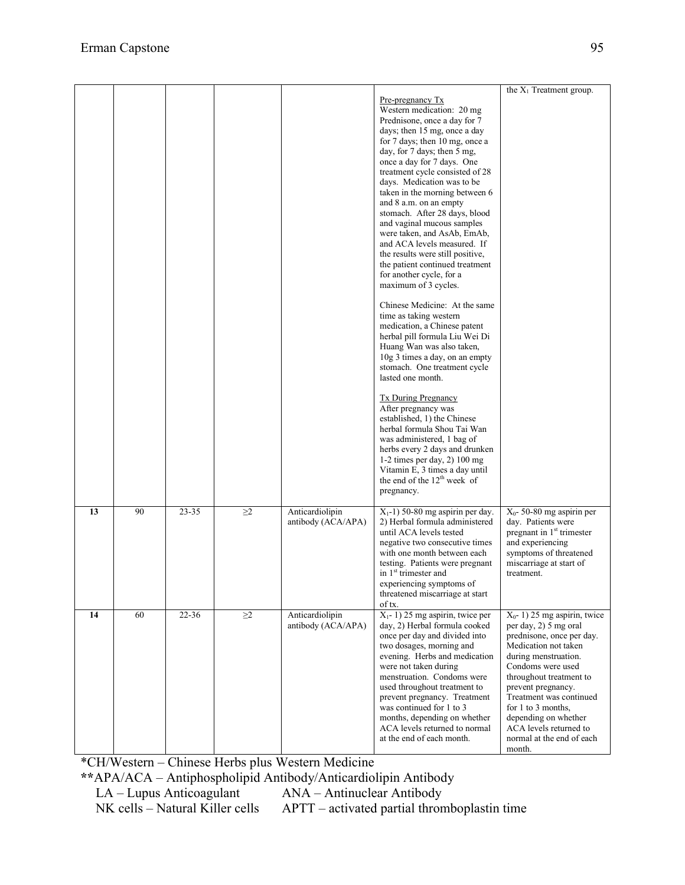| | | | | | | |
|---|---|---|---|---|---|---|
| | | | | | Pre-pregnancy Tx<br>Western medication: 20 mg Prednisone, once a day for 7 days; then 15 mg, once a day for 7 days; then 10 mg, once a day, for 7 days; then 5 mg, once a day for 7 days. One treatment cycle consisted of 28 days. Medication was to be taken in the morning between 6 and 8 a.m. on an empty stomach. After 28 days, blood and vaginal mucous samples were taken, and AsAb, EmAb, and ACA levels measured. If the results were still positive, the patient continued treatment for another cycle, for a maximum of 3 cycles.<br><br>Chinese Medicine: At the same time as taking western medication, a Chinese patent herbal pill formula Liu Wei Di Huang Wan was also taken, 10g 3 times a day, on an empty stomach. One treatment cycle lasted one month.<br><br>Tx During Pregnancy<br>After pregnancy was established, 1) the Chinese herbal formula Shou Tai Wan was administered, 1 bag of herbs every 2 days and drunken 1-2 times per day, 2) 100 mg Vitamin E, 3 times a day until the end of the 12th week of pregnancy. | the $X_1$ Treatment group. |
| **13** | 90 | 23-35 | ≥2 | Anticardiolipin antibody (ACA/APA) | $X_1$-1) 50-80 mg aspirin per day. 2) Herbal formula administered until ACA levels tested negative two consecutive times with one month between each testing. Patients were pregnant in 1st trimester and experiencing symptoms of threatened miscarriage at start of tx. | $X_0$- 50-80 mg aspirin per day. Patients were pregnant in 1st trimester and experiencing symptoms of threatened miscarriage at start of treatment. |
| **14** | 60 | 22-36 | ≥2 | Anticardiolipin antibody (ACA/APA) | $X_1$- 1) 25 mg aspirin, twice per day, 2) Herbal formula cooked once per day and divided into two dosages, morning and evening. Herbs and medication were not taken during menstruation. Condoms were used throughout treatment to prevent pregnancy. Treatment was continued for 1 to 3 months, depending on whether ACA levels returned to normal at the end of each month. | $X_0$- 1) 25 mg aspirin, twice per day, 2) 5 mg oral prednisone, once per day. Medication not taken during menstruation. Condoms were used throughout treatment to prevent pregnancy. Treatment was continued for 1 to 3 months, depending on whether ACA levels returned to normal at the end of each month. |

*CH/Western – Chinese Herbs plus Western Medicine

**APA/ACA – Antiphospholipid Antibody/Anticardiolipin Antibody

LA – Lupus Anticoagulant ANA – Antinuclear Antibody

NK cells – Natural Killer cells APTT – activated partial thromboplastin time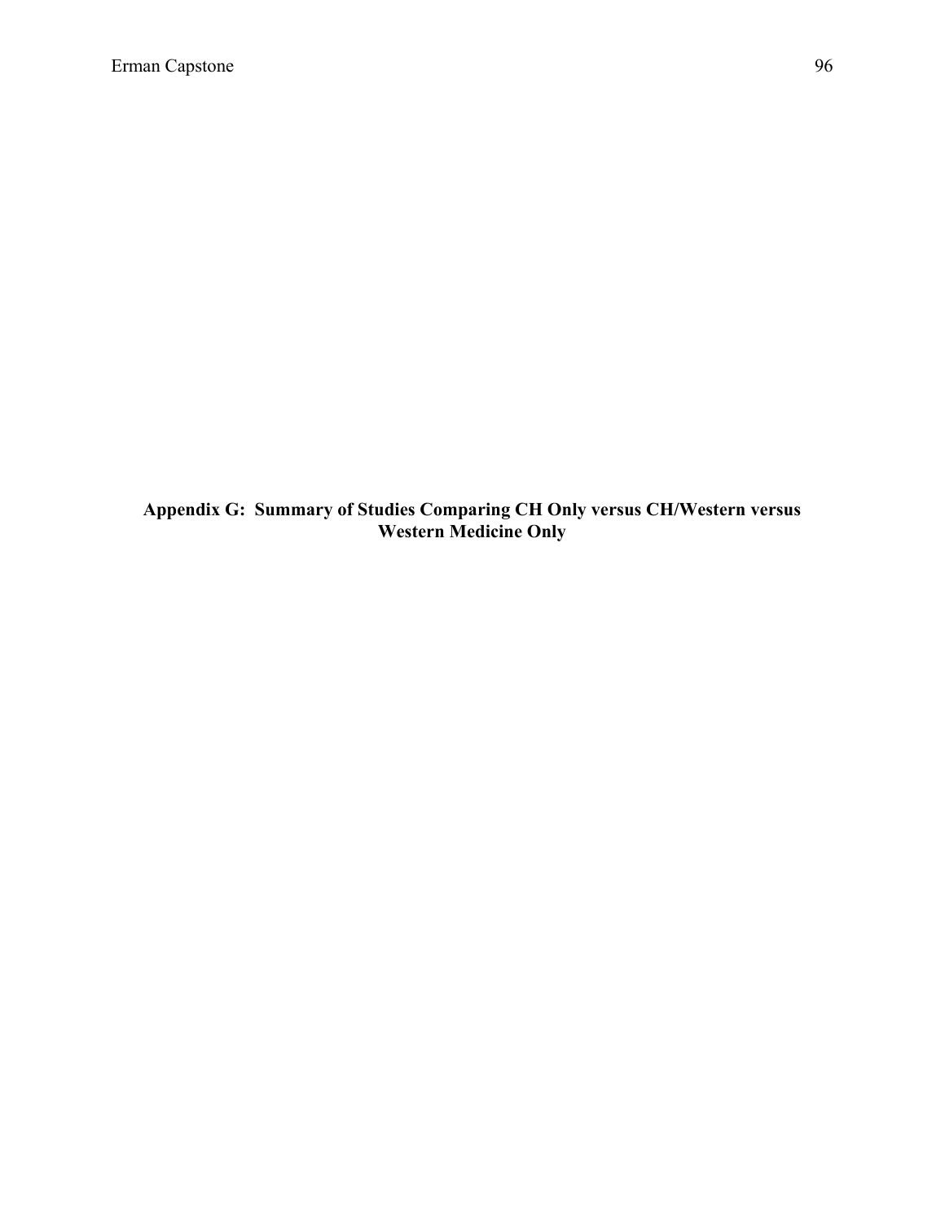# Appendix G: Summary of Studies Comparing CH Only versus CH/Western versus Western Medicine Only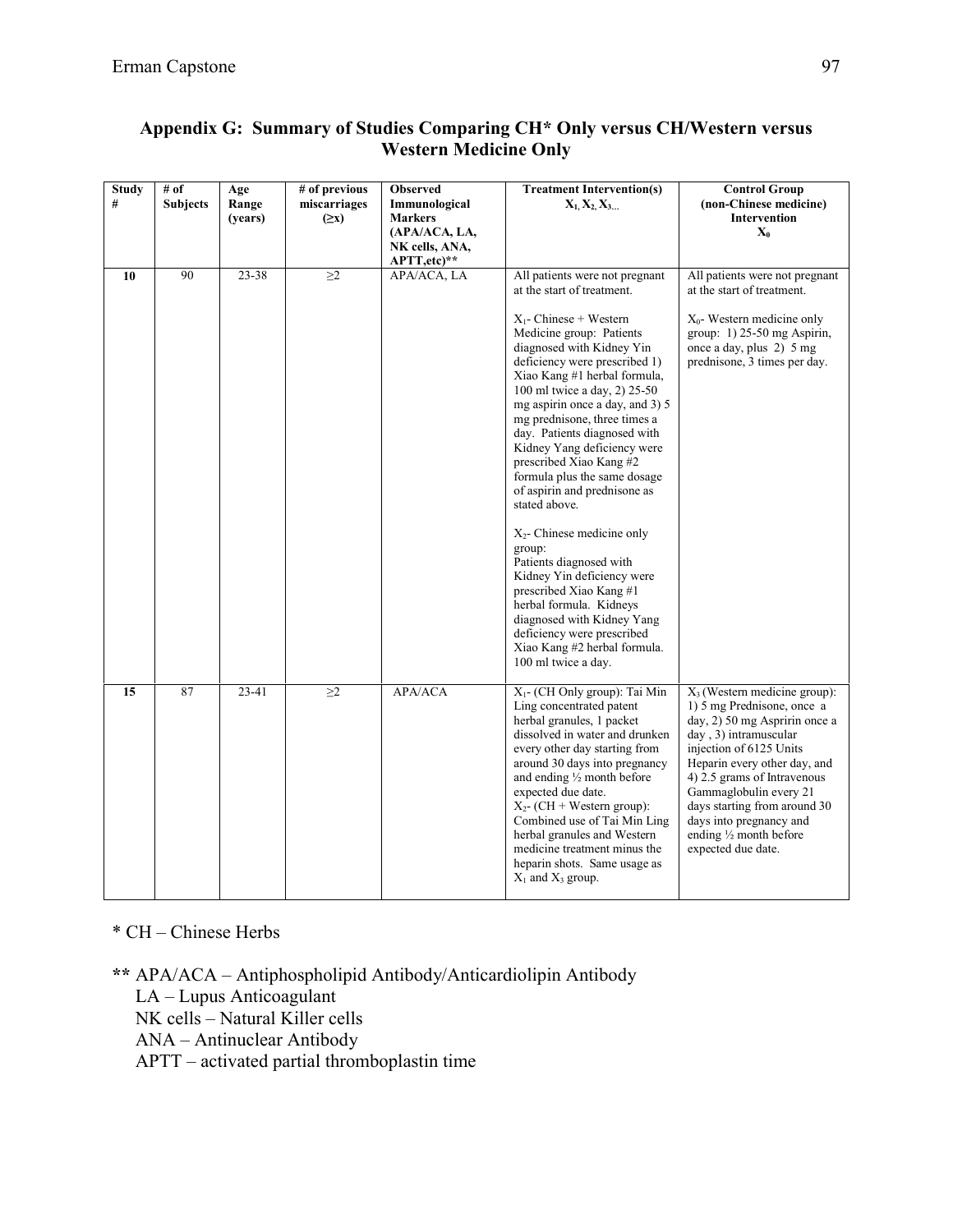## Appendix G: Summary of Studies Comparing CH* Only versus CH/Western versus Western Medicine Only

| Study # | # of Subjects | Age Range (years) | # of previous miscarriages (≥x) | Observed Immunological Markers (APA/ACA, LA, NK cells, ANA, APTT,etc)** | Treatment Intervention(s) $X_1, X_2, X_3 ...$ | Control Group (non-Chinese medicine) Intervention $X_0$ |
|---|---|---|---|---|---|---|
| **10** | 90 | 23-38 | ≥2 | APA/ACA, LA | All patients were not pregnant at the start of treatment.<br><br>$X_1$- Chinese + Western Medicine group: Patients diagnosed with Kidney Yin deficiency were prescribed 1) Xiao Kang #1 herbal formula, 100 ml twice a day, 2) 25-50 mg aspirin once a day, and 3) 5 mg prednisone, three times a day. Patients diagnosed with Kidney Yang deficiency were prescribed Xiao Kang #2 formula plus the same dosage of aspirin and prednisone as stated above.<br><br>$X_2$- Chinese medicine only group:<br>Patients diagnosed with Kidney Yin deficiency were prescribed Xiao Kang #1 herbal formula. Kidneys diagnosed with Kidney Yang deficiency were prescribed Xiao Kang #2 herbal formula. 100 ml twice a day. | All patients were not pregnant at the start of treatment.<br><br>$X_0$- Western medicine only group: 1) 25-50 mg Aspirin, once a day, plus 2) 5 mg prednisone, 3 times per day. |
| **15** | 87 | 23-41 | ≥2 | APA/ACA | $X_1$- (CH Only group): Tai Min Ling concentrated patent herbal granules, 1 packet dissolved in water and drunken every other day starting from around 30 days into pregnancy and ending ½ month before expected due date.<br>$X_2$- (CH + Western group): Combined use of Tai Min Ling herbal granules and Western medicine treatment minus the heparin shots. Same usage as $X_1$ and $X_3$ group. | $X_3$ (Western medicine group): 1) 5 mg Prednisone, once a day, 2) 50 mg Aspririn once a day , 3) intramuscular injection of 6125 Units Heparin every other day, and 4) 2.5 grams of Intravenous Gammaglobulin every 21 days starting from around 30 days into pregnancy and ending ½ month before expected due date. |

\* CH – Chinese Herbs

\*\* APA/ACA – Antiphospholipid Antibody/Anticardiolipin Antibody
LA – Lupus Anticoagulant
NK cells – Natural Killer cells
ANA – Antinuclear Antibody
APTT – activated partial thromboplastin time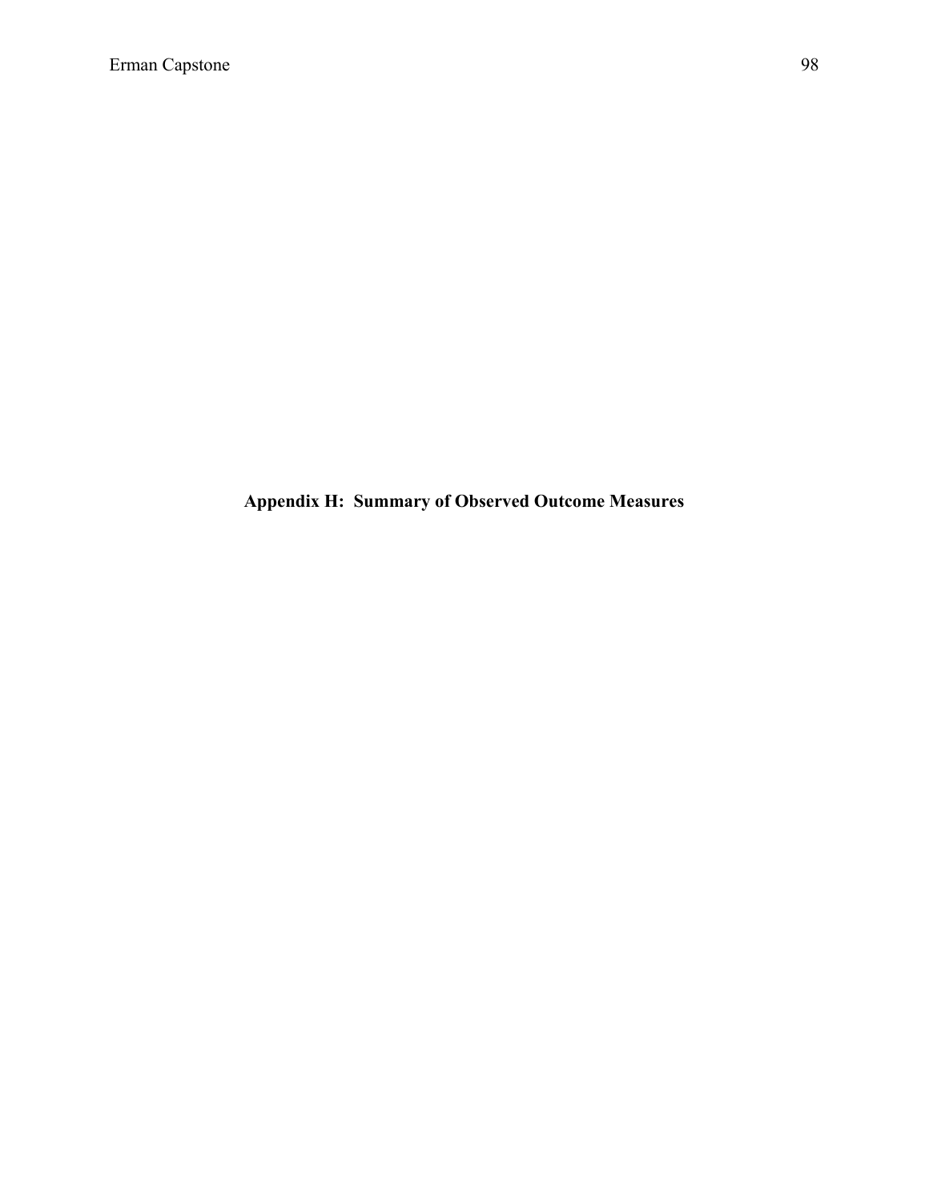# Appendix H: Summary of Observed Outcome Measures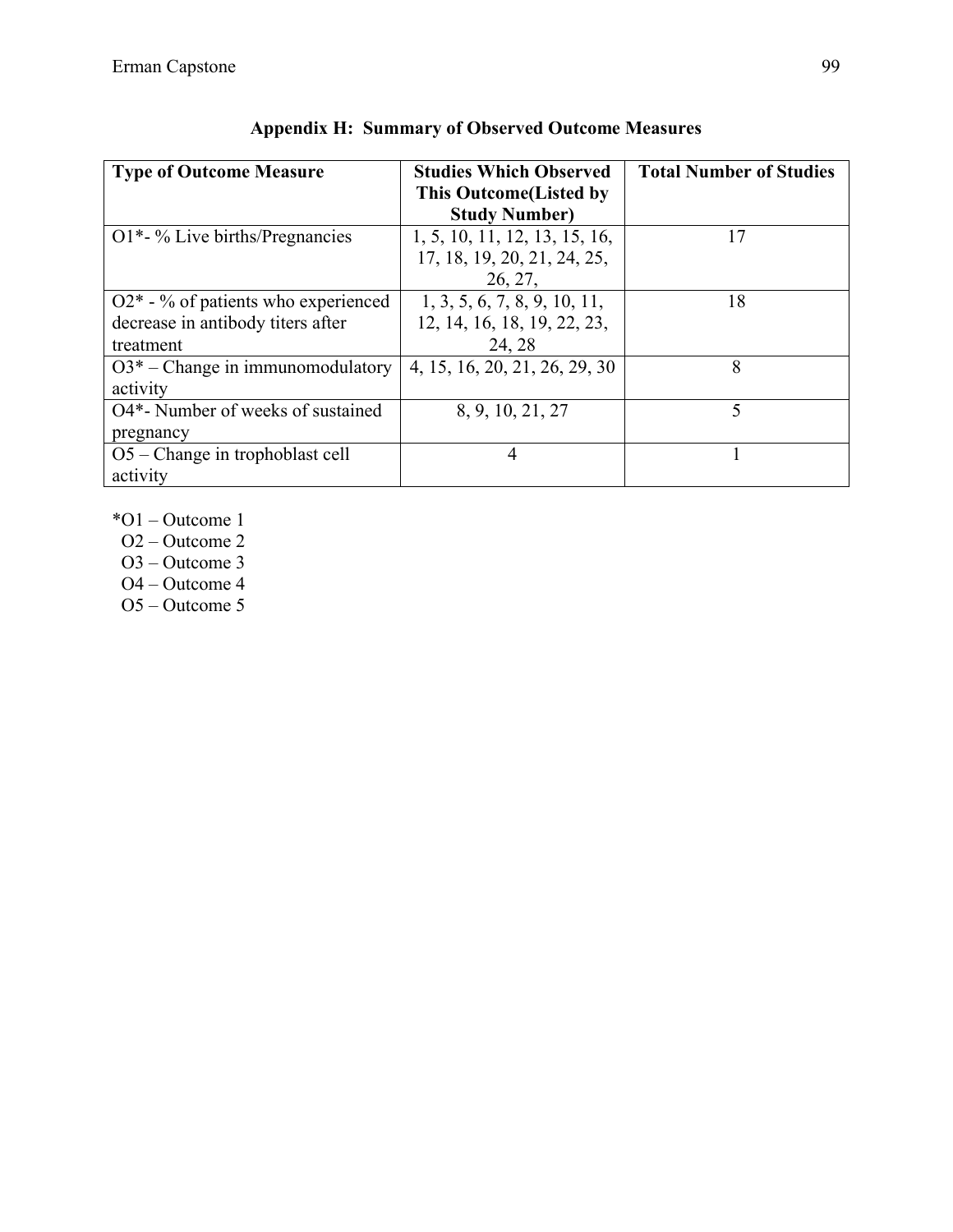## Appendix H: Summary of Observed Outcome Measures

| Type of Outcome Measure | Studies Which Observed This Outcome(Listed by Study Number) | Total Number of Studies |
|---|---|---|
| O1*- % Live births/Pregnancies | 1, 5, 10, 11, 12, 13, 15, 16, 17, 18, 19, 20, 21, 24, 25, 26, 27, | 17 |
| O2* - % of patients who experienced decrease in antibody titers after treatment | 1, 3, 5, 6, 7, 8, 9, 10, 11, 12, 14, 16, 18, 19, 22, 23, 24, 28 | 18 |
| O3* – Change in immunomodulatory activity | 4, 15, 16, 20, 21, 26, 29, 30 | 8 |
| O4*- Number of weeks of sustained pregnancy | 8, 9, 10, 21, 27 | 5 |
| O5 – Change in trophoblast cell activity | 4 | 1 |

*O1 – Outcome 1  
O2 – Outcome 2  
O3 – Outcome 3  
O4 – Outcome 4  
O5 – Outcome 5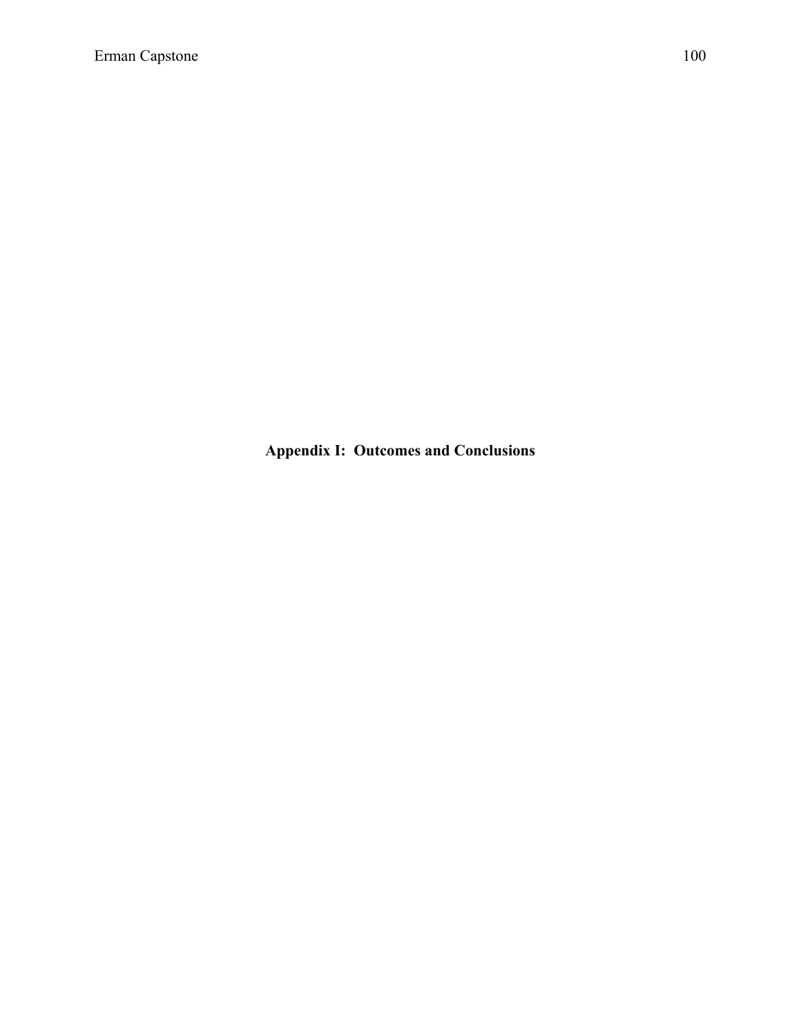# Appendix I: Outcomes and Conclusions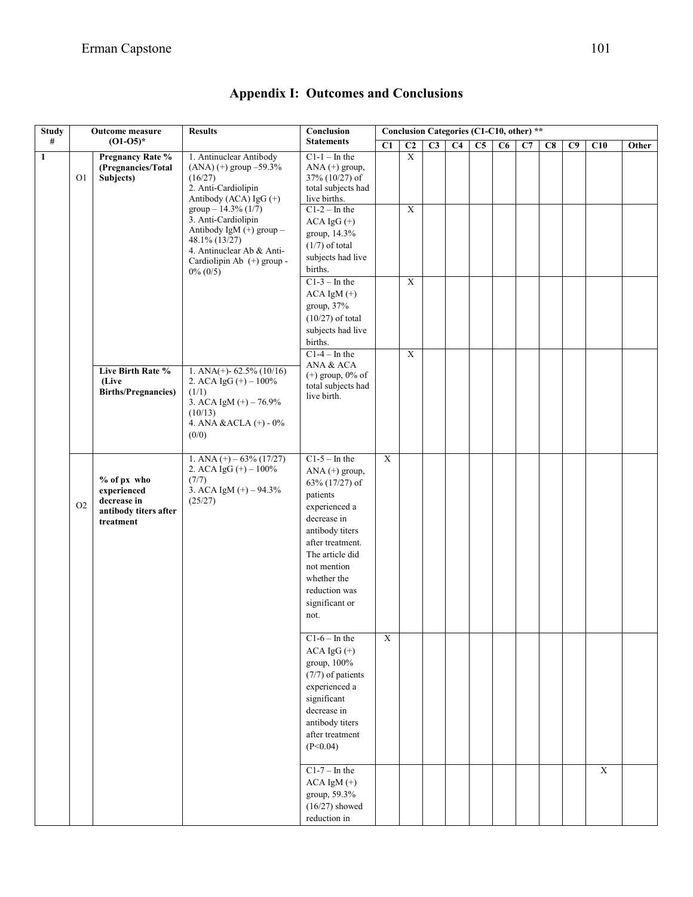## Appendix I: Outcomes and Conclusions

| Study # | Outcome measure (O1-O5)* | | Results | Conclusion Statements | Conclusion Categories (C1-C10, other) ** | | | | | | | | | | |
|---|---|---|---|---|---|---|---|---|---|---|---|---|---|---|---|
| | | | | | C1 | C2 | C3 | C4 | C5 | C6 | C7 | C8 | C9 | C10 | Other |
| 1 | O1 | Pregnancy Rate % (Pregnancies/Total Subjects) | 1. Antinuclear Antibody (ANA) (+) group –59.3% (16/27) 2. Anti-Cardiolipin Antibody (ACA) IgG (+) group – 14.3% (1/7) 3. Anti-Cardiolipin Antibody IgM (+) group – 48.1% (13/27) 4. Antinuclear Ab & Anti-Cardiolipin Ab (+) group - 0% (0/5) | C1-1 – In the ANA (+) group, 37% (10/27) of total subjects had live births. | | X | | | | | | | | | |
| | | | | C1-2 – In the ACA IgG (+) group, 14.3% (1/7) of total subjects had live births. | | X | | | | | | | | | |
| | | | | C1-3 – In the ACA IgM (+) group, 37% (10/27) of total subjects had live births. | | X | | | | | | | | | |
| | | Live Birth Rate % (Live Births/Pregnancies) | 1. ANA(+)- 62.5% (10/16) 2. ACA IgG (+) – 100% (1/1) 3. ACA IgM (+) – 76.9% (10/13) 4. ANA &ACLA (+) - 0% (0/0) | C1-4 – In the ANA & ACA (+) group, 0% of total subjects had live birth. | | X | | | | | | | | | |
| | O2 | % of px who experienced decrease in antibody titers after treatment | 1. ANA (+) – 63% (17/27) 2. ACA IgG (+) – 100% (7/7) 3. ACA IgM (+) – 94.3% (25/27) | C1-5 – In the ANA (+) group, 63% (17/27) of patients experienced a decrease in antibody titers after treatment. The article did not mention whether the reduction was significant or not. | X | | | | | | | | | | |
| | | | | C1-6 – In the ACA IgG (+) group, 100% (7/7) of patients experienced a significant decrease in antibody titers after treatment (P<0.04) | X | | | | | | | | | | |
| | | | | C1-7 – In the ACA IgM (+) group, 59.3% (16/27) showed reduction in | | | | | | | | | | X | |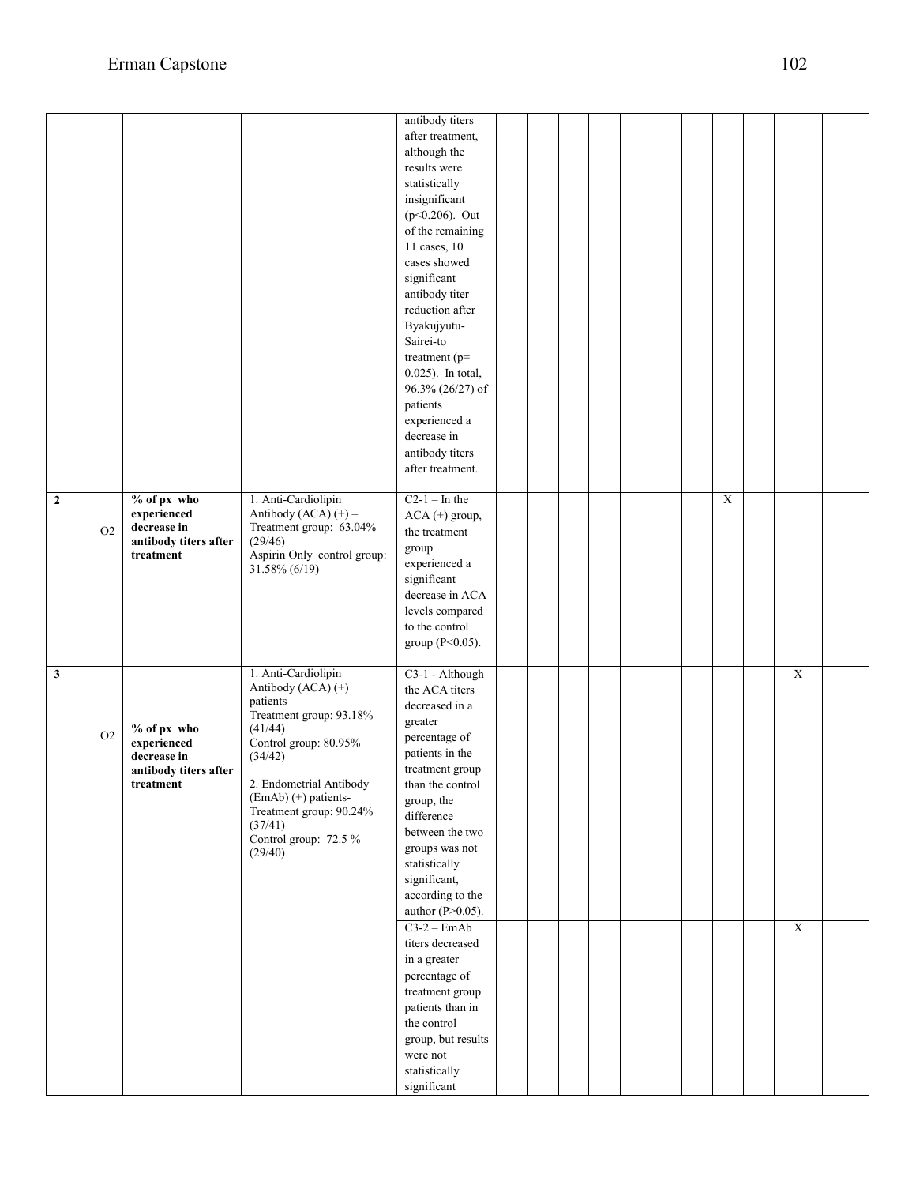| | | | | | | | | | | | | | | | |
|---|---|---|---|---|---|---|---|---|---|---|---|---|---|---|---|
| | | | | antibody titers after treatment, although the results were statistically insignificant (p<0.206). Out of the remaining 11 cases, 10 cases showed significant antibody titer reduction after Byakujyutu-Sairei-to treatment (p= 0.025). In total, 96.3% (26/27) of patients experienced a decrease in antibody titers after treatment. | | | | | | | | | | | |
| **2** | O2 | **% of px who experienced decrease in antibody titers after treatment** | 1. Anti-Cardiolipin Antibody (ACA) (+) – Treatment group: 63.04% (29/46) Aspirin Only control group: 31.58% (6/19) | C2-1 – In the ACA (+) group, the treatment group experienced a significant decrease in ACA levels compared to the control group (P<0.05). | | | | | | | | X | | | |
| **3** | O2 | **% of px who experienced decrease in antibody titers after treatment** | 1. Anti-Cardiolipin Antibody (ACA) (+) patients – Treatment group: 93.18% (41/44) Control group: 80.95% (34/42)<br><br>2. Endometrial Antibody (EmAb) (+) patients- Treatment group: 90.24% (37/41) Control group: 72.5 % (29/40) | C3-1 - Although the ACA titers decreased in a greater percentage of patients in the treatment group than the control group, the difference between the two groups was not statistically significant, according to the author (P>0.05). | | | | | | | | | | X | |
| | | | | C3-2 – EmAb titers decreased in a greater percentage of treatment group patients than in the control group, but results were not statistically significant | | | | | | | | | | X | |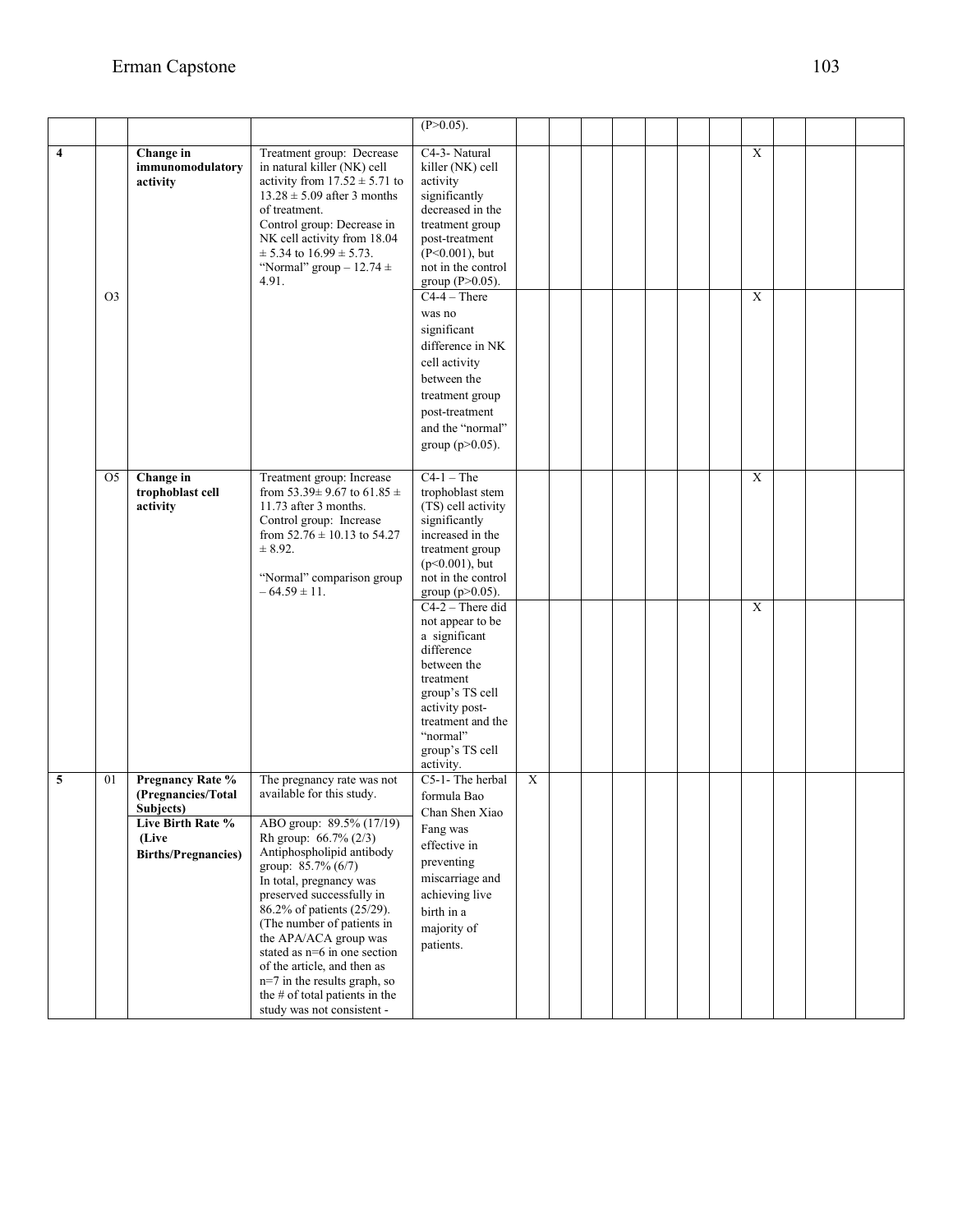| | | | | | | | | | | | | | | | |
|---|---|---|---|---|---|---|---|---|---|---|---|---|---|---|---|
| | | | | (P>0.05). | | | | | | | | | | | |
| **4** | | **Change in immunomodulatory activity** | Treatment group: Decrease in natural killer (NK) cell activity from 17.52 ± 5.71 to 13.28 ± 5.09 after 3 months of treatment. Control group: Decrease in NK cell activity from 18.04 ± 5.34 to 16.99 ± 5.73. "Normal" group – 12.74 ± 4.91. | C4-3- Natural killer (NK) cell activity significantly decreased in the treatment group post-treatment (P<0.001), but not in the control group (P>0.05). | | | | | | | | X | | | |
| | O3 | | | C4-4 – There was no significant difference in NK cell activity between the treatment group post-treatment and the "normal" group (p>0.05). | | | | | | | | X | | | |
| | O5 | **Change in trophoblast cell activity** | Treatment group: Increase from 53.39± 9.67 to 61.85 ± 11.73 after 3 months. Control group: Increase from 52.76 ± 10.13 to 54.27 ± 8.92. "Normal" comparison group – 64.59 ± 11. | C4-1 – The trophoblast stem (TS) cell activity significantly increased in the treatment group (p<0.001), but not in the control group (p>0.05). | | | | | | | | X | | | |
| | | | | C4-2 – There did not appear to be a significant difference between the treatment group's TS cell activity post-treatment and the "normal" group's TS cell activity. | | | | | | | | X | | | |
| **5** | 01 | **Pregnancy Rate % (Pregnancies/Total Subjects)** **Live Birth Rate % (Live Births/Pregnancies)** | The pregnancy rate was not available for this study. ABO group: 89.5% (17/19) Rh group: 66.7% (2/3) Antiphospholipid antibody group: 85.7% (6/7) In total, pregnancy was preserved successfully in 86.2% of patients (25/29). (The number of patients in the APA/ACA group was stated as n=6 in one section of the article, and then as n=7 in the results graph, so the # of total patients in the study was not consistent - | C5-1- The herbal formula Bao Chan Shen Xiao Fang was effective in preventing miscarriage and achieving live birth in a majority of patients. | X | | | | | | | | | | |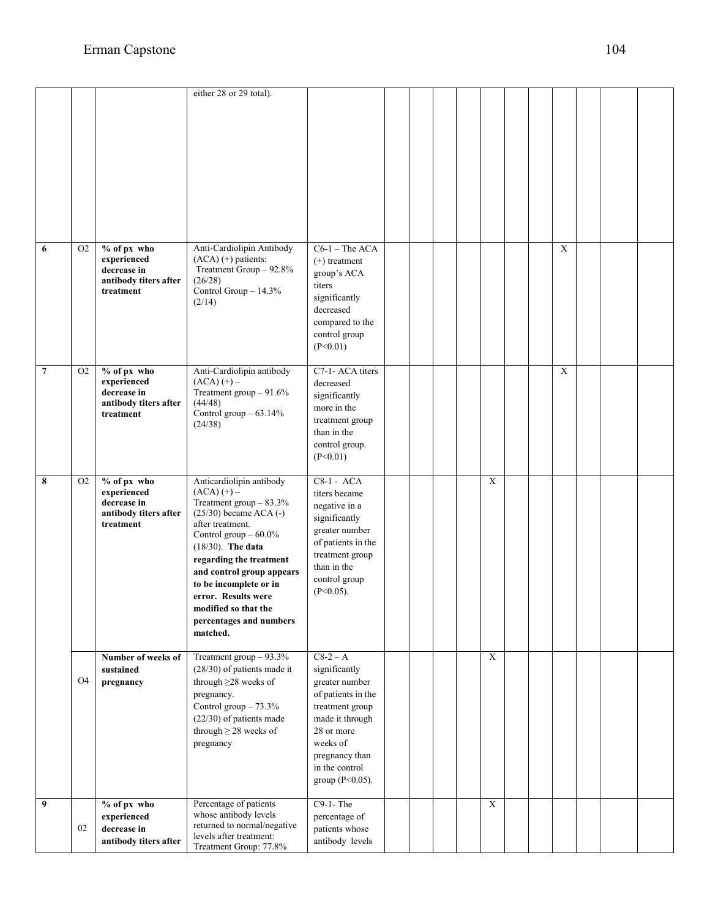| | | | | | | | | | | | | | | | |
|---|---|---|---|---|---|---|---|---|---|---|---|---|---|---|---|
| | | | either 28 or 29 total). | | | | | | | | | | | | |
| **6** | O2 | **% of px who experienced decrease in antibody titers after treatment** | Anti-Cardiolipin Antibody (ACA) (+) patients: Treatment Group – 92.8% (26/28) Control Group – 14.3% (2/14) | C6-1 – The ACA (+) treatment group's ACA titers significantly decreased compared to the control group (P<0.01) | | | | | | | | X | | | |
| **7** | O2 | **% of px who experienced decrease in antibody titers after treatment** | Anti-Cardiolipin antibody (ACA) (+) – Treatment group – 91.6% (44/48) Control group – 63.14% (24/38) | C7-1- ACA titers decreased significantly more in the treatment group than in the control group. (P<0.01) | | | | | | | | X | | | |
| **8** | O2 | **% of px who experienced decrease in antibody titers after treatment** | Anticardiolipin antibody (ACA) (+) – Treatment group – 83.3% (25/30) became ACA (-) after treatment. Control group – 60.0% (18/30). **The data regarding the treatment and control group appears to be incomplete or in error. Results were modified so that the percentages and numbers matched.** | C8-1 - ACA titers became negative in a significantly greater number of patients in the treatment group than in the control group (P<0.05). | | | | | X | | | | | | |
| | O4 | **Number of weeks of sustained pregnancy** | Treatment group – 93.3% (28/30) of patients made it through ≥28 weeks of pregnancy. Control group – 73.3% (22/30) of patients made through ≥ 28 weeks of pregnancy | C8-2 – A significantly greater number of patients in the treatment group made it through 28 or more weeks of pregnancy than in the control group (P<0.05). | | | | | X | | | | | | |
| **9** | 02 | **% of px who experienced decrease in antibody titers after** | Percentage of patients whose antibody levels returned to normal/negative levels after treatment: Treatment Group: 77.8% | C9-1- The percentage of patients whose antibody levels | | | | | X | | | | | | |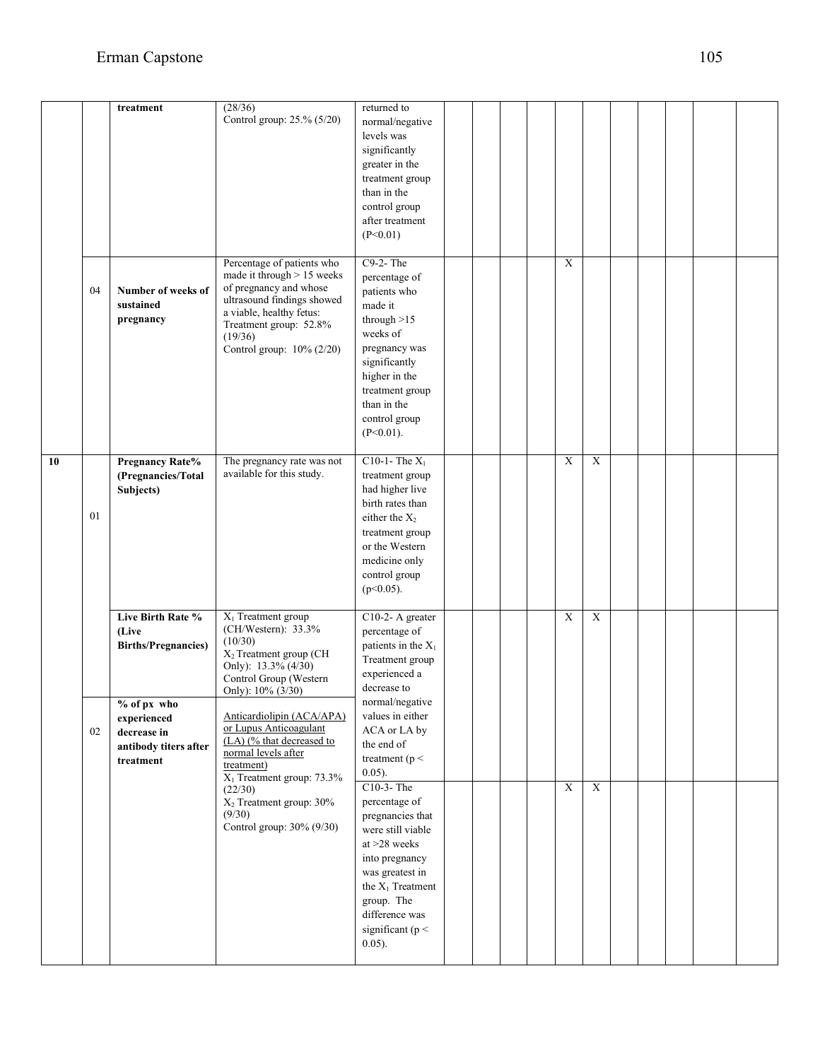| | | | | | | | | | | | | | | | | |
|---|---|---|---|---|---|---|---|---|---|---|---|---|---|---|---|---|
| | | **treatment** | (28/36)<br>Control group: 25.% (5/20) | returned to normal/negative levels was significantly greater in the treatment group than in the control group after treatment (P<0.01) | | | | | | | | | | | | |
| | 04 | **Number of weeks of sustained pregnancy** | Percentage of patients who made it through > 15 weeks of pregnancy and whose ultrasound findings showed a viable, healthy fetus:<br>Treatment group: 52.8% (19/36)<br>Control group: 10% (2/20) | C9-2- The percentage of patients who made it through >15 weeks of pregnancy was significantly higher in the treatment group than in the control group (P<0.01). | | | | | X | | | | | | | |
| **10** | 01 | **Pregnancy Rate% (Pregnancies/Total Subjects)** | The pregnancy rate was not available for this study. | C10-1- The $X_1$ treatment group had higher live birth rates than either the $X_2$ treatment group or the Western medicine only control group (p<0.05). | | | | | X | X | | | | | | |
| | | **Live Birth Rate % (Live Births/Pregnancies)** | $X_1$ Treatment group (CH/Western): 33.3% (10/30)<br>$X_2$ Treatment group (CH Only): 13.3% (4/30)<br>Control Group (Western Only): 10% (3/30) | C10-2- A greater percentage of patients in the $X_1$ Treatment group experienced a decrease to normal/negative values in either ACA or LA by the end of treatment ($p < 0.05$). | | | | | X | X | | | | | | |
| | 02 | **% of px who experienced decrease in antibody titers after treatment** | Anticardiolipin (ACA/APA) or Lupus Anticoagulant (LA) (% that decreased to normal levels after treatment)<br>$X_1$ Treatment group: 73.3% (22/30)<br>$X_2$ Treatment group: 30% (9/30)<br>Control group: 30% (9/30) | C10-3- The percentage of pregnancies that were still viable at >28 weeks into pregnancy was greatest in the $X_1$ Treatment group. The difference was significant ($p < 0.05$). | | | | | X | X | | | | | | |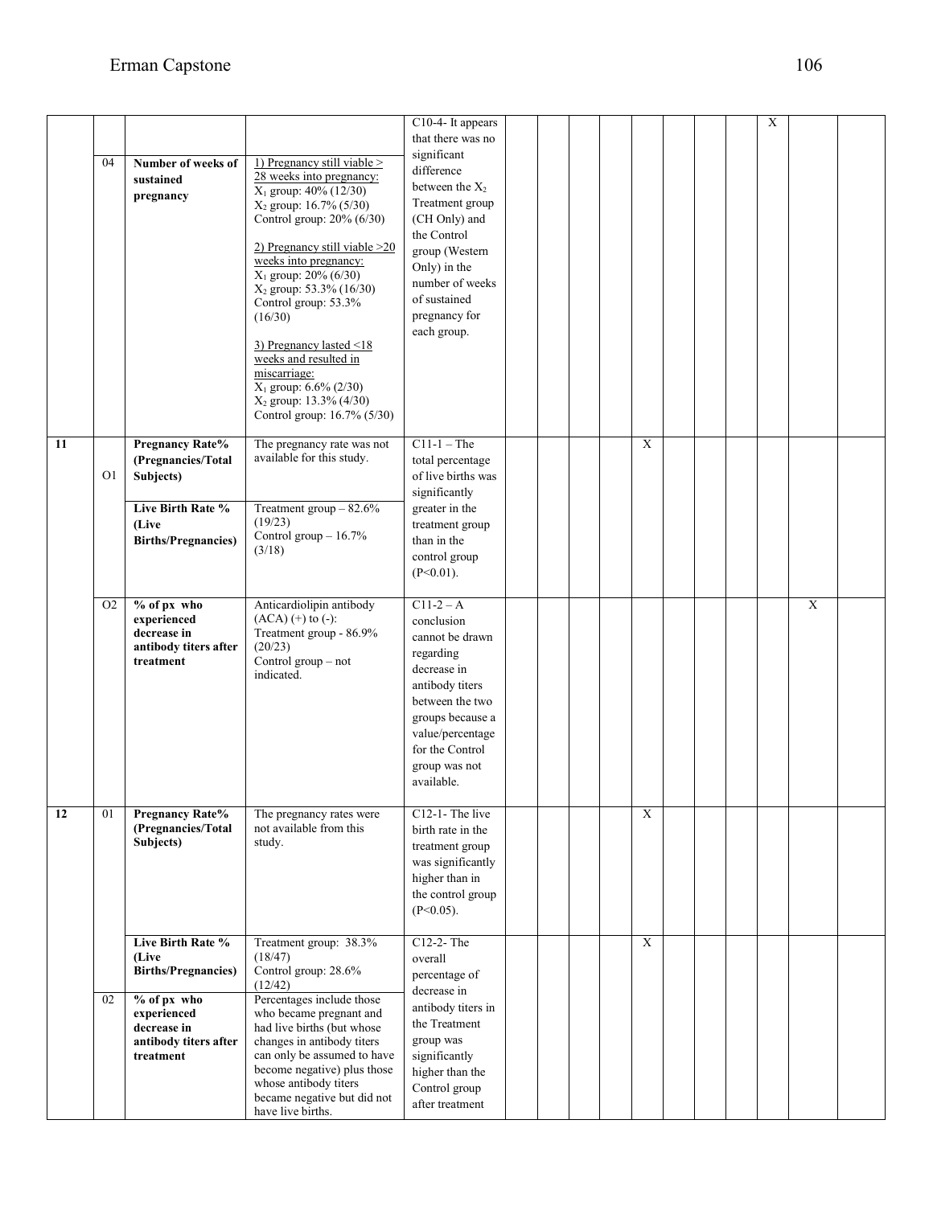| | | | | | | | | | | | | | | | |
|---|---|---|---|---|---|---|---|---|---|---|---|---|---|---|---|
| | 04 | **Number of weeks of sustained pregnancy** | <u>1) Pregnancy still viable > 28 weeks into pregnancy:</u><br>$X_1$ group: 40% (12/30)<br>$X_2$ group: 16.7% (5/30)<br>Control group: 20% (6/30)<br><br><u>2) Pregnancy still viable >20 weeks into pregnancy:</u><br>$X_1$ group: 20% (6/30)<br>$X_2$ group: 53.3% (16/30)<br>Control group: 53.3% (16/30)<br><br><u>3) Pregnancy lasted <18 weeks and resulted in miscarriage:</u><br>$X_1$ group: 6.6% (2/30)<br>$X_2$ group: 13.3% (4/30)<br>Control group: 16.7% (5/30) | C10-4- It appears that there was no significant difference between the $X_2$ Treatment group (CH Only) and the Control group (Western Only) in the number of weeks of sustained pregnancy for each group. | | | | | | | | | X | | |
| **11** | O1 | **Pregnancy Rate% (Pregnancies/Total Subjects)** | The pregnancy rate was not available for this study. | C11-1 – The total percentage of live births was significantly greater in the treatment group than in the control group (P<0.01). | | | | | X | | | | | | |
| | | **Live Birth Rate % (Live Births/Pregnancies)** | Treatment group – 82.6% (19/23)<br>Control group – 16.7% (3/18) | | | | | | | | | | | | |
| | O2 | **% of px who experienced decrease in antibody titers after treatment** | Anticardiolipin antibody (ACA) (+) to (-):<br>Treatment group - 86.9% (20/23)<br>Control group – not indicated. | C11-2 – A conclusion cannot be drawn regarding decrease in antibody titers between the two groups because a value/percentage for the Control group was not available. | | | | | | | | | | X | |
| **12** | 01 | **Pregnancy Rate% (Pregnancies/Total Subjects)** | The pregnancy rates were not available from this study. | C12-1- The live birth rate in the treatment group was significantly higher than in the control group (P<0.05). | | | | | X | | | | | | |
| | | **Live Birth Rate % (Live Births/Pregnancies)** | Treatment group: 38.3% (18/47)<br>Control group: 28.6% (12/42) | C12-2- The overall percentage of decrease in antibody titers in the Treatment group was significantly higher than the Control group after treatment | | | | | X | | | | | | |
| | 02 | **% of px who experienced decrease in antibody titers after treatment** | Percentages include those who became pregnant and had live births (but whose changes in antibody titers can only be assumed to have become negative) plus those whose antibody titers became negative but did not have live births. | | | | | | | | | | | | |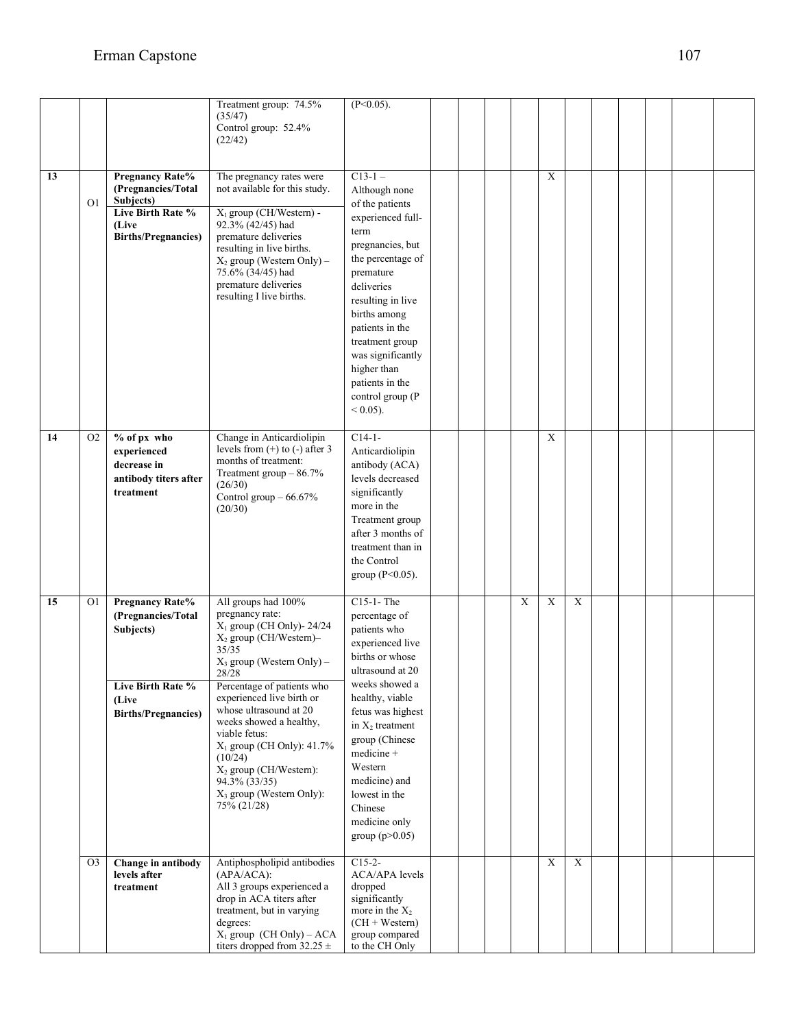| | | | | | | | | | | | | | | | |
|---|---|---|---|---|---|---|---|---|---|---|---|---|---|---|---|
| | | | Treatment group: 74.5% (35/47)<br>Control group: 52.4% (22/42) | ($P<0.05$). | | | | | | | | | | | |
| **13** | O1 | **Pregnancy Rate% (Pregnancies/Total Subjects)** | The pregnancy rates were not available for this study. | C13-1 – Although none of the patients experienced full-term pregnancies, but the percentage of premature deliveries resulting in live births among patients in the treatment group was significantly higher than patients in the control group ($P < 0.05$). | | | | | X | | | | | | |
| | | **Live Birth Rate % (Live Births/Pregnancies)** | $X_1$ group (CH/Western) - 92.3% (42/45) had premature deliveries resulting in live births.<br>$X_2$ group (Western Only) – 75.6% (34/45) had premature deliveries resulting I live births. | | | | | | | | | | | | |
| **14** | O2 | **% of px who experienced decrease in antibody titers after treatment** | Change in Anticardiolipin levels from (+) to (-) after 3 months of treatment:<br>Treatment group – 86.7% (26/30)<br>Control group – 66.67% (20/30) | C14-1- Anticardiolipin antibody (ACA) levels decreased significantly more in the Treatment group after 3 months of treatment than in the Control group ($P<0.05$). | | | | | X | | | | | | |
| **15** | O1 | **Pregnancy Rate% (Pregnancies/Total Subjects)** | All groups had 100% pregnancy rate:<br>$X_1$ group (CH Only)- 24/24<br>$X_2$ group (CH/Western)– 35/35<br>$X_3$ group (Western Only) – 28/28 | C15-1- The percentage of patients who experienced live births or whose ultrasound at 20 weeks showed a healthy, viable fetus was highest in $X_2$ treatment group (Chinese medicine + Western medicine) and lowest in the Chinese medicine only group ($p>0.05$) | | | | X | X | X | | | | | |
| | | **Live Birth Rate % (Live Births/Pregnancies)** | Percentage of patients who experienced live birth or whose ultrasound at 20 weeks showed a healthy, viable fetus:<br>$X_1$ group (CH Only): 41.7% (10/24)<br>$X_2$ group (CH/Western): 94.3% (33/35)<br>$X_3$ group (Western Only): 75% (21/28) | | | | | | | | | | | | |
| | O3 | **Change in antibody levels after treatment** | Antiphospholipid antibodies (APA/ACA):<br>All 3 groups experienced a drop in ACA titers after treatment, but in varying degrees:<br>$X_1$ group (CH Only) – ACA titers dropped from 32.25 ± | C15-2- ACA/APA levels dropped significantly more in the $X_2$ (CH + Western) group compared to the CH Only | | | | | X | X | | | | | |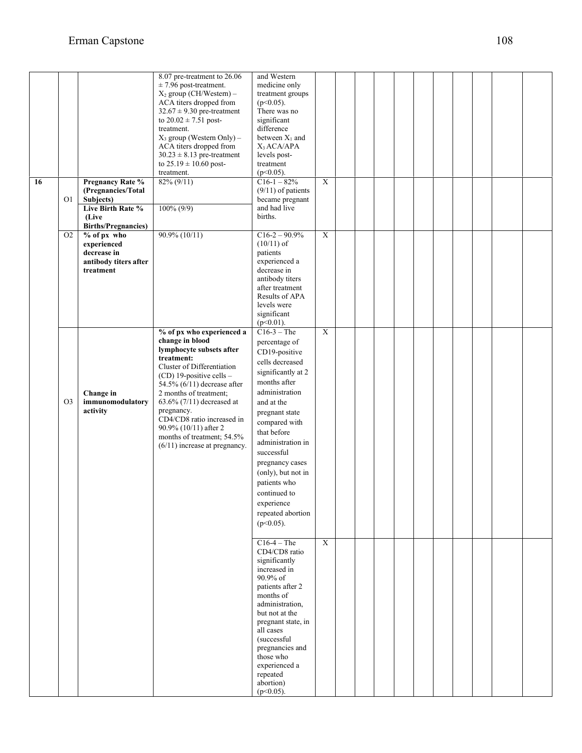| | | | | | | | | | | | | | | | |
|---|---|---|---|---|---|---|---|---|---|---|---|---|---|---|---|
| | | | 8.07 pre-treatment to 26.06 ± 7.96 post-treatment. $X_2$ group (CH/Western) – ACA titers dropped from 32.67 ± 9.30 pre-treatment to 20.02 ± 7.51 post-treatment. $X_3$ group (Western Only) – ACA titers dropped from 30.23 ± 8.13 pre-treatment to 25.19 ± 10.60 post-treatment. | and Western medicine only treatment groups ($p<0.05$). There was no significant difference between $X_1$ and $X_3$ ACA/APA levels post-treatment ($p<0.05$). | | | | | | | | | | | |
| **16** | O1 | **Pregnancy Rate % (Pregnancies/Total Subjects)** | 82% (9/11) | C16-1 – 82% (9/11) of patients became pregnant and had live births. | X | | | | | | | | | | |
| | | **Live Birth Rate % (Live Births/Pregnancies)** | 100% (9/9) | | | | | | | | | | | | |
| | O2 | **% of px who experienced decrease in antibody titers after treatment** | 90.9% (10/11) | C16-2 – 90.9% (10/11) of patients experienced a decrease in antibody titers after treatment Results of APA levels were significant ($p<0.01$). | X | | | | | | | | | | |
| | O3 | **Change in immunomodulatory activity** | **% of px who experienced a change in blood lymphocyte subsets after treatment:** Cluster of Differentiation (CD) 19-positive cells – 54.5% (6/11) decrease after 2 months of treatment; 63.6% (7/11) decreased at pregnancy. CD4/CD8 ratio increased in 90.9% (10/11) after 2 months of treatment; 54.5% (6/11) increase at pregnancy. | C16-3 – The percentage of CD19-positive cells decreased significantly at 2 months after administration and at the pregnant state compared with that before administration in successful pregnancy cases (only), but not in patients who continued to experience repeated abortion ($p<0.05$). | X | | | | | | | | | | |
| | | | | C16-4 – The CD4/CD8 ratio significantly increased in 90.9% of patients after 2 months of administration, but not at the pregnant state, in all cases (successful pregnancies and those who experienced a repeated abortion) ($p<0.05$). | X | | | | | | | | | | |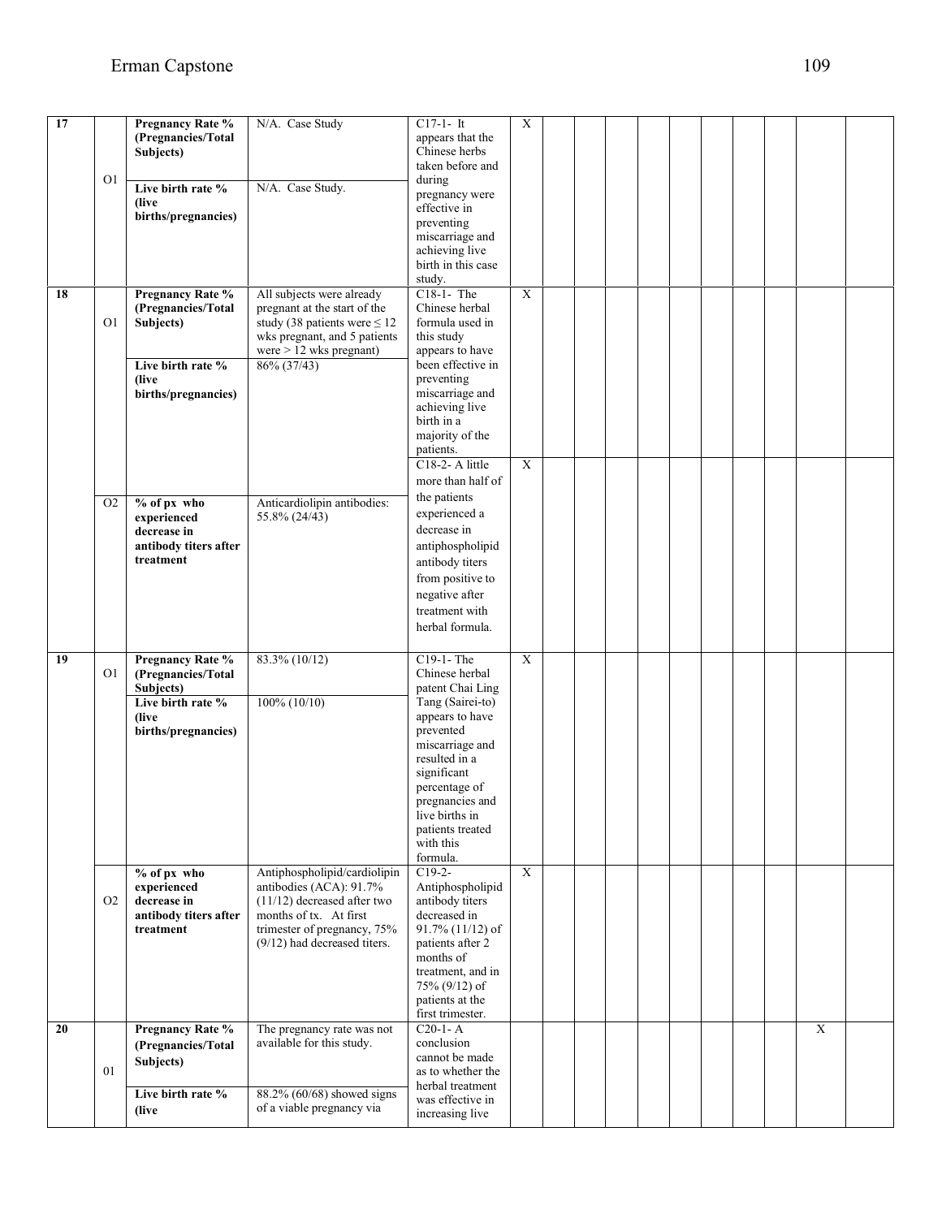| | | | | | | | | | | | | | | | |
|---|---|---|---|---|---|---|---|---|---|---|---|---|---|---|---|
| **17** | O1 | **Pregnancy Rate % (Pregnancies/Total Subjects)** | N/A. Case Study | C17-1- It appears that the Chinese herbs taken before and during pregnancy were effective in preventing miscarriage and achieving live birth in this case study. | X | | | | | | | | | | |
| | | **Live birth rate % (live births/pregnancies)** | N/A. Case Study. | | | | | | | | | | | | |
| **18** | O1 | **Pregnancy Rate % (Pregnancies/Total Subjects)** | All subjects were already pregnant at the start of the study (38 patients were ≤ 12 wks pregnant, and 5 patients were > 12 wks pregnant) | C18-1- The Chinese herbal formula used in this study appears to have been effective in preventing miscarriage and achieving live birth in a majority of the patients. | X | | | | | | | | | | |
| | | **Live birth rate % (live births/pregnancies)** | 86% (37/43) | | | | | | | | | | | | |
| | O2 | **% of px who experienced decrease in antibody titers after treatment** | Anticardiolipin antibodies: 55.8% (24/43) | C18-2- A little more than half of the patients experienced a decrease in antiphospholipid antibody titers from positive to negative after treatment with herbal formula. | X | | | | | | | | | | |
| **19** | O1 | **Pregnancy Rate % (Pregnancies/Total Subjects)** | 83.3% (10/12) | C19-1- The Chinese herbal patent Chai Ling Tang (Sairei-to) appears to have prevented miscarriage and resulted in a significant percentage of pregnancies and live births in patients treated with this formula. | X | | | | | | | | | | |
| | | **Live birth rate % (live births/pregnancies)** | 100% (10/10) | | | | | | | | | | | | |
| | O2 | **% of px who experienced decrease in antibody titers after treatment** | Antiphospholipid/cardiolipin antibodies (ACA): 91.7% (11/12) decreased after two months of tx. At first trimester of pregnancy, 75% (9/12) had decreased titers. | C19-2- Antiphospholipid antibody titers decreased in 91.7% (11/12) of patients after 2 months of treatment, and in 75% (9/12) of patients at the first trimester. | X | | | | | | | | | | |
| **20** | 01 | **Pregnancy Rate % (Pregnancies/Total Subjects)** | The pregnancy rate was not available for this study. | C20-1- A conclusion cannot be made as to whether the herbal treatment was effective in increasing live | | | | | | | | | | X | |
| | | **Live birth rate % (live** | 88.2% (60/68) showed signs of a viable pregnancy via | | | | | | | | | | | | |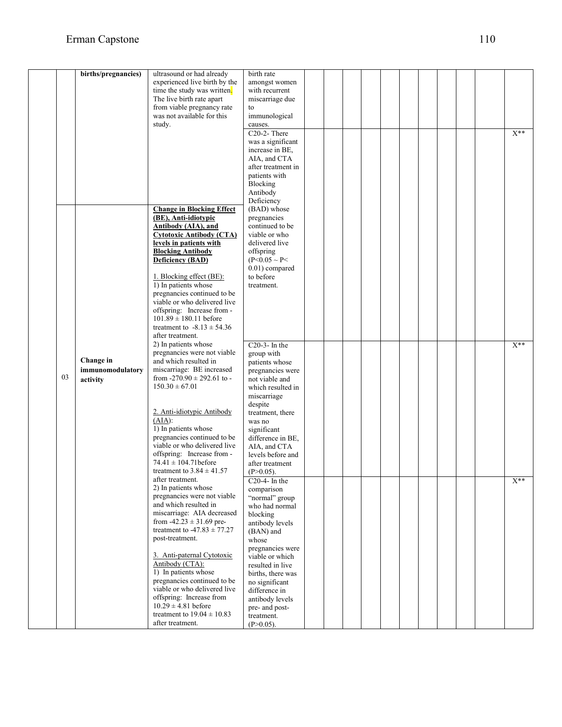| | | | | | | | | | | | | | | |
|---|---|---|---|---|---|---|---|---|---|---|---|---|---|---|
| | births/pregnancies) | ultrasound or had already experienced live birth by the time the study was written. The live birth rate apart from viable pregnancy rate was not available for this study. | birth rate amongst women with recurrent miscarriage due to immunological causes. | | | | | | | | | | | |
| | | | C20-2- There was a significant increase in BE, AIA, and CTA after treatment in patients with Blocking Antibody Deficiency (BAD) whose pregnancies continued to be viable or who delivered live offspring ($P<0.05 \sim P<0.01$) compared to before treatment. | | | | | | | | | | | X** |
| 03 | **Change in immunomodulatory activity** | **Change in Blocking Effect (BE), Anti-idiotypic Antibody (AIA), and Cytotoxic Antibody (CTA) levels in patients with Blocking Antibody Deficiency (BAD)**<br><br>1. Blocking effect (BE):<br>1) In patients whose pregnancies continued to be viable or who delivered live offspring: Increase from -101.89 ± 180.11 before treatment to -8.13 ± 54.36 after treatment.<br>2) In patients whose pregnancies were not viable and which resulted in miscarriage: BE increased from -270.90 ± 292.61 to -150.30 ± 67.01<br><br>2. Anti-idiotypic Antibody (AIA):<br>1) In patients whose pregnancies continued to be viable or who delivered live offspring: Increase from -74.41 ± 104.71before treatment to 3.84 ± 41.57 after treatment.<br>2) In patients whose pregnancies were not viable and which resulted in miscarriage: AIA decreased from -42.23 ± 31.69 pre-treatment to -47.83 ± 77.27 post-treatment.<br><br>3. Anti-paternal Cytotoxic Antibody (CTA):<br>1) In patients whose pregnancies continued to be viable or who delivered live offspring: Increase from 10.29 ± 4.81 before treatment to 19.04 ± 10.83 after treatment. | C20-3- In the group with patients whose pregnancies were not viable and which resulted in miscarriage despite treatment, there was no significant difference in BE, AIA, and CTA levels before and after treatment ($P>0.05$). | | | | | | | | | | | X** |
| | | | C20-4- In the comparison "normal" group who had normal blocking antibody levels (BAN) and whose pregnancies were viable or which resulted in live births, there was no significant difference in antibody levels pre- and post-treatment. ($P>0.05$). | | | | | | | | | | | X** |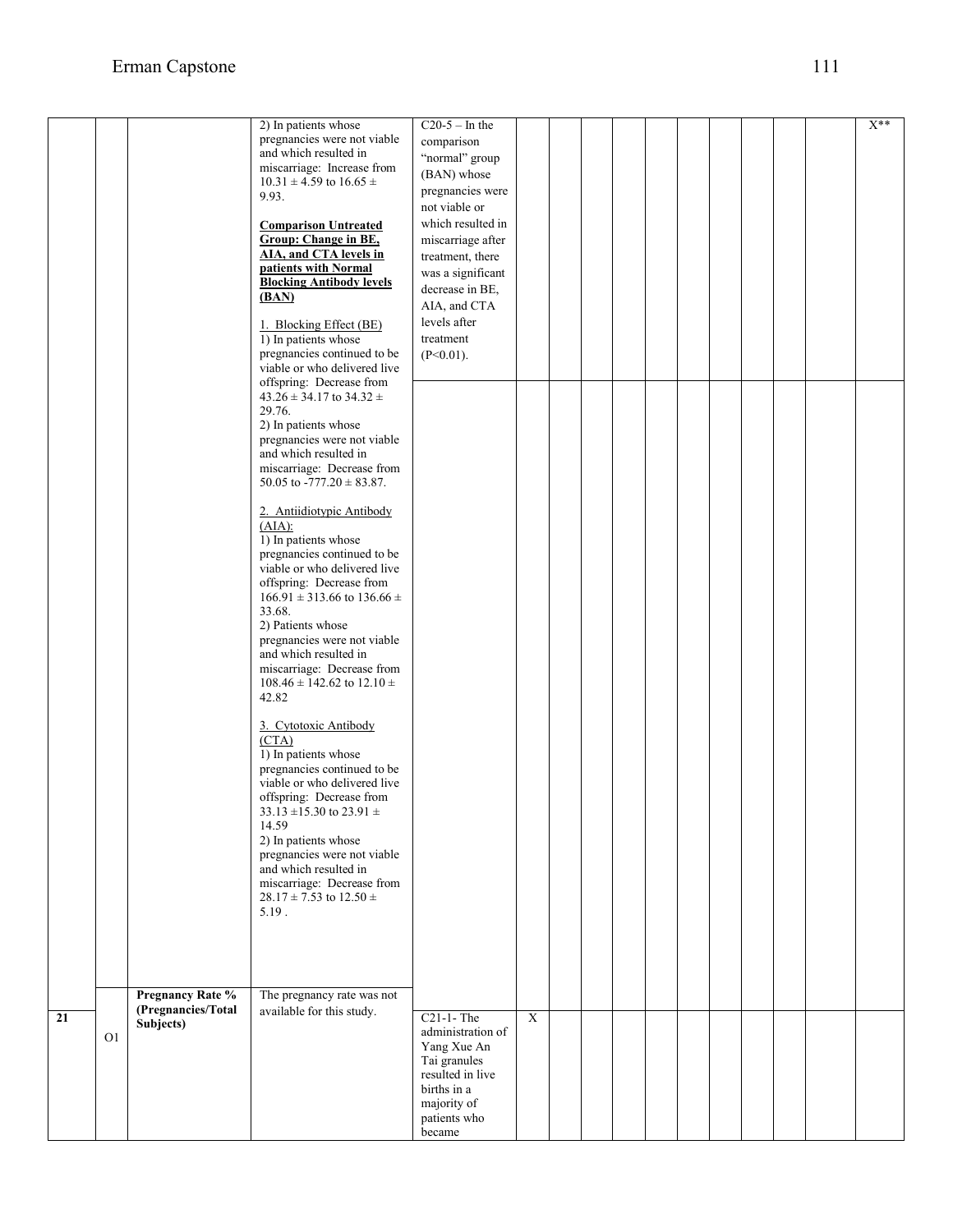| | | | | | | | | | | | | | | |
|---|---|---|---|---|---|---|---|---|---|---|---|---|---|---|
| | | | 2) In patients whose pregnancies were not viable and which resulted in miscarriage: Increase from 10.31 ± 4.59 to 16.65 ± 9.93.<br><br>**Comparison Untreated Group: Change in BE, AIA, and CTA levels in patients with Normal Blocking Antibody levels (BAN)**<br><br>1. Blocking Effect (BE)<br>1) In patients whose pregnancies continued to be viable or who delivered live offspring: Decrease from 43.26 ± 34.17 to 34.32 ± 29.76.<br>2) In patients whose pregnancies were not viable and which resulted in miscarriage: Decrease from 50.05 to -777.20 ± 83.87.<br><br>2. Antiidiotypic Antibody (AIA):<br>1) In patients whose pregnancies continued to be viable or who delivered live offspring: Decrease from 166.91 ± 313.66 to 136.66 ± 33.68.<br>2) Patients whose pregnancies were not viable and which resulted in miscarriage: Decrease from 108.46 ± 142.62 to 12.10 ± 42.82<br><br>3. Cytotoxic Antibody (CTA)<br>1) In patients whose pregnancies continued to be viable or who delivered live offspring: Decrease from 33.13 ±15.30 to 23.91 ± 14.59<br>2) In patients whose pregnancies were not viable and which resulted in miscarriage: Decrease from 28.17 ± 7.53 to 12.50 ± 5.19 . | C20-5 – In the comparison "normal" group (BAN) whose pregnancies were not viable or which resulted in miscarriage after treatment, there was a significant decrease in BE, AIA, and CTA levels after treatment (P<0.01). | | | | | | | | | | | X** |
| 21 | O1 | **Pregnancy Rate % (Pregnancies/Total Subjects)** | The pregnancy rate was not available for this study. | C21-1- The administration of Yang Xue An Tai granules resulted in live births in a majority of patients who became | X | | | | | | | | | | |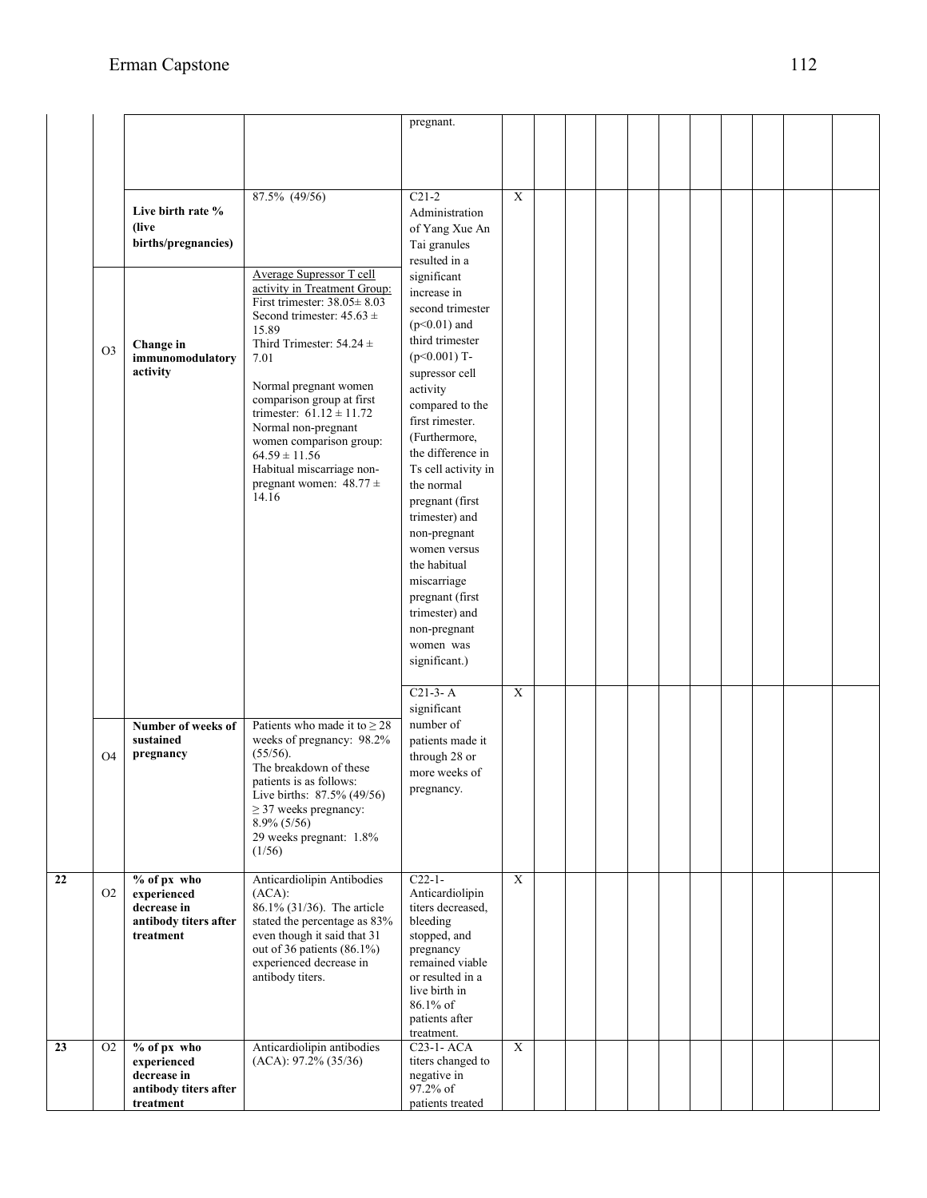| | | | | | | | | | | | | | | | |
|---|---|---|---|---|---|---|---|---|---|---|---|---|---|---|---|
| | | | | pregnant. | | | | | | | | | | | |
| | | **Live birth rate % (live births/pregnancies)** | 87.5% (49/56) | C21-2 Administration of Yang Xue An Tai granules resulted in a significant increase in second trimester ($p<0.01$) and third trimester ($p<0.001$) T-supressor cell activity compared to the first rimester. (Furthermore, the difference in Ts cell activity in the normal pregnant (first trimester) and non-pregnant women versus the habitual miscarriage pregnant (first trimester) and non-pregnant women was significant.) | X | | | | | | | | | | |
| | O3 | **Change in immunomodulatory activity** | Average Supressor T cell activity in Treatment Group: First trimester: 38.05± 8.03 Second trimester: 45.63 ± 15.89 Third Trimester: 54.24 ± 7.01<br><br>Normal pregnant women comparison group at first trimester: 61.12 ± 11.72 Normal non-pregnant women comparison group: 64.59 ± 11.56 Habitual miscarriage non-pregnant women: 48.77 ± 14.16 | | | | | | | | | | | | |
| | O4 | **Number of weeks of sustained pregnancy** | Patients who made it to ≥ 28 weeks of pregnancy: 98.2% (55/56). The breakdown of these patients is as follows: Live births: 87.5% (49/56) ≥ 37 weeks pregnancy: 8.9% (5/56) 29 weeks pregnant: 1.8% (1/56) | C21-3- A significant number of patients made it through 28 or more weeks of pregnancy. | X | | | | | | | | | | |
| **22** | O2 | **% of px who experienced decrease in antibody titers after treatment** | Anticardiolipin Antibodies (ACA): 86.1% (31/36). The article stated the percentage as 83% even though it said that 31 out of 36 patients (86.1%) experienced decrease in antibody titers. | C22-1- Anticardiolipin titers decreased, bleeding stopped, and pregnancy remained viable or resulted in a live birth in 86.1% of patients after treatment. | X | | | | | | | | | | |
| **23** | O2 | **% of px who experienced decrease in antibody titers after treatment** | Anticardiolipin antibodies (ACA): 97.2% (35/36) | C23-1- ACA titers changed to negative in 97.2% of patients treated | X | | | | | | | | | | |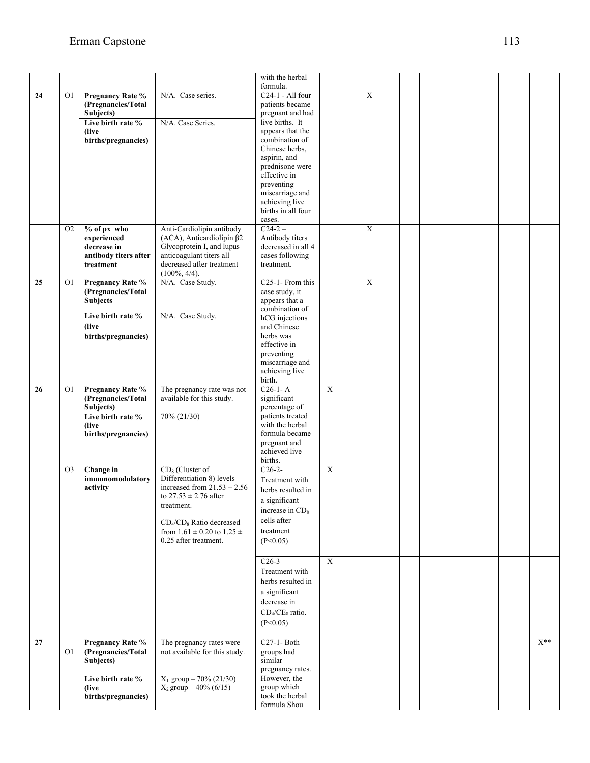| | | | | | | | | | | | | | | | |
|---|---|---|---|---|---|---|---|---|---|---|---|---|---|---|---|
| | | | | with the herbal formula. | | | | | | | | | | | |
| **24** | O1 | **Pregnancy Rate % (Pregnancies/Total Subjects)** | N/A. Case series. | C24-1 - All four patients became pregnant and had live births. It appears that the combination of Chinese herbs, aspirin, and prednisone were effective in preventing miscarriage and achieving live births in all four cases. | | | X | | | | | | | | |
| | | **Live birth rate % (live births/pregnancies)** | N/A. Case Series. | | | | | | | | | | | | |
| | O2 | **% of px who experienced decrease in antibody titers after treatment** | Anti-Cardiolipin antibody (ACA), Anticardiolipin β2 Glycoprotein I, and lupus anticoagulant titers all decreased after treatment (100%, 4/4). | C24-2 – Antibody titers decreased in all 4 cases following treatment. | | | X | | | | | | | | |
| **25** | O1 | **Pregnancy Rate % (Pregnancies/Total Subjects** | N/A. Case Study. | C25-1- From this case study, it appears that a combination of hCG injections and Chinese herbs was effective in preventing miscarriage and achieving live birth. | | | X | | | | | | | | |
| | | **Live birth rate % (live births/pregnancies)** | N/A. Case Study. | | | | | | | | | | | | |
| **26** | O1 | **Pregnancy Rate % (Pregnancies/Total Subjects)** | The pregnancy rate was not available for this study. | C26-1- A significant percentage of patients treated with the herbal formula became pregnant and achieved live births. | X | | | | | | | | | | |
| | | **Live birth rate % (live births/pregnancies)** | 70% (21/30) | | | | | | | | | | | | |
| | O3 | **Change in immunomodulatory activity** | $CD_8$ (Cluster of Differentiation 8) levels increased from 21.53 ± 2.56 to 27.53 ± 2.76 after treatment.<br><br>$CD_4/CD_8$ Ratio decreased from 1.61 ± 0.20 to 1.25 ± 0.25 after treatment. | C26-2- Treatment with herbs resulted in a significant increase in $CD_8$ cells after treatment ($P<0.05$) | X | | | | | | | | | | |
| | | | | C26-3 – Treatment with herbs resulted in a significant decrease in $CD_4/CE_8$ ratio. ($P<0.05$) | X | | | | | | | | | | |
| **27** | O1 | **Pregnancy Rate % (Pregnancies/Total Subjects)** | The pregnancy rates were not available for this study. | C27-1- Both groups had similar pregnancy rates. However, the group which took the herbal formula Shou | | | | | | | | | | | X** |
| | | **Live birth rate % (live births/pregnancies)** | $X_1$ group – 70% (21/30)<br>$X_2$ group – 40% (6/15) | | | | | | | | | | | | |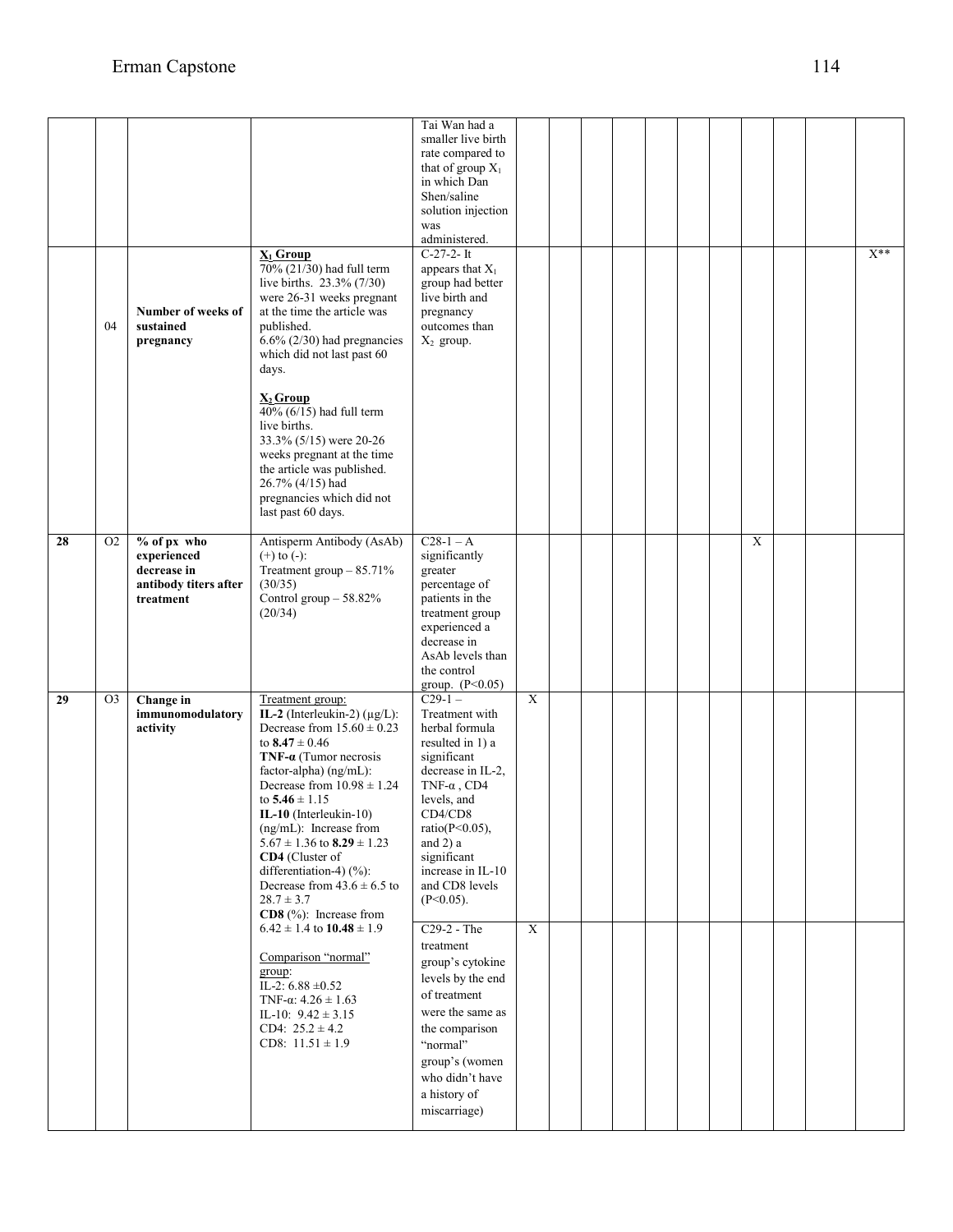| | | | | | | | | | | | | | | | |
|---|---|---|---|---|---|---|---|---|---|---|---|---|---|---|---|
| | | | | Tai Wan had a smaller live birth rate compared to that of group $X_1$ in which Dan Shen/saline solution injection was administered. | | | | | | | | | | | |
| | 04 | **Number of weeks of sustained pregnancy** | <u>**$X_1$ Group**</u> 70% (21/30) had full term live births. 23.3% (7/30) were 26-31 weeks pregnant at the time the article was published. 6.6% (2/30) had pregnancies which did not last past 60 days. <u>**$X_2$ Group**</u> 40% (6/15) had full term live births. 33.3% (5/15) were 20-26 weeks pregnant at the time the article was published. 26.7% (4/15) had pregnancies which did not last past 60 days. | C-27-2- It appears that $X_1$ group had better live birth and pregnancy outcomes than $X_2$ group. | | | | | | | | | | | X** |
| **28** | O2 | **% of px who experienced decrease in antibody titers after treatment** | Antisperm Antibody (AsAb) (+) to (-): Treatment group – 85.71% (30/35) Control group – 58.82% (20/34) | C28-1 – A significantly greater percentage of patients in the treatment group experienced a decrease in AsAb levels than the control group. ($P<0.05$) | | | | | | | | X | | | |
| **29** | O3 | **Change in immunomodulatory activity** | <u>Treatment group:</u> **IL-2** (Interleukin-2) (μg/L): Decrease from 15.60 ± 0.23 to **8.47** ± 0.46 **TNF-α** (Tumor necrosis factor-alpha) (ng/mL): Decrease from 10.98 ± 1.24 to **5.46** ± 1.15 **IL-10** (Interleukin-10) (ng/mL): Increase from 5.67 ± 1.36 to **8.29** ± 1.23 **CD4** (Cluster of differentiation-4) (%): Decrease from 43.6 ± 6.5 to 28.7 ± 3.7 **CD8** (%): Increase from 6.42 ± 1.4 to **10.48** ± 1.9 <u>Comparison "normal" group:</u> IL-2: 6.88 ±0.52 TNF-α: 4.26 ± 1.63 IL-10: 9.42 ± 3.15 CD4: 25.2 ± 4.2 CD8: 11.51 ± 1.9 | C29-1 – Treatment with herbal formula resulted in 1) a significant decrease in IL-2, TNF-α , CD4 levels, and CD4/CD8 ratio($P<0.05$), and 2) a significant increase in IL-10 and CD8 levels ($P<0.05$). | X | | | | | | | | | | |
| | | | | C29-2 - The treatment group's cytokine levels by the end of treatment were the same as the comparison "normal" group's (women who didn't have a history of miscarriage) | X | | | | | | | | | | |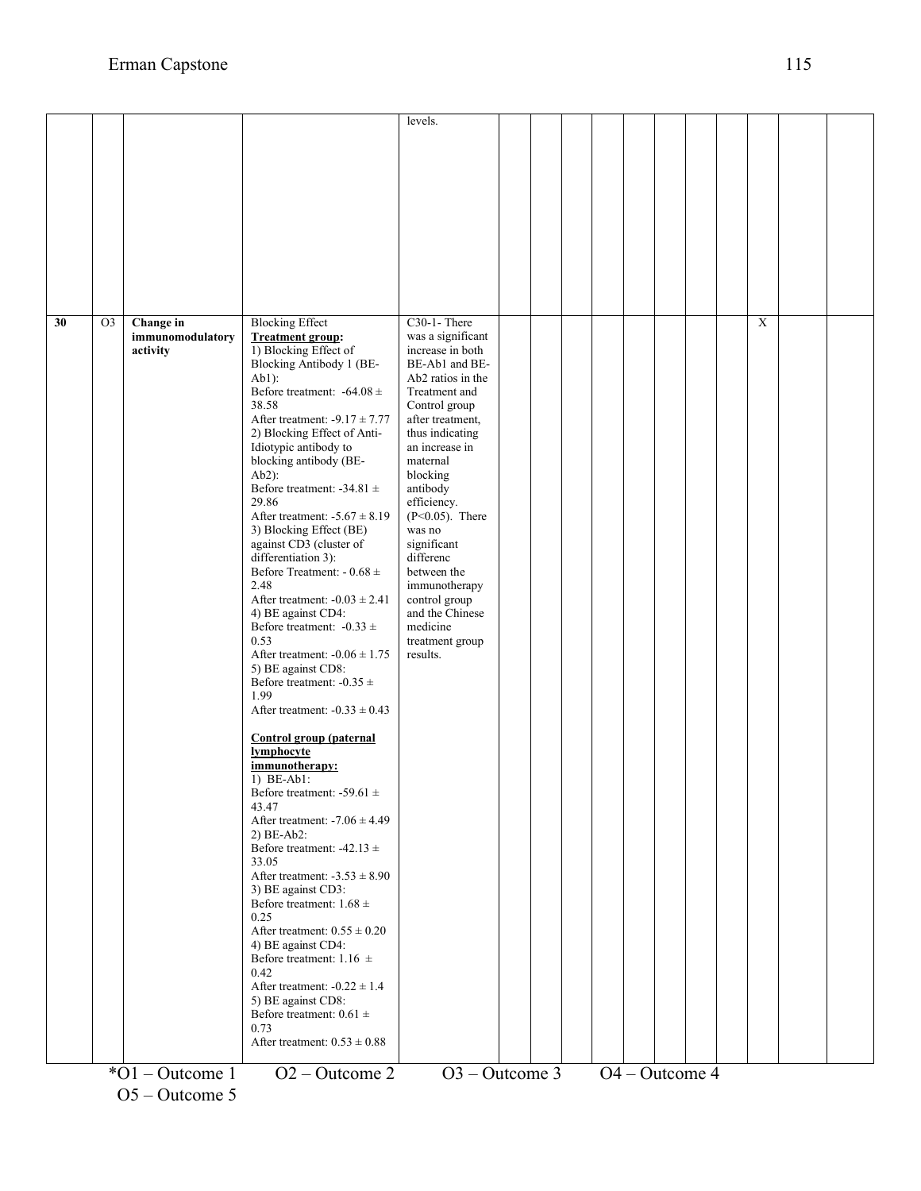| | | | | | | | | | | | | | | | |
|---|---|---|---|---|---|---|---|---|---|---|---|---|---|---|---|
| | | | | levels. | | | | | | | | | | | |
| **30** | O3 | **Change in immunomodulatory activity** | Blocking Effect<br>**<u>Treatment group:</u>**<br>1) Blocking Effect of Blocking Antibody 1 (BE-Ab1):<br>Before treatment: -64.08 ± 38.58<br>After treatment: -9.17 ± 7.77<br>2) Blocking Effect of Anti-Idiotypic antibody to blocking antibody (BE-Ab2):<br>Before treatment: -34.81 ± 29.86<br>After treatment: -5.67 ± 8.19<br>3) Blocking Effect (BE) against CD3 (cluster of differentiation 3):<br>Before Treatment: - 0.68 ± 2.48<br>After treatment: -0.03 ± 2.41<br>4) BE against CD4:<br>Before treatment: -0.33 ± 0.53<br>After treatment: -0.06 ± 1.75<br>5) BE against CD8:<br>Before treatment: -0.35 ± 1.99<br>After treatment: -0.33 ± 0.43<br><br>**<u>Control group (paternal lymphocyte immunotherapy:</u>**<br>1) BE-Ab1:<br>Before treatment: -59.61 ± 43.47<br>After treatment: -7.06 ± 4.49<br>2) BE-Ab2:<br>Before treatment: -42.13 ± 33.05<br>After treatment: -3.53 ± 8.90<br>3) BE against CD3:<br>Before treatment: 1.68 ± 0.25<br>After treatment: 0.55 ± 0.20<br>4) BE against CD4:<br>Before treatment: 1.16 ± 0.42<br>After treatment: -0.22 ± 1.4<br>5) BE against CD8:<br>Before treatment: 0.61 ± 0.73<br>After treatment: 0.53 ± 0.88 | C30-1- There was a significant increase in both BE-Ab1 and BE-Ab2 ratios in the Treatment and Control group after treatment, thus indicating an increase in maternal blocking antibody efficiency. ($P<0.05$). There was no significant differenc between the immunotherapy control group and the Chinese medicine treatment group results. | | | | | | | | | X | | |

*O1 – Outcome 1 O2 – Outcome 2 O3 – Outcome 3 O4 – Outcome 4 O5 – Outcome 5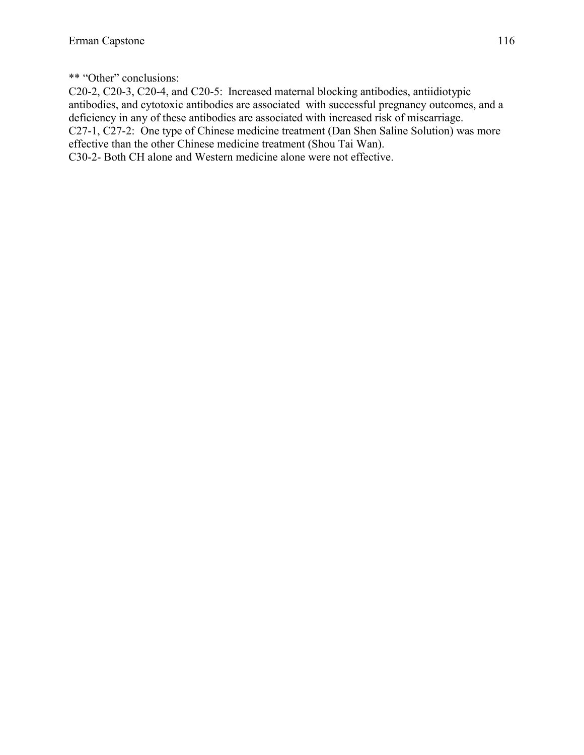** "Other" conclusions:

C20-2, C20-3, C20-4, and C20-5: Increased maternal blocking antibodies, antiidiotypic antibodies, and cytotoxic antibodies are associated with successful pregnancy outcomes, and a deficiency in any of these antibodies are associated with increased risk of miscarriage.

C27-1, C27-2: One type of Chinese medicine treatment (Dan Shen Saline Solution) was more effective than the other Chinese medicine treatment (Shou Tai Wan).

C30-2- Both CH alone and Western medicine alone were not effective.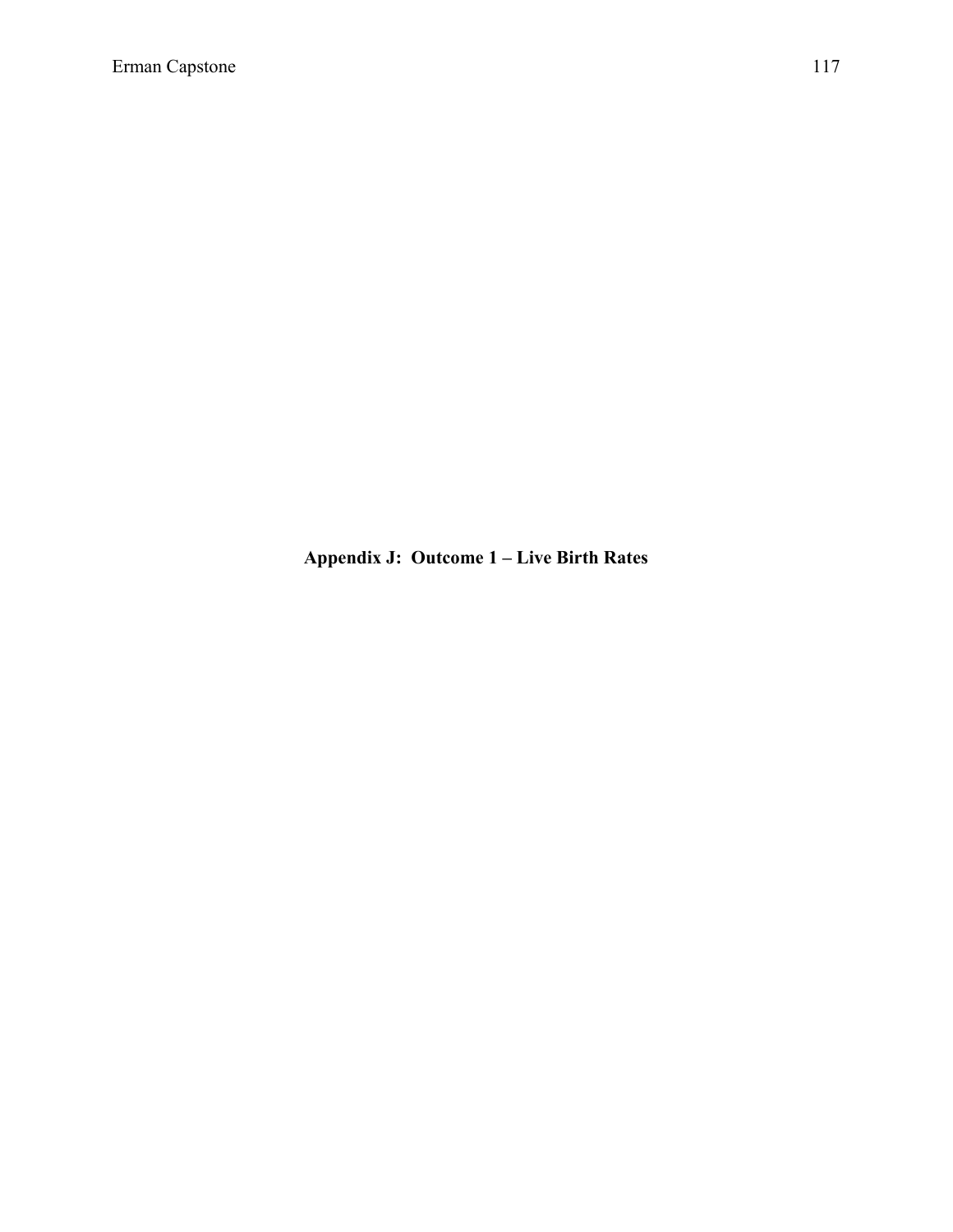## Appendix J:  Outcome 1 – Live Birth Rates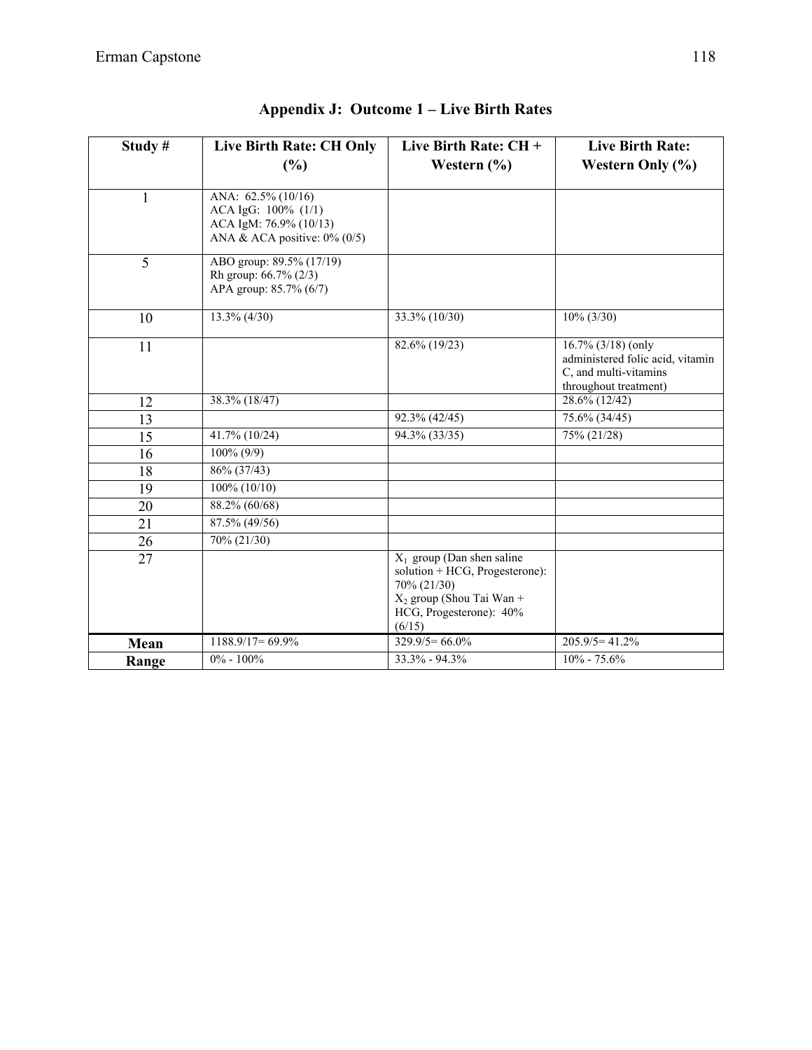## Appendix J: Outcome 1 – Live Birth Rates

| Study # | Live Birth Rate: CH Only (%) | Live Birth Rate: CH + Western (%) | Live Birth Rate: Western Only (%) |
|---|---|---|---|
| 1 | ANA: 62.5% (10/16)<br>ACA IgG: 100% (1/1)<br>ACA IgM: 76.9% (10/13)<br>ANA & ACA positive: 0% (0/5) | | |
| 5 | ABO group: 89.5% (17/19)<br>Rh group: 66.7% (2/3)<br>APA group: 85.7% (6/7) | | |
| 10 | 13.3% (4/30) | 33.3% (10/30) | 10% (3/30) |
| 11 | | 82.6% (19/23) | 16.7% (3/18) (only administered folic acid, vitamin C, and multi-vitamins throughout treatment) |
| 12 | 38.3% (18/47) | | 28.6% (12/42) |
| 13 | | 92.3% (42/45) | 75.6% (34/45) |
| 15 | 41.7% (10/24) | 94.3% (33/35) | 75% (21/28) |
| 16 | 100% (9/9) | | |
| 18 | 86% (37/43) | | |
| 19 | 100% (10/10) | | |
| 20 | 88.2% (60/68) | | |
| 21 | 87.5% (49/56) | | |
| 26 | 70% (21/30) | | |
| 27 | | $X_1$ group (Dan shen saline solution + HCG, Progesterone): 70% (21/30)<br>$X_2$ group (Shou Tai Wan + HCG, Progesterone): 40% (6/15) | |
| **Mean** | 1188.9/17= 69.9% | 329.9/5= 66.0% | 205.9/5= 41.2% |
| **Range** | 0% - 100% | 33.3% - 94.3% | 10% - 75.6% |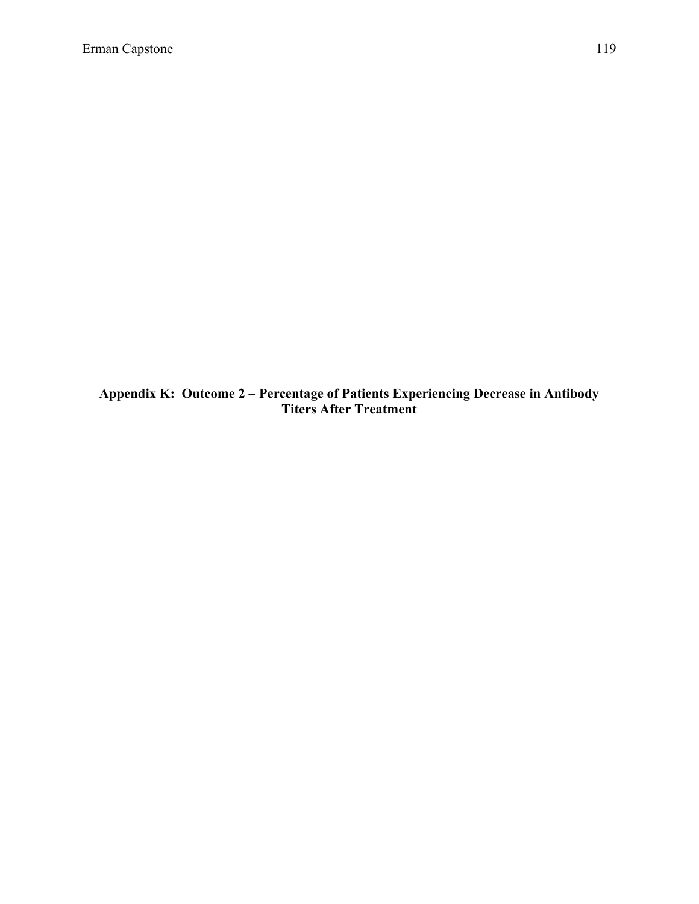## Appendix K: Outcome 2 – Percentage of Patients Experiencing Decrease in Antibody Titers After Treatment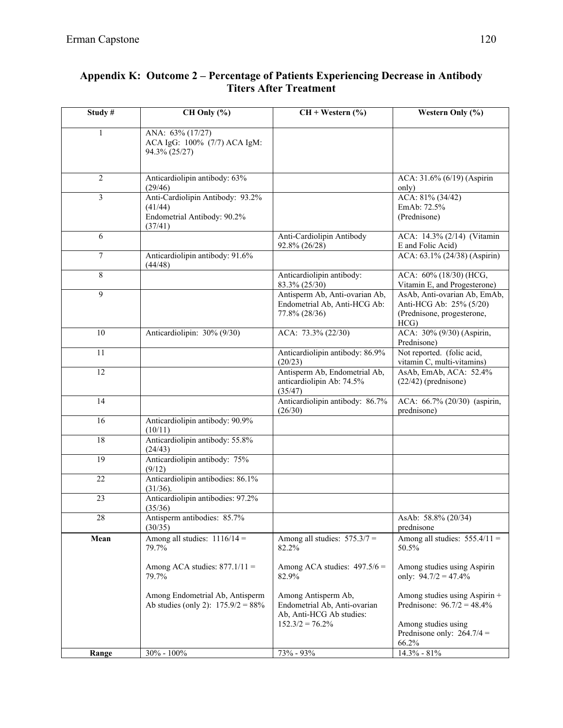## Appendix K: Outcome 2 – Percentage of Patients Experiencing Decrease in Antibody Titers After Treatment

| Study # | CH Only (%) | CH + Western (%) | Western Only (%) |
|---|---|---|---|
| 1 | ANA: 63% (17/27) ACA IgG: 100% (7/7) ACA IgM: 94.3% (25/27) | | |
| 2 | Anticardiolipin antibody: 63% (29/46) | | ACA: 31.6% (6/19) (Aspirin only) |
| 3 | Anti-Cardiolipin Antibody: 93.2% (41/44) Endometrial Antibody: 90.2% (37/41) | | ACA: 81% (34/42) EmAb: 72.5% (Prednisone) |
| 6 | | Anti-Cardiolipin Antibody 92.8% (26/28) | ACA: 14.3% (2/14) (Vitamin E and Folic Acid) |
| 7 | Anticardiolipin antibody: 91.6% (44/48) | | ACA: 63.1% (24/38) (Aspirin) |
| 8 | | Anticardiolipin antibody: 83.3% (25/30) | ACA: 60% (18/30) (HCG, Vitamin E, and Progesterone) |
| 9 | | Antisperm Ab, Anti-ovarian Ab, Endometrial Ab, Anti-HCG Ab: 77.8% (28/36) | AsAb, Anti-ovarian Ab, EmAb, Anti-HCG Ab: 25% (5/20) (Prednisone, progesterone, HCG) |
| 10 | Anticardiolipin: 30% (9/30) | ACA: 73.3% (22/30) | ACA: 30% (9/30) (Aspirin, Prednisone) |
| 11 | | Anticardiolipin antibody: 86.9% (20/23) | Not reported. (folic acid, vitamin C, multi-vitamins) |
| 12 | | Antisperm Ab, Endometrial Ab, anticardiolipin Ab: 74.5% (35/47) | AsAb, EmAb, ACA: 52.4% (22/42) (prednisone) |
| 14 | | Anticardiolipin antibody: 86.7% (26/30) | ACA: 66.7% (20/30) (aspirin, prednisone) |
| 16 | Anticardiolipin antibody: 90.9% (10/11) | | |
| 18 | Anticardiolipin antibody: 55.8% (24/43) | | |
| 19 | Anticardiolipin antibody: 75% (9/12) | | |
| 22 | Anticardiolipin antibodies: 86.1% (31/36). | | |
| 23 | Anticardiolipin antibodies: 97.2% (35/36) | | |
| 28 | Antisperm antibodies: 85.7% (30/35) | | AsAb: 58.8% (20/34) prednisone |
| **Mean** | Among all studies: 1116/14 = 79.7%<br><br>Among ACA studies: 877.1/11 = 79.7%<br><br>Among Endometrial Ab, Antisperm Ab studies (only 2): 175.9/2 = 88% | Among all studies: 575.3/7 = 82.2%<br><br>Among ACA studies: 497.5/6 = 82.9%<br><br>Among Antisperm Ab, Endometrial Ab, Anti-ovarian Ab, Anti-HCG Ab studies: 152.3/2 = 76.2% | Among all studies: 555.4/11 = 50.5%<br><br>Among studies using Aspirin only: 94.7/2 = 47.4%<br><br>Among studies using Aspirin + Prednisone: 96.7/2 = 48.4%<br><br>Among studies using Prednisone only: 264.7/4 = 66.2% |
| **Range** | 30% - 100% | 73% - 93% | 14.3% - 81% |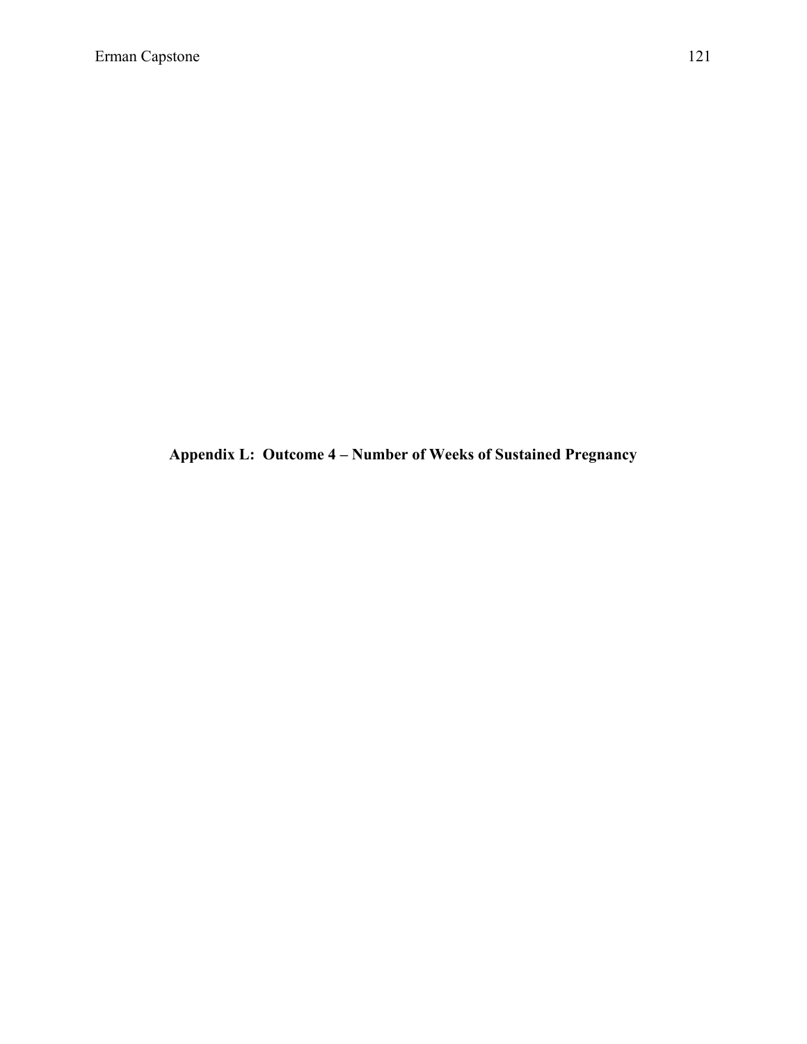# Appendix L: Outcome 4 – Number of Weeks of Sustained Pregnancy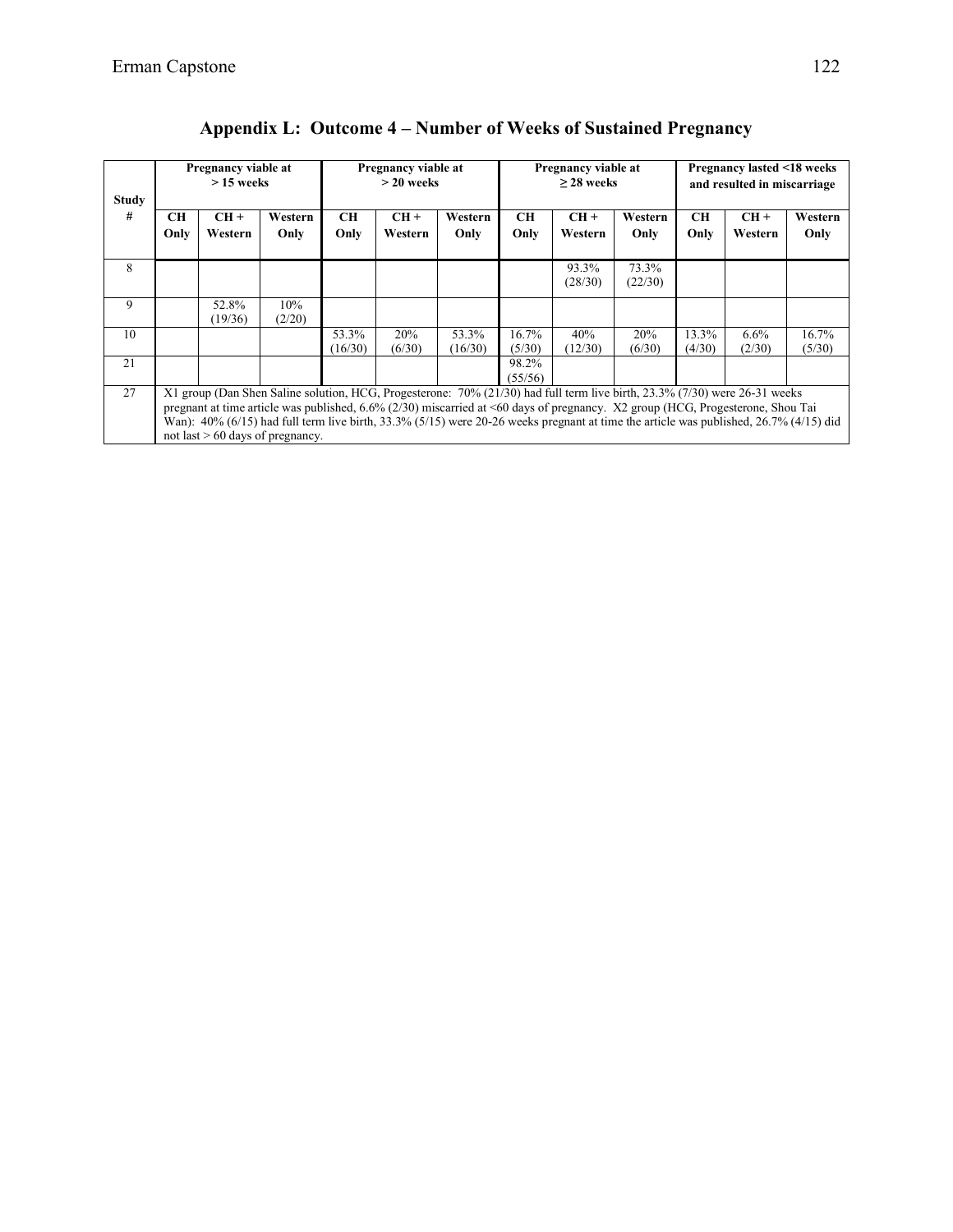## Appendix L: Outcome 4 – Number of Weeks of Sustained Pregnancy

| Study # | Pregnancy viable at > 15 weeks | | | Pregnancy viable at > 20 weeks | | | Pregnancy viable at ≥ 28 weeks | | | Pregnancy lasted <18 weeks and resulted in miscarriage | | |
|---|---|---|---|---|---|---|---|---|---|---|---|---|
| | **CH Only** | **CH + Western** | **Western Only** | **CH Only** | **CH + Western** | **Western Only** | **CH Only** | **CH + Western** | **Western Only** | **CH Only** | **CH + Western** | **Western Only** |
| 8 | | | | | | | | 93.3% (28/30) | 73.3% (22/30) | | | |
| 9 | | 52.8% (19/36) | 10% (2/20) | | | | | | | | | |
| 10 | | | | 53.3% (16/30) | 20% (6/30) | 53.3% (16/30) | 16.7% (5/30) | 40% (12/30) | 20% (6/30) | 13.3% (4/30) | 6.6% (2/30) | 16.7% (5/30) |
| 21 | | | | | | | 98.2% (55/56) | | | | | |
| 27 | X1 group (Dan Shen Saline solution, HCG, Progesterone: 70% (21/30) had full term live birth, 23.3% (7/30) were 26-31 weeks pregnant at time article was published, 6.6% (2/30) miscarried at <60 days of pregnancy. X2 group (HCG, Progesterone, Shou Tai Wan): 40% (6/15) had full term live birth, 33.3% (5/15) were 20-26 weeks pregnant at time the article was published, 26.7% (4/15) did not last > 60 days of pregnancy. | | | | | | | | | | | |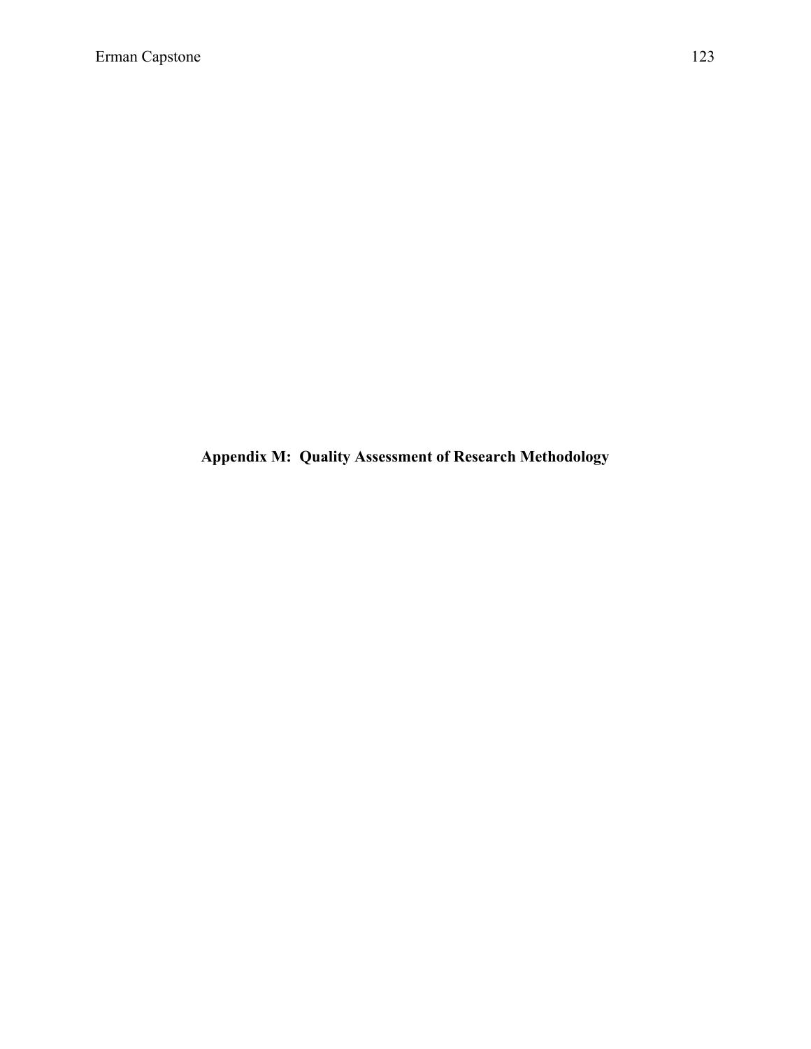# Appendix M: Quality Assessment of Research Methodology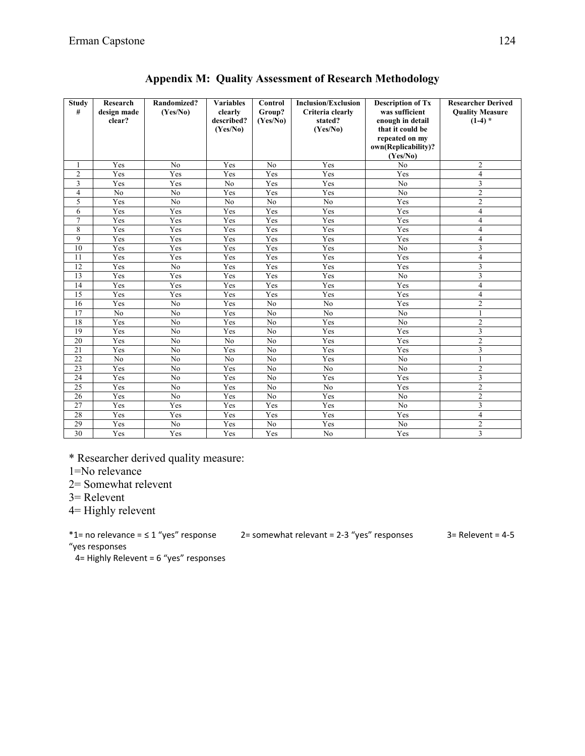## Appendix M: Quality Assessment of Research Methodology

| Study # | Research design made clear? | Randomized? (Yes/No) | Variables clearly described? (Yes/No) | Control Group? (Yes/No) | Inclusion/Exclusion Criteria clearly stated? (Yes/No) | Description of Tx was sufficient enough in detail that it could be repeated on my own(Replicability)? (Yes/No) | Researcher Derived Quality Measure (1-4) * |
|---|---|---|---|---|---|---|---|
| 1 | Yes | No | Yes | No | Yes | No | 2 |
| 2 | Yes | Yes | Yes | Yes | Yes | Yes | 4 |
| 3 | Yes | Yes | No | Yes | Yes | No | 3 |
| 4 | No | No | Yes | Yes | Yes | No | 2 |
| 5 | Yes | No | No | No | No | Yes | 2 |
| 6 | Yes | Yes | Yes | Yes | Yes | Yes | 4 |
| 7 | Yes | Yes | Yes | Yes | Yes | Yes | 4 |
| 8 | Yes | Yes | Yes | Yes | Yes | Yes | 4 |
| 9 | Yes | Yes | Yes | Yes | Yes | Yes | 4 |
| 10 | Yes | Yes | Yes | Yes | Yes | No | 3 |
| 11 | Yes | Yes | Yes | Yes | Yes | Yes | 4 |
| 12 | Yes | No | Yes | Yes | Yes | Yes | 3 |
| 13 | Yes | Yes | Yes | Yes | Yes | No | 3 |
| 14 | Yes | Yes | Yes | Yes | Yes | Yes | 4 |
| 15 | Yes | Yes | Yes | Yes | Yes | Yes | 4 |
| 16 | Yes | No | Yes | No | No | Yes | 2 |
| 17 | No | No | Yes | No | No | No | 1 |
| 18 | Yes | No | Yes | No | Yes | No | 2 |
| 19 | Yes | No | Yes | No | Yes | Yes | 3 |
| 20 | Yes | No | No | No | Yes | Yes | 2 |
| 21 | Yes | No | Yes | No | Yes | Yes | 3 |
| 22 | No | No | No | No | Yes | No | 1 |
| 23 | Yes | No | Yes | No | No | No | 2 |
| 24 | Yes | No | Yes | No | Yes | Yes | 3 |
| 25 | Yes | No | Yes | No | No | Yes | 2 |
| 26 | Yes | No | Yes | No | Yes | No | 2 |
| 27 | Yes | Yes | Yes | Yes | Yes | No | 3 |
| 28 | Yes | Yes | Yes | Yes | Yes | Yes | 4 |
| 29 | Yes | No | Yes | No | Yes | No | 2 |
| 30 | Yes | Yes | Yes | Yes | No | Yes | 3 |

\* Researcher derived quality measure:
1=No relevance
2= Somewhat relevent
3= Relevent
4= Highly relevent

*1= no relevance = ≤ 1 "yes" response     2= somewhat relevant = 2-3 "yes" responses     3= Relevent = 4-5 "yes responses
4= Highly Relevent = 6 "yes" responses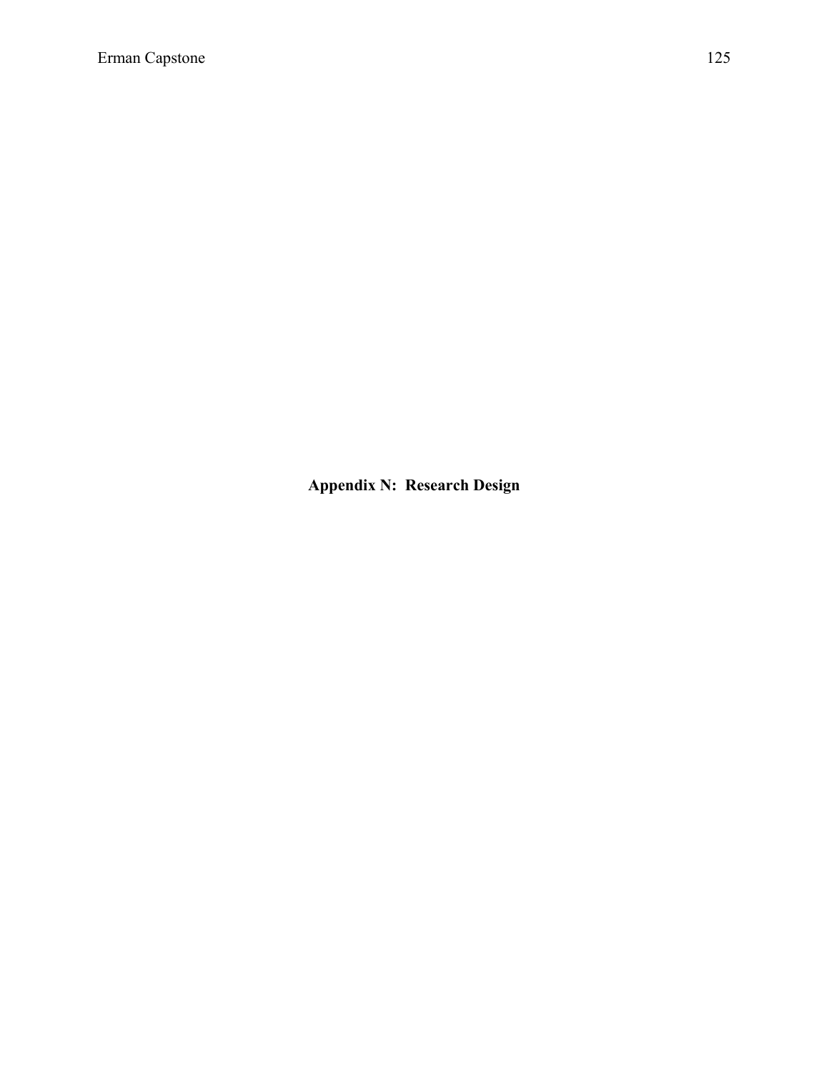# Appendix N: Research Design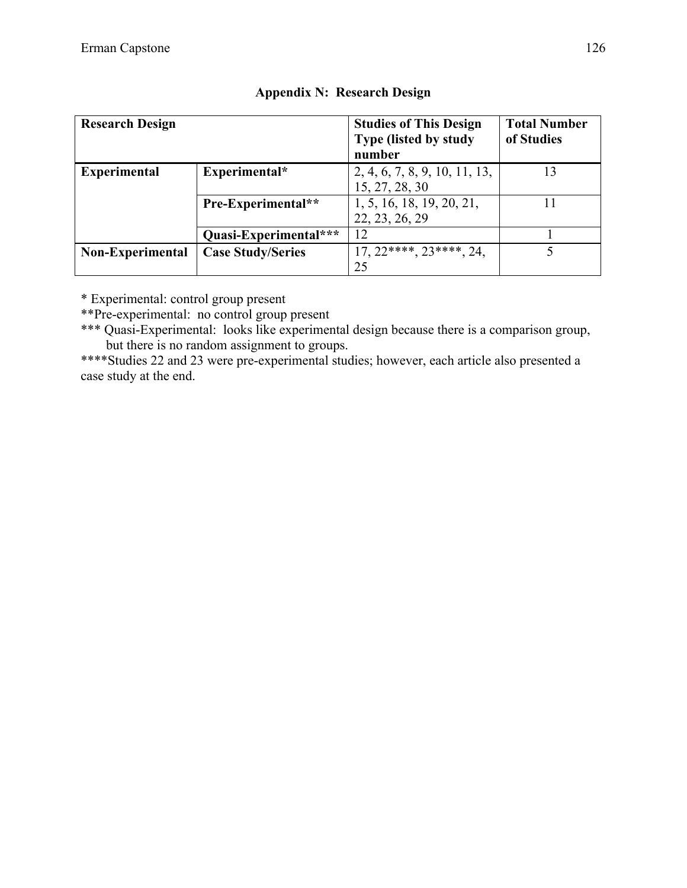## Appendix N: Research Design

| Research Design | | Studies of This Design Type (listed by study number | Total Number of Studies |
|---|---|---|---|
| **Experimental** | **Experimental*** | 2, 4, 6, 7, 8, 9, 10, 11, 13, 15, 27, 28, 30 | 13 |
| | **Pre-Experimental**** | 1, 5, 16, 18, 19, 20, 21, 22, 23, 26, 29 | 11 |
| | **Quasi-Experimental***** | 12 | 1 |
| **Non-Experimental** | **Case Study/Series** | 17, 22****, 23****, 24, 25 | 5 |

* Experimental: control group present

**Pre-experimental: no control group present

*** Quasi-Experimental: looks like experimental design because there is a comparison group, but there is no random assignment to groups.

****Studies 22 and 23 were pre-experimental studies; however, each article also presented a case study at the end.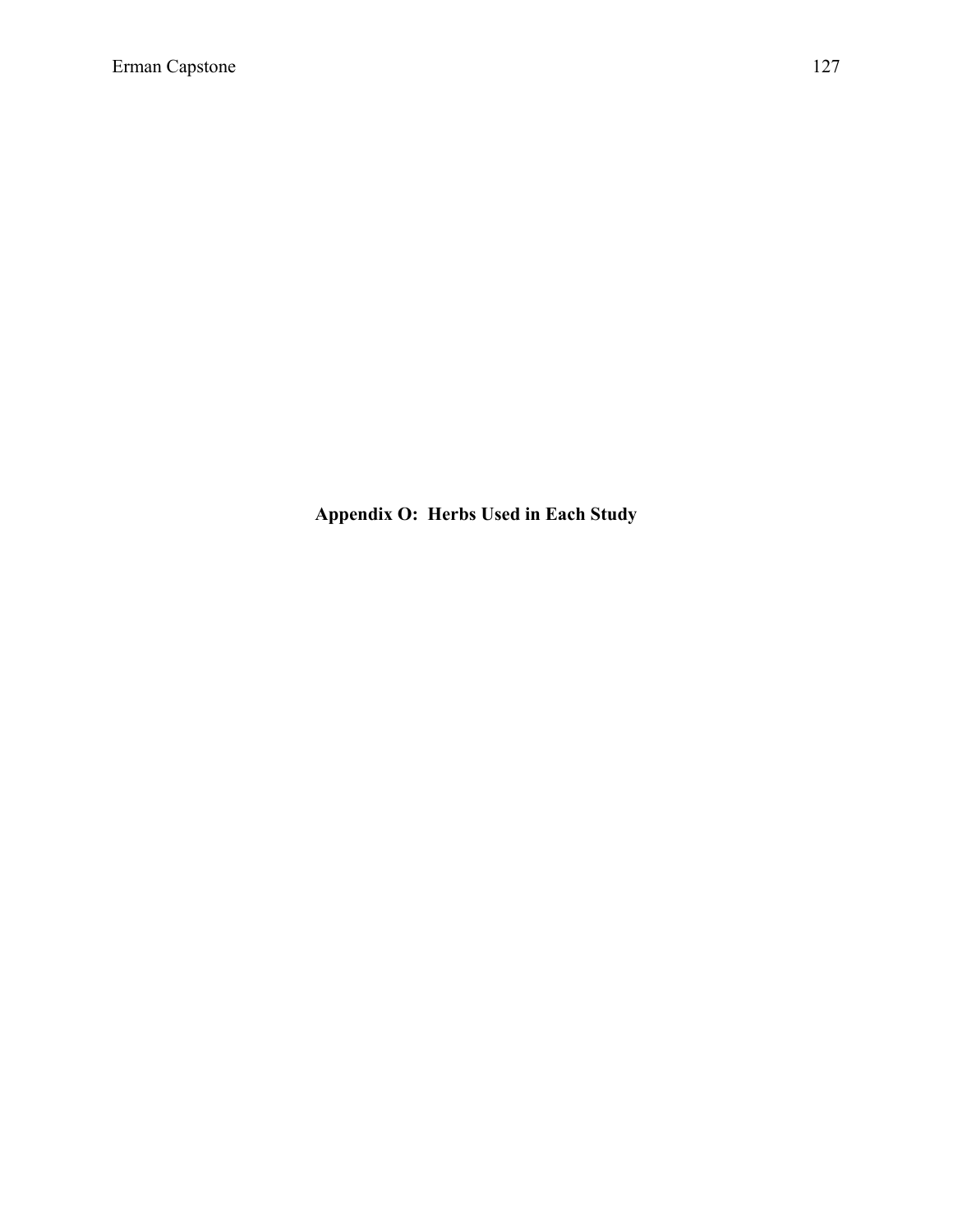## Appendix O: Herbs Used in Each Study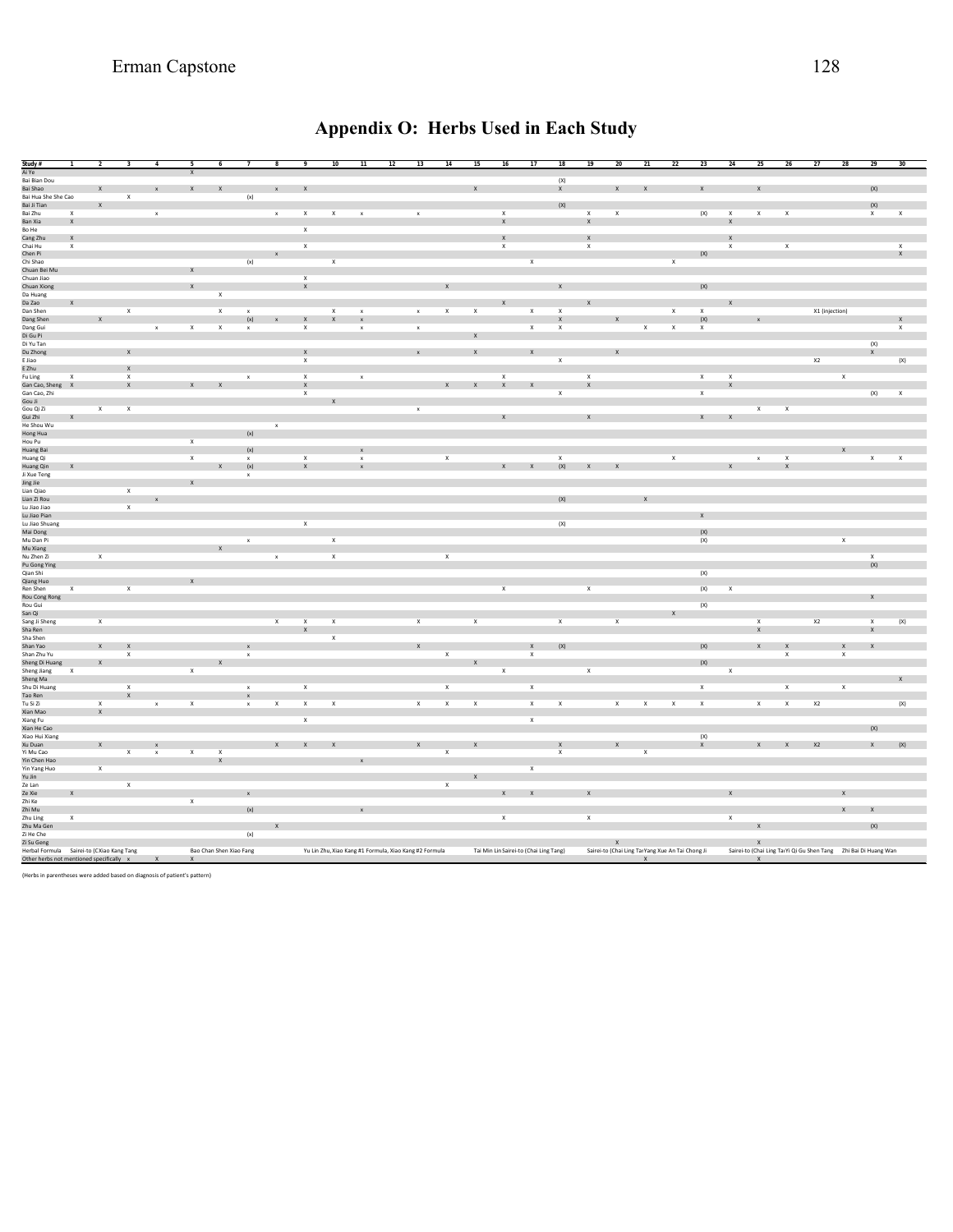# Appendix O: Herbs Used in Each Study

| Study # | 1 | 2 | 3 | 4 | 5 | 6 | 7 | 8 | 9 | 10 | 11 | 12 | 13 | 14 | 15 | 16 | 17 | 18 | 19 | 20 | 21 | 22 | 23 | 24 | 25 | 26 | 27 | 28 | 29 | 30 |
|---|---|---|---|---|---|---|---|---|---|---|---|---|---|---|---|---|---|---|---|---|---|---|---|---|---|---|---|---|---|---|
| Ai Ye | | | | | X | | | | | | | | | | | | | | | | | | | | | | | | | |
| Bai Bian Dou | | | | | | | | | | | | | | | | | | (X) | | | | | | | | | | | | |
| Bai Shao | | X | | x | X | X | | x | X | | | | | | X | | | X | | X | X | | X | | X | | | | (X) | |
| Bai Hua She She Cao | | | X | | | | (x) | | | | | | | | | | | | | | | | | | | | | | | |
| Bai Ji Tian | | X | | | | | | | | | | | | | | | | (X) | | | | | | | | | | | (X) | |
| Bai Zhu | X | | | x | | | | x | X | X | x | | x | | | X | | | X | X | | | (X) | X | X | X | | | X | X |
| Ban Xia | X | | | | | | | | | | | | | | | X | | | X | | | | | X | | | | | | |
| Bo He | | | | | | | | | X | | | | | | | | | | | | | | | | | | | | | |
| Cang Zhu | X | | | | | | | | | | | | | | | X | | | X | | | | | X | | | | | | |
| Chai Hu | X | | | | | | | | X | | | | | | | X | | | X | | | | | X | | X | | | | X |
| Chen Pi | | | | | | | | x | | | | | | | | | | | | | | | (X) | | | | | | | X |
| Chi Shao | | | | | | | (x) | | | X | | | | | | | X | | | | | X | | | | | | | | |
| Chuan Bei Mu | | | | | X | | | | | | | | | | | | | | | | | | | | | | | | | |
| Chuan Jiao | | | | | | | | | X | | | | | | | | | | | | | | | | | | | | | |
| Chuan Xiong | | | | | X | | | | X | | | | | X | | | | X | | | | | (X) | | | | | | | |
| Da Huang | | | | | | X | | | | | | | | | | | | | | | | | | | | | | | | |
| Da Zao | X | | | | | | | | | | | | | | | X | | | X | | | | | X | | | | | | |
| Dan Shen | | | X | | | X | x | | | X | x | | x | X | X | | X | X | | | | X | X | | | | X1 (injection) | | | |
| Dang Shen | | X | | | | | (x) | x | X | X | x | | | | | | | X | | X | | | (X) | | x | | | | | X |
| Dang Gui | | | | x | X | X | x | | X | | x | | x | | | | X | X | | | X | X | X | | | | | | | X |
| Di Gu Pi | | | | | | | | | | | | | | | X | | | | | | | | | | | | | | | |
| Di Yu Tan | | | | | | | | | | | | | | | | | | | | | | | | | | | | | (X) | |
| Du Zhong | | | X | | | | | | X | | | | x | | X | | X | | | X | | | | | | | | | X | |
| E Jiao | | | | | | | | | X | | | | | | | | | X | | | | | | | | | X2 | | | (X) |
| E Zhu | | | X | | | | | | | | | | | | | | | | | | | | | | | | | | | |
| Fu Ling | X | | X | | | | x | | X | | x | | | | | X | | | X | | | | X | X | | | | X | | |
| Gan Cao, Sheng | X | | X | | X | X | | | X | | | | | X | X | X | X | | X | | | | | X | | | | | | |
| Gan Cao, Zhi | | | | | | | | | X | | | | | | | | | X | | | | | X | | | | | | (X) | X |
| Gou Ji | | | | | | | | | | X | | | | | | | | | | | | | | | | | | | | |
| Gou Qi Zi | | X | X | | | | | | | | | | x | | | | | | | | | | | | X | X | | | | |
| Gui Zhi | X | | | | | | | | | | | | | | | X | | | X | | | | X | X | | | | | | |
| He Shou Wu | | | | | | | | x | | | | | | | | | | | | | | | | | | | | | | |
| Hong Hua | | | | | | | (x) | | | | | | | | | | | | | | | | | | | | | | | |
| Hou Pu | | | | | X | | | | | | | | | | | | | | | | | | | | | | | | | |
| Huang Bai | | | | | | | (x) | | | | x | | | | | | | | | | | | | | | | | X | | |
| Huang Qi | | | | | X | | x | | X | | x | | | X | | | | X | | | | X | | | x | X | | | X | X |
| Huang Qin | X | | | | | X | (x) | | X | | x | | | | | X | X | (X) | X | X | | | | X | | X | | | | |
| Ji Xue Teng | | | | | | | x | | | | | | | | | | | | | | | | | | | | | | | |
| Jing Jie | | | | | X | | | | | | | | | | | | | | | | | | | | | | | | | |
| Lian Qiao | | | X | | | | | | | | | | | | | | | | | | | | | | | | | | | |
| Lian Zi Rou | | | | x | | | | | | | | | | | | | | (X) | | | X | | | | | | | | | |
| Lu Jiao Jiao | | | X | | | | | | | | | | | | | | | | | | | | | | | | | | | |
| Lu Jiao Pian | | | | | | | | | | | | | | | | | | | | | | | X | | | | | | | |
| Lu Jiao Shuang | | | | | | | | | X | | | | | | | | | (X) | | | | | | | | | | | | |
| Mai Dong | | | | | | | | | | | | | | | | | | | | | | | (X) | | | | | | | |
| Mu Dan Pi | | | | | | | x | | | X | | | | | | | | | | | | | (X) | | | | | X | | |
| Mu Xiang | | | | | | X | | | | | | | | | | | | | | | | | | | | | | | | |
| Nu Zhen Zi | | X | | | | | | x | | X | | | | X | | | | | | | | | | | | | | | X | |
| Pu Gong Ying | | | | | | | | | | | | | | | | | | | | | | | | | | | | | (X) | |
| Qian Shi | | | | | | | | | | | | | | | | | | | | | | | (X) | | | | | | | |
| Qiang Huo | | | | | X | | | | | | | | | | | | | | | | | | | | | | | | | |
| Ren Shen | X | | X | | | | | | | | | | | | | X | | | X | | | | (X) | X | | | | | | |
| Rou Cong Rong | | | | | | | | | | | | | | | | | | | | | | | | | | | | | X | |
| Rou Gui | | | | | | | | | | | | | | | | | | | | | | | (X) | | | | | | | |
| San Qi | | | | | | | | | | | | | | | | | | | | | | X | | | | | | | | |
| Sang Ji Sheng | | X | | | | | | X | X | X | | | X | | X | | | X | | X | | | | | X | | X2 | | X | (X) |
| Sha Ren | | | | | | | | | X | | | | | | | | | | | | | | | | X | | | | X | |
| Sha Shen | | | | | | | | | | X | | | | | | | | | | | | | | | | | | | | |
| Shan Yao | | X | X | | | | x | | | | | | X | | | | X | (X) | | | | | (X) | | X | X | | X | X | |
| Shan Zhu Yu | | | X | | | | x | | | | | | | X | | | X | | | | | | | | | X | | X | | |
| Sheng Di Huang | | X | | | | X | | | | | | | | | X | | | | | | | | (X) | | | | | | | |
| Sheng Jiang | X | | | | X | | | | | | | | | | | X | | | X | | | | | X | | | | | | |
| Sheng Ma | | | | | | | | | | | | | | | | | | | | | | | | | | | | | | X |
| Shu Di Huang | | | X | | | | x | | X | | | | | X | | | X | | | | | | X | | | X | | X | | |
| Tao Ren | | | X | | | | x | | | | | | | | | | | | | | | | | | | | | | | |
| Tu Si Zi | | X | | x | X | | x | X | X | X | | | X | X | X | | X | X | | X | X | X | X | | X | X | X2 | | | (X) |
| Xian Mao | | X | | | | | | | | | | | | | | | | | | | | | | | | | | | | |
| Xiang Fu | | | | | | | | | X | | | | | | | | X | | | | | | | | | | | | | |
| Xian He Cao | | | | | | | | | | | | | | | | | | | | | | | | | | | | | (X) | |
| Xiao Hui Xiang | | | | | | | | | | | | | | | | | | | | | | | (X) | | | | | | | |
| Xu Duan | | X | | x | | | | X | X | X | | | X | | X | | | X | | X | | | X | | X | X | X2 | | X | (X) |
| Yi Mu Cao | | | X | x | X | X | | | | | | | | X | | | | X | | | X | | | | | | | | | |
| Yin Chen Hao | | | | | | X | | | | | x | | | | | | | | | | | | | | | | | | | |
| Yin Yang Huo | | X | | | | | | | | | | | | | | | X | | | | | | | | | | | | | |
| Yu Jin | | | | | | | | | | | | | | | X | | | | | | | | | | | | | | | |
| Ze Lan | | | X | | | | | | | | | | | X | | | | | | | | | | | | | | | | |
| Ze Xie | X | | | | | | x | | | | | | | | | X | X | | X | | | | | X | | | | X | | |
| Zhi Ke | | | | | X | | | | | | | | | | | | | | | | | | | | | | | | | |
| Zhi Mu | | | | | | | (x) | | | | x | | | | | | | | | | | | | | | | | X | X | |
| Zhu Ling | X | | | | | | | | | | | | | | | X | | | X | | | | | X | | | | | | |
| Zhu Ma Gen | | | | | | | | X | | | | | | | | | | | | | | | | | X | | | | (X) | |
| Zi He Che | | | | | | | (x) | | | | | | | | | | | | | | | | | | | | | | | |
| Zi Su Geng | | | | | | | | | | | | | | | | | | | | X | | | | | X | | | | | |
| Herbal Formula | Sairei-to (C | Xiao Kang Tang | | | Bao Chan Shen Xiao Fang | | | | Yu Lin Zhu, Xiao Kang #1 Formula, Xiao Kang #2 Formula | | | | | | | Tai Min Lin | Sairei-to (Chai Ling Tang) | | | Sairei-to (Chai Ling Ta | Yang Xue An Tai Chong Ji | | | | Sairei-to (Chai Ling Ta | iYi Qi Gu Shen Tang | | | Zhi Bai Di Huang Wan | |
| Other herbs not mentioned specifically | | x | | X | X | | | | | | | | | | | | | | | | X | | | | X | | | | | |

(Herbs in parentheses were added based on diagnosis of patient's pattern)